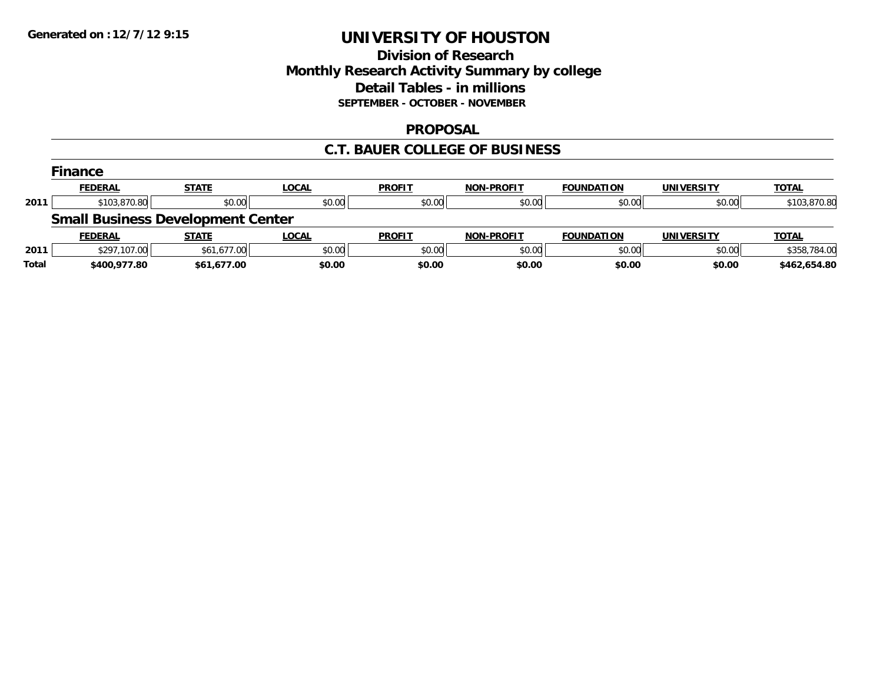Generated on :12/7/12 9:15

# UNIVERSITY OF HOUSTON

## Division of Research
## Monthly Research Activity Summary by college
## Detail Tables - in millions
### SEPTEMBER - OCTOBER - NOVEMBER

### PROPOSAL

### C.T. BAUER COLLEGE OF BUSINESS

#### Finance

| | FEDERAL | STATE | LOCAL | PROFIT | NON-PROFIT | FOUNDATION | UNIVERSITY | TOTAL |
|---|---|---|---|---|---|---|---|---|
| 2011 | $103,870.80 | $0.00 | $0.00 | $0.00 | $0.00 | $0.00 | $0.00 | $103,870.80 |

#### Small Business Development Center

| | FEDERAL | STATE | LOCAL | PROFIT | NON-PROFIT | FOUNDATION | UNIVERSITY | TOTAL |
|---|---|---|---|---|---|---|---|---|
| 2011 | $297,107.00 | $61,677.00 | $0.00 | $0.00 | $0.00 | $0.00 | $0.00 | $358,784.00 |
| **Total** | **$400,977.80** | **$61,677.00** | **$0.00** | **$0.00** | **$0.00** | **$0.00** | **$0.00** | **$462,654.80** |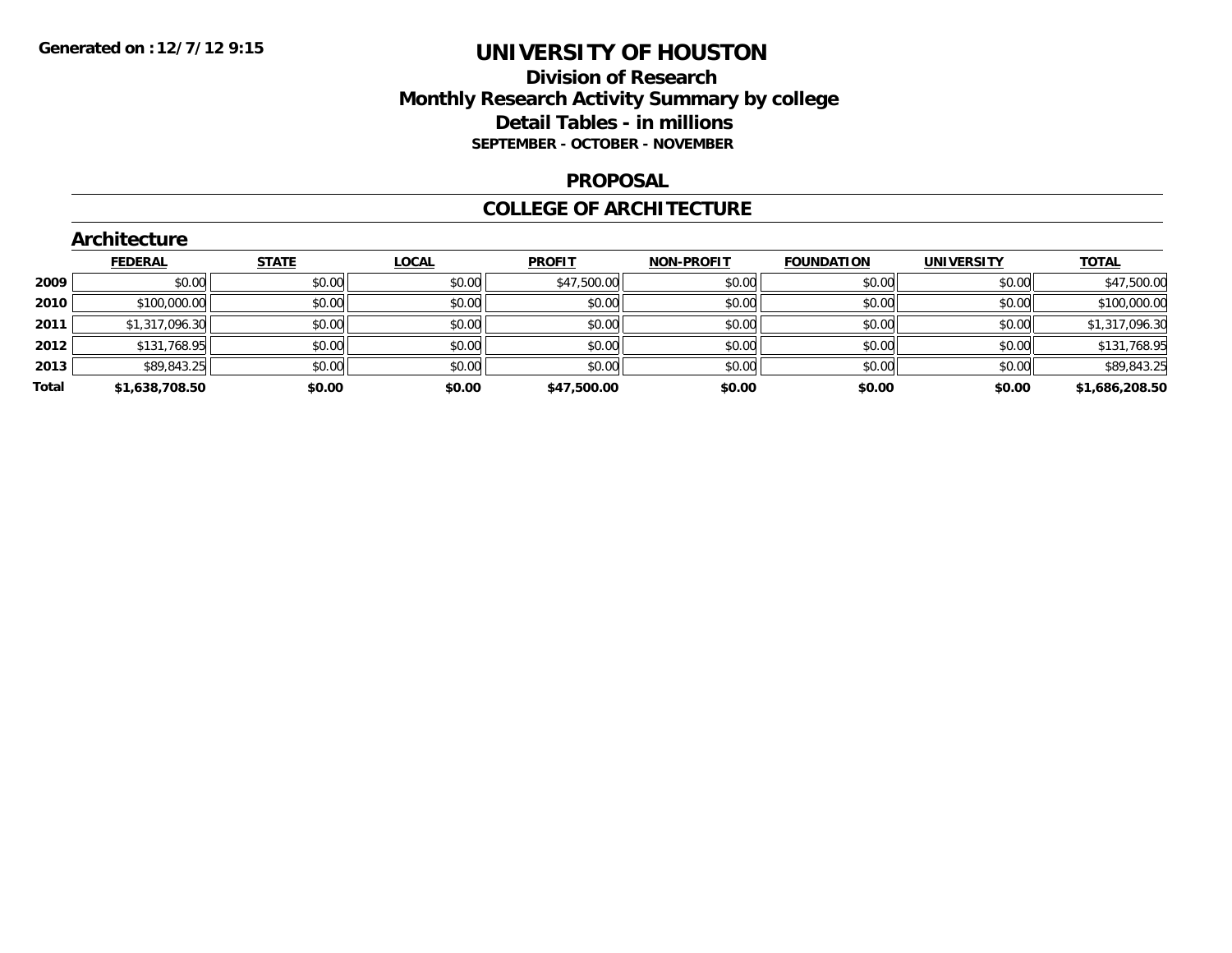# UNIVERSITY OF HOUSTON

## Division of Research
## Monthly Research Activity Summary by college
## Detail Tables - in millions
### SEPTEMBER - OCTOBER - NOVEMBER

## PROPOSAL

## COLLEGE OF ARCHITECTURE

### Architecture

| | FEDERAL | STATE | LOCAL | PROFIT | NON-PROFIT | FOUNDATION | UNIVERSITY | TOTAL |
|---|---|---|---|---|---|---|---|---|
| 2009 | $0.00 | $0.00 | $0.00 | $47,500.00 | $0.00 | $0.00 | $0.00 | $47,500.00 |
| 2010 | $100,000.00 | $0.00 | $0.00 | $0.00 | $0.00 | $0.00 | $0.00 | $100,000.00 |
| 2011 | $1,317,096.30 | $0.00 | $0.00 | $0.00 | $0.00 | $0.00 | $0.00 | $1,317,096.30 |
| 2012 | $131,768.95 | $0.00 | $0.00 | $0.00 | $0.00 | $0.00 | $0.00 | $131,768.95 |
| 2013 | $89,843.25 | $0.00 | $0.00 | $0.00 | $0.00 | $0.00 | $0.00 | $89,843.25 |
| **Total** | **$1,638,708.50** | **$0.00** | **$0.00** | **$47,500.00** | **$0.00** | **$0.00** | **$0.00** | **$1,686,208.50** |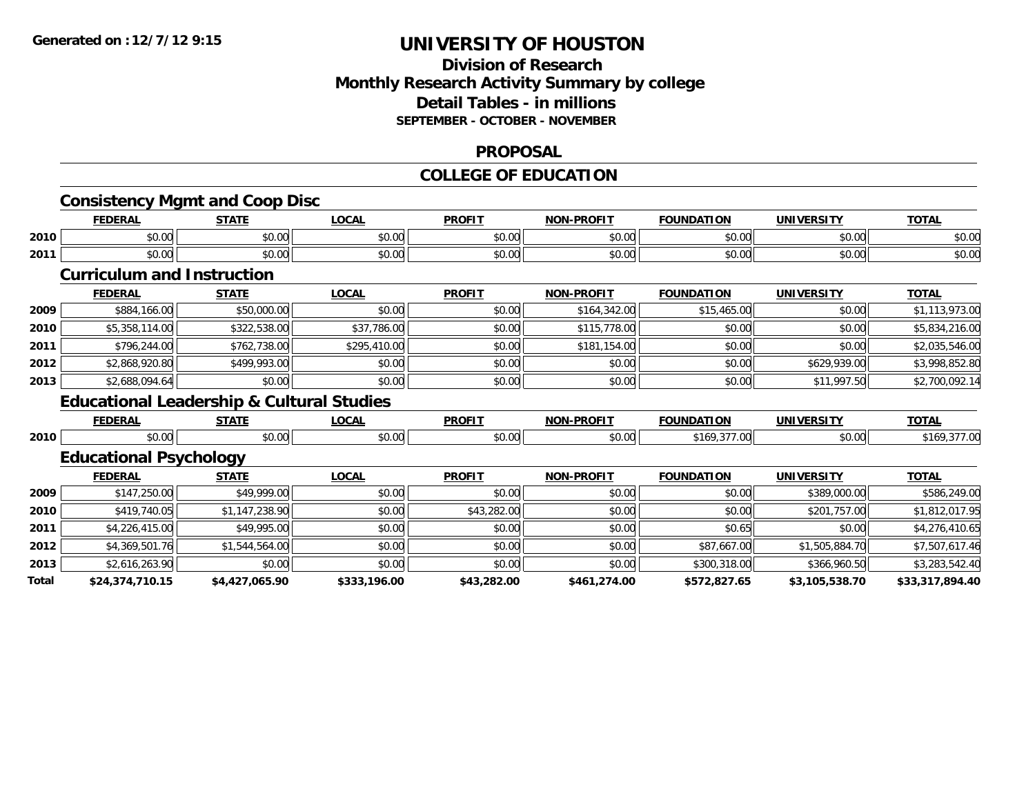Generated on :12/7/12 9:15

# UNIVERSITY OF HOUSTON

## Division of Research
## Monthly Research Activity Summary by college
## Detail Tables - in millions
### SEPTEMBER - OCTOBER - NOVEMBER

## PROPOSAL

## COLLEGE OF EDUCATION

### Consistency Mgmt and Coop Disc

| | FEDERAL | STATE | LOCAL | PROFIT | NON-PROFIT | FOUNDATION | UNIVERSITY | TOTAL |
|---|---|---|---|---|---|---|---|---|
| 2010 | $0.00 | $0.00 | $0.00 | $0.00 | $0.00 | $0.00 | $0.00 | $0.00 |
| 2011 | $0.00 | $0.00 | $0.00 | $0.00 | $0.00 | $0.00 | $0.00 | $0.00 |

### Curriculum and Instruction

| | FEDERAL | STATE | LOCAL | PROFIT | NON-PROFIT | FOUNDATION | UNIVERSITY | TOTAL |
|---|---|---|---|---|---|---|---|---|
| 2009 | $884,166.00 | $50,000.00 | $0.00 | $0.00 | $164,342.00 | $15,465.00 | $0.00 | $1,113,973.00 |
| 2010 | $5,358,114.00 | $322,538.00 | $37,786.00 | $0.00 | $115,778.00 | $0.00 | $0.00 | $5,834,216.00 |
| 2011 | $796,244.00 | $762,738.00 | $295,410.00 | $0.00 | $181,154.00 | $0.00 | $0.00 | $2,035,546.00 |
| 2012 | $2,868,920.80 | $499,993.00 | $0.00 | $0.00 | $0.00 | $0.00 | $629,939.00 | $3,998,852.80 |
| 2013 | $2,688,094.64 | $0.00 | $0.00 | $0.00 | $0.00 | $0.00 | $11,997.50 | $2,700,092.14 |

### Educational Leadership & Cultural Studies

| | FEDERAL | STATE | LOCAL | PROFIT | NON-PROFIT | FOUNDATION | UNIVERSITY | TOTAL |
|---|---|---|---|---|---|---|---|---|
| 2010 | $0.00 | $0.00 | $0.00 | $0.00 | $0.00 | $169,377.00 | $0.00 | $169,377.00 |

### Educational Psychology

| | FEDERAL | STATE | LOCAL | PROFIT | NON-PROFIT | FOUNDATION | UNIVERSITY | TOTAL |
|---|---|---|---|---|---|---|---|---|
| 2009 | $147,250.00 | $49,999.00 | $0.00 | $0.00 | $0.00 | $0.00 | $389,000.00 | $586,249.00 |
| 2010 | $419,740.05 | $1,147,238.90 | $0.00 | $43,282.00 | $0.00 | $0.00 | $201,757.00 | $1,812,017.95 |
| 2011 | $4,226,415.00 | $49,995.00 | $0.00 | $0.00 | $0.00 | $0.65 | $0.00 | $4,276,410.65 |
| 2012 | $4,369,501.76 | $1,544,564.00 | $0.00 | $0.00 | $0.00 | $87,667.00 | $1,505,884.70 | $7,507,617.46 |
| 2013 | $2,616,263.90 | $0.00 | $0.00 | $0.00 | $0.00 | $300,318.00 | $366,960.50 | $3,283,542.40 |
| **Total** | **$24,374,710.15** | **$4,427,065.90** | **$333,196.00** | **$43,282.00** | **$461,274.00** | **$572,827.65** | **$3,105,538.70** | **$33,317,894.40** |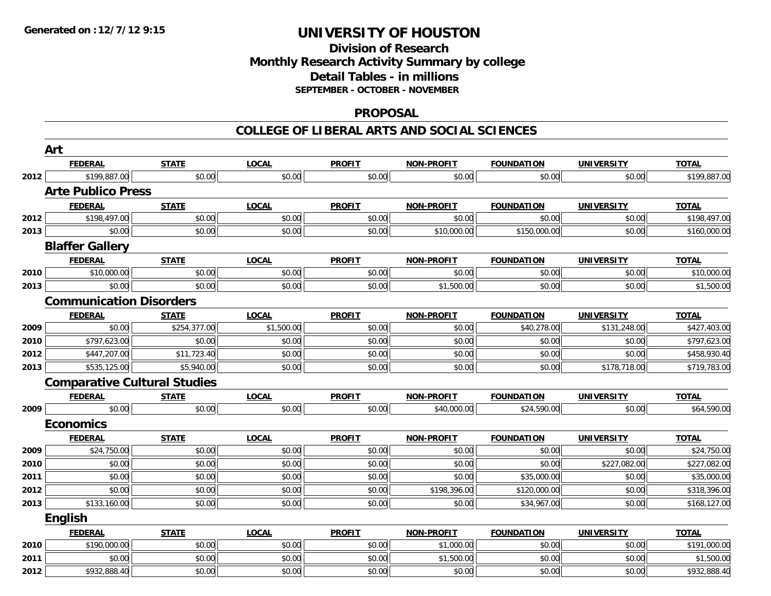# UNIVERSITY OF HOUSTON

## Division of Research
## Monthly Research Activity Summary by college
## Detail Tables - in millions
### SEPTEMBER - OCTOBER - NOVEMBER

## PROPOSAL

## COLLEGE OF LIBERAL ARTS AND SOCIAL SCIENCES

### Art

| | FEDERAL | STATE | LOCAL | PROFIT | NON-PROFIT | FOUNDATION | UNIVERSITY | TOTAL |
|---|---|---|---|---|---|---|---|---|
| 2012 | $199,887.00 | $0.00 | $0.00 | $0.00 | $0.00 | $0.00 | $0.00 | $199,887.00 |

### Arte Publico Press

| | FEDERAL | STATE | LOCAL | PROFIT | NON-PROFIT | FOUNDATION | UNIVERSITY | TOTAL |
|---|---|---|---|---|---|---|---|---|
| 2012 | $198,497.00 | $0.00 | $0.00 | $0.00 | $0.00 | $0.00 | $0.00 | $198,497.00 |
| 2013 | $0.00 | $0.00 | $0.00 | $0.00 | $10,000.00 | $150,000.00 | $0.00 | $160,000.00 |

### Blaffer Gallery

| | FEDERAL | STATE | LOCAL | PROFIT | NON-PROFIT | FOUNDATION | UNIVERSITY | TOTAL |
|---|---|---|---|---|---|---|---|---|
| 2010 | $10,000.00 | $0.00 | $0.00 | $0.00 | $0.00 | $0.00 | $0.00 | $10,000.00 |
| 2013 | $0.00 | $0.00 | $0.00 | $0.00 | $1,500.00 | $0.00 | $0.00 | $1,500.00 |

### Communication Disorders

| | FEDERAL | STATE | LOCAL | PROFIT | NON-PROFIT | FOUNDATION | UNIVERSITY | TOTAL |
|---|---|---|---|---|---|---|---|---|
| 2009 | $0.00 | $254,377.00 | $1,500.00 | $0.00 | $0.00 | $40,278.00 | $131,248.00 | $427,403.00 |
| 2010 | $797,623.00 | $0.00 | $0.00 | $0.00 | $0.00 | $0.00 | $0.00 | $797,623.00 |
| 2012 | $447,207.00 | $11,723.40 | $0.00 | $0.00 | $0.00 | $0.00 | $0.00 | $458,930.40 |
| 2013 | $535,125.00 | $5,940.00 | $0.00 | $0.00 | $0.00 | $0.00 | $178,718.00 | $719,783.00 |

### Comparative Cultural Studies

| | FEDERAL | STATE | LOCAL | PROFIT | NON-PROFIT | FOUNDATION | UNIVERSITY | TOTAL |
|---|---|---|---|---|---|---|---|---|
| 2009 | $0.00 | $0.00 | $0.00 | $0.00 | $40,000.00 | $24,590.00 | $0.00 | $64,590.00 |

### Economics

| | FEDERAL | STATE | LOCAL | PROFIT | NON-PROFIT | FOUNDATION | UNIVERSITY | TOTAL |
|---|---|---|---|---|---|---|---|---|
| 2009 | $24,750.00 | $0.00 | $0.00 | $0.00 | $0.00 | $0.00 | $0.00 | $24,750.00 |
| 2010 | $0.00 | $0.00 | $0.00 | $0.00 | $0.00 | $0.00 | $227,082.00 | $227,082.00 |
| 2011 | $0.00 | $0.00 | $0.00 | $0.00 | $0.00 | $35,000.00 | $0.00 | $35,000.00 |
| 2012 | $0.00 | $0.00 | $0.00 | $0.00 | $198,396.00 | $120,000.00 | $0.00 | $318,396.00 |
| 2013 | $133,160.00 | $0.00 | $0.00 | $0.00 | $0.00 | $34,967.00 | $0.00 | $168,127.00 |

### English

| | FEDERAL | STATE | LOCAL | PROFIT | NON-PROFIT | FOUNDATION | UNIVERSITY | TOTAL |
|---|---|---|---|---|---|---|---|---|
| 2010 | $190,000.00 | $0.00 | $0.00 | $0.00 | $1,000.00 | $0.00 | $0.00 | $191,000.00 |
| 2011 | $0.00 | $0.00 | $0.00 | $0.00 | $1,500.00 | $0.00 | $0.00 | $1,500.00 |
| 2012 | $932,888.40 | $0.00 | $0.00 | $0.00 | $0.00 | $0.00 | $0.00 | $932,888.40 |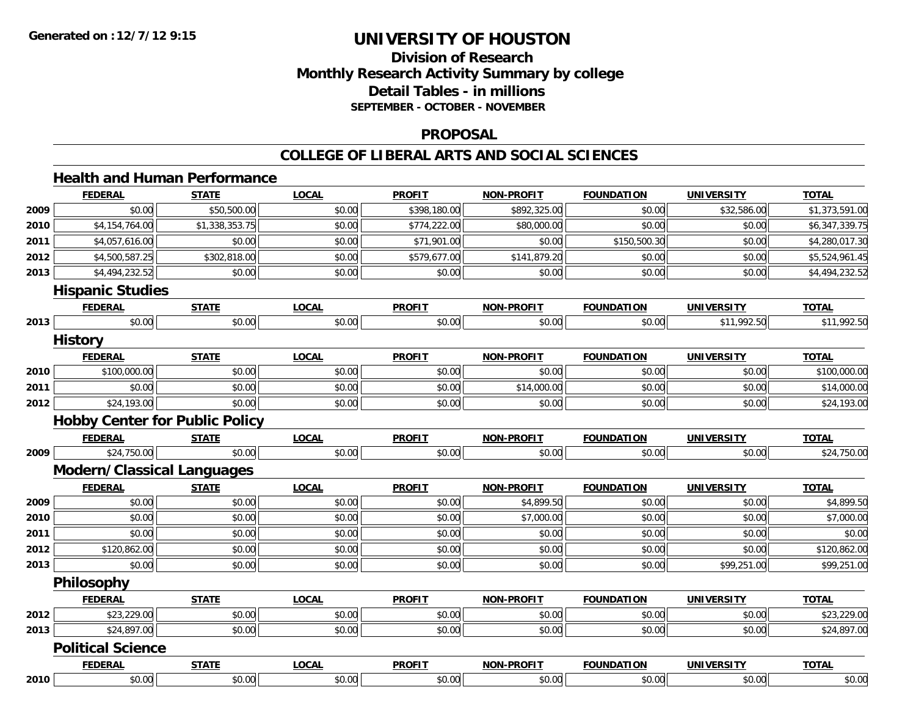**Generated on :12/7/12 9:15**

# UNIVERSITY OF HOUSTON

## Division of Research
## Monthly Research Activity Summary by college
## Detail Tables - in millions
### SEPTEMBER - OCTOBER - NOVEMBER

## PROPOSAL

## COLLEGE OF LIBERAL ARTS AND SOCIAL SCIENCES

### Health and Human Performance

| | FEDERAL | STATE | LOCAL | PROFIT | NON-PROFIT | FOUNDATION | UNIVERSITY | TOTAL |
|---|---|---|---|---|---|---|---|---|
| 2009 | $0.00 | $50,500.00 | $0.00 | $398,180.00 | $892,325.00 | $0.00 | $32,586.00 | $1,373,591.00 |
| 2010 | $4,154,764.00 | $1,338,353.75 | $0.00 | $774,222.00 | $80,000.00 | $0.00 | $0.00 | $6,347,339.75 |
| 2011 | $4,057,616.00 | $0.00 | $0.00 | $71,901.00 | $0.00 | $150,500.30 | $0.00 | $4,280,017.30 |
| 2012 | $4,500,587.25 | $302,818.00 | $0.00 | $579,677.00 | $141,879.20 | $0.00 | $0.00 | $5,524,961.45 |
| 2013 | $4,494,232.52 | $0.00 | $0.00 | $0.00 | $0.00 | $0.00 | $0.00 | $4,494,232.52 |

### Hispanic Studies

| | FEDERAL | STATE | LOCAL | PROFIT | NON-PROFIT | FOUNDATION | UNIVERSITY | TOTAL |
|---|---|---|---|---|---|---|---|---|
| 2013 | $0.00 | $0.00 | $0.00 | $0.00 | $0.00 | $0.00 | $11,992.50 | $11,992.50 |

### History

| | FEDERAL | STATE | LOCAL | PROFIT | NON-PROFIT | FOUNDATION | UNIVERSITY | TOTAL |
|---|---|---|---|---|---|---|---|---|
| 2010 | $100,000.00 | $0.00 | $0.00 | $0.00 | $0.00 | $0.00 | $0.00 | $100,000.00 |
| 2011 | $0.00 | $0.00 | $0.00 | $0.00 | $14,000.00 | $0.00 | $0.00 | $14,000.00 |
| 2012 | $24,193.00 | $0.00 | $0.00 | $0.00 | $0.00 | $0.00 | $0.00 | $24,193.00 |

### Hobby Center for Public Policy

| | FEDERAL | STATE | LOCAL | PROFIT | NON-PROFIT | FOUNDATION | UNIVERSITY | TOTAL |
|---|---|---|---|---|---|---|---|---|
| 2009 | $24,750.00 | $0.00 | $0.00 | $0.00 | $0.00 | $0.00 | $0.00 | $24,750.00 |

### Modern/Classical Languages

| | FEDERAL | STATE | LOCAL | PROFIT | NON-PROFIT | FOUNDATION | UNIVERSITY | TOTAL |
|---|---|---|---|---|---|---|---|---|
| 2009 | $0.00 | $0.00 | $0.00 | $0.00 | $4,899.50 | $0.00 | $0.00 | $4,899.50 |
| 2010 | $0.00 | $0.00 | $0.00 | $0.00 | $7,000.00 | $0.00 | $0.00 | $7,000.00 |
| 2011 | $0.00 | $0.00 | $0.00 | $0.00 | $0.00 | $0.00 | $0.00 | $0.00 |
| 2012 | $120,862.00 | $0.00 | $0.00 | $0.00 | $0.00 | $0.00 | $0.00 | $120,862.00 |
| 2013 | $0.00 | $0.00 | $0.00 | $0.00 | $0.00 | $0.00 | $99,251.00 | $99,251.00 |

### Philosophy

| | FEDERAL | STATE | LOCAL | PROFIT | NON-PROFIT | FOUNDATION | UNIVERSITY | TOTAL |
|---|---|---|---|---|---|---|---|---|
| 2012 | $23,229.00 | $0.00 | $0.00 | $0.00 | $0.00 | $0.00 | $0.00 | $23,229.00 |
| 2013 | $24,897.00 | $0.00 | $0.00 | $0.00 | $0.00 | $0.00 | $0.00 | $24,897.00 |

### Political Science

| | FEDERAL | STATE | LOCAL | PROFIT | NON-PROFIT | FOUNDATION | UNIVERSITY | TOTAL |
|---|---|---|---|---|---|---|---|---|
| 2010 | $0.00 | $0.00 | $0.00 | $0.00 | $0.00 | $0.00 | $0.00 | $0.00 |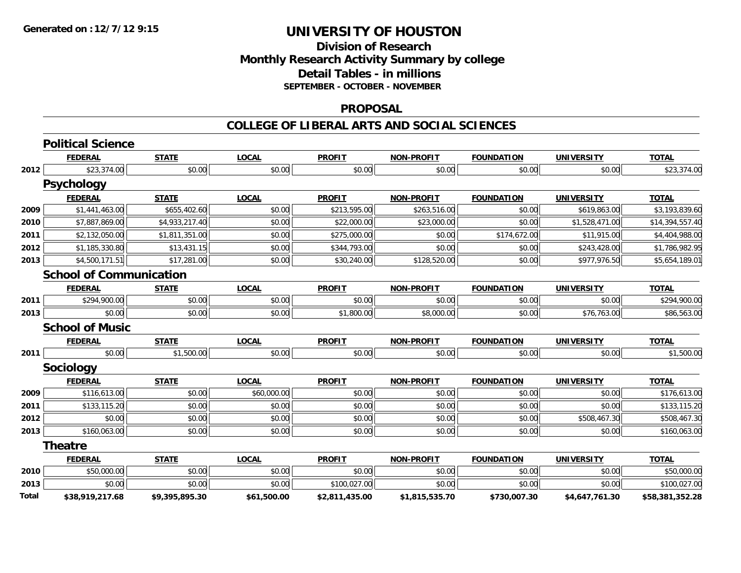Generated on :12/7/12 9:15

# UNIVERSITY OF HOUSTON

## Division of Research
## Monthly Research Activity Summary by college
## Detail Tables - in millions
### SEPTEMBER - OCTOBER - NOVEMBER

## PROPOSAL

## COLLEGE OF LIBERAL ARTS AND SOCIAL SCIENCES

### Political Science

| | FEDERAL | STATE | LOCAL | PROFIT | NON-PROFIT | FOUNDATION | UNIVERSITY | TOTAL |
|---|---|---|---|---|---|---|---|---|
| 2012 | $23,374.00 | $0.00 | $0.00 | $0.00 | $0.00 | $0.00 | $0.00 | $23,374.00 |

### Psychology

| | FEDERAL | STATE | LOCAL | PROFIT | NON-PROFIT | FOUNDATION | UNIVERSITY | TOTAL |
|---|---|---|---|---|---|---|---|---|
| 2009 | $1,441,463.00 | $655,402.60 | $0.00 | $213,595.00 | $263,516.00 | $0.00 | $619,863.00 | $3,193,839.60 |
| 2010 | $7,887,869.00 | $4,933,217.40 | $0.00 | $22,000.00 | $23,000.00 | $0.00 | $1,528,471.00 | $14,394,557.40 |
| 2011 | $2,132,050.00 | $1,811,351.00 | $0.00 | $275,000.00 | $0.00 | $174,672.00 | $11,915.00 | $4,404,988.00 |
| 2012 | $1,185,330.80 | $13,431.15 | $0.00 | $344,793.00 | $0.00 | $0.00 | $243,428.00 | $1,786,982.95 |
| 2013 | $4,500,171.51 | $17,281.00 | $0.00 | $30,240.00 | $128,520.00 | $0.00 | $977,976.50 | $5,654,189.01 |

### School of Communication

| | FEDERAL | STATE | LOCAL | PROFIT | NON-PROFIT | FOUNDATION | UNIVERSITY | TOTAL |
|---|---|---|---|---|---|---|---|---|
| 2011 | $294,900.00 | $0.00 | $0.00 | $0.00 | $0.00 | $0.00 | $0.00 | $294,900.00 |
| 2013 | $0.00 | $0.00 | $0.00 | $1,800.00 | $8,000.00 | $0.00 | $76,763.00 | $86,563.00 |

### School of Music

| | FEDERAL | STATE | LOCAL | PROFIT | NON-PROFIT | FOUNDATION | UNIVERSITY | TOTAL |
|---|---|---|---|---|---|---|---|---|
| 2011 | $0.00 | $1,500.00 | $0.00 | $0.00 | $0.00 | $0.00 | $0.00 | $1,500.00 |

### Sociology

| | FEDERAL | STATE | LOCAL | PROFIT | NON-PROFIT | FOUNDATION | UNIVERSITY | TOTAL |
|---|---|---|---|---|---|---|---|---|
| 2009 | $116,613.00 | $0.00 | $60,000.00 | $0.00 | $0.00 | $0.00 | $0.00 | $176,613.00 |
| 2011 | $133,115.20 | $0.00 | $0.00 | $0.00 | $0.00 | $0.00 | $0.00 | $133,115.20 |
| 2012 | $0.00 | $0.00 | $0.00 | $0.00 | $0.00 | $0.00 | $508,467.30 | $508,467.30 |
| 2013 | $160,063.00 | $0.00 | $0.00 | $0.00 | $0.00 | $0.00 | $0.00 | $160,063.00 |

### Theatre

| | FEDERAL | STATE | LOCAL | PROFIT | NON-PROFIT | FOUNDATION | UNIVERSITY | TOTAL |
|---|---|---|---|---|---|---|---|---|
| 2010 | $50,000.00 | $0.00 | $0.00 | $0.00 | $0.00 | $0.00 | $0.00 | $50,000.00 |
| 2013 | $0.00 | $0.00 | $0.00 | $100,027.00 | $0.00 | $0.00 | $0.00 | $100,027.00 |
| **Total** | **$38,919,217.68** | **$9,395,895.30** | **$61,500.00** | **$2,811,435.00** | **$1,815,535.70** | **$730,007.30** | **$4,647,761.30** | **$58,381,352.28** |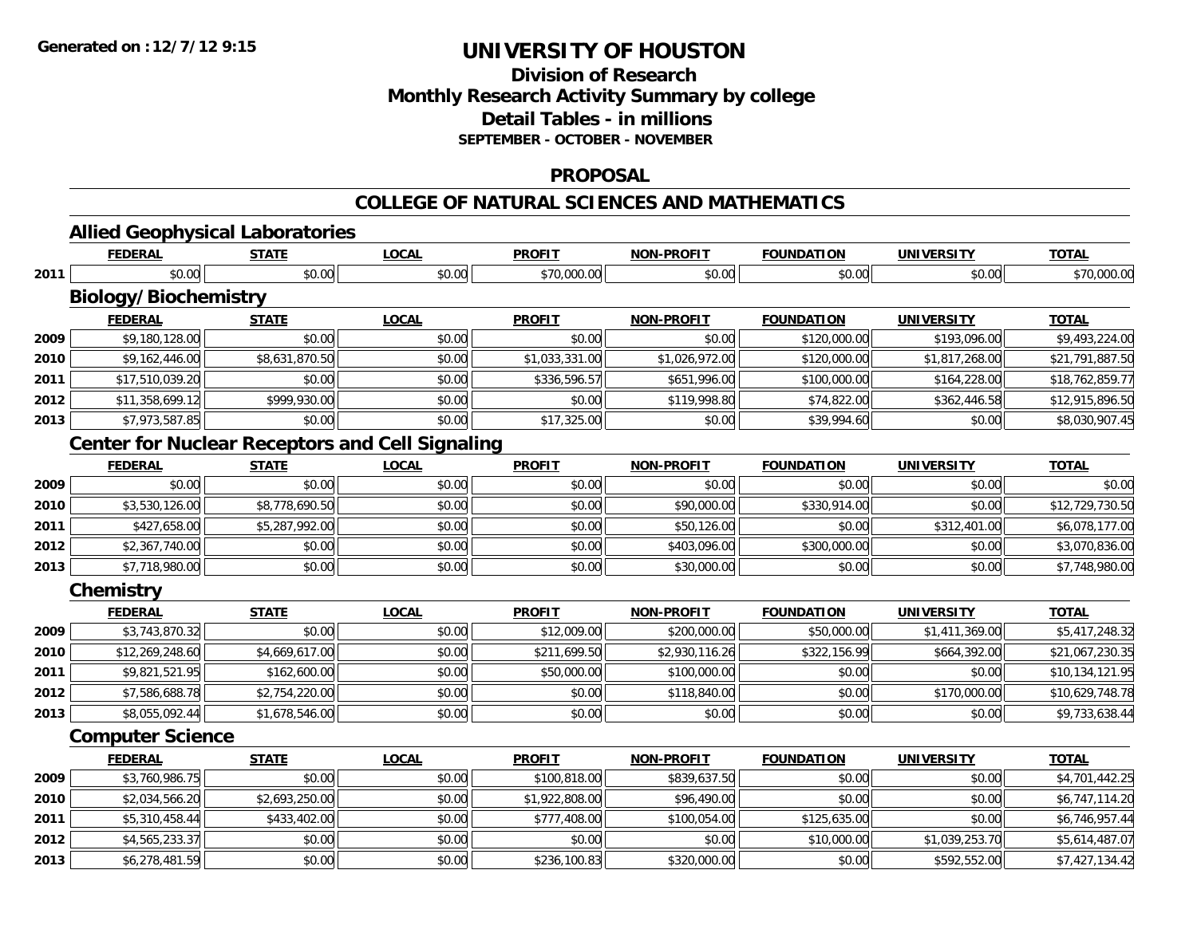# UNIVERSITY OF HOUSTON

## Division of Research
## Monthly Research Activity Summary by college
## Detail Tables - in millions
### SEPTEMBER - OCTOBER - NOVEMBER

## PROPOSAL

## COLLEGE OF NATURAL SCIENCES AND MATHEMATICS

### Allied Geophysical Laboratories

| | FEDERAL | STATE | LOCAL | PROFIT | NON-PROFIT | FOUNDATION | UNIVERSITY | TOTAL |
|---|---|---|---|---|---|---|---|---|
| 2011 | $0.00 | $0.00 | $0.00 | $70,000.00 | $0.00 | $0.00 | $0.00 | $70,000.00 |

### Biology/Biochemistry

| | FEDERAL | STATE | LOCAL | PROFIT | NON-PROFIT | FOUNDATION | UNIVERSITY | TOTAL |
|---|---|---|---|---|---|---|---|---|
| 2009 | $9,180,128.00 | $0.00 | $0.00 | $0.00 | $0.00 | $120,000.00 | $193,096.00 | $9,493,224.00 |
| 2010 | $9,162,446.00 | $8,631,870.50 | $0.00 | $1,033,331.00 | $1,026,972.00 | $120,000.00 | $1,817,268.00 | $21,791,887.50 |
| 2011 | $17,510,039.20 | $0.00 | $0.00 | $336,596.57 | $651,996.00 | $100,000.00 | $164,228.00 | $18,762,859.77 |
| 2012 | $11,358,699.12 | $999,930.00 | $0.00 | $0.00 | $119,998.80 | $74,822.00 | $362,446.58 | $12,915,896.50 |
| 2013 | $7,973,587.85 | $0.00 | $0.00 | $17,325.00 | $0.00 | $39,994.60 | $0.00 | $8,030,907.45 |

### Center for Nuclear Receptors and Cell Signaling

| | FEDERAL | STATE | LOCAL | PROFIT | NON-PROFIT | FOUNDATION | UNIVERSITY | TOTAL |
|---|---|---|---|---|---|---|---|---|
| 2009 | $0.00 | $0.00 | $0.00 | $0.00 | $0.00 | $0.00 | $0.00 | $0.00 |
| 2010 | $3,530,126.00 | $8,778,690.50 | $0.00 | $0.00 | $90,000.00 | $330,914.00 | $0.00 | $12,729,730.50 |
| 2011 | $427,658.00 | $5,287,992.00 | $0.00 | $0.00 | $50,126.00 | $0.00 | $312,401.00 | $6,078,177.00 |
| 2012 | $2,367,740.00 | $0.00 | $0.00 | $0.00 | $403,096.00 | $300,000.00 | $0.00 | $3,070,836.00 |
| 2013 | $7,718,980.00 | $0.00 | $0.00 | $0.00 | $30,000.00 | $0.00 | $0.00 | $7,748,980.00 |

### Chemistry

| | FEDERAL | STATE | LOCAL | PROFIT | NON-PROFIT | FOUNDATION | UNIVERSITY | TOTAL |
|---|---|---|---|---|---|---|---|---|
| 2009 | $3,743,870.32 | $0.00 | $0.00 | $12,009.00 | $200,000.00 | $50,000.00 | $1,411,369.00 | $5,417,248.32 |
| 2010 | $12,269,248.60 | $4,669,617.00 | $0.00 | $211,699.50 | $2,930,116.26 | $322,156.99 | $664,392.00 | $21,067,230.35 |
| 2011 | $9,821,521.95 | $162,600.00 | $0.00 | $50,000.00 | $100,000.00 | $0.00 | $0.00 | $10,134,121.95 |
| 2012 | $7,586,688.78 | $2,754,220.00 | $0.00 | $0.00 | $118,840.00 | $0.00 | $170,000.00 | $10,629,748.78 |
| 2013 | $8,055,092.44 | $1,678,546.00 | $0.00 | $0.00 | $0.00 | $0.00 | $0.00 | $9,733,638.44 |

### Computer Science

| | FEDERAL | STATE | LOCAL | PROFIT | NON-PROFIT | FOUNDATION | UNIVERSITY | TOTAL |
|---|---|---|---|---|---|---|---|---|
| 2009 | $3,760,986.75 | $0.00 | $0.00 | $100,818.00 | $839,637.50 | $0.00 | $0.00 | $4,701,442.25 |
| 2010 | $2,034,566.20 | $2,693,250.00 | $0.00 | $1,922,808.00 | $96,490.00 | $0.00 | $0.00 | $6,747,114.20 |
| 2011 | $5,310,458.44 | $433,402.00 | $0.00 | $777,408.00 | $100,054.00 | $125,635.00 | $0.00 | $6,746,957.44 |
| 2012 | $4,565,233.37 | $0.00 | $0.00 | $0.00 | $0.00 | $10,000.00 | $1,039,253.70 | $5,614,487.07 |
| 2013 | $6,278,481.59 | $0.00 | $0.00 | $236,100.83 | $320,000.00 | $0.00 | $592,552.00 | $7,427,134.42 |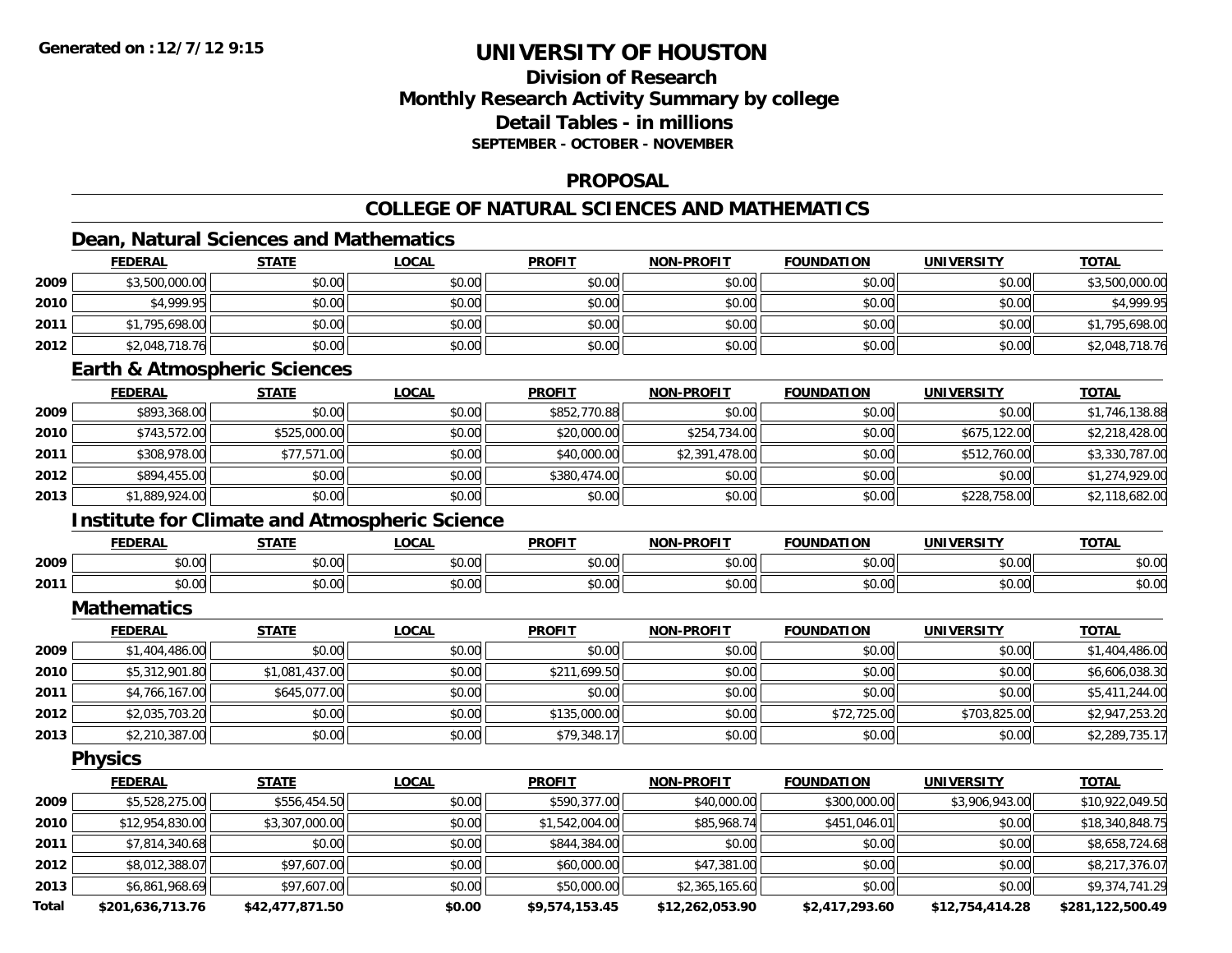# UNIVERSITY OF HOUSTON

## Division of Research
## Monthly Research Activity Summary by college
## Detail Tables - in millions
### SEPTEMBER - OCTOBER - NOVEMBER

## PROPOSAL

## COLLEGE OF NATURAL SCIENCES AND MATHEMATICS

### Dean, Natural Sciences and Mathematics

| | FEDERAL | STATE | LOCAL | PROFIT | NON-PROFIT | FOUNDATION | UNIVERSITY | TOTAL |
|---|---|---|---|---|---|---|---|---|
| 2009 | $3,500,000.00 | $0.00 | $0.00 | $0.00 | $0.00 | $0.00 | $0.00 | $3,500,000.00 |
| 2010 | $4,999.95 | $0.00 | $0.00 | $0.00 | $0.00 | $0.00 | $0.00 | $4,999.95 |
| 2011 | $1,795,698.00 | $0.00 | $0.00 | $0.00 | $0.00 | $0.00 | $0.00 | $1,795,698.00 |
| 2012 | $2,048,718.76 | $0.00 | $0.00 | $0.00 | $0.00 | $0.00 | $0.00 | $2,048,718.76 |

### Earth & Atmospheric Sciences

| | FEDERAL | STATE | LOCAL | PROFIT | NON-PROFIT | FOUNDATION | UNIVERSITY | TOTAL |
|---|---|---|---|---|---|---|---|---|
| 2009 | $893,368.00 | $0.00 | $0.00 | $852,770.88 | $0.00 | $0.00 | $0.00 | $1,746,138.88 |
| 2010 | $743,572.00 | $525,000.00 | $0.00 | $20,000.00 | $254,734.00 | $0.00 | $675,122.00 | $2,218,428.00 |
| 2011 | $308,978.00 | $77,571.00 | $0.00 | $40,000.00 | $2,391,478.00 | $0.00 | $512,760.00 | $3,330,787.00 |
| 2012 | $894,455.00 | $0.00 | $0.00 | $380,474.00 | $0.00 | $0.00 | $0.00 | $1,274,929.00 |
| 2013 | $1,889,924.00 | $0.00 | $0.00 | $0.00 | $0.00 | $0.00 | $228,758.00 | $2,118,682.00 |

### Institute for Climate and Atmospheric Science

| | FEDERAL | STATE | LOCAL | PROFIT | NON-PROFIT | FOUNDATION | UNIVERSITY | TOTAL |
|---|---|---|---|---|---|---|---|---|
| 2009 | $0.00 | $0.00 | $0.00 | $0.00 | $0.00 | $0.00 | $0.00 | $0.00 |
| 2011 | $0.00 | $0.00 | $0.00 | $0.00 | $0.00 | $0.00 | $0.00 | $0.00 |

### Mathematics

| | FEDERAL | STATE | LOCAL | PROFIT | NON-PROFIT | FOUNDATION | UNIVERSITY | TOTAL |
|---|---|---|---|---|---|---|---|---|
| 2009 | $1,404,486.00 | $0.00 | $0.00 | $0.00 | $0.00 | $0.00 | $0.00 | $1,404,486.00 |
| 2010 | $5,312,901.80 | $1,081,437.00 | $0.00 | $211,699.50 | $0.00 | $0.00 | $0.00 | $6,606,038.30 |
| 2011 | $4,766,167.00 | $645,077.00 | $0.00 | $0.00 | $0.00 | $0.00 | $0.00 | $5,411,244.00 |
| 2012 | $2,035,703.20 | $0.00 | $0.00 | $135,000.00 | $0.00 | $72,725.00 | $703,825.00 | $2,947,253.20 |
| 2013 | $2,210,387.00 | $0.00 | $0.00 | $79,348.17 | $0.00 | $0.00 | $0.00 | $2,289,735.17 |

### Physics

| | FEDERAL | STATE | LOCAL | PROFIT | NON-PROFIT | FOUNDATION | UNIVERSITY | TOTAL |
|---|---|---|---|---|---|---|---|---|
| 2009 | $5,528,275.00 | $556,454.50 | $0.00 | $590,377.00 | $40,000.00 | $300,000.00 | $3,906,943.00 | $10,922,049.50 |
| 2010 | $12,954,830.00 | $3,307,000.00 | $0.00 | $1,542,004.00 | $85,968.74 | $451,046.01 | $0.00 | $18,340,848.75 |
| 2011 | $7,814,340.68 | $0.00 | $0.00 | $844,384.00 | $0.00 | $0.00 | $0.00 | $8,658,724.68 |
| 2012 | $8,012,388.07 | $97,607.00 | $0.00 | $60,000.00 | $47,381.00 | $0.00 | $0.00 | $8,217,376.07 |
| 2013 | $6,861,968.69 | $97,607.00 | $0.00 | $50,000.00 | $2,365,165.60 | $0.00 | $0.00 | $9,374,741.29 |
| **Total** | **$201,636,713.76** | **$42,477,871.50** | **$0.00** | **$9,574,153.45** | **$12,262,053.90** | **$2,417,293.60** | **$12,754,414.28** | **$281,122,500.49** |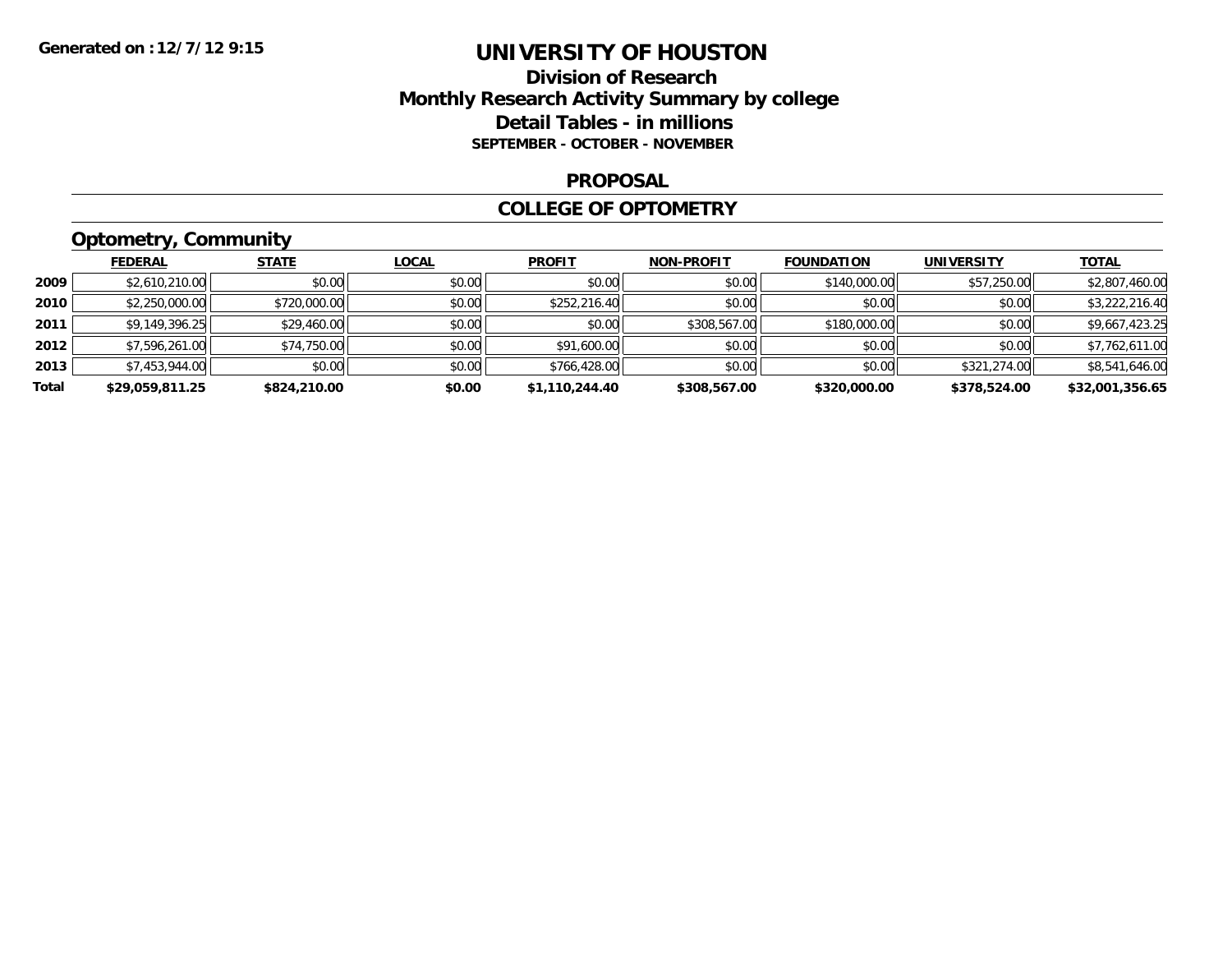# UNIVERSITY OF HOUSTON

## Division of Research
## Monthly Research Activity Summary by college
## Detail Tables - in millions
### SEPTEMBER - OCTOBER - NOVEMBER

### PROPOSAL

### COLLEGE OF OPTOMETRY

#### Optometry, Community

| | FEDERAL | STATE | LOCAL | PROFIT | NON-PROFIT | FOUNDATION | UNIVERSITY | TOTAL |
|---|---|---|---|---|---|---|---|---|
| 2009 | $2,610,210.00 | $0.00 | $0.00 | $0.00 | $0.00 | $140,000.00 | $57,250.00 | $2,807,460.00 |
| 2010 | $2,250,000.00 | $720,000.00 | $0.00 | $252,216.40 | $0.00 | $0.00 | $0.00 | $3,222,216.40 |
| 2011 | $9,149,396.25 | $29,460.00 | $0.00 | $0.00 | $308,567.00 | $180,000.00 | $0.00 | $9,667,423.25 |
| 2012 | $7,596,261.00 | $74,750.00 | $0.00 | $91,600.00 | $0.00 | $0.00 | $0.00 | $7,762,611.00 |
| 2013 | $7,453,944.00 | $0.00 | $0.00 | $766,428.00 | $0.00 | $0.00 | $321,274.00 | $8,541,646.00 |
| **Total** | **$29,059,811.25** | **$824,210.00** | **$0.00** | **$1,110,244.40** | **$308,567.00** | **$320,000.00** | **$378,524.00** | **$32,001,356.65** |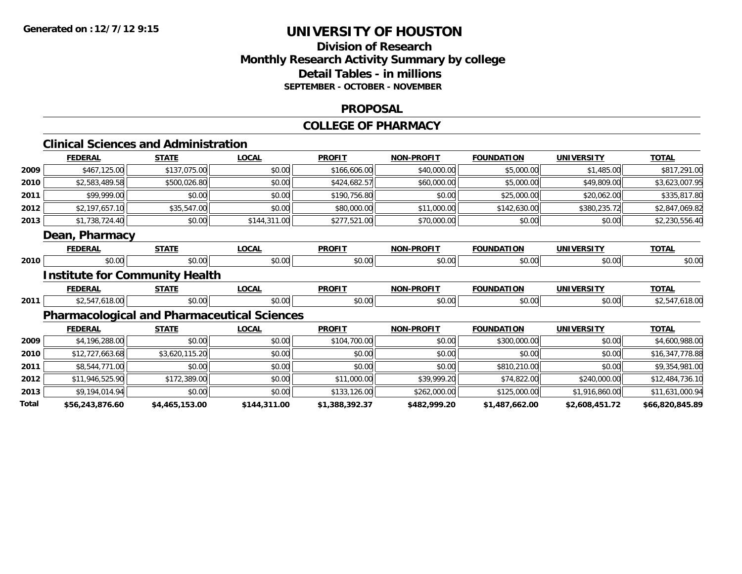# UNIVERSITY OF HOUSTON

## Division of Research
## Monthly Research Activity Summary by college
## Detail Tables - in millions
### SEPTEMBER - OCTOBER - NOVEMBER

## PROPOSAL

## COLLEGE OF PHARMACY

### Clinical Sciences and Administration

| | FEDERAL | STATE | LOCAL | PROFIT | NON-PROFIT | FOUNDATION | UNIVERSITY | TOTAL |
|---|---|---|---|---|---|---|---|---|
| 2009 | $467,125.00 | $137,075.00 | $0.00 | $166,606.00 | $40,000.00 | $5,000.00 | $1,485.00 | $817,291.00 |
| 2010 | $2,583,489.58 | $500,026.80 | $0.00 | $424,682.57 | $60,000.00 | $5,000.00 | $49,809.00 | $3,623,007.95 |
| 2011 | $99,999.00 | $0.00 | $0.00 | $190,756.80 | $0.00 | $25,000.00 | $20,062.00 | $335,817.80 |
| 2012 | $2,197,657.10 | $35,547.00 | $0.00 | $80,000.00 | $11,000.00 | $142,630.00 | $380,235.72 | $2,847,069.82 |
| 2013 | $1,738,724.40 | $0.00 | $144,311.00 | $277,521.00 | $70,000.00 | $0.00 | $0.00 | $2,230,556.40 |

### Dean, Pharmacy

| | FEDERAL | STATE | LOCAL | PROFIT | NON-PROFIT | FOUNDATION | UNIVERSITY | TOTAL |
|---|---|---|---|---|---|---|---|---|
| 2010 | $0.00 | $0.00 | $0.00 | $0.00 | $0.00 | $0.00 | $0.00 | $0.00 |

### Institute for Community Health

| | FEDERAL | STATE | LOCAL | PROFIT | NON-PROFIT | FOUNDATION | UNIVERSITY | TOTAL |
|---|---|---|---|---|---|---|---|---|
| 2011 | $2,547,618.00 | $0.00 | $0.00 | $0.00 | $0.00 | $0.00 | $0.00 | $2,547,618.00 |

### Pharmacological and Pharmaceutical Sciences

| | FEDERAL | STATE | LOCAL | PROFIT | NON-PROFIT | FOUNDATION | UNIVERSITY | TOTAL |
|---|---|---|---|---|---|---|---|---|
| 2009 | $4,196,288.00 | $0.00 | $0.00 | $104,700.00 | $0.00 | $300,000.00 | $0.00 | $4,600,988.00 |
| 2010 | $12,727,663.68 | $3,620,115.20 | $0.00 | $0.00 | $0.00 | $0.00 | $0.00 | $16,347,778.88 |
| 2011 | $8,544,771.00 | $0.00 | $0.00 | $0.00 | $0.00 | $810,210.00 | $0.00 | $9,354,981.00 |
| 2012 | $11,946,525.90 | $172,389.00 | $0.00 | $11,000.00 | $39,999.20 | $74,822.00 | $240,000.00 | $12,484,736.10 |
| 2013 | $9,194,014.94 | $0.00 | $0.00 | $133,126.00 | $262,000.00 | $125,000.00 | $1,916,860.00 | $11,631,000.94 |
| **Total** | **$56,243,876.60** | **$4,465,153.00** | **$144,311.00** | **$1,388,392.37** | **$482,999.20** | **$1,487,662.00** | **$2,608,451.72** | **$66,820,845.89** |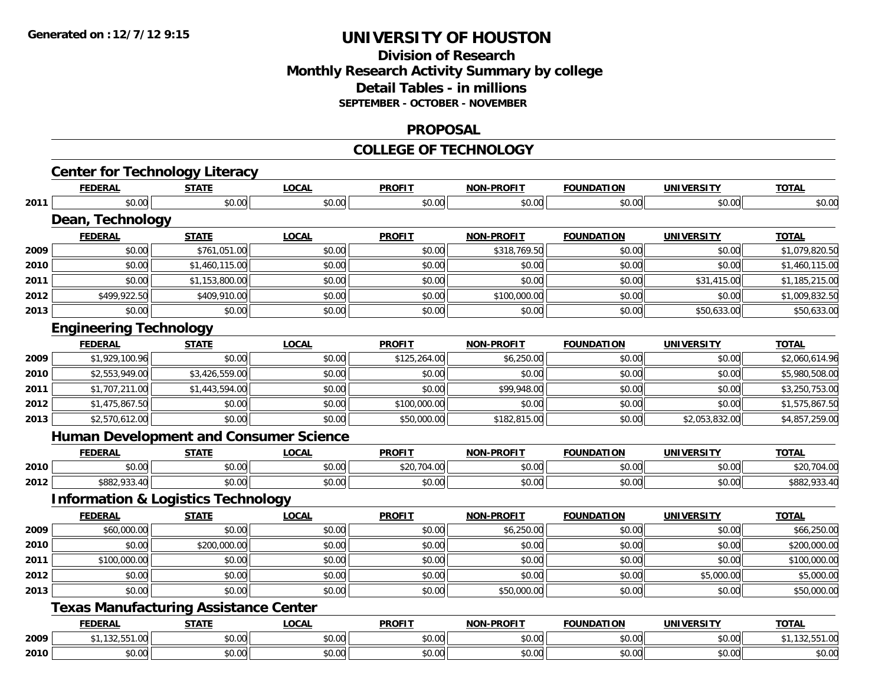Generated on :12/7/12 9:15

# UNIVERSITY OF HOUSTON

## Division of Research
## Monthly Research Activity Summary by college
## Detail Tables - in millions
### SEPTEMBER - OCTOBER - NOVEMBER

## PROPOSAL

## COLLEGE OF TECHNOLOGY

### Center for Technology Literacy

| | FEDERAL | STATE | LOCAL | PROFIT | NON-PROFIT | FOUNDATION | UNIVERSITY | TOTAL |
|---|---|---|---|---|---|---|---|---|
| 2011 | $0.00 | $0.00 | $0.00 | $0.00 | $0.00 | $0.00 | $0.00 | $0.00 |

### Dean, Technology

| | FEDERAL | STATE | LOCAL | PROFIT | NON-PROFIT | FOUNDATION | UNIVERSITY | TOTAL |
|---|---|---|---|---|---|---|---|---|
| 2009 | $0.00 | $761,051.00 | $0.00 | $0.00 | $318,769.50 | $0.00 | $0.00 | $1,079,820.50 |
| 2010 | $0.00 | $1,460,115.00 | $0.00 | $0.00 | $0.00 | $0.00 | $0.00 | $1,460,115.00 |
| 2011 | $0.00 | $1,153,800.00 | $0.00 | $0.00 | $0.00 | $0.00 | $31,415.00 | $1,185,215.00 |
| 2012 | $499,922.50 | $409,910.00 | $0.00 | $0.00 | $100,000.00 | $0.00 | $0.00 | $1,009,832.50 |
| 2013 | $0.00 | $0.00 | $0.00 | $0.00 | $0.00 | $0.00 | $50,633.00 | $50,633.00 |

### Engineering Technology

| | FEDERAL | STATE | LOCAL | PROFIT | NON-PROFIT | FOUNDATION | UNIVERSITY | TOTAL |
|---|---|---|---|---|---|---|---|---|
| 2009 | $1,929,100.96 | $0.00 | $0.00 | $125,264.00 | $6,250.00 | $0.00 | $0.00 | $2,060,614.96 |
| 2010 | $2,553,949.00 | $3,426,559.00 | $0.00 | $0.00 | $0.00 | $0.00 | $0.00 | $5,980,508.00 |
| 2011 | $1,707,211.00 | $1,443,594.00 | $0.00 | $0.00 | $99,948.00 | $0.00 | $0.00 | $3,250,753.00 |
| 2012 | $1,475,867.50 | $0.00 | $0.00 | $100,000.00 | $0.00 | $0.00 | $0.00 | $1,575,867.50 |
| 2013 | $2,570,612.00 | $0.00 | $0.00 | $50,000.00 | $182,815.00 | $0.00 | $2,053,832.00 | $4,857,259.00 |

### Human Development and Consumer Science

| | FEDERAL | STATE | LOCAL | PROFIT | NON-PROFIT | FOUNDATION | UNIVERSITY | TOTAL |
|---|---|---|---|---|---|---|---|---|
| 2010 | $0.00 | $0.00 | $0.00 | $20,704.00 | $0.00 | $0.00 | $0.00 | $20,704.00 |
| 2012 | $882,933.40 | $0.00 | $0.00 | $0.00 | $0.00 | $0.00 | $0.00 | $882,933.40 |

### Information & Logistics Technology

| | FEDERAL | STATE | LOCAL | PROFIT | NON-PROFIT | FOUNDATION | UNIVERSITY | TOTAL |
|---|---|---|---|---|---|---|---|---|
| 2009 | $60,000.00 | $0.00 | $0.00 | $0.00 | $6,250.00 | $0.00 | $0.00 | $66,250.00 |
| 2010 | $0.00 | $200,000.00 | $0.00 | $0.00 | $0.00 | $0.00 | $0.00 | $200,000.00 |
| 2011 | $100,000.00 | $0.00 | $0.00 | $0.00 | $0.00 | $0.00 | $0.00 | $100,000.00 |
| 2012 | $0.00 | $0.00 | $0.00 | $0.00 | $0.00 | $0.00 | $5,000.00 | $5,000.00 |
| 2013 | $0.00 | $0.00 | $0.00 | $0.00 | $50,000.00 | $0.00 | $0.00 | $50,000.00 |

### Texas Manufacturing Assistance Center

| | FEDERAL | STATE | LOCAL | PROFIT | NON-PROFIT | FOUNDATION | UNIVERSITY | TOTAL |
|---|---|---|---|---|---|---|---|---|
| 2009 | $1,132,551.00 | $0.00 | $0.00 | $0.00 | $0.00 | $0.00 | $0.00 | $1,132,551.00 |
| 2010 | $0.00 | $0.00 | $0.00 | $0.00 | $0.00 | $0.00 | $0.00 | $0.00 |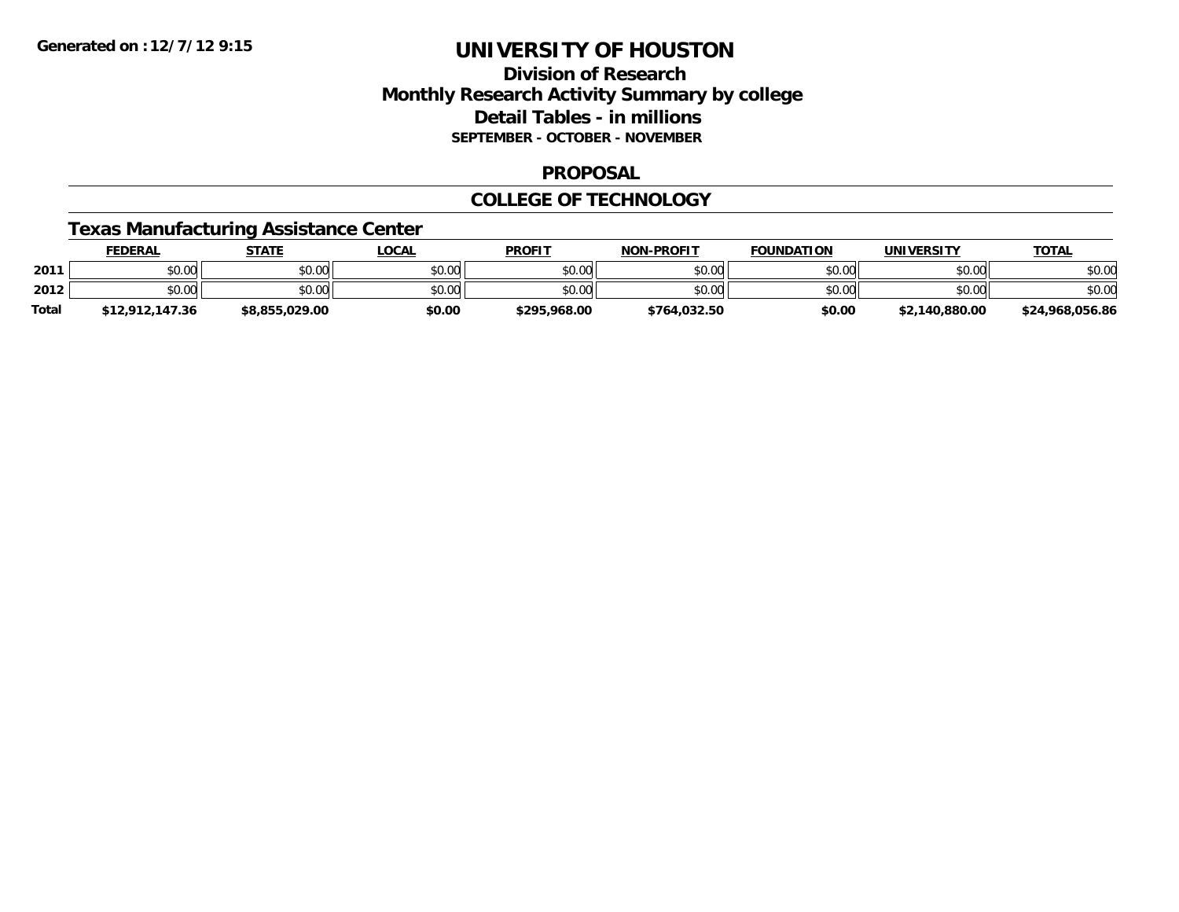# UNIVERSITY OF HOUSTON

## Division of Research
## Monthly Research Activity Summary by college
## Detail Tables - in millions
### SEPTEMBER - OCTOBER - NOVEMBER

Generated on : 12/7/12 9:15

## PROPOSAL

## COLLEGE OF TECHNOLOGY

### Texas Manufacturing Assistance Center

| | FEDERAL | STATE | LOCAL | PROFIT | NON-PROFIT | FOUNDATION | UNIVERSITY | TOTAL |
|---|---|---|---|---|---|---|---|---|
| 2011 | $0.00 | $0.00 | $0.00 | $0.00 | $0.00 | $0.00 | $0.00 | $0.00 |
| 2012 | $0.00 | $0.00 | $0.00 | $0.00 | $0.00 | $0.00 | $0.00 | $0.00 |
| **Total** | **$12,912,147.36** | **$8,855,029.00** | **$0.00** | **$295,968.00** | **$764,032.50** | **$0.00** | **$2,140,880.00** | **$24,968,056.86** |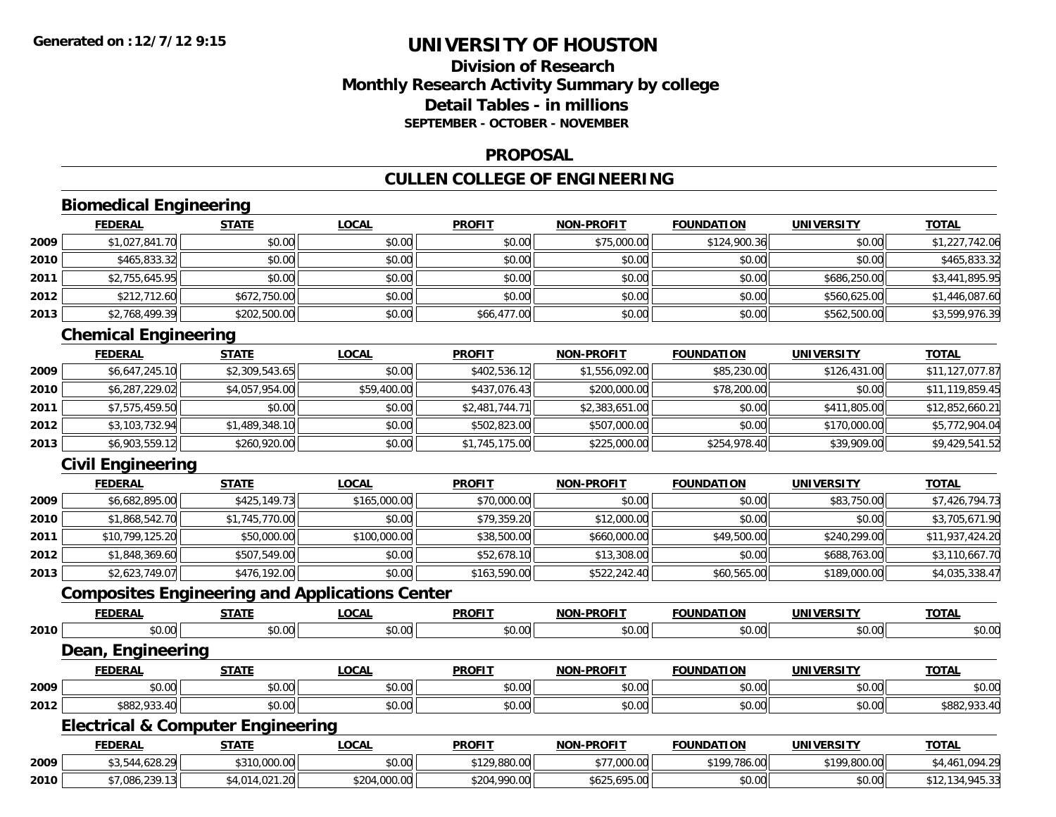**Generated on :12/7/12 9:15**

# UNIVERSITY OF HOUSTON

## Division of Research
## Monthly Research Activity Summary by college
## Detail Tables - in millions
### SEPTEMBER - OCTOBER - NOVEMBER

## PROPOSAL

## CULLEN COLLEGE OF ENGINEERING

### Biomedical Engineering

| | FEDERAL | STATE | LOCAL | PROFIT | NON-PROFIT | FOUNDATION | UNIVERSITY | TOTAL |
|---|---|---|---|---|---|---|---|---|
| 2009 | $1,027,841.70 | $0.00 | $0.00 | $0.00 | $75,000.00 | $124,900.36 | $0.00 | $1,227,742.06 |
| 2010 | $465,833.32 | $0.00 | $0.00 | $0.00 | $0.00 | $0.00 | $0.00 | $465,833.32 |
| 2011 | $2,755,645.95 | $0.00 | $0.00 | $0.00 | $0.00 | $0.00 | $686,250.00 | $3,441,895.95 |
| 2012 | $212,712.60 | $672,750.00 | $0.00 | $0.00 | $0.00 | $0.00 | $560,625.00 | $1,446,087.60 |
| 2013 | $2,768,499.39 | $202,500.00 | $0.00 | $66,477.00 | $0.00 | $0.00 | $562,500.00 | $3,599,976.39 |

### Chemical Engineering

| | FEDERAL | STATE | LOCAL | PROFIT | NON-PROFIT | FOUNDATION | UNIVERSITY | TOTAL |
|---|---|---|---|---|---|---|---|---|
| 2009 | $6,647,245.10 | $2,309,543.65 | $0.00 | $402,536.12 | $1,556,092.00 | $85,230.00 | $126,431.00 | $11,127,077.87 |
| 2010 | $6,287,229.02 | $4,057,954.00 | $59,400.00 | $437,076.43 | $200,000.00 | $78,200.00 | $0.00 | $11,119,859.45 |
| 2011 | $7,575,459.50 | $0.00 | $0.00 | $2,481,744.71 | $2,383,651.00 | $0.00 | $411,805.00 | $12,852,660.21 |
| 2012 | $3,103,732.94 | $1,489,348.10 | $0.00 | $502,823.00 | $507,000.00 | $0.00 | $170,000.00 | $5,772,904.04 |
| 2013 | $6,903,559.12 | $260,920.00 | $0.00 | $1,745,175.00 | $225,000.00 | $254,978.40 | $39,909.00 | $9,429,541.52 |

### Civil Engineering

| | FEDERAL | STATE | LOCAL | PROFIT | NON-PROFIT | FOUNDATION | UNIVERSITY | TOTAL |
|---|---|---|---|---|---|---|---|---|
| 2009 | $6,682,895.00 | $425,149.73 | $165,000.00 | $70,000.00 | $0.00 | $0.00 | $83,750.00 | $7,426,794.73 |
| 2010 | $1,868,542.70 | $1,745,770.00 | $0.00 | $79,359.20 | $12,000.00 | $0.00 | $0.00 | $3,705,671.90 |
| 2011 | $10,799,125.20 | $50,000.00 | $100,000.00 | $38,500.00 | $660,000.00 | $49,500.00 | $240,299.00 | $11,937,424.20 |
| 2012 | $1,848,369.60 | $507,549.00 | $0.00 | $52,678.10 | $13,308.00 | $0.00 | $688,763.00 | $3,110,667.70 |
| 2013 | $2,623,749.07 | $476,192.00 | $0.00 | $163,590.00 | $522,242.40 | $60,565.00 | $189,000.00 | $4,035,338.47 |

### Composites Engineering and Applications Center

| | FEDERAL | STATE | LOCAL | PROFIT | NON-PROFIT | FOUNDATION | UNIVERSITY | TOTAL |
|---|---|---|---|---|---|---|---|---|
| 2010 | $0.00 | $0.00 | $0.00 | $0.00 | $0.00 | $0.00 | $0.00 | $0.00 |

### Dean, Engineering

| | FEDERAL | STATE | LOCAL | PROFIT | NON-PROFIT | FOUNDATION | UNIVERSITY | TOTAL |
|---|---|---|---|---|---|---|---|---|
| 2009 | $0.00 | $0.00 | $0.00 | $0.00 | $0.00 | $0.00 | $0.00 | $0.00 |
| 2012 | $882,933.40 | $0.00 | $0.00 | $0.00 | $0.00 | $0.00 | $0.00 | $882,933.40 |

### Electrical & Computer Engineering

| | FEDERAL | STATE | LOCAL | PROFIT | NON-PROFIT | FOUNDATION | UNIVERSITY | TOTAL |
|---|---|---|---|---|---|---|---|---|
| 2009 | $3,544,628.29 | $310,000.00 | $0.00 | $129,880.00 | $77,000.00 | $199,786.00 | $199,800.00 | $4,461,094.29 |
| 2010 | $7,086,239.13 | $4,014,021.20 | $204,000.00 | $204,990.00 | $625,695.00 | $0.00 | $0.00 | $12,134,945.33 |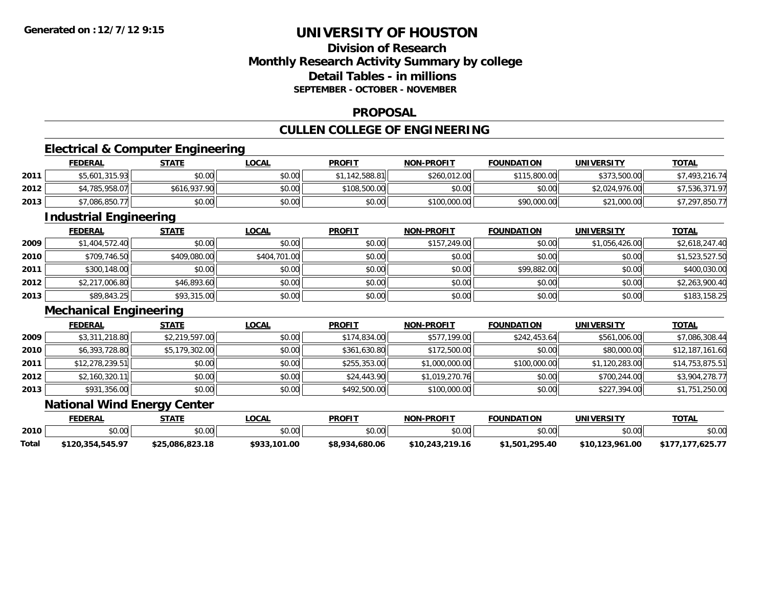**Generated on :12/7/12 9:15**

# UNIVERSITY OF HOUSTON

## Division of Research
## Monthly Research Activity Summary by college
## Detail Tables - in millions
### SEPTEMBER - OCTOBER - NOVEMBER

## PROPOSAL

## CULLEN COLLEGE OF ENGINEERING

### Electrical & Computer Engineering

| | FEDERAL | STATE | LOCAL | PROFIT | NON-PROFIT | FOUNDATION | UNIVERSITY | TOTAL |
|---|---|---|---|---|---|---|---|---|
| 2011 | $5,601,315.93 | $0.00 | $0.00 | $1,142,588.81 | $260,012.00 | $115,800.00 | $373,500.00 | $7,493,216.74 |
| 2012 | $4,785,958.07 | $616,937.90 | $0.00 | $108,500.00 | $0.00 | $0.00 | $2,024,976.00 | $7,536,371.97 |
| 2013 | $7,086,850.77 | $0.00 | $0.00 | $0.00 | $100,000.00 | $90,000.00 | $21,000.00 | $7,297,850.77 |

### Industrial Engineering

| | FEDERAL | STATE | LOCAL | PROFIT | NON-PROFIT | FOUNDATION | UNIVERSITY | TOTAL |
|---|---|---|---|---|---|---|---|---|
| 2009 | $1,404,572.40 | $0.00 | $0.00 | $0.00 | $157,249.00 | $0.00 | $1,056,426.00 | $2,618,247.40 |
| 2010 | $709,746.50 | $409,080.00 | $404,701.00 | $0.00 | $0.00 | $0.00 | $0.00 | $1,523,527.50 |
| 2011 | $300,148.00 | $0.00 | $0.00 | $0.00 | $0.00 | $99,882.00 | $0.00 | $400,030.00 |
| 2012 | $2,217,006.80 | $46,893.60 | $0.00 | $0.00 | $0.00 | $0.00 | $0.00 | $2,263,900.40 |
| 2013 | $89,843.25 | $93,315.00 | $0.00 | $0.00 | $0.00 | $0.00 | $0.00 | $183,158.25 |

### Mechanical Engineering

| | FEDERAL | STATE | LOCAL | PROFIT | NON-PROFIT | FOUNDATION | UNIVERSITY | TOTAL |
|---|---|---|---|---|---|---|---|---|
| 2009 | $3,311,218.80 | $2,219,597.00 | $0.00 | $174,834.00 | $577,199.00 | $242,453.64 | $561,006.00 | $7,086,308.44 |
| 2010 | $6,393,728.80 | $5,179,302.00 | $0.00 | $361,630.80 | $172,500.00 | $0.00 | $80,000.00 | $12,187,161.60 |
| 2011 | $12,278,239.51 | $0.00 | $0.00 | $255,353.00 | $1,000,000.00 | $100,000.00 | $1,120,283.00 | $14,753,875.51 |
| 2012 | $2,160,320.11 | $0.00 | $0.00 | $24,443.90 | $1,019,270.76 | $0.00 | $700,244.00 | $3,904,278.77 |
| 2013 | $931,356.00 | $0.00 | $0.00 | $492,500.00 | $100,000.00 | $0.00 | $227,394.00 | $1,751,250.00 |

### National Wind Energy Center

| | FEDERAL | STATE | LOCAL | PROFIT | NON-PROFIT | FOUNDATION | UNIVERSITY | TOTAL |
|---|---|---|---|---|---|---|---|---|
| 2010 | $0.00 | $0.00 | $0.00 | $0.00 | $0.00 | $0.00 | $0.00 | $0.00 |
| **Total** | **$120,354,545.97** | **$25,086,823.18** | **$933,101.00** | **$8,934,680.06** | **$10,243,219.16** | **$1,501,295.40** | **$10,123,961.00** | **$177,177,625.77** |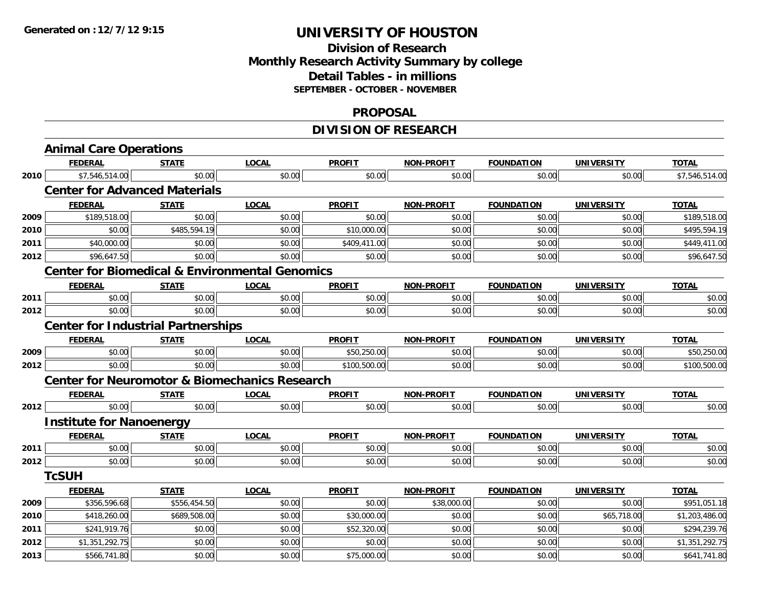# UNIVERSITY OF HOUSTON

## Division of Research
## Monthly Research Activity Summary by college
## Detail Tables - in millions
### SEPTEMBER - OCTOBER - NOVEMBER

Generated on : 12/7/12 9:15

## PROPOSAL

## DIVISION OF RESEARCH

### Animal Care Operations

| | FEDERAL | STATE | LOCAL | PROFIT | NON-PROFIT | FOUNDATION | UNIVERSITY | TOTAL |
|---|---|---|---|---|---|---|---|---|
| 2010 | $7,546,514.00 | $0.00 | $0.00 | $0.00 | $0.00 | $0.00 | $0.00 | $7,546,514.00 |

### Center for Advanced Materials

| | FEDERAL | STATE | LOCAL | PROFIT | NON-PROFIT | FOUNDATION | UNIVERSITY | TOTAL |
|---|---|---|---|---|---|---|---|---|
| 2009 | $189,518.00 | $0.00 | $0.00 | $0.00 | $0.00 | $0.00 | $0.00 | $189,518.00 |
| 2010 | $0.00 | $485,594.19 | $0.00 | $10,000.00 | $0.00 | $0.00 | $0.00 | $495,594.19 |
| 2011 | $40,000.00 | $0.00 | $0.00 | $409,411.00 | $0.00 | $0.00 | $0.00 | $449,411.00 |
| 2012 | $96,647.50 | $0.00 | $0.00 | $0.00 | $0.00 | $0.00 | $0.00 | $96,647.50 |

### Center for Biomedical & Environmental Genomics

| | FEDERAL | STATE | LOCAL | PROFIT | NON-PROFIT | FOUNDATION | UNIVERSITY | TOTAL |
|---|---|---|---|---|---|---|---|---|
| 2011 | $0.00 | $0.00 | $0.00 | $0.00 | $0.00 | $0.00 | $0.00 | $0.00 |
| 2012 | $0.00 | $0.00 | $0.00 | $0.00 | $0.00 | $0.00 | $0.00 | $0.00 |

### Center for Industrial Partnerships

| | FEDERAL | STATE | LOCAL | PROFIT | NON-PROFIT | FOUNDATION | UNIVERSITY | TOTAL |
|---|---|---|---|---|---|---|---|---|
| 2009 | $0.00 | $0.00 | $0.00 | $50,250.00 | $0.00 | $0.00 | $0.00 | $50,250.00 |
| 2012 | $0.00 | $0.00 | $0.00 | $100,500.00 | $0.00 | $0.00 | $0.00 | $100,500.00 |

### Center for Neuromotor & Biomechanics Research

| | FEDERAL | STATE | LOCAL | PROFIT | NON-PROFIT | FOUNDATION | UNIVERSITY | TOTAL |
|---|---|---|---|---|---|---|---|---|
| 2012 | $0.00 | $0.00 | $0.00 | $0.00 | $0.00 | $0.00 | $0.00 | $0.00 |

### Institute for Nanoenergy

| | FEDERAL | STATE | LOCAL | PROFIT | NON-PROFIT | FOUNDATION | UNIVERSITY | TOTAL |
|---|---|---|---|---|---|---|---|---|
| 2011 | $0.00 | $0.00 | $0.00 | $0.00 | $0.00 | $0.00 | $0.00 | $0.00 |
| 2012 | $0.00 | $0.00 | $0.00 | $0.00 | $0.00 | $0.00 | $0.00 | $0.00 |

### TcSUH

| | FEDERAL | STATE | LOCAL | PROFIT | NON-PROFIT | FOUNDATION | UNIVERSITY | TOTAL |
|---|---|---|---|---|---|---|---|---|
| 2009 | $356,596.68 | $556,454.50 | $0.00 | $0.00 | $38,000.00 | $0.00 | $0.00 | $951,051.18 |
| 2010 | $418,260.00 | $689,508.00 | $0.00 | $30,000.00 | $0.00 | $0.00 | $65,718.00 | $1,203,486.00 |
| 2011 | $241,919.76 | $0.00 | $0.00 | $52,320.00 | $0.00 | $0.00 | $0.00 | $294,239.76 |
| 2012 | $1,351,292.75 | $0.00 | $0.00 | $0.00 | $0.00 | $0.00 | $0.00 | $1,351,292.75 |
| 2013 | $566,741.80 | $0.00 | $0.00 | $75,000.00 | $0.00 | $0.00 | $0.00 | $641,741.80 |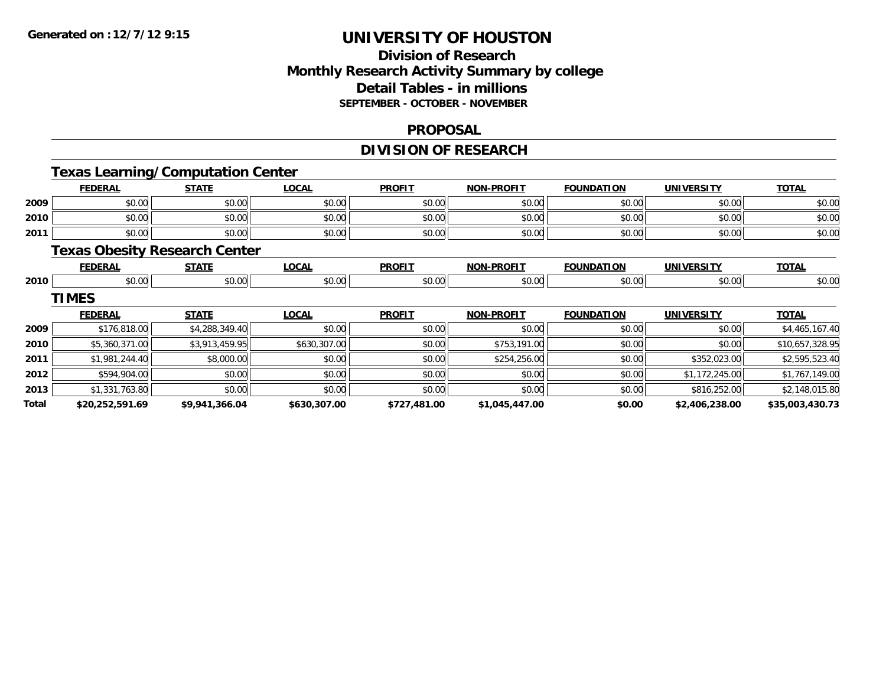**Generated on :12/7/12 9:15**

# UNIVERSITY OF HOUSTON

## Division of Research
## Monthly Research Activity Summary by college
## Detail Tables - in millions
### SEPTEMBER - OCTOBER - NOVEMBER

## PROPOSAL

## DIVISION OF RESEARCH

### Texas Learning/Computation Center

| | FEDERAL | STATE | LOCAL | PROFIT | NON-PROFIT | FOUNDATION | UNIVERSITY | TOTAL |
|---|---|---|---|---|---|---|---|---|
| 2009 | $0.00 | $0.00 | $0.00 | $0.00 | $0.00 | $0.00 | $0.00 | $0.00 |
| 2010 | $0.00 | $0.00 | $0.00 | $0.00 | $0.00 | $0.00 | $0.00 | $0.00 |
| 2011 | $0.00 | $0.00 | $0.00 | $0.00 | $0.00 | $0.00 | $0.00 | $0.00 |

### Texas Obesity Research Center

| | FEDERAL | STATE | LOCAL | PROFIT | NON-PROFIT | FOUNDATION | UNIVERSITY | TOTAL |
|---|---|---|---|---|---|---|---|---|
| 2010 | $0.00 | $0.00 | $0.00 | $0.00 | $0.00 | $0.00 | $0.00 | $0.00 |

### TIMES

| | FEDERAL | STATE | LOCAL | PROFIT | NON-PROFIT | FOUNDATION | UNIVERSITY | TOTAL |
|---|---|---|---|---|---|---|---|---|
| 2009 | $176,818.00 | $4,288,349.40 | $0.00 | $0.00 | $0.00 | $0.00 | $0.00 | $4,465,167.40 |
| 2010 | $5,360,371.00 | $3,913,459.95 | $630,307.00 | $0.00 | $753,191.00 | $0.00 | $0.00 | $10,657,328.95 |
| 2011 | $1,981,244.40 | $8,000.00 | $0.00 | $0.00 | $254,256.00 | $0.00 | $352,023.00 | $2,595,523.40 |
| 2012 | $594,904.00 | $0.00 | $0.00 | $0.00 | $0.00 | $0.00 | $1,172,245.00 | $1,767,149.00 |
| 2013 | $1,331,763.80 | $0.00 | $0.00 | $0.00 | $0.00 | $0.00 | $816,252.00 | $2,148,015.80 |
| **Total** | **$20,252,591.69** | **$9,941,366.04** | **$630,307.00** | **$727,481.00** | **$1,045,447.00** | **$0.00** | **$2,406,238.00** | **$35,003,430.73** |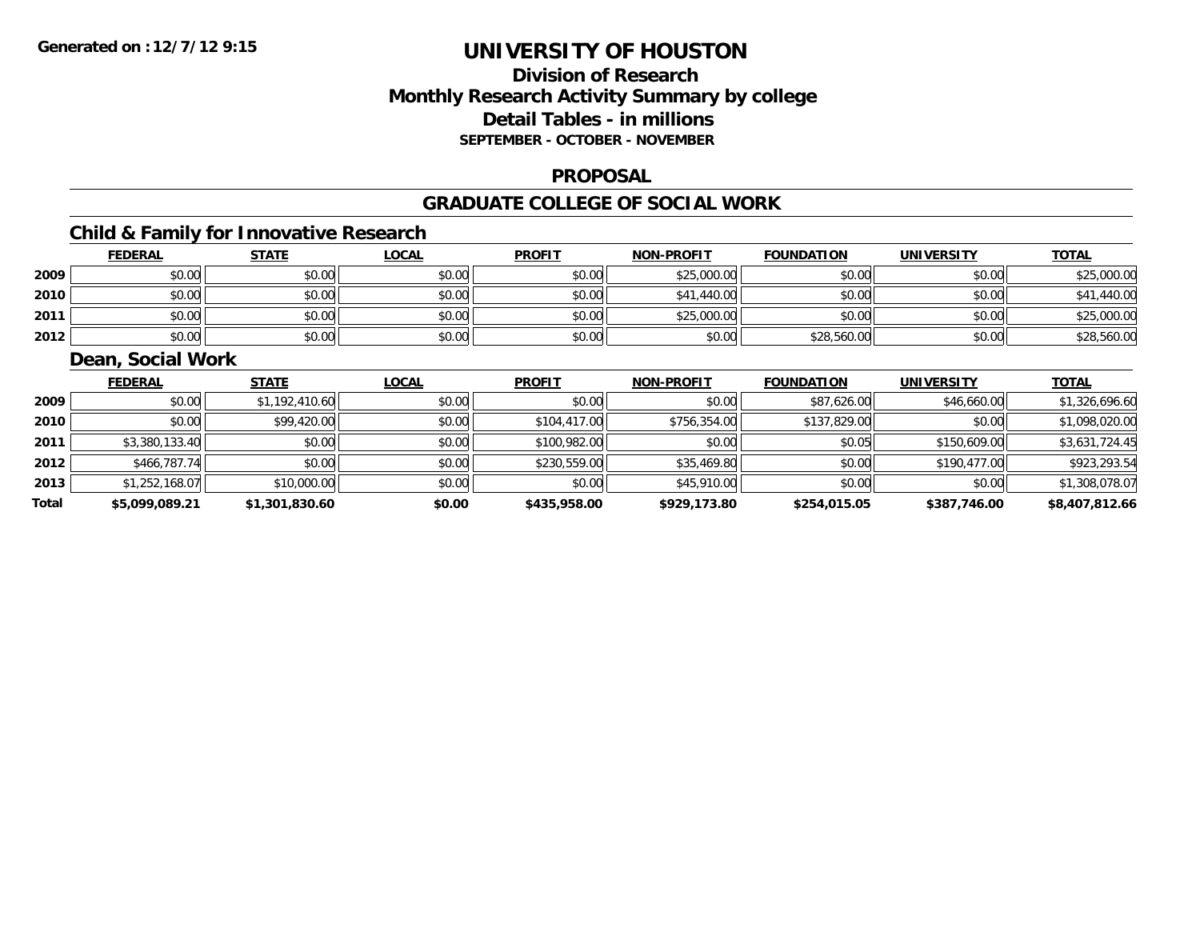# UNIVERSITY OF HOUSTON

## Division of Research
## Monthly Research Activity Summary by college
## Detail Tables - in millions
### SEPTEMBER - OCTOBER - NOVEMBER

## PROPOSAL

## GRADUATE COLLEGE OF SOCIAL WORK

### Child & Family for Innovative Research

| | FEDERAL | STATE | LOCAL | PROFIT | NON-PROFIT | FOUNDATION | UNIVERSITY | TOTAL |
|---|---|---|---|---|---|---|---|---|
| 2009 | $0.00 | $0.00 | $0.00 | $0.00 | $25,000.00 | $0.00 | $0.00 | $25,000.00 |
| 2010 | $0.00 | $0.00 | $0.00 | $0.00 | $41,440.00 | $0.00 | $0.00 | $41,440.00 |
| 2011 | $0.00 | $0.00 | $0.00 | $0.00 | $25,000.00 | $0.00 | $0.00 | $25,000.00 |
| 2012 | $0.00 | $0.00 | $0.00 | $0.00 | $0.00 | $28,560.00 | $0.00 | $28,560.00 |

### Dean, Social Work

| | FEDERAL | STATE | LOCAL | PROFIT | NON-PROFIT | FOUNDATION | UNIVERSITY | TOTAL |
|---|---|---|---|---|---|---|---|---|
| 2009 | $0.00 | $1,192,410.60 | $0.00 | $0.00 | $0.00 | $87,626.00 | $46,660.00 | $1,326,696.60 |
| 2010 | $0.00 | $99,420.00 | $0.00 | $104,417.00 | $756,354.00 | $137,829.00 | $0.00 | $1,098,020.00 |
| 2011 | $3,380,133.40 | $0.00 | $0.00 | $100,982.00 | $0.00 | $0.05 | $150,609.00 | $3,631,724.45 |
| 2012 | $466,787.74 | $0.00 | $0.00 | $230,559.00 | $35,469.80 | $0.00 | $190,477.00 | $923,293.54 |
| 2013 | $1,252,168.07 | $10,000.00 | $0.00 | $0.00 | $45,910.00 | $0.00 | $0.00 | $1,308,078.07 |
| **Total** | **$5,099,089.21** | **$1,301,830.60** | **$0.00** | **$435,958.00** | **$929,173.80** | **$254,015.05** | **$387,746.00** | **$8,407,812.66** |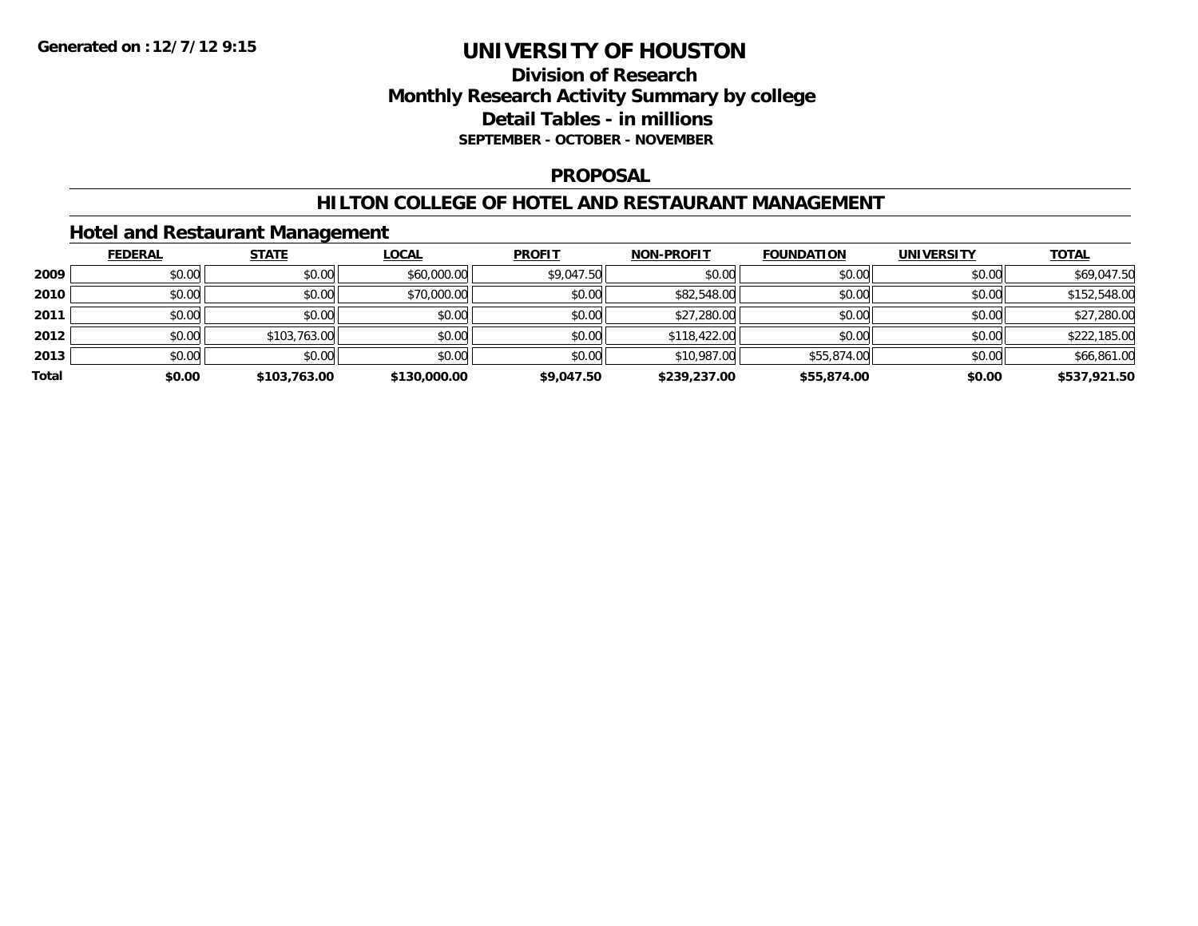**Generated on :12/7/12 9:15**

# UNIVERSITY OF HOUSTON

## Division of Research
## Monthly Research Activity Summary by college
## Detail Tables - in millions
### SEPTEMBER - OCTOBER - NOVEMBER

## PROPOSAL

## HILTON COLLEGE OF HOTEL AND RESTAURANT MANAGEMENT

### Hotel and Restaurant Management

| | FEDERAL | STATE | LOCAL | PROFIT | NON-PROFIT | FOUNDATION | UNIVERSITY | TOTAL |
|---|---|---|---|---|---|---|---|---|
| 2009 | $0.00 | $0.00 | $60,000.00 | $9,047.50 | $0.00 | $0.00 | $0.00 | $69,047.50 |
| 2010 | $0.00 | $0.00 | $70,000.00 | $0.00 | $82,548.00 | $0.00 | $0.00 | $152,548.00 |
| 2011 | $0.00 | $0.00 | $0.00 | $0.00 | $27,280.00 | $0.00 | $0.00 | $27,280.00 |
| 2012 | $0.00 | $103,763.00 | $0.00 | $0.00 | $118,422.00 | $0.00 | $0.00 | $222,185.00 |
| 2013 | $0.00 | $0.00 | $0.00 | $0.00 | $10,987.00 | $55,874.00 | $0.00 | $66,861.00 |
| **Total** | **$0.00** | **$103,763.00** | **$130,000.00** | **$9,047.50** | **$239,237.00** | **$55,874.00** | **$0.00** | **$537,921.50** |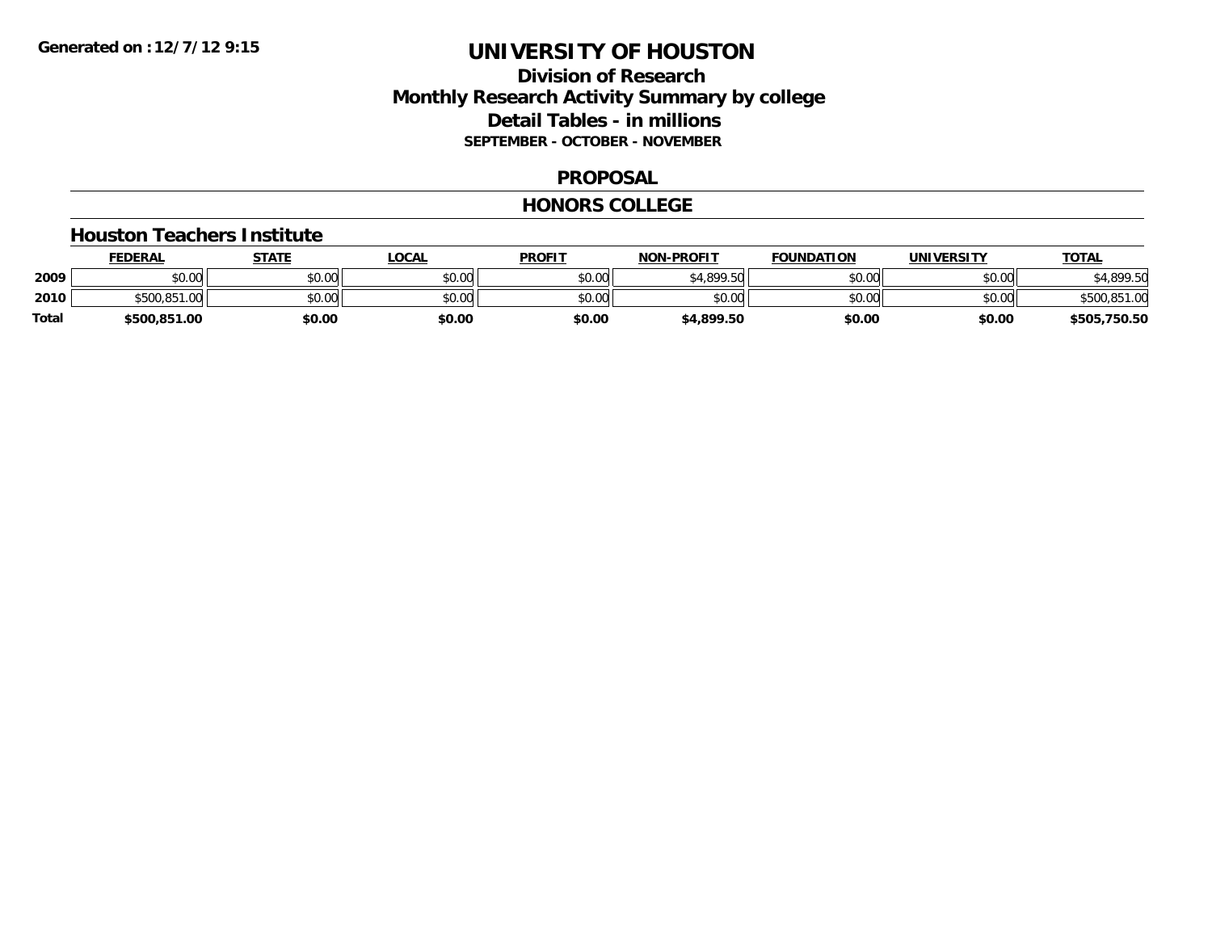**Generated on : 12/7/12 9:15**

# UNIVERSITY OF HOUSTON

## Division of Research
## Monthly Research Activity Summary by college
## Detail Tables - in millions
### SEPTEMBER - OCTOBER - NOVEMBER

## PROPOSAL

## HONORS COLLEGE

### Houston Teachers Institute

| | FEDERAL | STATE | LOCAL | PROFIT | NON-PROFIT | FOUNDATION | UNIVERSITY | TOTAL |
|---|---|---|---|---|---|---|---|---|
| **2009** | $0.00 | $0.00 | $0.00 | $0.00 | $4,899.50 | $0.00 | $0.00 | $4,899.50 |
| **2010** | $500,851.00 | $0.00 | $0.00 | $0.00 | $0.00 | $0.00 | $0.00 | $500,851.00 |
| **Total** | **$500,851.00** | **$0.00** | **$0.00** | **$0.00** | **$4,899.50** | **$0.00** | **$0.00** | **$505,750.50** |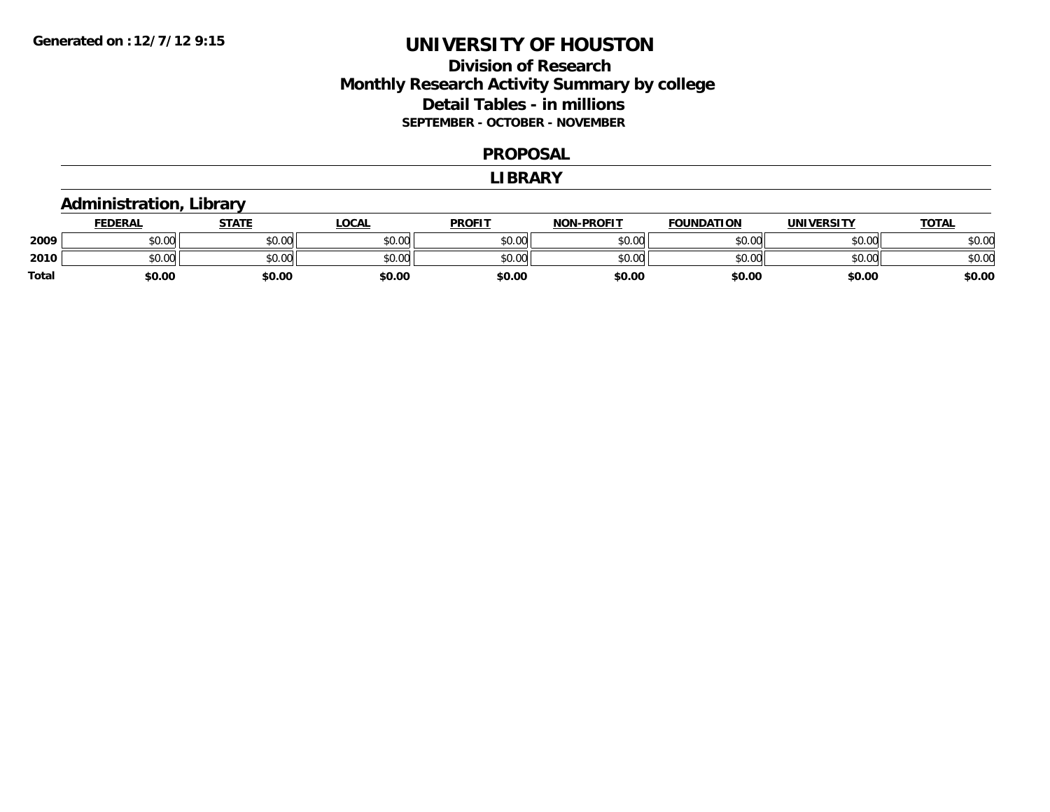**Generated on :12/7/12 9:15**

# UNIVERSITY OF HOUSTON

## Division of Research
## Monthly Research Activity Summary by college
## Detail Tables - in millions
### SEPTEMBER - OCTOBER - NOVEMBER

## PROPOSAL

## LIBRARY

### Administration, Library

| | FEDERAL | STATE | LOCAL | PROFIT | NON-PROFIT | FOUNDATION | UNIVERSITY | TOTAL |
|---|---|---|---|---|---|---|---|---|
| **2009** | $0.00 | $0.00 | $0.00 | $0.00 | $0.00 | $0.00 | $0.00 | $0.00 |
| **2010** | $0.00 | $0.00 | $0.00 | $0.00 | $0.00 | $0.00 | $0.00 | $0.00 |
| **Total** | **$0.00** | **$0.00** | **$0.00** | **$0.00** | **$0.00** | **$0.00** | **$0.00** | **$0.00** |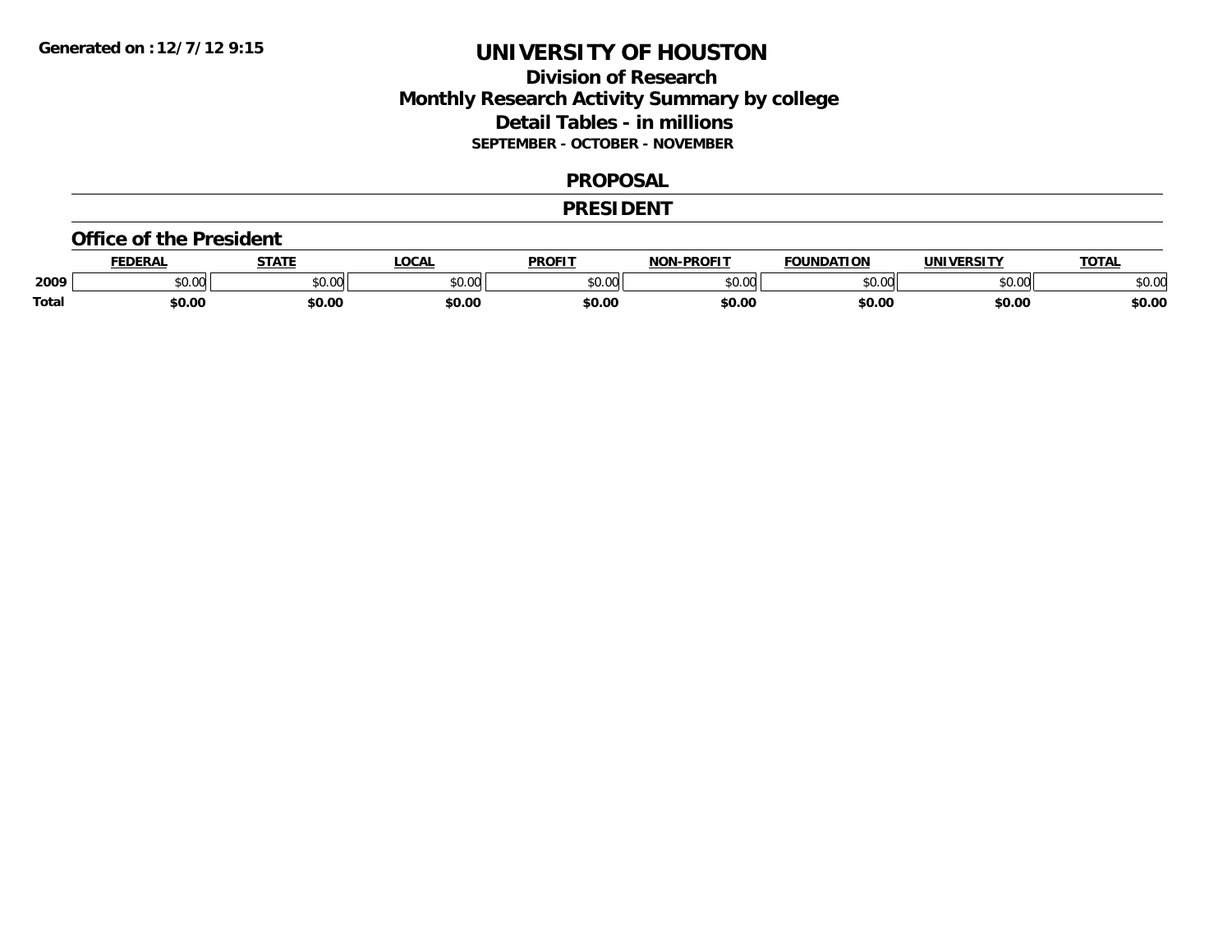Generated on : 12/7/12 9:15

# UNIVERSITY OF HOUSTON

## Division of Research
## Monthly Research Activity Summary by college
## Detail Tables - in millions

**SEPTEMBER - OCTOBER - NOVEMBER**

## PROPOSAL

## PRESIDENT

### Office of the President

| | FEDERAL | STATE | LOCAL | PROFIT | NON-PROFIT | FOUNDATION | UNIVERSITY | TOTAL |
|---|---|---|---|---|---|---|---|---|
| 2009 | $0.00 | $0.00 | $0.00 | $0.00 | $0.00 | $0.00 | $0.00 | $0.00 |
| **Total** | **$0.00** | **$0.00** | **$0.00** | **$0.00** | **$0.00** | **$0.00** | **$0.00** | **$0.00** |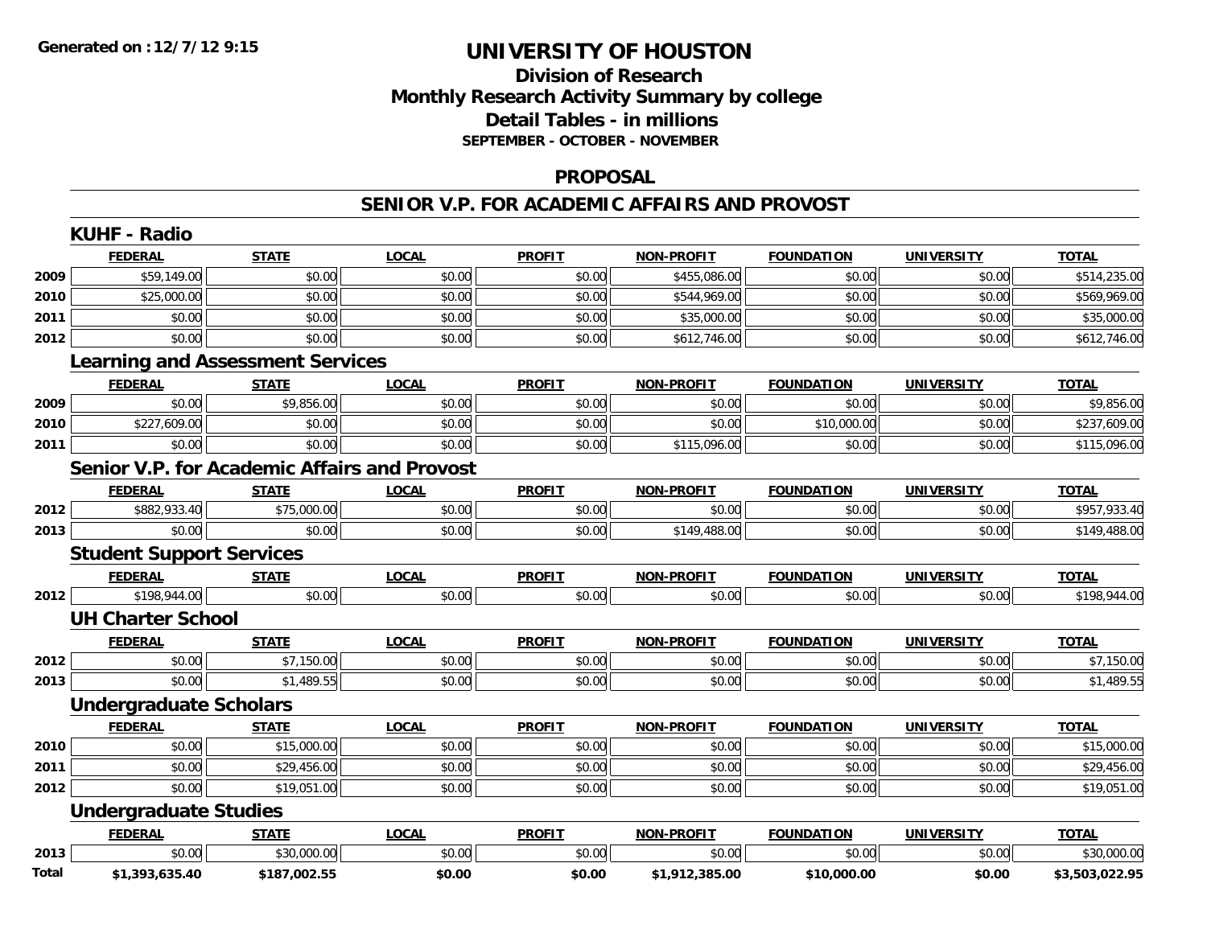**Generated on :12/7/12 9:15**

# UNIVERSITY OF HOUSTON

## Division of Research
## Monthly Research Activity Summary by college
## Detail Tables - in millions
### SEPTEMBER - OCTOBER - NOVEMBER

## PROPOSAL

## SENIOR V.P. FOR ACADEMIC AFFAIRS AND PROVOST

### KUHF - Radio

| | FEDERAL | STATE | LOCAL | PROFIT | NON-PROFIT | FOUNDATION | UNIVERSITY | TOTAL |
|---|---|---|---|---|---|---|---|---|
| 2009 | $59,149.00 | $0.00 | $0.00 | $0.00 | $455,086.00 | $0.00 | $0.00 | $514,235.00 |
| 2010 | $25,000.00 | $0.00 | $0.00 | $0.00 | $544,969.00 | $0.00 | $0.00 | $569,969.00 |
| 2011 | $0.00 | $0.00 | $0.00 | $0.00 | $35,000.00 | $0.00 | $0.00 | $35,000.00 |
| 2012 | $0.00 | $0.00 | $0.00 | $0.00 | $612,746.00 | $0.00 | $0.00 | $612,746.00 |

### Learning and Assessment Services

| | FEDERAL | STATE | LOCAL | PROFIT | NON-PROFIT | FOUNDATION | UNIVERSITY | TOTAL |
|---|---|---|---|---|---|---|---|---|
| 2009 | $0.00 | $9,856.00 | $0.00 | $0.00 | $0.00 | $0.00 | $0.00 | $9,856.00 |
| 2010 | $227,609.00 | $0.00 | $0.00 | $0.00 | $0.00 | $10,000.00 | $0.00 | $237,609.00 |
| 2011 | $0.00 | $0.00 | $0.00 | $0.00 | $115,096.00 | $0.00 | $0.00 | $115,096.00 |

### Senior V.P. for Academic Affairs and Provost

| | FEDERAL | STATE | LOCAL | PROFIT | NON-PROFIT | FOUNDATION | UNIVERSITY | TOTAL |
|---|---|---|---|---|---|---|---|---|
| 2012 | $882,933.40 | $75,000.00 | $0.00 | $0.00 | $0.00 | $0.00 | $0.00 | $957,933.40 |
| 2013 | $0.00 | $0.00 | $0.00 | $0.00 | $149,488.00 | $0.00 | $0.00 | $149,488.00 |

### Student Support Services

| | FEDERAL | STATE | LOCAL | PROFIT | NON-PROFIT | FOUNDATION | UNIVERSITY | TOTAL |
|---|---|---|---|---|---|---|---|---|
| 2012 | $198,944.00 | $0.00 | $0.00 | $0.00 | $0.00 | $0.00 | $0.00 | $198,944.00 |

### UH Charter School

| | FEDERAL | STATE | LOCAL | PROFIT | NON-PROFIT | FOUNDATION | UNIVERSITY | TOTAL |
|---|---|---|---|---|---|---|---|---|
| 2012 | $0.00 | $7,150.00 | $0.00 | $0.00 | $0.00 | $0.00 | $0.00 | $7,150.00 |
| 2013 | $0.00 | $1,489.55 | $0.00 | $0.00 | $0.00 | $0.00 | $0.00 | $1,489.55 |

### Undergraduate Scholars

| | FEDERAL | STATE | LOCAL | PROFIT | NON-PROFIT | FOUNDATION | UNIVERSITY | TOTAL |
|---|---|---|---|---|---|---|---|---|
| 2010 | $0.00 | $15,000.00 | $0.00 | $0.00 | $0.00 | $0.00 | $0.00 | $15,000.00 |
| 2011 | $0.00 | $29,456.00 | $0.00 | $0.00 | $0.00 | $0.00 | $0.00 | $29,456.00 |
| 2012 | $0.00 | $19,051.00 | $0.00 | $0.00 | $0.00 | $0.00 | $0.00 | $19,051.00 |

### Undergraduate Studies

| | FEDERAL | STATE | LOCAL | PROFIT | NON-PROFIT | FOUNDATION | UNIVERSITY | TOTAL |
|---|---|---|---|---|---|---|---|---|
| 2013 | $0.00 | $30,000.00 | $0.00 | $0.00 | $0.00 | $0.00 | $0.00 | $30,000.00 |
| **Total** | **$1,393,635.40** | **$187,002.55** | **$0.00** | **$0.00** | **$1,912,385.00** | **$10,000.00** | **$0.00** | **$3,503,022.95** |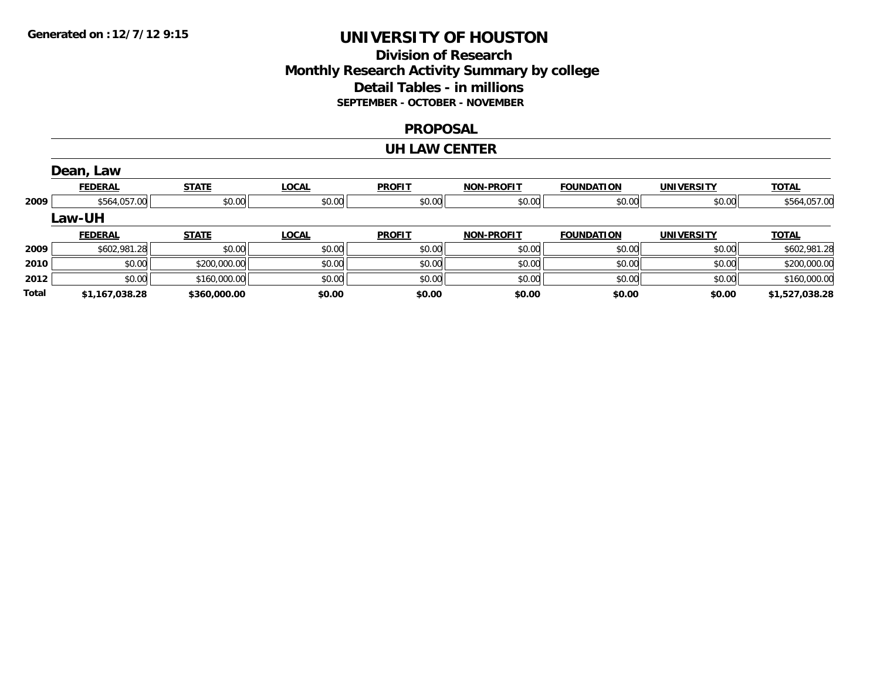Generated on :12/7/12 9:15

# UNIVERSITY OF HOUSTON

## Division of Research
## Monthly Research Activity Summary by college
## Detail Tables - in millions
### SEPTEMBER - OCTOBER - NOVEMBER

## PROPOSAL

## UH LAW CENTER

### Dean, Law

| | FEDERAL | STATE | LOCAL | PROFIT | NON-PROFIT | FOUNDATION | UNIVERSITY | TOTAL |
|---|---|---|---|---|---|---|---|---|
| 2009 | $564,057.00 | $0.00 | $0.00 | $0.00 | $0.00 | $0.00 | $0.00 | $564,057.00 |

### Law-UH

| | FEDERAL | STATE | LOCAL | PROFIT | NON-PROFIT | FOUNDATION | UNIVERSITY | TOTAL |
|---|---|---|---|---|---|---|---|---|
| 2009 | $602,981.28 | $0.00 | $0.00 | $0.00 | $0.00 | $0.00 | $0.00 | $602,981.28 |
| 2010 | $0.00 | $200,000.00 | $0.00 | $0.00 | $0.00 | $0.00 | $0.00 | $200,000.00 |
| 2012 | $0.00 | $160,000.00 | $0.00 | $0.00 | $0.00 | $0.00 | $0.00 | $160,000.00 |
| **Total** | **$1,167,038.28** | **$360,000.00** | **$0.00** | **$0.00** | **$0.00** | **$0.00** | **$0.00** | **$1,527,038.28** |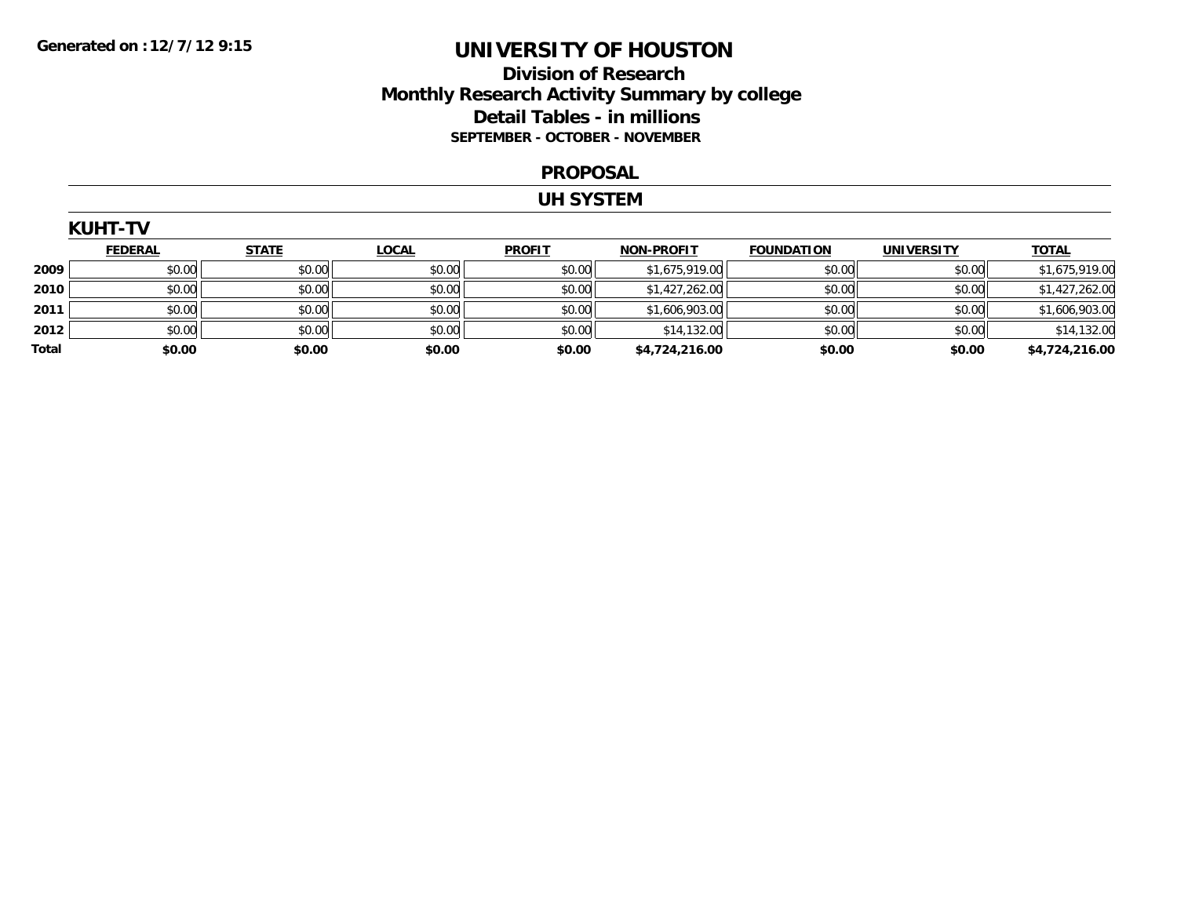Generated on :12/7/12 9:15

# UNIVERSITY OF HOUSTON

## Division of Research
## Monthly Research Activity Summary by college
## Detail Tables - in millions
### SEPTEMBER - OCTOBER - NOVEMBER

### PROPOSAL

### UH SYSTEM

### KUHT-TV

| | FEDERAL | STATE | LOCAL | PROFIT | NON-PROFIT | FOUNDATION | UNIVERSITY | TOTAL |
|---|---|---|---|---|---|---|---|---|
| 2009 | $0.00 | $0.00 | $0.00 | $0.00 | $1,675,919.00 | $0.00 | $0.00 | $1,675,919.00 |
| 2010 | $0.00 | $0.00 | $0.00 | $0.00 | $1,427,262.00 | $0.00 | $0.00 | $1,427,262.00 |
| 2011 | $0.00 | $0.00 | $0.00 | $0.00 | $1,606,903.00 | $0.00 | $0.00 | $1,606,903.00 |
| 2012 | $0.00 | $0.00 | $0.00 | $0.00 | $14,132.00 | $0.00 | $0.00 | $14,132.00 |
| **Total** | **$0.00** | **$0.00** | **$0.00** | **$0.00** | **$4,724,216.00** | **$0.00** | **$0.00** | **$4,724,216.00** |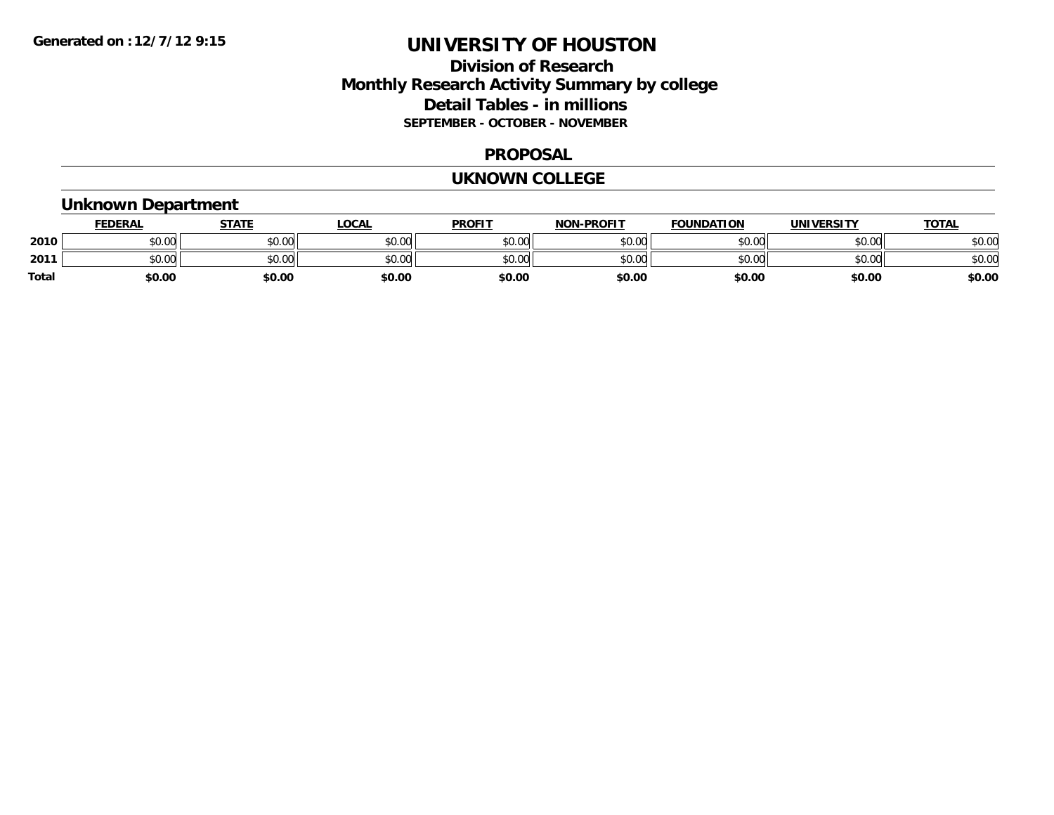Generated on :12/7/12 9:15

# UNIVERSITY OF HOUSTON

## Division of Research
## Monthly Research Activity Summary by college
## Detail Tables - in millions
### SEPTEMBER - OCTOBER - NOVEMBER

### PROPOSAL

### UKNOWN COLLEGE

### Unknown Department

| | FEDERAL | STATE | LOCAL | PROFIT | NON-PROFIT | FOUNDATION | UNIVERSITY | TOTAL |
|---|---|---|---|---|---|---|---|---|
| 2010 | $0.00 | $0.00 | $0.00 | $0.00 | $0.00 | $0.00 | $0.00 | $0.00 |
| 2011 | $0.00 | $0.00 | $0.00 | $0.00 | $0.00 | $0.00 | $0.00 | $0.00 |
| Total | $0.00 | $0.00 | $0.00 | $0.00 | $0.00 | $0.00 | $0.00 | $0.00 |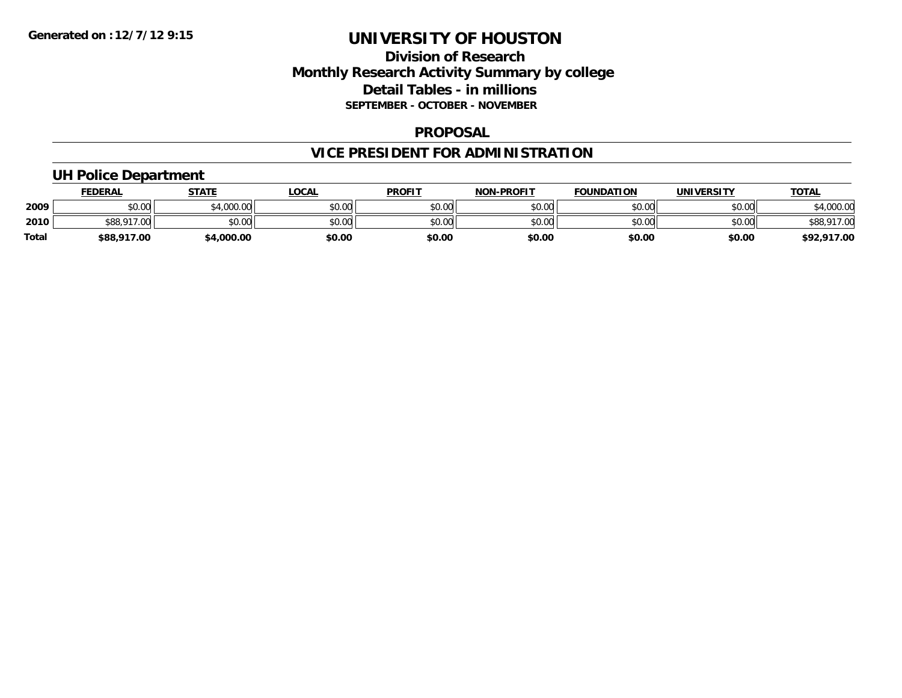Generated on :12/7/12 9:15

# UNIVERSITY OF HOUSTON

## Division of Research
## Monthly Research Activity Summary by college
## Detail Tables - in millions
### SEPTEMBER - OCTOBER - NOVEMBER

## PROPOSAL

## VICE PRESIDENT FOR ADMINISTRATION

### UH Police Department

| | FEDERAL | STATE | LOCAL | PROFIT | NON-PROFIT | FOUNDATION | UNIVERSITY | TOTAL |
|---|---|---|---|---|---|---|---|---|
| 2009 | $0.00 | $4,000.00 | $0.00 | $0.00 | $0.00 | $0.00 | $0.00 | $4,000.00 |
| 2010 | $88,917.00 | $0.00 | $0.00 | $0.00 | $0.00 | $0.00 | $0.00 | $88,917.00 |
| **Total** | **$88,917.00** | **$4,000.00** | **$0.00** | **$0.00** | **$0.00** | **$0.00** | **$0.00** | **$92,917.00** |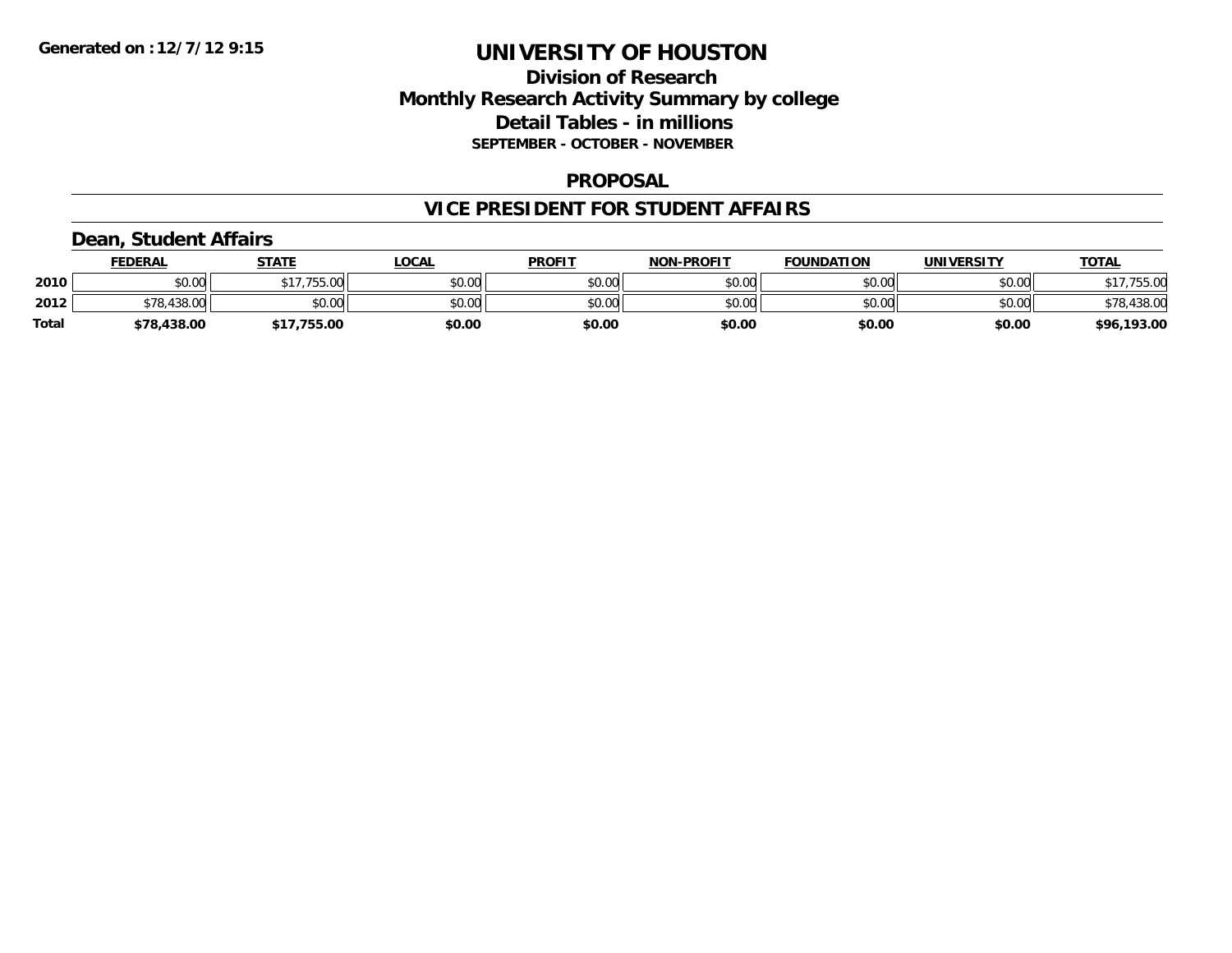**Generated on :12/7/12 9:15**

# UNIVERSITY OF HOUSTON

## Division of Research
## Monthly Research Activity Summary by college
## Detail Tables - in millions
### SEPTEMBER - OCTOBER - NOVEMBER

### PROPOSAL

### VICE PRESIDENT FOR STUDENT AFFAIRS

#### Dean, Student Affairs

| | FEDERAL | STATE | LOCAL | PROFIT | NON-PROFIT | FOUNDATION | UNIVERSITY | TOTAL |
|---|---|---|---|---|---|---|---|---|
| 2010 | $0.00 | $17,755.00 | $0.00 | $0.00 | $0.00 | $0.00 | $0.00 | $17,755.00 |
| 2012 | $78,438.00 | $0.00 | $0.00 | $0.00 | $0.00 | $0.00 | $0.00 | $78,438.00 |
| **Total** | **$78,438.00** | **$17,755.00** | **$0.00** | **$0.00** | **$0.00** | **$0.00** | **$0.00** | **$96,193.00** |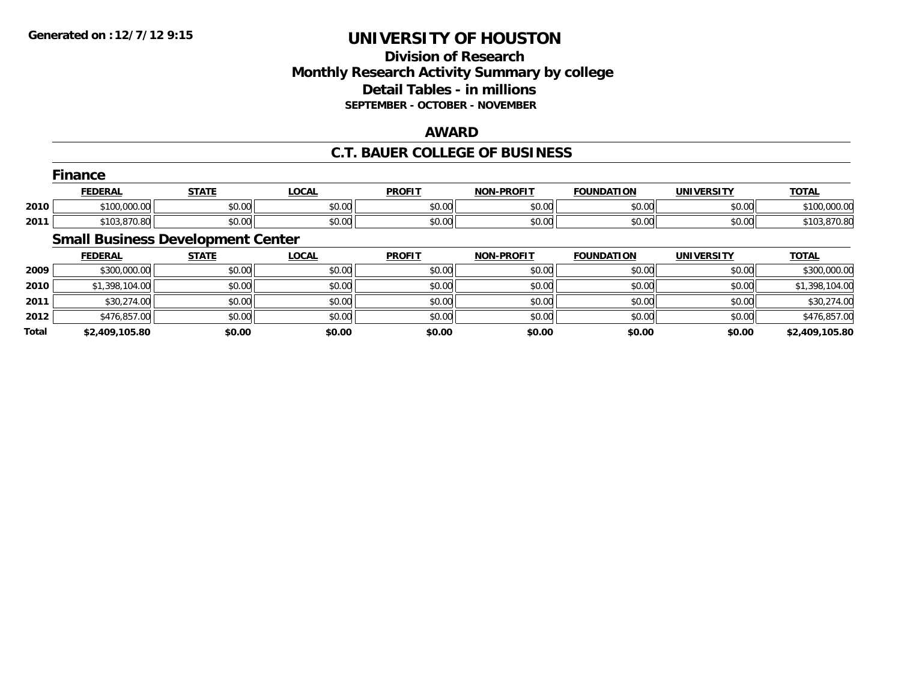# UNIVERSITY OF HOUSTON

## Division of Research
## Monthly Research Activity Summary by college
## Detail Tables - in millions
### SEPTEMBER - OCTOBER - NOVEMBER

## AWARD

## C.T. BAUER COLLEGE OF BUSINESS

### Finance

| | FEDERAL | STATE | LOCAL | PROFIT | NON-PROFIT | FOUNDATION | UNIVERSITY | TOTAL |
|---|---|---|---|---|---|---|---|---|
| 2010 | $100,000.00 | $0.00 | $0.00 | $0.00 | $0.00 | $0.00 | $0.00 | $100,000.00 |
| 2011 | $103,870.80 | $0.00 | $0.00 | $0.00 | $0.00 | $0.00 | $0.00 | $103,870.80 |

### Small Business Development Center

| | FEDERAL | STATE | LOCAL | PROFIT | NON-PROFIT | FOUNDATION | UNIVERSITY | TOTAL |
|---|---|---|---|---|---|---|---|---|
| 2009 | $300,000.00 | $0.00 | $0.00 | $0.00 | $0.00 | $0.00 | $0.00 | $300,000.00 |
| 2010 | $1,398,104.00 | $0.00 | $0.00 | $0.00 | $0.00 | $0.00 | $0.00 | $1,398,104.00 |
| 2011 | $30,274.00 | $0.00 | $0.00 | $0.00 | $0.00 | $0.00 | $0.00 | $30,274.00 |
| 2012 | $476,857.00 | $0.00 | $0.00 | $0.00 | $0.00 | $0.00 | $0.00 | $476,857.00 |
| **Total** | **$2,409,105.80** | **$0.00** | **$0.00** | **$0.00** | **$0.00** | **$0.00** | **$0.00** | **$2,409,105.80** |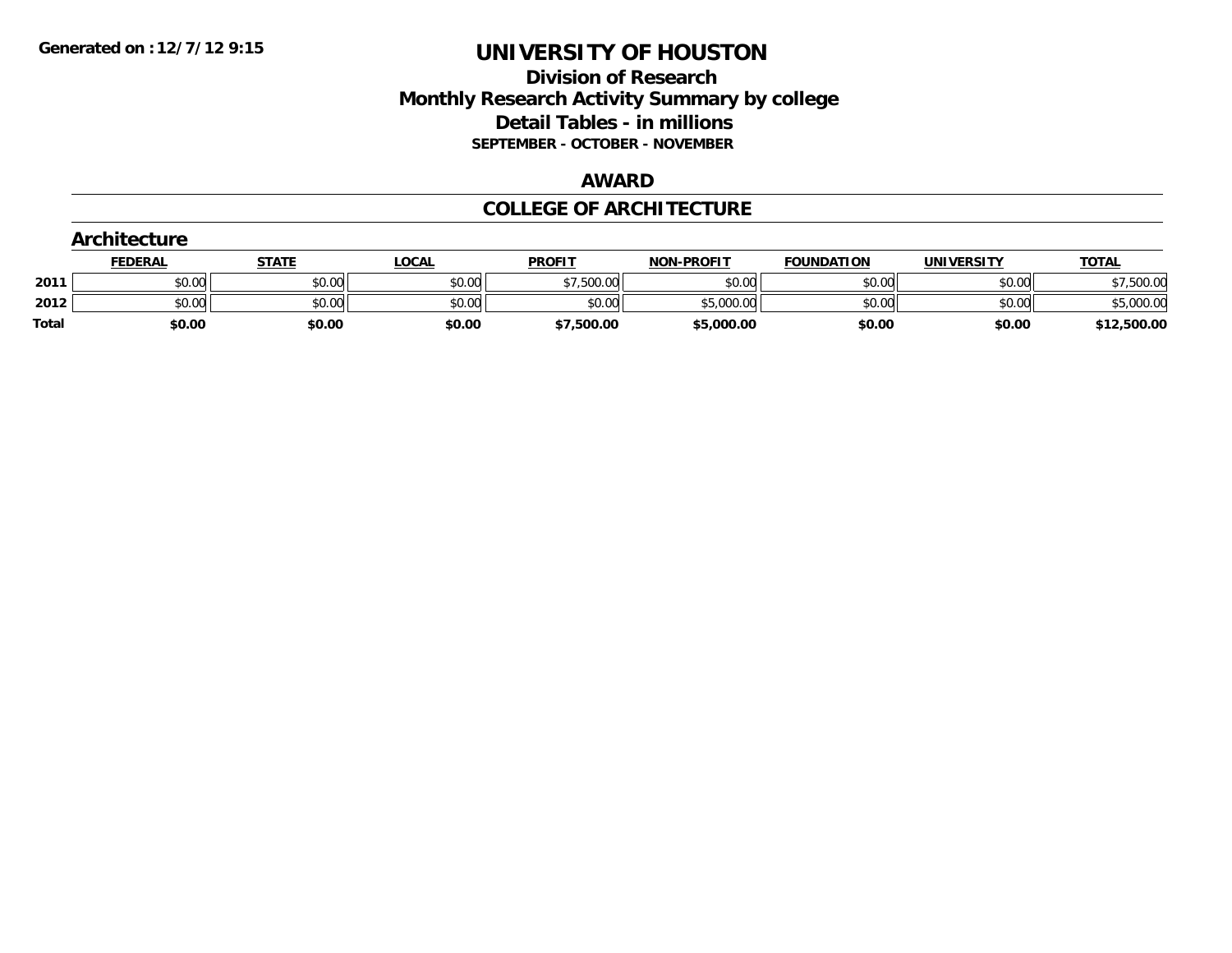Generated on :12/7/12 9:15

# UNIVERSITY OF HOUSTON

## Division of Research
## Monthly Research Activity Summary by college
## Detail Tables - in millions
### SEPTEMBER - OCTOBER - NOVEMBER

## AWARD

## COLLEGE OF ARCHITECTURE

### Architecture

| | FEDERAL | STATE | LOCAL | PROFIT | NON-PROFIT | FOUNDATION | UNIVERSITY | TOTAL |
|---|---|---|---|---|---|---|---|---|
| 2011 | $0.00 | $0.00 | $0.00 | $7,500.00 | $0.00 | $0.00 | $0.00 | $7,500.00 |
| 2012 | $0.00 | $0.00 | $0.00 | $0.00 | $5,000.00 | $0.00 | $0.00 | $5,000.00 |
| **Total** | **$0.00** | **$0.00** | **$0.00** | **$7,500.00** | **$5,000.00** | **$0.00** | **$0.00** | **$12,500.00** |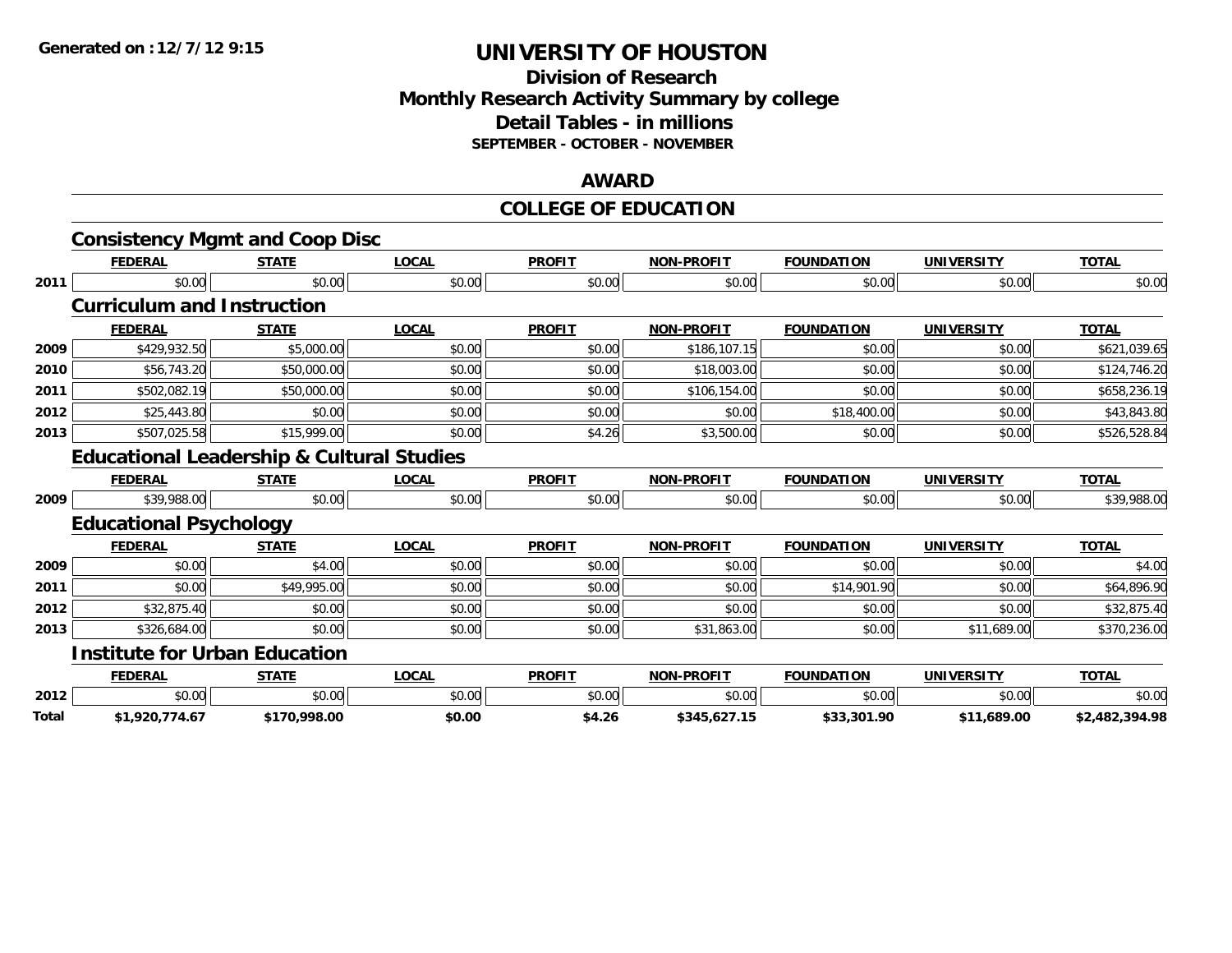**Generated on :12/7/12 9:15**

# UNIVERSITY OF HOUSTON

## Division of Research
## Monthly Research Activity Summary by college
## Detail Tables - in millions
### SEPTEMBER - OCTOBER - NOVEMBER

## AWARD

## COLLEGE OF EDUCATION

### Consistency Mgmt and Coop Disc

| | FEDERAL | STATE | LOCAL | PROFIT | NON-PROFIT | FOUNDATION | UNIVERSITY | TOTAL |
|---|---|---|---|---|---|---|---|---|
| 2011 | $0.00 | $0.00 | $0.00 | $0.00 | $0.00 | $0.00 | $0.00 | $0.00 |

### Curriculum and Instruction

| | FEDERAL | STATE | LOCAL | PROFIT | NON-PROFIT | FOUNDATION | UNIVERSITY | TOTAL |
|---|---|---|---|---|---|---|---|---|
| 2009 | $429,932.50 | $5,000.00 | $0.00 | $0.00 | $186,107.15 | $0.00 | $0.00 | $621,039.65 |
| 2010 | $56,743.20 | $50,000.00 | $0.00 | $0.00 | $18,003.00 | $0.00 | $0.00 | $124,746.20 |
| 2011 | $502,082.19 | $50,000.00 | $0.00 | $0.00 | $106,154.00 | $0.00 | $0.00 | $658,236.19 |
| 2012 | $25,443.80 | $0.00 | $0.00 | $0.00 | $0.00 | $18,400.00 | $0.00 | $43,843.80 |
| 2013 | $507,025.58 | $15,999.00 | $0.00 | $4.26 | $3,500.00 | $0.00 | $0.00 | $526,528.84 |

### Educational Leadership & Cultural Studies

| | FEDERAL | STATE | LOCAL | PROFIT | NON-PROFIT | FOUNDATION | UNIVERSITY | TOTAL |
|---|---|---|---|---|---|---|---|---|
| 2009 | $39,988.00 | $0.00 | $0.00 | $0.00 | $0.00 | $0.00 | $0.00 | $39,988.00 |

### Educational Psychology

| | FEDERAL | STATE | LOCAL | PROFIT | NON-PROFIT | FOUNDATION | UNIVERSITY | TOTAL |
|---|---|---|---|---|---|---|---|---|
| 2009 | $0.00 | $4.00 | $0.00 | $0.00 | $0.00 | $0.00 | $0.00 | $4.00 |
| 2011 | $0.00 | $49,995.00 | $0.00 | $0.00 | $0.00 | $14,901.90 | $0.00 | $64,896.90 |
| 2012 | $32,875.40 | $0.00 | $0.00 | $0.00 | $0.00 | $0.00 | $0.00 | $32,875.40 |
| 2013 | $326,684.00 | $0.00 | $0.00 | $0.00 | $31,863.00 | $0.00 | $11,689.00 | $370,236.00 |

### Institute for Urban Education

| | FEDERAL | STATE | LOCAL | PROFIT | NON-PROFIT | FOUNDATION | UNIVERSITY | TOTAL |
|---|---|---|---|---|---|---|---|---|
| 2012 | $0.00 | $0.00 | $0.00 | $0.00 | $0.00 | $0.00 | $0.00 | $0.00 |
| **Total** | **$1,920,774.67** | **$170,998.00** | **$0.00** | **$4.26** | **$345,627.15** | **$33,301.90** | **$11,689.00** | **$2,482,394.98** |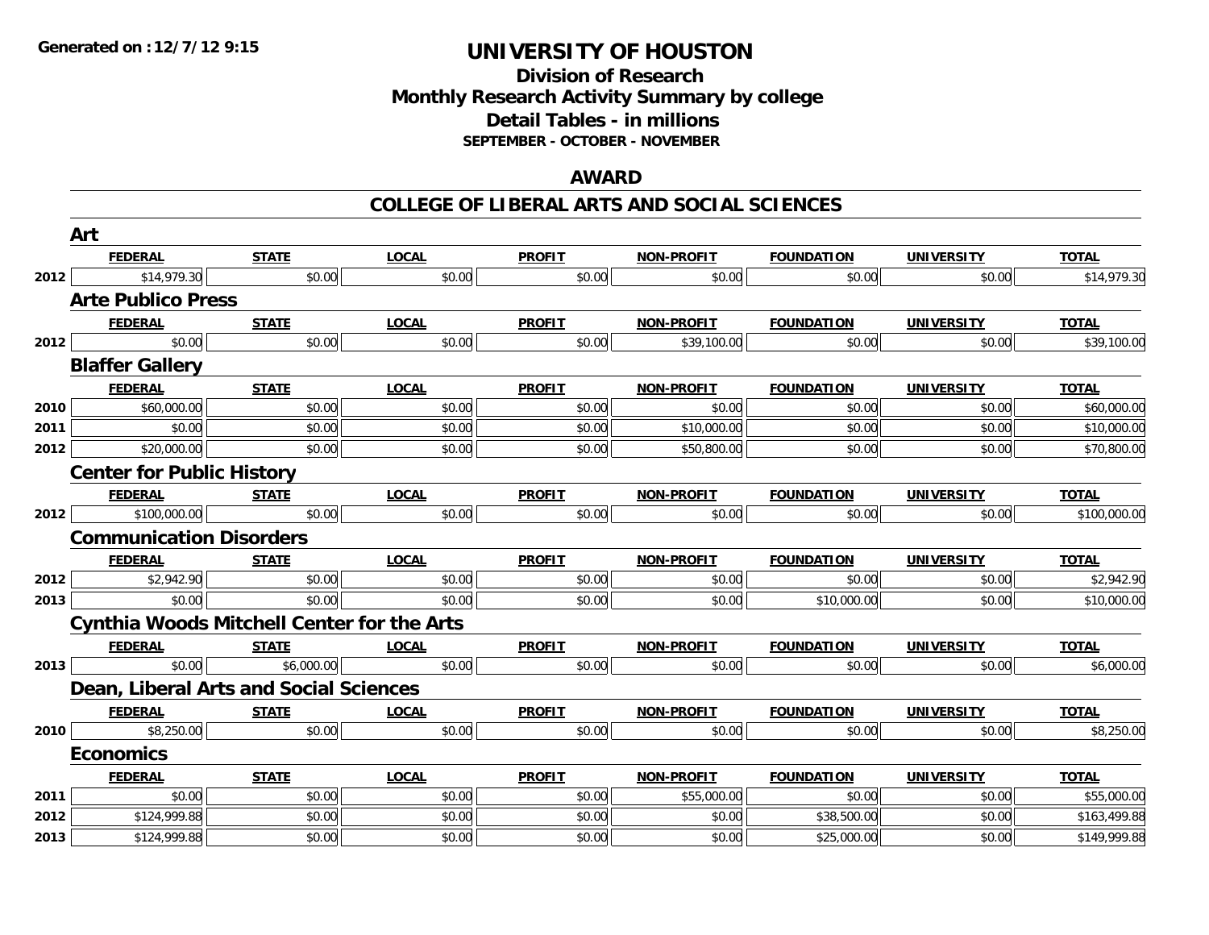Generated on :12/7/12 9:15

# UNIVERSITY OF HOUSTON

## Division of Research
## Monthly Research Activity Summary by college
## Detail Tables - in millions
### SEPTEMBER - OCTOBER - NOVEMBER

## AWARD

## COLLEGE OF LIBERAL ARTS AND SOCIAL SCIENCES

### Art

| | FEDERAL | STATE | LOCAL | PROFIT | NON-PROFIT | FOUNDATION | UNIVERSITY | TOTAL |
|---|---|---|---|---|---|---|---|---|
| 2012 | $14,979.30 | $0.00 | $0.00 | $0.00 | $0.00 | $0.00 | $0.00 | $14,979.30 |

### Arte Publico Press

| | FEDERAL | STATE | LOCAL | PROFIT | NON-PROFIT | FOUNDATION | UNIVERSITY | TOTAL |
|---|---|---|---|---|---|---|---|---|
| 2012 | $0.00 | $0.00 | $0.00 | $0.00 | $39,100.00 | $0.00 | $0.00 | $39,100.00 |

### Blaffer Gallery

| | FEDERAL | STATE | LOCAL | PROFIT | NON-PROFIT | FOUNDATION | UNIVERSITY | TOTAL |
|---|---|---|---|---|---|---|---|---|
| 2010 | $60,000.00 | $0.00 | $0.00 | $0.00 | $0.00 | $0.00 | $0.00 | $60,000.00 |
| 2011 | $0.00 | $0.00 | $0.00 | $0.00 | $10,000.00 | $0.00 | $0.00 | $10,000.00 |
| 2012 | $20,000.00 | $0.00 | $0.00 | $0.00 | $50,800.00 | $0.00 | $0.00 | $70,800.00 |

### Center for Public History

| | FEDERAL | STATE | LOCAL | PROFIT | NON-PROFIT | FOUNDATION | UNIVERSITY | TOTAL |
|---|---|---|---|---|---|---|---|---|
| 2012 | $100,000.00 | $0.00 | $0.00 | $0.00 | $0.00 | $0.00 | $0.00 | $100,000.00 |

### Communication Disorders

| | FEDERAL | STATE | LOCAL | PROFIT | NON-PROFIT | FOUNDATION | UNIVERSITY | TOTAL |
|---|---|---|---|---|---|---|---|---|
| 2012 | $2,942.90 | $0.00 | $0.00 | $0.00 | $0.00 | $0.00 | $0.00 | $2,942.90 |
| 2013 | $0.00 | $0.00 | $0.00 | $0.00 | $0.00 | $10,000.00 | $0.00 | $10,000.00 |

### Cynthia Woods Mitchell Center for the Arts

| | FEDERAL | STATE | LOCAL | PROFIT | NON-PROFIT | FOUNDATION | UNIVERSITY | TOTAL |
|---|---|---|---|---|---|---|---|---|
| 2013 | $0.00 | $6,000.00 | $0.00 | $0.00 | $0.00 | $0.00 | $0.00 | $6,000.00 |

### Dean, Liberal Arts and Social Sciences

| | FEDERAL | STATE | LOCAL | PROFIT | NON-PROFIT | FOUNDATION | UNIVERSITY | TOTAL |
|---|---|---|---|---|---|---|---|---|
| 2010 | $8,250.00 | $0.00 | $0.00 | $0.00 | $0.00 | $0.00 | $0.00 | $8,250.00 |

### Economics

| | FEDERAL | STATE | LOCAL | PROFIT | NON-PROFIT | FOUNDATION | UNIVERSITY | TOTAL |
|---|---|---|---|---|---|---|---|---|
| 2011 | $0.00 | $0.00 | $0.00 | $0.00 | $55,000.00 | $0.00 | $0.00 | $55,000.00 |
| 2012 | $124,999.88 | $0.00 | $0.00 | $0.00 | $0.00 | $38,500.00 | $0.00 | $163,499.88 |
| 2013 | $124,999.88 | $0.00 | $0.00 | $0.00 | $0.00 | $25,000.00 | $0.00 | $149,999.88 |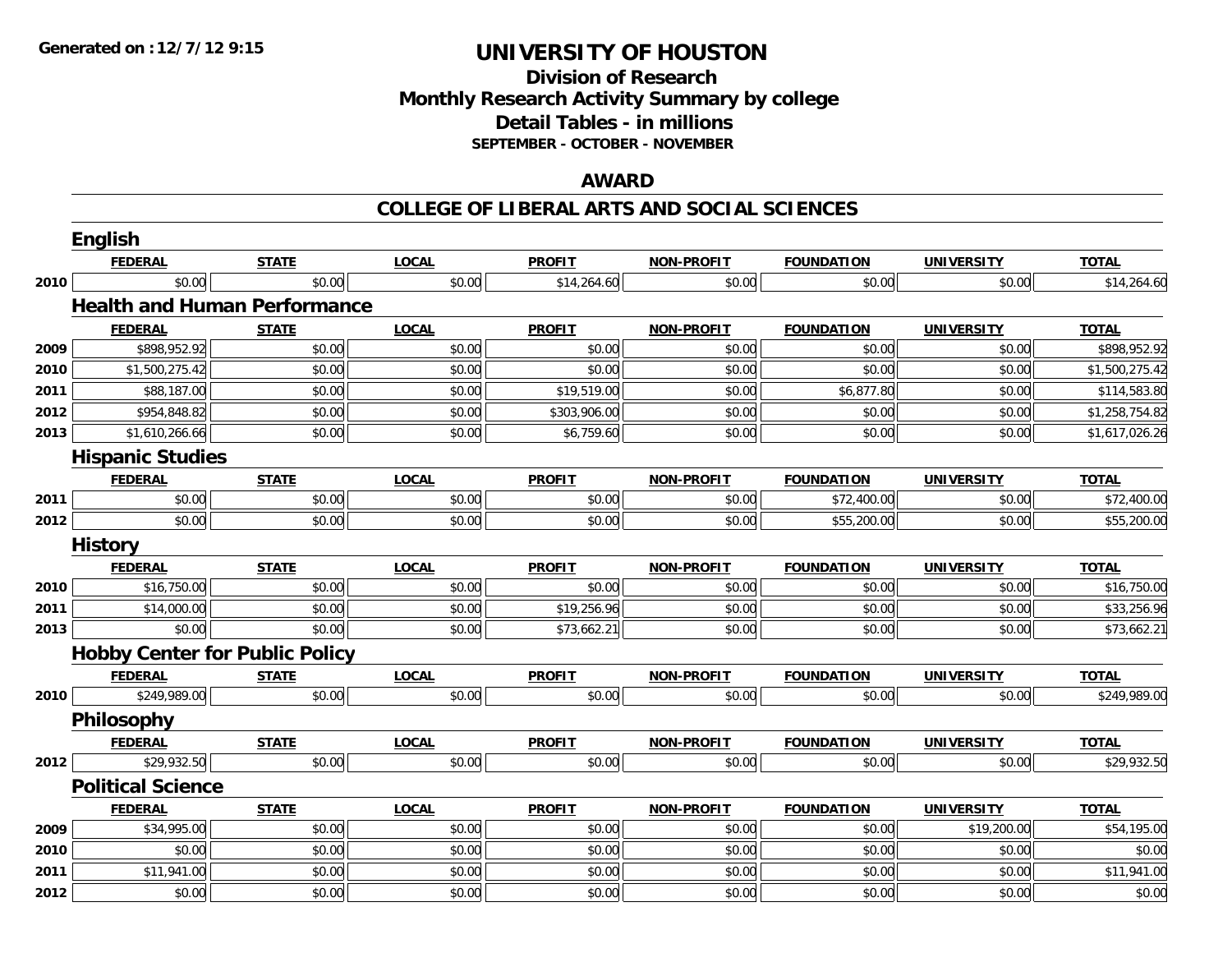Generated on :12/7/12 9:15

# UNIVERSITY OF HOUSTON

## Division of Research
## Monthly Research Activity Summary by college
## Detail Tables - in millions
### SEPTEMBER - OCTOBER - NOVEMBER

## AWARD

## COLLEGE OF LIBERAL ARTS AND SOCIAL SCIENCES

### English

| | FEDERAL | STATE | LOCAL | PROFIT | NON-PROFIT | FOUNDATION | UNIVERSITY | TOTAL |
|---|---|---|---|---|---|---|---|---|
| 2010 | $0.00 | $0.00 | $0.00 | $14,264.60 | $0.00 | $0.00 | $0.00 | $14,264.60 |

### Health and Human Performance

| | FEDERAL | STATE | LOCAL | PROFIT | NON-PROFIT | FOUNDATION | UNIVERSITY | TOTAL |
|---|---|---|---|---|---|---|---|---|
| 2009 | $898,952.92 | $0.00 | $0.00 | $0.00 | $0.00 | $0.00 | $0.00 | $898,952.92 |
| 2010 | $1,500,275.42 | $0.00 | $0.00 | $0.00 | $0.00 | $0.00 | $0.00 | $1,500,275.42 |
| 2011 | $88,187.00 | $0.00 | $0.00 | $19,519.00 | $0.00 | $6,877.80 | $0.00 | $114,583.80 |
| 2012 | $954,848.82 | $0.00 | $0.00 | $303,906.00 | $0.00 | $0.00 | $0.00 | $1,258,754.82 |
| 2013 | $1,610,266.66 | $0.00 | $0.00 | $6,759.60 | $0.00 | $0.00 | $0.00 | $1,617,026.26 |

### Hispanic Studies

| | FEDERAL | STATE | LOCAL | PROFIT | NON-PROFIT | FOUNDATION | UNIVERSITY | TOTAL |
|---|---|---|---|---|---|---|---|---|
| 2011 | $0.00 | $0.00 | $0.00 | $0.00 | $0.00 | $72,400.00 | $0.00 | $72,400.00 |
| 2012 | $0.00 | $0.00 | $0.00 | $0.00 | $0.00 | $55,200.00 | $0.00 | $55,200.00 |

### History

| | FEDERAL | STATE | LOCAL | PROFIT | NON-PROFIT | FOUNDATION | UNIVERSITY | TOTAL |
|---|---|---|---|---|---|---|---|---|
| 2010 | $16,750.00 | $0.00 | $0.00 | $0.00 | $0.00 | $0.00 | $0.00 | $16,750.00 |
| 2011 | $14,000.00 | $0.00 | $0.00 | $19,256.96 | $0.00 | $0.00 | $0.00 | $33,256.96 |
| 2013 | $0.00 | $0.00 | $0.00 | $73,662.21 | $0.00 | $0.00 | $0.00 | $73,662.21 |

### Hobby Center for Public Policy

| | FEDERAL | STATE | LOCAL | PROFIT | NON-PROFIT | FOUNDATION | UNIVERSITY | TOTAL |
|---|---|---|---|---|---|---|---|---|
| 2010 | $249,989.00 | $0.00 | $0.00 | $0.00 | $0.00 | $0.00 | $0.00 | $249,989.00 |

### Philosophy

| | FEDERAL | STATE | LOCAL | PROFIT | NON-PROFIT | FOUNDATION | UNIVERSITY | TOTAL |
|---|---|---|---|---|---|---|---|---|
| 2012 | $29,932.50 | $0.00 | $0.00 | $0.00 | $0.00 | $0.00 | $0.00 | $29,932.50 |

### Political Science

| | FEDERAL | STATE | LOCAL | PROFIT | NON-PROFIT | FOUNDATION | UNIVERSITY | TOTAL |
|---|---|---|---|---|---|---|---|---|
| 2009 | $34,995.00 | $0.00 | $0.00 | $0.00 | $0.00 | $0.00 | $19,200.00 | $54,195.00 |
| 2010 | $0.00 | $0.00 | $0.00 | $0.00 | $0.00 | $0.00 | $0.00 | $0.00 |
| 2011 | $11,941.00 | $0.00 | $0.00 | $0.00 | $0.00 | $0.00 | $0.00 | $11,941.00 |
| 2012 | $0.00 | $0.00 | $0.00 | $0.00 | $0.00 | $0.00 | $0.00 | $0.00 |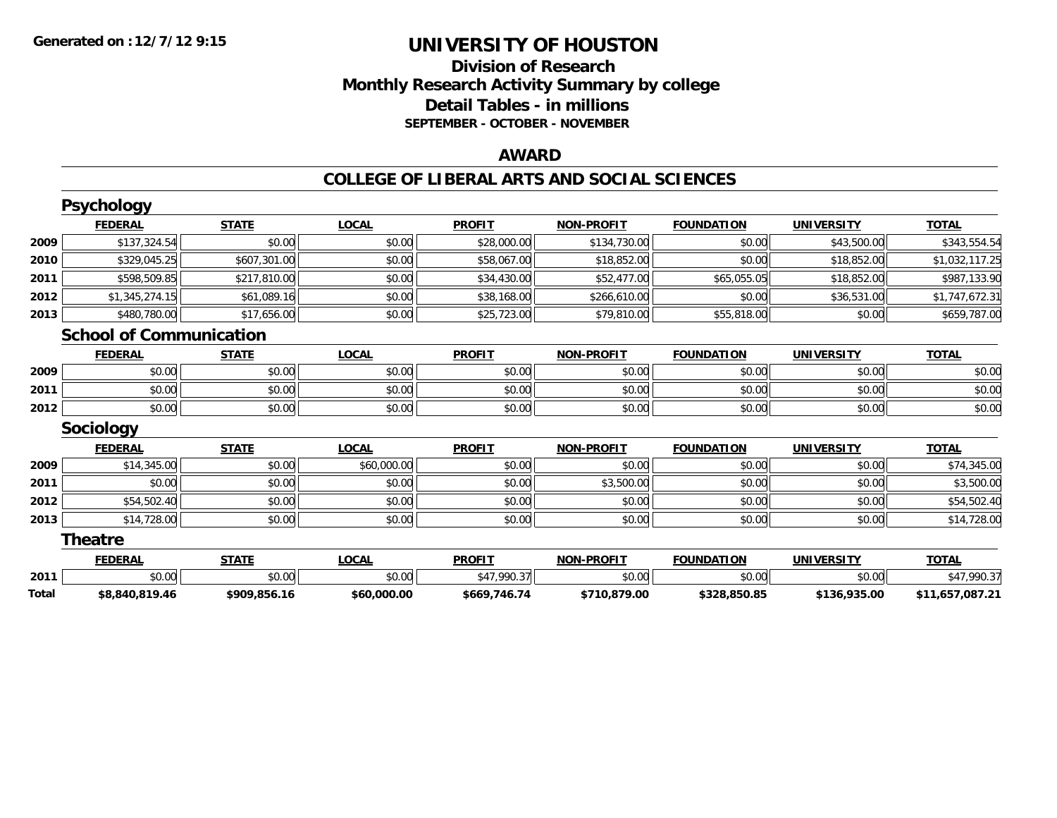Generated on :12/7/12 9:15

# UNIVERSITY OF HOUSTON

## Division of Research
## Monthly Research Activity Summary by college
## Detail Tables - in millions
### SEPTEMBER - OCTOBER - NOVEMBER

## AWARD

## COLLEGE OF LIBERAL ARTS AND SOCIAL SCIENCES

### Psychology

| | FEDERAL | STATE | LOCAL | PROFIT | NON-PROFIT | FOUNDATION | UNIVERSITY | TOTAL |
|---|---|---|---|---|---|---|---|---|
| 2009 | $137,324.54 | $0.00 | $0.00 | $28,000.00 | $134,730.00 | $0.00 | $43,500.00 | $343,554.54 |
| 2010 | $329,045.25 | $607,301.00 | $0.00 | $58,067.00 | $18,852.00 | $0.00 | $18,852.00 | $1,032,117.25 |
| 2011 | $598,509.85 | $217,810.00 | $0.00 | $34,430.00 | $52,477.00 | $65,055.05 | $18,852.00 | $987,133.90 |
| 2012 | $1,345,274.15 | $61,089.16 | $0.00 | $38,168.00 | $266,610.00 | $0.00 | $36,531.00 | $1,747,672.31 |
| 2013 | $480,780.00 | $17,656.00 | $0.00 | $25,723.00 | $79,810.00 | $55,818.00 | $0.00 | $659,787.00 |

### School of Communication

| | FEDERAL | STATE | LOCAL | PROFIT | NON-PROFIT | FOUNDATION | UNIVERSITY | TOTAL |
|---|---|---|---|---|---|---|---|---|
| 2009 | $0.00 | $0.00 | $0.00 | $0.00 | $0.00 | $0.00 | $0.00 | $0.00 |
| 2011 | $0.00 | $0.00 | $0.00 | $0.00 | $0.00 | $0.00 | $0.00 | $0.00 |
| 2012 | $0.00 | $0.00 | $0.00 | $0.00 | $0.00 | $0.00 | $0.00 | $0.00 |

### Sociology

| | FEDERAL | STATE | LOCAL | PROFIT | NON-PROFIT | FOUNDATION | UNIVERSITY | TOTAL |
|---|---|---|---|---|---|---|---|---|
| 2009 | $14,345.00 | $0.00 | $60,000.00 | $0.00 | $0.00 | $0.00 | $0.00 | $74,345.00 |
| 2011 | $0.00 | $0.00 | $0.00 | $0.00 | $3,500.00 | $0.00 | $0.00 | $3,500.00 |
| 2012 | $54,502.40 | $0.00 | $0.00 | $0.00 | $0.00 | $0.00 | $0.00 | $54,502.40 |
| 2013 | $14,728.00 | $0.00 | $0.00 | $0.00 | $0.00 | $0.00 | $0.00 | $14,728.00 |

### Theatre

| | FEDERAL | STATE | LOCAL | PROFIT | NON-PROFIT | FOUNDATION | UNIVERSITY | TOTAL |
|---|---|---|---|---|---|---|---|---|
| 2011 | $0.00 | $0.00 | $0.00 | $47,990.37 | $0.00 | $0.00 | $0.00 | $47,990.37 |
| **Total** | **$8,840,819.46** | **$909,856.16** | **$60,000.00** | **$669,746.74** | **$710,879.00** | **$328,850.85** | **$136,935.00** | **$11,657,087.21** |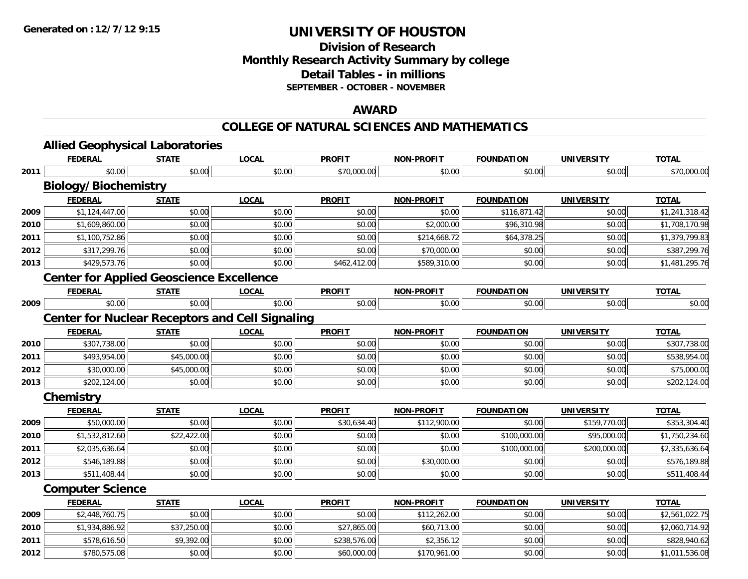**Generated on :12/7/12 9:15**

# UNIVERSITY OF HOUSTON

## Division of Research
## Monthly Research Activity Summary by college
## Detail Tables - in millions
**SEPTEMBER - OCTOBER - NOVEMBER**

## AWARD

## COLLEGE OF NATURAL SCIENCES AND MATHEMATICS

### Allied Geophysical Laboratories

| | FEDERAL | STATE | LOCAL | PROFIT | NON-PROFIT | FOUNDATION | UNIVERSITY | TOTAL |
|---|---|---|---|---|---|---|---|---|
| 2011 | $0.00 | $0.00 | $0.00 | $70,000.00 | $0.00 | $0.00 | $0.00 | $70,000.00 |

### Biology/Biochemistry

| | FEDERAL | STATE | LOCAL | PROFIT | NON-PROFIT | FOUNDATION | UNIVERSITY | TOTAL |
|---|---|---|---|---|---|---|---|---|
| 2009 | $1,124,447.00 | $0.00 | $0.00 | $0.00 | $0.00 | $116,871.42 | $0.00 | $1,241,318.42 |
| 2010 | $1,609,860.00 | $0.00 | $0.00 | $0.00 | $2,000.00 | $96,310.98 | $0.00 | $1,708,170.98 |
| 2011 | $1,100,752.86 | $0.00 | $0.00 | $0.00 | $214,668.72 | $64,378.25 | $0.00 | $1,379,799.83 |
| 2012 | $317,299.76 | $0.00 | $0.00 | $0.00 | $70,000.00 | $0.00 | $0.00 | $387,299.76 |
| 2013 | $429,573.76 | $0.00 | $0.00 | $462,412.00 | $589,310.00 | $0.00 | $0.00 | $1,481,295.76 |

### Center for Applied Geoscience Excellence

| | FEDERAL | STATE | LOCAL | PROFIT | NON-PROFIT | FOUNDATION | UNIVERSITY | TOTAL |
|---|---|---|---|---|---|---|---|---|
| 2009 | $0.00 | $0.00 | $0.00 | $0.00 | $0.00 | $0.00 | $0.00 | $0.00 |

### Center for Nuclear Receptors and Cell Signaling

| | FEDERAL | STATE | LOCAL | PROFIT | NON-PROFIT | FOUNDATION | UNIVERSITY | TOTAL |
|---|---|---|---|---|---|---|---|---|
| 2010 | $307,738.00 | $0.00 | $0.00 | $0.00 | $0.00 | $0.00 | $0.00 | $307,738.00 |
| 2011 | $493,954.00 | $45,000.00 | $0.00 | $0.00 | $0.00 | $0.00 | $0.00 | $538,954.00 |
| 2012 | $30,000.00 | $45,000.00 | $0.00 | $0.00 | $0.00 | $0.00 | $0.00 | $75,000.00 |
| 2013 | $202,124.00 | $0.00 | $0.00 | $0.00 | $0.00 | $0.00 | $0.00 | $202,124.00 |

### Chemistry

| | FEDERAL | STATE | LOCAL | PROFIT | NON-PROFIT | FOUNDATION | UNIVERSITY | TOTAL |
|---|---|---|---|---|---|---|---|---|
| 2009 | $50,000.00 | $0.00 | $0.00 | $30,634.40 | $112,900.00 | $0.00 | $159,770.00 | $353,304.40 |
| 2010 | $1,532,812.60 | $22,422.00 | $0.00 | $0.00 | $0.00 | $100,000.00 | $95,000.00 | $1,750,234.60 |
| 2011 | $2,035,636.64 | $0.00 | $0.00 | $0.00 | $0.00 | $100,000.00 | $200,000.00 | $2,335,636.64 |
| 2012 | $546,189.88 | $0.00 | $0.00 | $0.00 | $30,000.00 | $0.00 | $0.00 | $576,189.88 |
| 2013 | $511,408.44 | $0.00 | $0.00 | $0.00 | $0.00 | $0.00 | $0.00 | $511,408.44 |

### Computer Science

| | FEDERAL | STATE | LOCAL | PROFIT | NON-PROFIT | FOUNDATION | UNIVERSITY | TOTAL |
|---|---|---|---|---|---|---|---|---|
| 2009 | $2,448,760.75 | $0.00 | $0.00 | $0.00 | $112,262.00 | $0.00 | $0.00 | $2,561,022.75 |
| 2010 | $1,934,886.92 | $37,250.00 | $0.00 | $27,865.00 | $60,713.00 | $0.00 | $0.00 | $2,060,714.92 |
| 2011 | $578,616.50 | $9,392.00 | $0.00 | $238,576.00 | $2,356.12 | $0.00 | $0.00 | $828,940.62 |
| 2012 | $780,575.08 | $0.00 | $0.00 | $60,000.00 | $170,961.00 | $0.00 | $0.00 | $1,011,536.08 |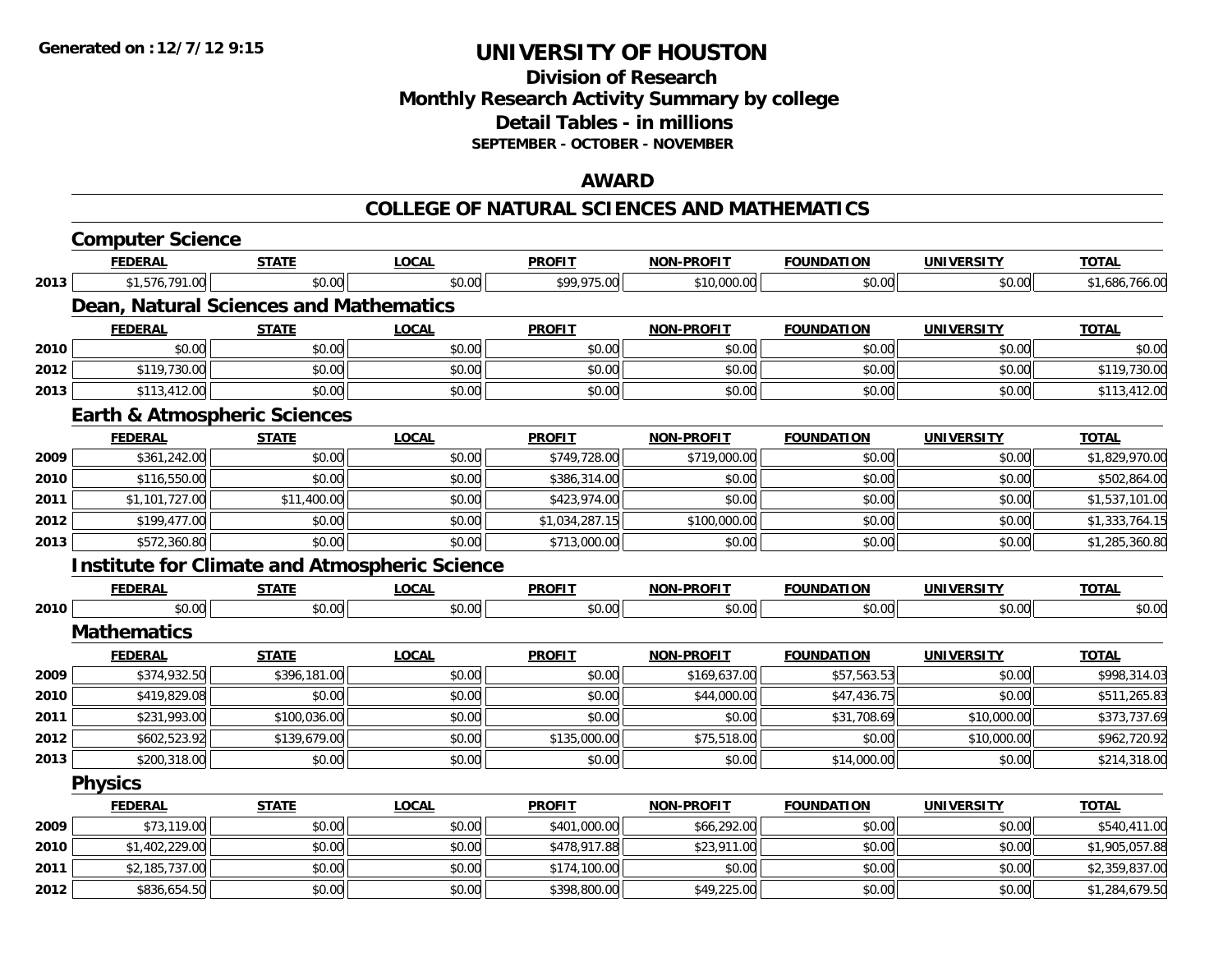# UNIVERSITY OF HOUSTON

## Division of Research
## Monthly Research Activity Summary by college
## Detail Tables - in millions
### SEPTEMBER - OCTOBER - NOVEMBER

Generated on : 12/7/12 9:15

## AWARD

## COLLEGE OF NATURAL SCIENCES AND MATHEMATICS

### Computer Science

| | FEDERAL | STATE | LOCAL | PROFIT | NON-PROFIT | FOUNDATION | UNIVERSITY | TOTAL |
|---|---|---|---|---|---|---|---|---|
| 2013 | $1,576,791.00 | $0.00 | $0.00 | $99,975.00 | $10,000.00 | $0.00 | $0.00 | $1,686,766.00 |

### Dean, Natural Sciences and Mathematics

| | FEDERAL | STATE | LOCAL | PROFIT | NON-PROFIT | FOUNDATION | UNIVERSITY | TOTAL |
|---|---|---|---|---|---|---|---|---|
| 2010 | $0.00 | $0.00 | $0.00 | $0.00 | $0.00 | $0.00 | $0.00 | $0.00 |
| 2012 | $119,730.00 | $0.00 | $0.00 | $0.00 | $0.00 | $0.00 | $0.00 | $119,730.00 |
| 2013 | $113,412.00 | $0.00 | $0.00 | $0.00 | $0.00 | $0.00 | $0.00 | $113,412.00 |

### Earth & Atmospheric Sciences

| | FEDERAL | STATE | LOCAL | PROFIT | NON-PROFIT | FOUNDATION | UNIVERSITY | TOTAL |
|---|---|---|---|---|---|---|---|---|
| 2009 | $361,242.00 | $0.00 | $0.00 | $749,728.00 | $719,000.00 | $0.00 | $0.00 | $1,829,970.00 |
| 2010 | $116,550.00 | $0.00 | $0.00 | $386,314.00 | $0.00 | $0.00 | $0.00 | $502,864.00 |
| 2011 | $1,101,727.00 | $11,400.00 | $0.00 | $423,974.00 | $0.00 | $0.00 | $0.00 | $1,537,101.00 |
| 2012 | $199,477.00 | $0.00 | $0.00 | $1,034,287.15 | $100,000.00 | $0.00 | $0.00 | $1,333,764.15 |
| 2013 | $572,360.80 | $0.00 | $0.00 | $713,000.00 | $0.00 | $0.00 | $0.00 | $1,285,360.80 |

### Institute for Climate and Atmospheric Science

| | FEDERAL | STATE | LOCAL | PROFIT | NON-PROFIT | FOUNDATION | UNIVERSITY | TOTAL |
|---|---|---|---|---|---|---|---|---|
| 2010 | $0.00 | $0.00 | $0.00 | $0.00 | $0.00 | $0.00 | $0.00 | $0.00 |

### Mathematics

| | FEDERAL | STATE | LOCAL | PROFIT | NON-PROFIT | FOUNDATION | UNIVERSITY | TOTAL |
|---|---|---|---|---|---|---|---|---|
| 2009 | $374,932.50 | $396,181.00 | $0.00 | $0.00 | $169,637.00 | $57,563.53 | $0.00 | $998,314.03 |
| 2010 | $419,829.08 | $0.00 | $0.00 | $0.00 | $44,000.00 | $47,436.75 | $0.00 | $511,265.83 |
| 2011 | $231,993.00 | $100,036.00 | $0.00 | $0.00 | $0.00 | $31,708.69 | $10,000.00 | $373,737.69 |
| 2012 | $602,523.92 | $139,679.00 | $0.00 | $135,000.00 | $75,518.00 | $0.00 | $10,000.00 | $962,720.92 |
| 2013 | $200,318.00 | $0.00 | $0.00 | $0.00 | $0.00 | $14,000.00 | $0.00 | $214,318.00 |

### Physics

| | FEDERAL | STATE | LOCAL | PROFIT | NON-PROFIT | FOUNDATION | UNIVERSITY | TOTAL |
|---|---|---|---|---|---|---|---|---|
| 2009 | $73,119.00 | $0.00 | $0.00 | $401,000.00 | $66,292.00 | $0.00 | $0.00 | $540,411.00 |
| 2010 | $1,402,229.00 | $0.00 | $0.00 | $478,917.88 | $23,911.00 | $0.00 | $0.00 | $1,905,057.88 |
| 2011 | $2,185,737.00 | $0.00 | $0.00 | $174,100.00 | $0.00 | $0.00 | $0.00 | $2,359,837.00 |
| 2012 | $836,654.50 | $0.00 | $0.00 | $398,800.00 | $49,225.00 | $0.00 | $0.00 | $1,284,679.50 |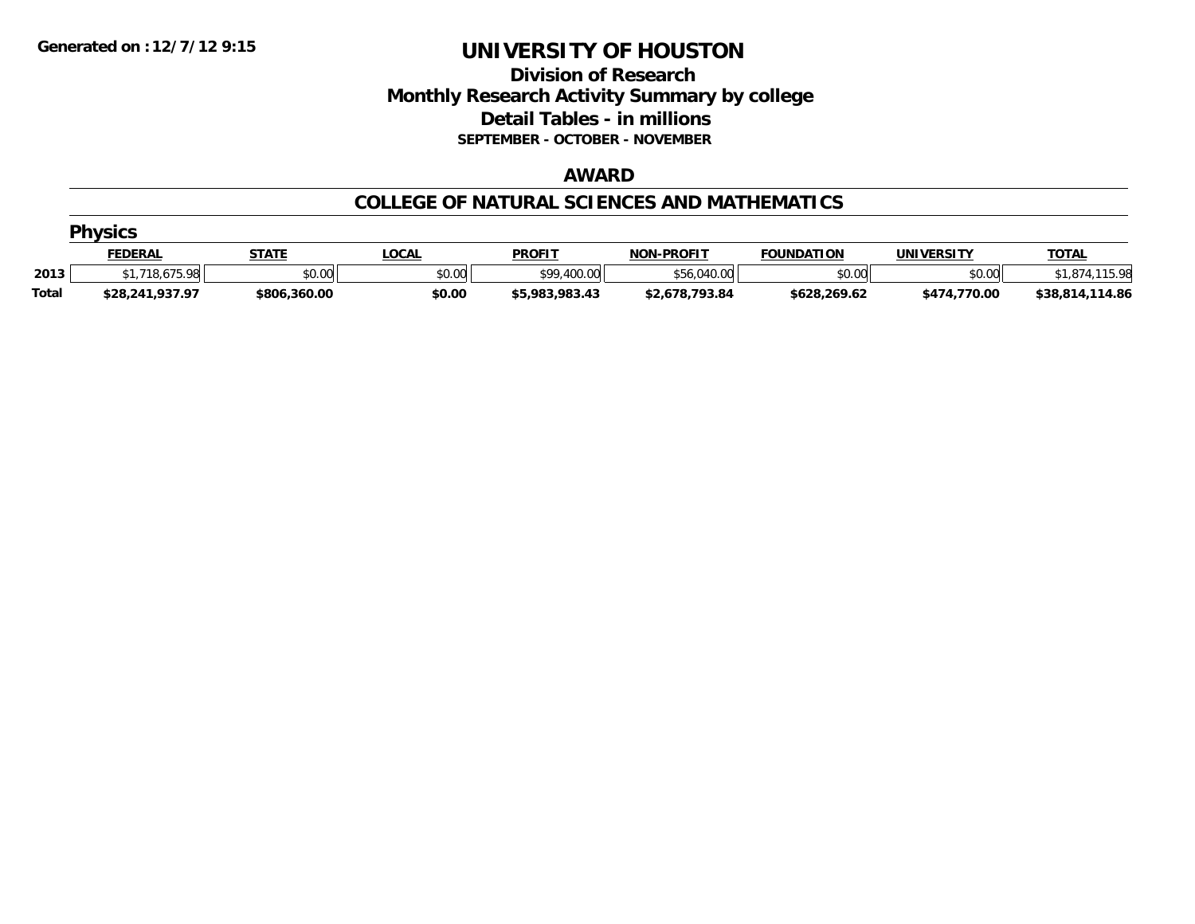Generated on :12/7/12 9:15

# UNIVERSITY OF HOUSTON

## Division of Research
## Monthly Research Activity Summary by college
## Detail Tables - in millions
### SEPTEMBER - OCTOBER - NOVEMBER

### AWARD

### COLLEGE OF NATURAL SCIENCES AND MATHEMATICS

#### Physics

| | FEDERAL | STATE | LOCAL | PROFIT | NON-PROFIT | FOUNDATION | UNIVERSITY | TOTAL |
|---|---|---|---|---|---|---|---|---|
| 2013 | $1,718,675.98 | $0.00 | $0.00 | $99,400.00 | $56,040.00 | $0.00 | $0.00 | $1,874,115.98 |
| **Total** | **$28,241,937.97** | **$806,360.00** | **$0.00** | **$5,983,983.43** | **$2,678,793.84** | **$628,269.62** | **$474,770.00** | **$38,814,114.86** |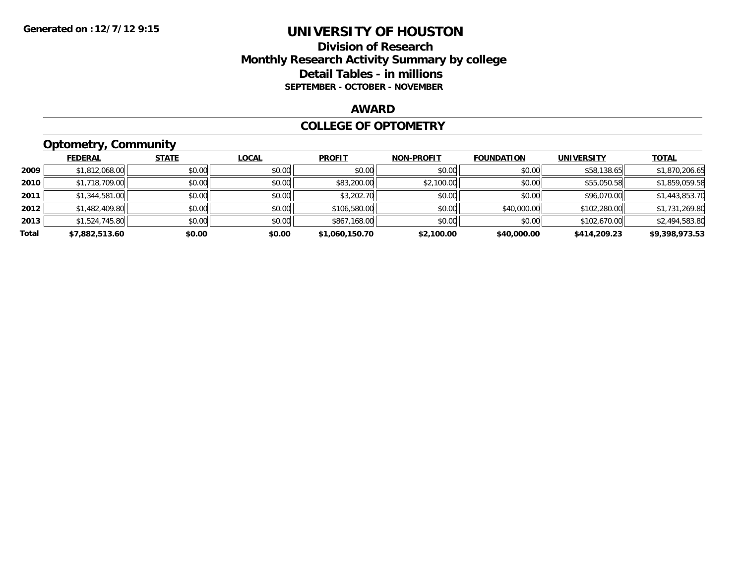Generated on :12/7/12 9:15

# UNIVERSITY OF HOUSTON

## Division of Research
## Monthly Research Activity Summary by college
## Detail Tables - in millions
### SEPTEMBER - OCTOBER - NOVEMBER

## AWARD

## COLLEGE OF OPTOMETRY

### Optometry, Community

| | FEDERAL | STATE | LOCAL | PROFIT | NON-PROFIT | FOUNDATION | UNIVERSITY | TOTAL |
|---|---|---|---|---|---|---|---|---|
| 2009 | $1,812,068.00 | $0.00 | $0.00 | $0.00 | $0.00 | $0.00 | $58,138.65 | $1,870,206.65 |
| 2010 | $1,718,709.00 | $0.00 | $0.00 | $83,200.00 | $2,100.00 | $0.00 | $55,050.58 | $1,859,059.58 |
| 2011 | $1,344,581.00 | $0.00 | $0.00 | $3,202.70 | $0.00 | $0.00 | $96,070.00 | $1,443,853.70 |
| 2012 | $1,482,409.80 | $0.00 | $0.00 | $106,580.00 | $0.00 | $40,000.00 | $102,280.00 | $1,731,269.80 |
| 2013 | $1,524,745.80 | $0.00 | $0.00 | $867,168.00 | $0.00 | $0.00 | $102,670.00 | $2,494,583.80 |
| **Total** | **$7,882,513.60** | **$0.00** | **$0.00** | **$1,060,150.70** | **$2,100.00** | **$40,000.00** | **$414,209.23** | **$9,398,973.53** |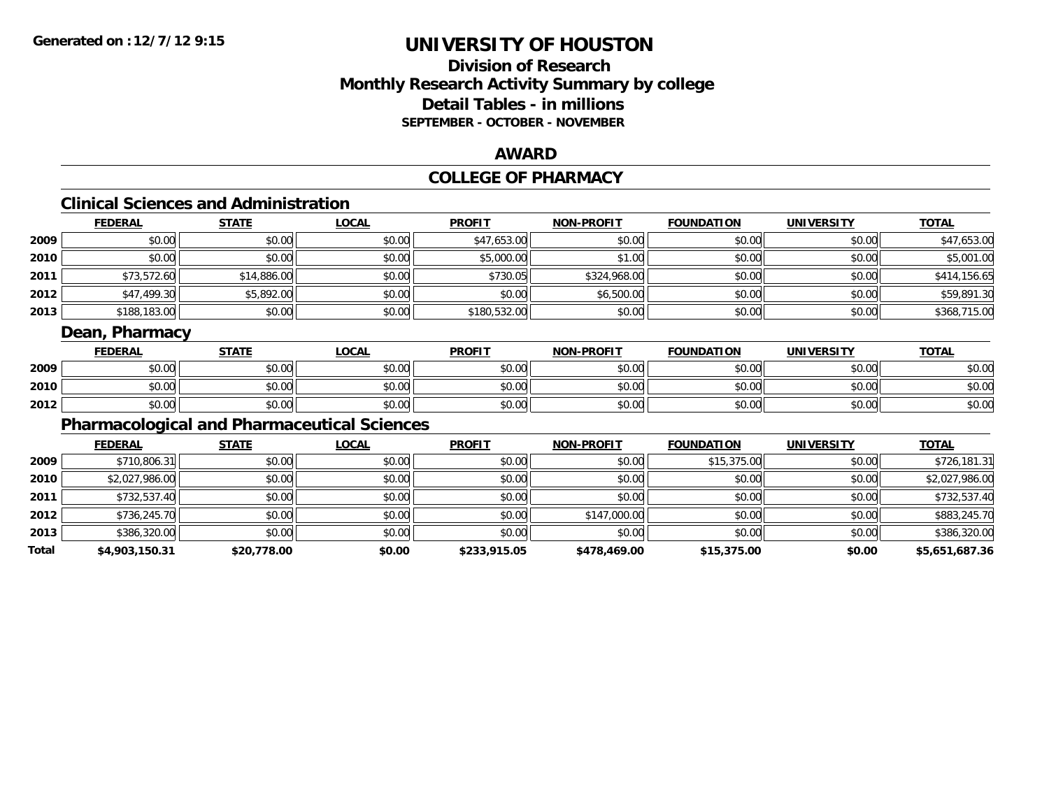**Generated on :12/7/12 9:15**

# UNIVERSITY OF HOUSTON

## Division of Research
## Monthly Research Activity Summary by college
## Detail Tables - in millions
### SEPTEMBER - OCTOBER - NOVEMBER

## AWARD

## COLLEGE OF PHARMACY

### Clinical Sciences and Administration

| | FEDERAL | STATE | LOCAL | PROFIT | NON-PROFIT | FOUNDATION | UNIVERSITY | TOTAL |
|---|---|---|---|---|---|---|---|---|
| 2009 | $0.00 | $0.00 | $0.00 | $47,653.00 | $0.00 | $0.00 | $0.00 | $47,653.00 |
| 2010 | $0.00 | $0.00 | $0.00 | $5,000.00 | $1.00 | $0.00 | $0.00 | $5,001.00 |
| 2011 | $73,572.60 | $14,886.00 | $0.00 | $730.05 | $324,968.00 | $0.00 | $0.00 | $414,156.65 |
| 2012 | $47,499.30 | $5,892.00 | $0.00 | $0.00 | $6,500.00 | $0.00 | $0.00 | $59,891.30 |
| 2013 | $188,183.00 | $0.00 | $0.00 | $180,532.00 | $0.00 | $0.00 | $0.00 | $368,715.00 |

### Dean, Pharmacy

| | FEDERAL | STATE | LOCAL | PROFIT | NON-PROFIT | FOUNDATION | UNIVERSITY | TOTAL |
|---|---|---|---|---|---|---|---|---|
| 2009 | $0.00 | $0.00 | $0.00 | $0.00 | $0.00 | $0.00 | $0.00 | $0.00 |
| 2010 | $0.00 | $0.00 | $0.00 | $0.00 | $0.00 | $0.00 | $0.00 | $0.00 |
| 2012 | $0.00 | $0.00 | $0.00 | $0.00 | $0.00 | $0.00 | $0.00 | $0.00 |

### Pharmacological and Pharmaceutical Sciences

| | FEDERAL | STATE | LOCAL | PROFIT | NON-PROFIT | FOUNDATION | UNIVERSITY | TOTAL |
|---|---|---|---|---|---|---|---|---|
| 2009 | $710,806.31 | $0.00 | $0.00 | $0.00 | $0.00 | $15,375.00 | $0.00 | $726,181.31 |
| 2010 | $2,027,986.00 | $0.00 | $0.00 | $0.00 | $0.00 | $0.00 | $0.00 | $2,027,986.00 |
| 2011 | $732,537.40 | $0.00 | $0.00 | $0.00 | $0.00 | $0.00 | $0.00 | $732,537.40 |
| 2012 | $736,245.70 | $0.00 | $0.00 | $0.00 | $147,000.00 | $0.00 | $0.00 | $883,245.70 |
| 2013 | $386,320.00 | $0.00 | $0.00 | $0.00 | $0.00 | $0.00 | $0.00 | $386,320.00 |
| **Total** | **$4,903,150.31** | **$20,778.00** | **$0.00** | **$233,915.05** | **$478,469.00** | **$15,375.00** | **$0.00** | **$5,651,687.36** |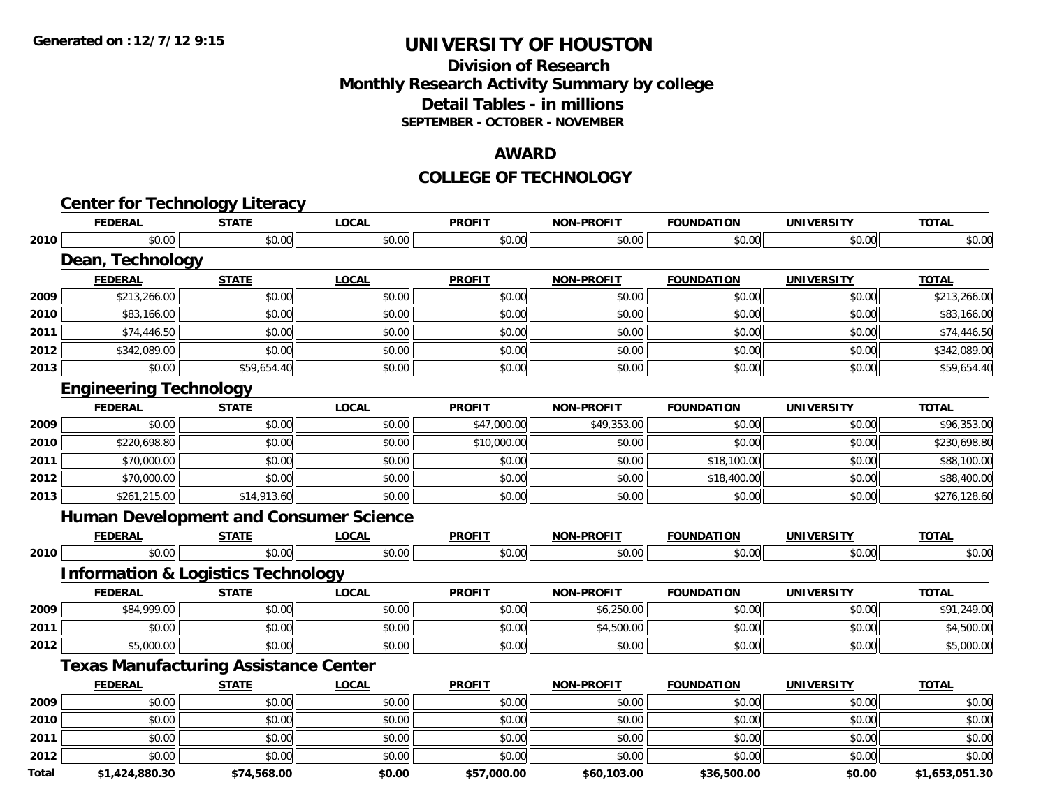**Generated on :12/7/12 9:15**

# UNIVERSITY OF HOUSTON

## Division of Research
## Monthly Research Activity Summary by college
## Detail Tables - in millions
### SEPTEMBER - OCTOBER - NOVEMBER

## AWARD

## COLLEGE OF TECHNOLOGY

### Center for Technology Literacy

| | FEDERAL | STATE | LOCAL | PROFIT | NON-PROFIT | FOUNDATION | UNIVERSITY | TOTAL |
|---|---|---|---|---|---|---|---|---|
| 2010 | $0.00 | $0.00 | $0.00 | $0.00 | $0.00 | $0.00 | $0.00 | $0.00 |

### Dean, Technology

| | FEDERAL | STATE | LOCAL | PROFIT | NON-PROFIT | FOUNDATION | UNIVERSITY | TOTAL |
|---|---|---|---|---|---|---|---|---|
| 2009 | $213,266.00 | $0.00 | $0.00 | $0.00 | $0.00 | $0.00 | $0.00 | $213,266.00 |
| 2010 | $83,166.00 | $0.00 | $0.00 | $0.00 | $0.00 | $0.00 | $0.00 | $83,166.00 |
| 2011 | $74,446.50 | $0.00 | $0.00 | $0.00 | $0.00 | $0.00 | $0.00 | $74,446.50 |
| 2012 | $342,089.00 | $0.00 | $0.00 | $0.00 | $0.00 | $0.00 | $0.00 | $342,089.00 |
| 2013 | $0.00 | $59,654.40 | $0.00 | $0.00 | $0.00 | $0.00 | $0.00 | $59,654.40 |

### Engineering Technology

| | FEDERAL | STATE | LOCAL | PROFIT | NON-PROFIT | FOUNDATION | UNIVERSITY | TOTAL |
|---|---|---|---|---|---|---|---|---|
| 2009 | $0.00 | $0.00 | $0.00 | $47,000.00 | $49,353.00 | $0.00 | $0.00 | $96,353.00 |
| 2010 | $220,698.80 | $0.00 | $0.00 | $10,000.00 | $0.00 | $0.00 | $0.00 | $230,698.80 |
| 2011 | $70,000.00 | $0.00 | $0.00 | $0.00 | $0.00 | $18,100.00 | $0.00 | $88,100.00 |
| 2012 | $70,000.00 | $0.00 | $0.00 | $0.00 | $0.00 | $18,400.00 | $0.00 | $88,400.00 |
| 2013 | $261,215.00 | $14,913.60 | $0.00 | $0.00 | $0.00 | $0.00 | $0.00 | $276,128.60 |

### Human Development and Consumer Science

| | FEDERAL | STATE | LOCAL | PROFIT | NON-PROFIT | FOUNDATION | UNIVERSITY | TOTAL |
|---|---|---|---|---|---|---|---|---|
| 2010 | $0.00 | $0.00 | $0.00 | $0.00 | $0.00 | $0.00 | $0.00 | $0.00 |

### Information & Logistics Technology

| | FEDERAL | STATE | LOCAL | PROFIT | NON-PROFIT | FOUNDATION | UNIVERSITY | TOTAL |
|---|---|---|---|---|---|---|---|---|
| 2009 | $84,999.00 | $0.00 | $0.00 | $0.00 | $6,250.00 | $0.00 | $0.00 | $91,249.00 |
| 2011 | $0.00 | $0.00 | $0.00 | $0.00 | $4,500.00 | $0.00 | $0.00 | $4,500.00 |
| 2012 | $5,000.00 | $0.00 | $0.00 | $0.00 | $0.00 | $0.00 | $0.00 | $5,000.00 |

### Texas Manufacturing Assistance Center

| | FEDERAL | STATE | LOCAL | PROFIT | NON-PROFIT | FOUNDATION | UNIVERSITY | TOTAL |
|---|---|---|---|---|---|---|---|---|
| 2009 | $0.00 | $0.00 | $0.00 | $0.00 | $0.00 | $0.00 | $0.00 | $0.00 |
| 2010 | $0.00 | $0.00 | $0.00 | $0.00 | $0.00 | $0.00 | $0.00 | $0.00 |
| 2011 | $0.00 | $0.00 | $0.00 | $0.00 | $0.00 | $0.00 | $0.00 | $0.00 |
| 2012 | $0.00 | $0.00 | $0.00 | $0.00 | $0.00 | $0.00 | $0.00 | $0.00 |
| **Total** | **$1,424,880.30** | **$74,568.00** | **$0.00** | **$57,000.00** | **$60,103.00** | **$36,500.00** | **$0.00** | **$1,653,051.30** |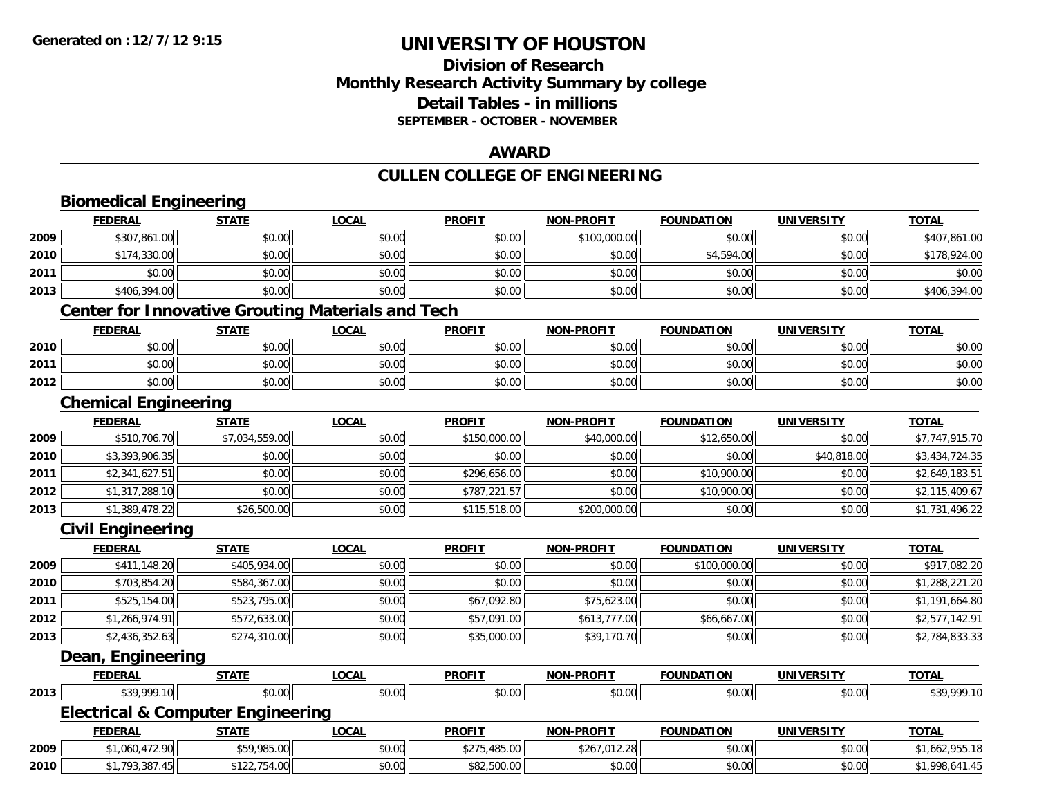# UNIVERSITY OF HOUSTON

## Division of Research
## Monthly Research Activity Summary by college
## Detail Tables - in millions
### SEPTEMBER - OCTOBER - NOVEMBER

Generated on : 12/7/12 9:15

## AWARD

## CULLEN COLLEGE OF ENGINEERING

### Biomedical Engineering

| | FEDERAL | STATE | LOCAL | PROFIT | NON-PROFIT | FOUNDATION | UNIVERSITY | TOTAL |
|---|---|---|---|---|---|---|---|---|
| 2009 | $307,861.00 | $0.00 | $0.00 | $0.00 | $100,000.00 | $0.00 | $0.00 | $407,861.00 |
| 2010 | $174,330.00 | $0.00 | $0.00 | $0.00 | $0.00 | $4,594.00 | $0.00 | $178,924.00 |
| 2011 | $0.00 | $0.00 | $0.00 | $0.00 | $0.00 | $0.00 | $0.00 | $0.00 |
| 2013 | $406,394.00 | $0.00 | $0.00 | $0.00 | $0.00 | $0.00 | $0.00 | $406,394.00 |

### Center for Innovative Grouting Materials and Tech

| | FEDERAL | STATE | LOCAL | PROFIT | NON-PROFIT | FOUNDATION | UNIVERSITY | TOTAL |
|---|---|---|---|---|---|---|---|---|
| 2010 | $0.00 | $0.00 | $0.00 | $0.00 | $0.00 | $0.00 | $0.00 | $0.00 |
| 2011 | $0.00 | $0.00 | $0.00 | $0.00 | $0.00 | $0.00 | $0.00 | $0.00 |
| 2012 | $0.00 | $0.00 | $0.00 | $0.00 | $0.00 | $0.00 | $0.00 | $0.00 |

### Chemical Engineering

| | FEDERAL | STATE | LOCAL | PROFIT | NON-PROFIT | FOUNDATION | UNIVERSITY | TOTAL |
|---|---|---|---|---|---|---|---|---|
| 2009 | $510,706.70 | $7,034,559.00 | $0.00 | $150,000.00 | $40,000.00 | $12,650.00 | $0.00 | $7,747,915.70 |
| 2010 | $3,393,906.35 | $0.00 | $0.00 | $0.00 | $0.00 | $0.00 | $40,818.00 | $3,434,724.35 |
| 2011 | $2,341,627.51 | $0.00 | $0.00 | $296,656.00 | $0.00 | $10,900.00 | $0.00 | $2,649,183.51 |
| 2012 | $1,317,288.10 | $0.00 | $0.00 | $787,221.57 | $0.00 | $10,900.00 | $0.00 | $2,115,409.67 |
| 2013 | $1,389,478.22 | $26,500.00 | $0.00 | $115,518.00 | $200,000.00 | $0.00 | $0.00 | $1,731,496.22 |

### Civil Engineering

| | FEDERAL | STATE | LOCAL | PROFIT | NON-PROFIT | FOUNDATION | UNIVERSITY | TOTAL |
|---|---|---|---|---|---|---|---|---|
| 2009 | $411,148.20 | $405,934.00 | $0.00 | $0.00 | $0.00 | $100,000.00 | $0.00 | $917,082.20 |
| 2010 | $703,854.20 | $584,367.00 | $0.00 | $0.00 | $0.00 | $0.00 | $0.00 | $1,288,221.20 |
| 2011 | $525,154.00 | $523,795.00 | $0.00 | $67,092.80 | $75,623.00 | $0.00 | $0.00 | $1,191,664.80 |
| 2012 | $1,266,974.91 | $572,633.00 | $0.00 | $57,091.00 | $613,777.00 | $66,667.00 | $0.00 | $2,577,142.91 |
| 2013 | $2,436,352.63 | $274,310.00 | $0.00 | $35,000.00 | $39,170.70 | $0.00 | $0.00 | $2,784,833.33 |

### Dean, Engineering

| | FEDERAL | STATE | LOCAL | PROFIT | NON-PROFIT | FOUNDATION | UNIVERSITY | TOTAL |
|---|---|---|---|---|---|---|---|---|
| 2013 | $39,999.10 | $0.00 | $0.00 | $0.00 | $0.00 | $0.00 | $0.00 | $39,999.10 |

### Electrical & Computer Engineering

| | FEDERAL | STATE | LOCAL | PROFIT | NON-PROFIT | FOUNDATION | UNIVERSITY | TOTAL |
|---|---|---|---|---|---|---|---|---|
| 2009 | $1,060,472.90 | $59,985.00 | $0.00 | $275,485.00 | $267,012.28 | $0.00 | $0.00 | $1,662,955.18 |
| 2010 | $1,793,387.45 | $122,754.00 | $0.00 | $82,500.00 | $0.00 | $0.00 | $0.00 | $1,998,641.45 |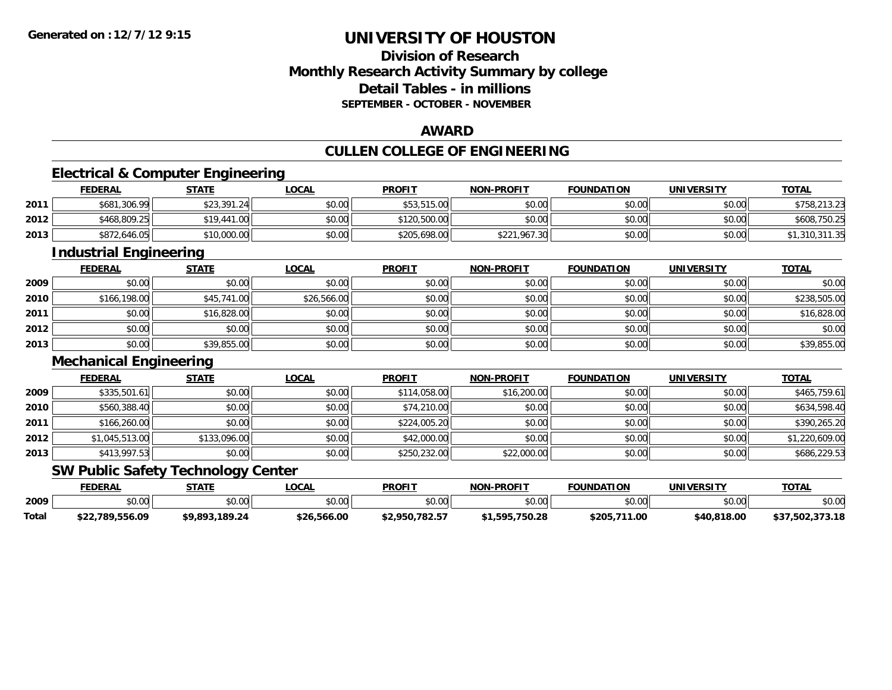**Generated on :12/7/12 9:15**

# UNIVERSITY OF HOUSTON

## Division of Research
## Monthly Research Activity Summary by college
## Detail Tables - in millions
### SEPTEMBER - OCTOBER - NOVEMBER

## AWARD

## CULLEN COLLEGE OF ENGINEERING

### Electrical & Computer Engineering

| | FEDERAL | STATE | LOCAL | PROFIT | NON-PROFIT | FOUNDATION | UNIVERSITY | TOTAL |
|---|---|---|---|---|---|---|---|---|
| 2011 | $681,306.99 | $23,391.24 | $0.00 | $53,515.00 | $0.00 | $0.00 | $0.00 | $758,213.23 |
| 2012 | $468,809.25 | $19,441.00 | $0.00 | $120,500.00 | $0.00 | $0.00 | $0.00 | $608,750.25 |
| 2013 | $872,646.05 | $10,000.00 | $0.00 | $205,698.00 | $221,967.30 | $0.00 | $0.00 | $1,310,311.35 |

### Industrial Engineering

| | FEDERAL | STATE | LOCAL | PROFIT | NON-PROFIT | FOUNDATION | UNIVERSITY | TOTAL |
|---|---|---|---|---|---|---|---|---|
| 2009 | $0.00 | $0.00 | $0.00 | $0.00 | $0.00 | $0.00 | $0.00 | $0.00 |
| 2010 | $166,198.00 | $45,741.00 | $26,566.00 | $0.00 | $0.00 | $0.00 | $0.00 | $238,505.00 |
| 2011 | $0.00 | $16,828.00 | $0.00 | $0.00 | $0.00 | $0.00 | $0.00 | $16,828.00 |
| 2012 | $0.00 | $0.00 | $0.00 | $0.00 | $0.00 | $0.00 | $0.00 | $0.00 |
| 2013 | $0.00 | $39,855.00 | $0.00 | $0.00 | $0.00 | $0.00 | $0.00 | $39,855.00 |

### Mechanical Engineering

| | FEDERAL | STATE | LOCAL | PROFIT | NON-PROFIT | FOUNDATION | UNIVERSITY | TOTAL |
|---|---|---|---|---|---|---|---|---|
| 2009 | $335,501.61 | $0.00 | $0.00 | $114,058.00 | $16,200.00 | $0.00 | $0.00 | $465,759.61 |
| 2010 | $560,388.40 | $0.00 | $0.00 | $74,210.00 | $0.00 | $0.00 | $0.00 | $634,598.40 |
| 2011 | $166,260.00 | $0.00 | $0.00 | $224,005.20 | $0.00 | $0.00 | $0.00 | $390,265.20 |
| 2012 | $1,045,513.00 | $133,096.00 | $0.00 | $42,000.00 | $0.00 | $0.00 | $0.00 | $1,220,609.00 |
| 2013 | $413,997.53 | $0.00 | $0.00 | $250,232.00 | $22,000.00 | $0.00 | $0.00 | $686,229.53 |

### SW Public Safety Technology Center

| | FEDERAL | STATE | LOCAL | PROFIT | NON-PROFIT | FOUNDATION | UNIVERSITY | TOTAL |
|---|---|---|---|---|---|---|---|---|
| 2009 | $0.00 | $0.00 | $0.00 | $0.00 | $0.00 | $0.00 | $0.00 | $0.00 |
| **Total** | **$22,789,556.09** | **$9,893,189.24** | **$26,566.00** | **$2,950,782.57** | **$1,595,750.28** | **$205,711.00** | **$40,818.00** | **$37,502,373.18** |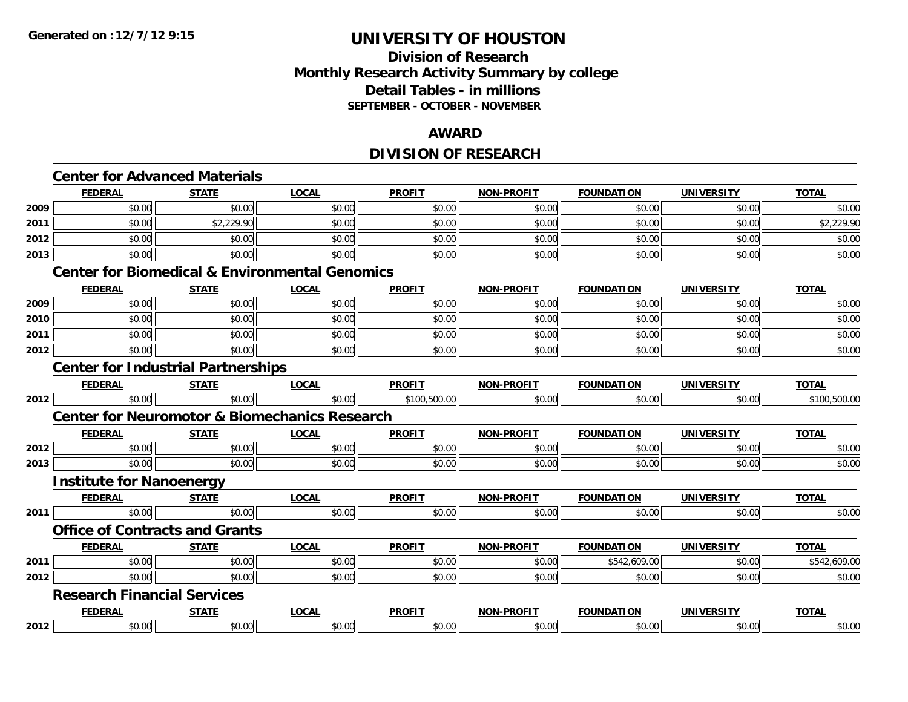**Generated on :12/7/12 9:15**

# UNIVERSITY OF HOUSTON

## Division of Research
## Monthly Research Activity Summary by college
## Detail Tables - in millions
### SEPTEMBER - OCTOBER - NOVEMBER

## AWARD

## DIVISION OF RESEARCH

### Center for Advanced Materials

| | FEDERAL | STATE | LOCAL | PROFIT | NON-PROFIT | FOUNDATION | UNIVERSITY | TOTAL |
|---|---|---|---|---|---|---|---|---|
| 2009 | $0.00 | $0.00 | $0.00 | $0.00 | $0.00 | $0.00 | $0.00 | $0.00 |
| 2011 | $0.00 | $2,229.90 | $0.00 | $0.00 | $0.00 | $0.00 | $0.00 | $2,229.90 |
| 2012 | $0.00 | $0.00 | $0.00 | $0.00 | $0.00 | $0.00 | $0.00 | $0.00 |
| 2013 | $0.00 | $0.00 | $0.00 | $0.00 | $0.00 | $0.00 | $0.00 | $0.00 |

### Center for Biomedical & Environmental Genomics

| | FEDERAL | STATE | LOCAL | PROFIT | NON-PROFIT | FOUNDATION | UNIVERSITY | TOTAL |
|---|---|---|---|---|---|---|---|---|
| 2009 | $0.00 | $0.00 | $0.00 | $0.00 | $0.00 | $0.00 | $0.00 | $0.00 |
| 2010 | $0.00 | $0.00 | $0.00 | $0.00 | $0.00 | $0.00 | $0.00 | $0.00 |
| 2011 | $0.00 | $0.00 | $0.00 | $0.00 | $0.00 | $0.00 | $0.00 | $0.00 |
| 2012 | $0.00 | $0.00 | $0.00 | $0.00 | $0.00 | $0.00 | $0.00 | $0.00 |

### Center for Industrial Partnerships

| | FEDERAL | STATE | LOCAL | PROFIT | NON-PROFIT | FOUNDATION | UNIVERSITY | TOTAL |
|---|---|---|---|---|---|---|---|---|
| 2012 | $0.00 | $0.00 | $0.00 | $100,500.00 | $0.00 | $0.00 | $0.00 | $100,500.00 |

### Center for Neuromotor & Biomechanics Research

| | FEDERAL | STATE | LOCAL | PROFIT | NON-PROFIT | FOUNDATION | UNIVERSITY | TOTAL |
|---|---|---|---|---|---|---|---|---|
| 2012 | $0.00 | $0.00 | $0.00 | $0.00 | $0.00 | $0.00 | $0.00 | $0.00 |
| 2013 | $0.00 | $0.00 | $0.00 | $0.00 | $0.00 | $0.00 | $0.00 | $0.00 |

### Institute for Nanoenergy

| | FEDERAL | STATE | LOCAL | PROFIT | NON-PROFIT | FOUNDATION | UNIVERSITY | TOTAL |
|---|---|---|---|---|---|---|---|---|
| 2011 | $0.00 | $0.00 | $0.00 | $0.00 | $0.00 | $0.00 | $0.00 | $0.00 |

### Office of Contracts and Grants

| | FEDERAL | STATE | LOCAL | PROFIT | NON-PROFIT | FOUNDATION | UNIVERSITY | TOTAL |
|---|---|---|---|---|---|---|---|---|
| 2011 | $0.00 | $0.00 | $0.00 | $0.00 | $0.00 | $542,609.00 | $0.00 | $542,609.00 |
| 2012 | $0.00 | $0.00 | $0.00 | $0.00 | $0.00 | $0.00 | $0.00 | $0.00 |

### Research Financial Services

| | FEDERAL | STATE | LOCAL | PROFIT | NON-PROFIT | FOUNDATION | UNIVERSITY | TOTAL |
|---|---|---|---|---|---|---|---|---|
| 2012 | $0.00 | $0.00 | $0.00 | $0.00 | $0.00 | $0.00 | $0.00 | $0.00 |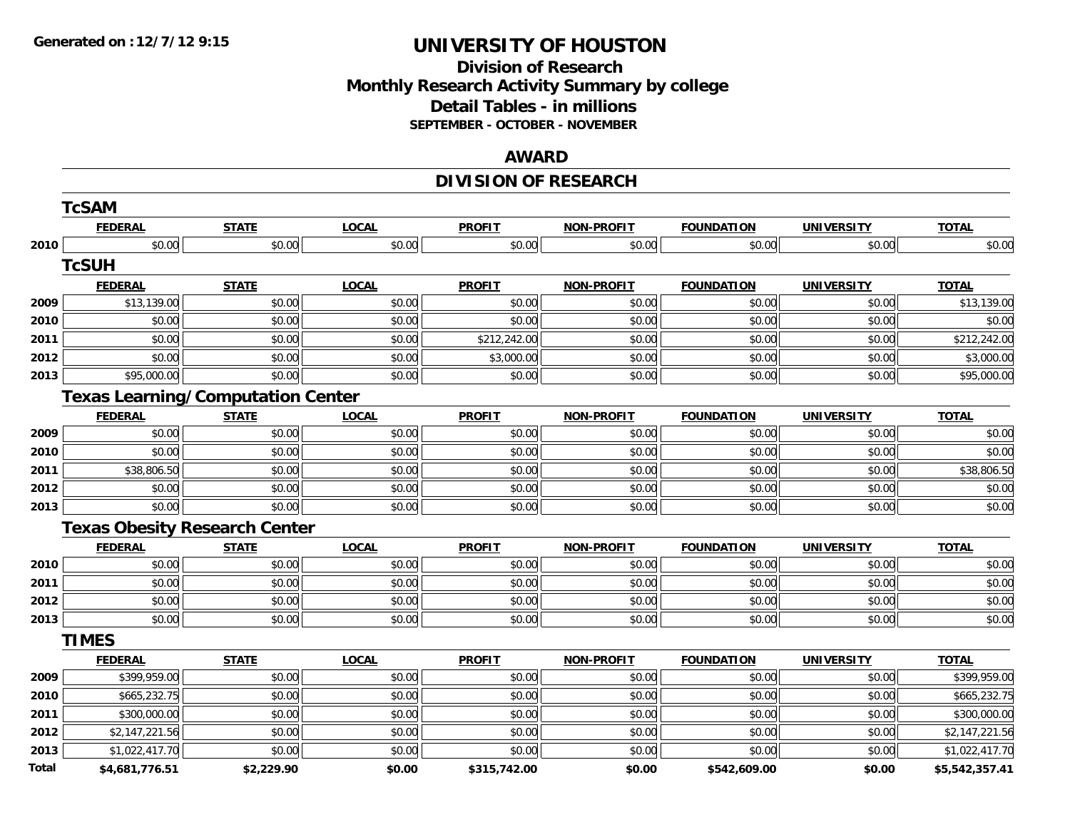# UNIVERSITY OF HOUSTON

## Division of Research
## Monthly Research Activity Summary by college
## Detail Tables - in millions
### SEPTEMBER - OCTOBER - NOVEMBER

## AWARD

## DIVISION OF RESEARCH

### TcSAM

| | FEDERAL | STATE | LOCAL | PROFIT | NON-PROFIT | FOUNDATION | UNIVERSITY | TOTAL |
|---|---|---|---|---|---|---|---|---|
| 2010 | $0.00 | $0.00 | $0.00 | $0.00 | $0.00 | $0.00 | $0.00 | $0.00 |

### TcSUH

| | FEDERAL | STATE | LOCAL | PROFIT | NON-PROFIT | FOUNDATION | UNIVERSITY | TOTAL |
|---|---|---|---|---|---|---|---|---|
| 2009 | $13,139.00 | $0.00 | $0.00 | $0.00 | $0.00 | $0.00 | $0.00 | $13,139.00 |
| 2010 | $0.00 | $0.00 | $0.00 | $0.00 | $0.00 | $0.00 | $0.00 | $0.00 |
| 2011 | $0.00 | $0.00 | $0.00 | $212,242.00 | $0.00 | $0.00 | $0.00 | $212,242.00 |
| 2012 | $0.00 | $0.00 | $0.00 | $3,000.00 | $0.00 | $0.00 | $0.00 | $3,000.00 |
| 2013 | $95,000.00 | $0.00 | $0.00 | $0.00 | $0.00 | $0.00 | $0.00 | $95,000.00 |

### Texas Learning/Computation Center

| | FEDERAL | STATE | LOCAL | PROFIT | NON-PROFIT | FOUNDATION | UNIVERSITY | TOTAL |
|---|---|---|---|---|---|---|---|---|
| 2009 | $0.00 | $0.00 | $0.00 | $0.00 | $0.00 | $0.00 | $0.00 | $0.00 |
| 2010 | $0.00 | $0.00 | $0.00 | $0.00 | $0.00 | $0.00 | $0.00 | $0.00 |
| 2011 | $38,806.50 | $0.00 | $0.00 | $0.00 | $0.00 | $0.00 | $0.00 | $38,806.50 |
| 2012 | $0.00 | $0.00 | $0.00 | $0.00 | $0.00 | $0.00 | $0.00 | $0.00 |
| 2013 | $0.00 | $0.00 | $0.00 | $0.00 | $0.00 | $0.00 | $0.00 | $0.00 |

### Texas Obesity Research Center

| | FEDERAL | STATE | LOCAL | PROFIT | NON-PROFIT | FOUNDATION | UNIVERSITY | TOTAL |
|---|---|---|---|---|---|---|---|---|
| 2010 | $0.00 | $0.00 | $0.00 | $0.00 | $0.00 | $0.00 | $0.00 | $0.00 |
| 2011 | $0.00 | $0.00 | $0.00 | $0.00 | $0.00 | $0.00 | $0.00 | $0.00 |
| 2012 | $0.00 | $0.00 | $0.00 | $0.00 | $0.00 | $0.00 | $0.00 | $0.00 |
| 2013 | $0.00 | $0.00 | $0.00 | $0.00 | $0.00 | $0.00 | $0.00 | $0.00 |

### TIMES

| | FEDERAL | STATE | LOCAL | PROFIT | NON-PROFIT | FOUNDATION | UNIVERSITY | TOTAL |
|---|---|---|---|---|---|---|---|---|
| 2009 | $399,959.00 | $0.00 | $0.00 | $0.00 | $0.00 | $0.00 | $0.00 | $399,959.00 |
| 2010 | $665,232.75 | $0.00 | $0.00 | $0.00 | $0.00 | $0.00 | $0.00 | $665,232.75 |
| 2011 | $300,000.00 | $0.00 | $0.00 | $0.00 | $0.00 | $0.00 | $0.00 | $300,000.00 |
| 2012 | $2,147,221.56 | $0.00 | $0.00 | $0.00 | $0.00 | $0.00 | $0.00 | $2,147,221.56 |
| 2013 | $1,022,417.70 | $0.00 | $0.00 | $0.00 | $0.00 | $0.00 | $0.00 | $1,022,417.70 |
| **Total** | **$4,681,776.51** | **$2,229.90** | **$0.00** | **$315,742.00** | **$0.00** | **$542,609.00** | **$0.00** | **$5,542,357.41** |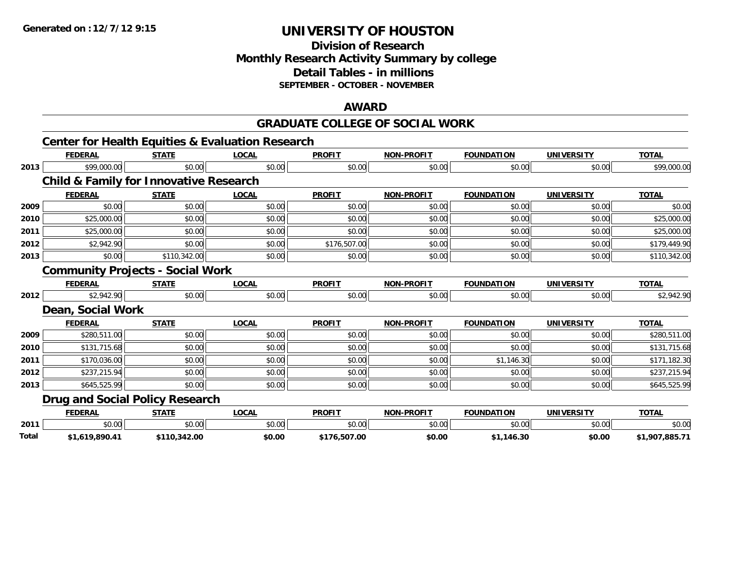Generated on :12/7/12 9:15

# UNIVERSITY OF HOUSTON

## Division of Research
## Monthly Research Activity Summary by college
## Detail Tables - in millions
**SEPTEMBER - OCTOBER - NOVEMBER**

## AWARD

## GRADUATE COLLEGE OF SOCIAL WORK

### Center for Health Equities & Evaluation Research

| | FEDERAL | STATE | LOCAL | PROFIT | NON-PROFIT | FOUNDATION | UNIVERSITY | TOTAL |
|---|---|---|---|---|---|---|---|---|
| 2013 | $99,000.00 | $0.00 | $0.00 | $0.00 | $0.00 | $0.00 | $0.00 | $99,000.00 |

### Child & Family for Innovative Research

| | FEDERAL | STATE | LOCAL | PROFIT | NON-PROFIT | FOUNDATION | UNIVERSITY | TOTAL |
|---|---|---|---|---|---|---|---|---|
| 2009 | $0.00 | $0.00 | $0.00 | $0.00 | $0.00 | $0.00 | $0.00 | $0.00 |
| 2010 | $25,000.00 | $0.00 | $0.00 | $0.00 | $0.00 | $0.00 | $0.00 | $25,000.00 |
| 2011 | $25,000.00 | $0.00 | $0.00 | $0.00 | $0.00 | $0.00 | $0.00 | $25,000.00 |
| 2012 | $2,942.90 | $0.00 | $0.00 | $176,507.00 | $0.00 | $0.00 | $0.00 | $179,449.90 |
| 2013 | $0.00 | $110,342.00 | $0.00 | $0.00 | $0.00 | $0.00 | $0.00 | $110,342.00 |

### Community Projects - Social Work

| | FEDERAL | STATE | LOCAL | PROFIT | NON-PROFIT | FOUNDATION | UNIVERSITY | TOTAL |
|---|---|---|---|---|---|---|---|---|
| 2012 | $2,942.90 | $0.00 | $0.00 | $0.00 | $0.00 | $0.00 | $0.00 | $2,942.90 |

### Dean, Social Work

| | FEDERAL | STATE | LOCAL | PROFIT | NON-PROFIT | FOUNDATION | UNIVERSITY | TOTAL |
|---|---|---|---|---|---|---|---|---|
| 2009 | $280,511.00 | $0.00 | $0.00 | $0.00 | $0.00 | $0.00 | $0.00 | $280,511.00 |
| 2010 | $131,715.68 | $0.00 | $0.00 | $0.00 | $0.00 | $0.00 | $0.00 | $131,715.68 |
| 2011 | $170,036.00 | $0.00 | $0.00 | $0.00 | $0.00 | $1,146.30 | $0.00 | $171,182.30 |
| 2012 | $237,215.94 | $0.00 | $0.00 | $0.00 | $0.00 | $0.00 | $0.00 | $237,215.94 |
| 2013 | $645,525.99 | $0.00 | $0.00 | $0.00 | $0.00 | $0.00 | $0.00 | $645,525.99 |

### Drug and Social Policy Research

| | FEDERAL | STATE | LOCAL | PROFIT | NON-PROFIT | FOUNDATION | UNIVERSITY | TOTAL |
|---|---|---|---|---|---|---|---|---|
| 2011 | $0.00 | $0.00 | $0.00 | $0.00 | $0.00 | $0.00 | $0.00 | $0.00 |
| **Total** | **$1,619,890.41** | **$110,342.00** | **$0.00** | **$176,507.00** | **$0.00** | **$1,146.30** | **$0.00** | **$1,907,885.71** |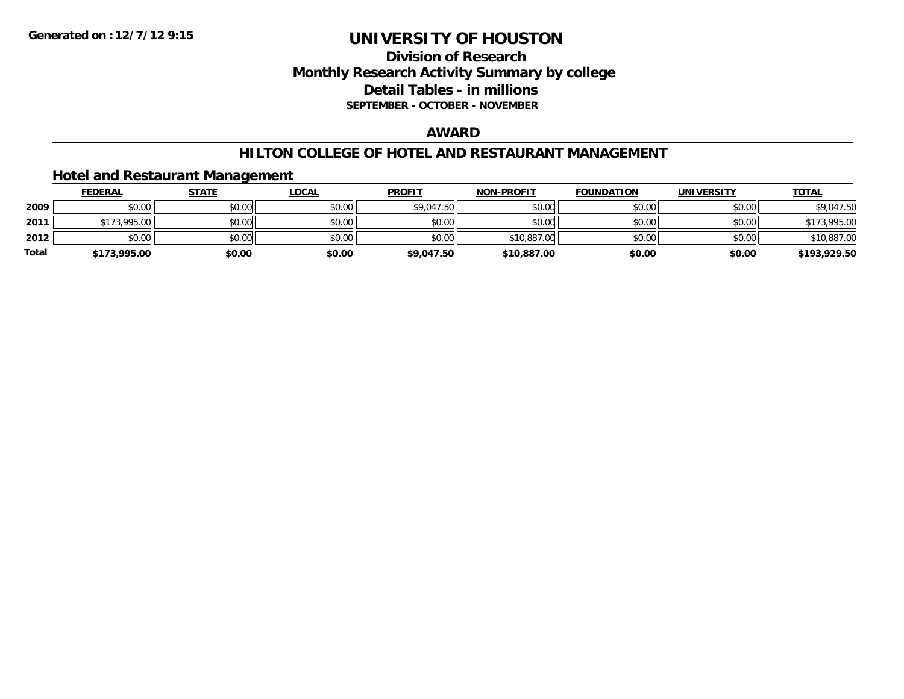**Generated on :12/7/12 9:15**

# UNIVERSITY OF HOUSTON

## Division of Research
## Monthly Research Activity Summary by college
## Detail Tables - in millions
### SEPTEMBER - OCTOBER - NOVEMBER

## AWARD

## HILTON COLLEGE OF HOTEL AND RESTAURANT MANAGEMENT

### Hotel and Restaurant Management

| | FEDERAL | STATE | LOCAL | PROFIT | NON-PROFIT | FOUNDATION | UNIVERSITY | TOTAL |
|---|---|---|---|---|---|---|---|---|
| **2009** | $0.00 | $0.00 | $0.00 | $9,047.50 | $0.00 | $0.00 | $0.00 | $9,047.50 |
| **2011** | $173,995.00 | $0.00 | $0.00 | $0.00 | $0.00 | $0.00 | $0.00 | $173,995.00 |
| **2012** | $0.00 | $0.00 | $0.00 | $0.00 | $10,887.00 | $0.00 | $0.00 | $10,887.00 |
| **Total** | **$173,995.00** | **$0.00** | **$0.00** | **$9,047.50** | **$10,887.00** | **$0.00** | **$0.00** | **$193,929.50** |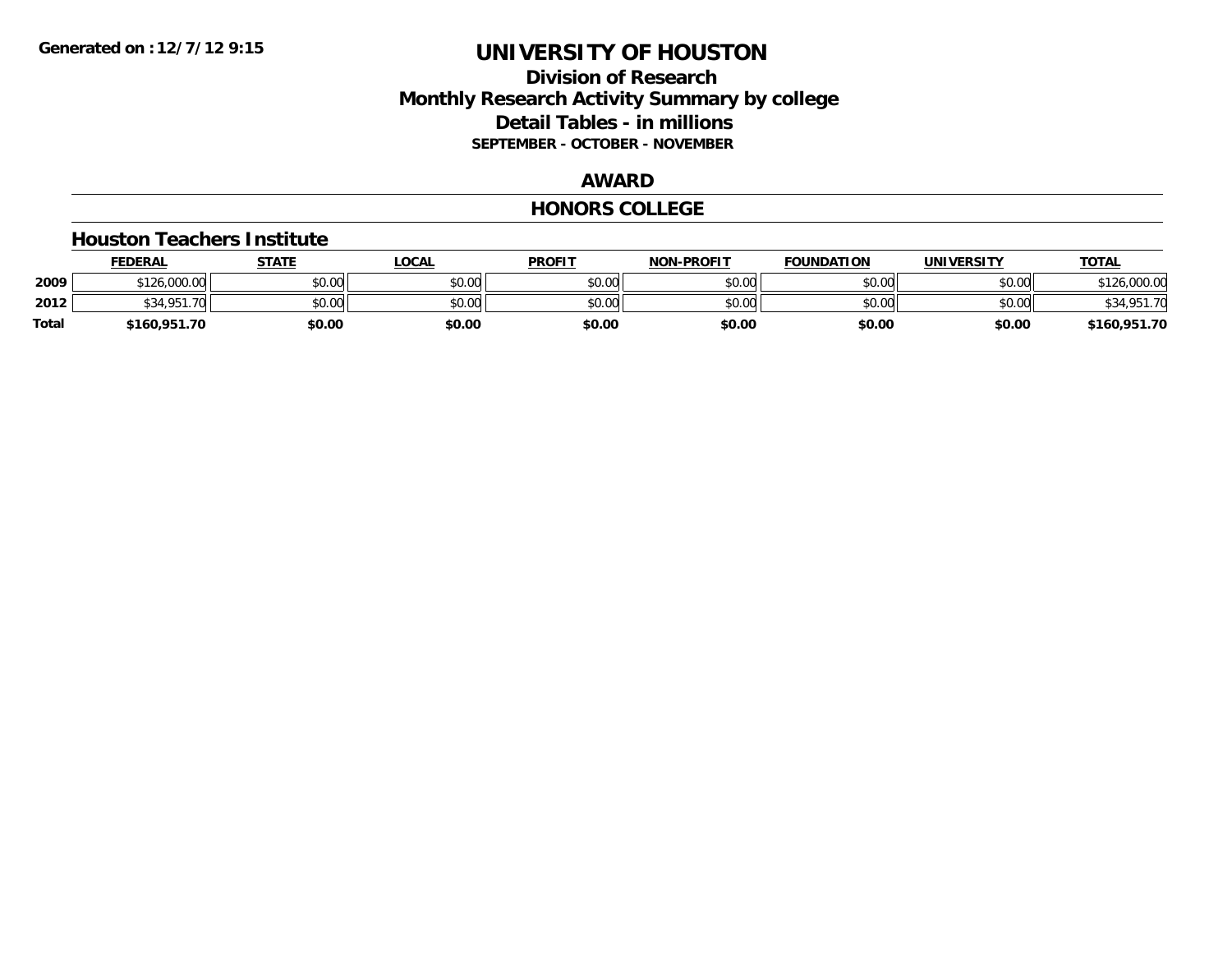**Generated on :12/7/12 9:15**

# UNIVERSITY OF HOUSTON

## Division of Research
## Monthly Research Activity Summary by college
## Detail Tables - in millions
### SEPTEMBER - OCTOBER - NOVEMBER

## AWARD

## HONORS COLLEGE

### Houston Teachers Institute

| | FEDERAL | STATE | LOCAL | PROFIT | NON-PROFIT | FOUNDATION | UNIVERSITY | TOTAL |
|---|---|---|---|---|---|---|---|---|
| **2009** | $126,000.00 | $0.00 | $0.00 | $0.00 | $0.00 | $0.00 | $0.00 | $126,000.00 |
| **2012** | $34,951.70 | $0.00 | $0.00 | $0.00 | $0.00 | $0.00 | $0.00 | $34,951.70 |
| **Total** | **$160,951.70** | **$0.00** | **$0.00** | **$0.00** | **$0.00** | **$0.00** | **$0.00** | **$160,951.70** |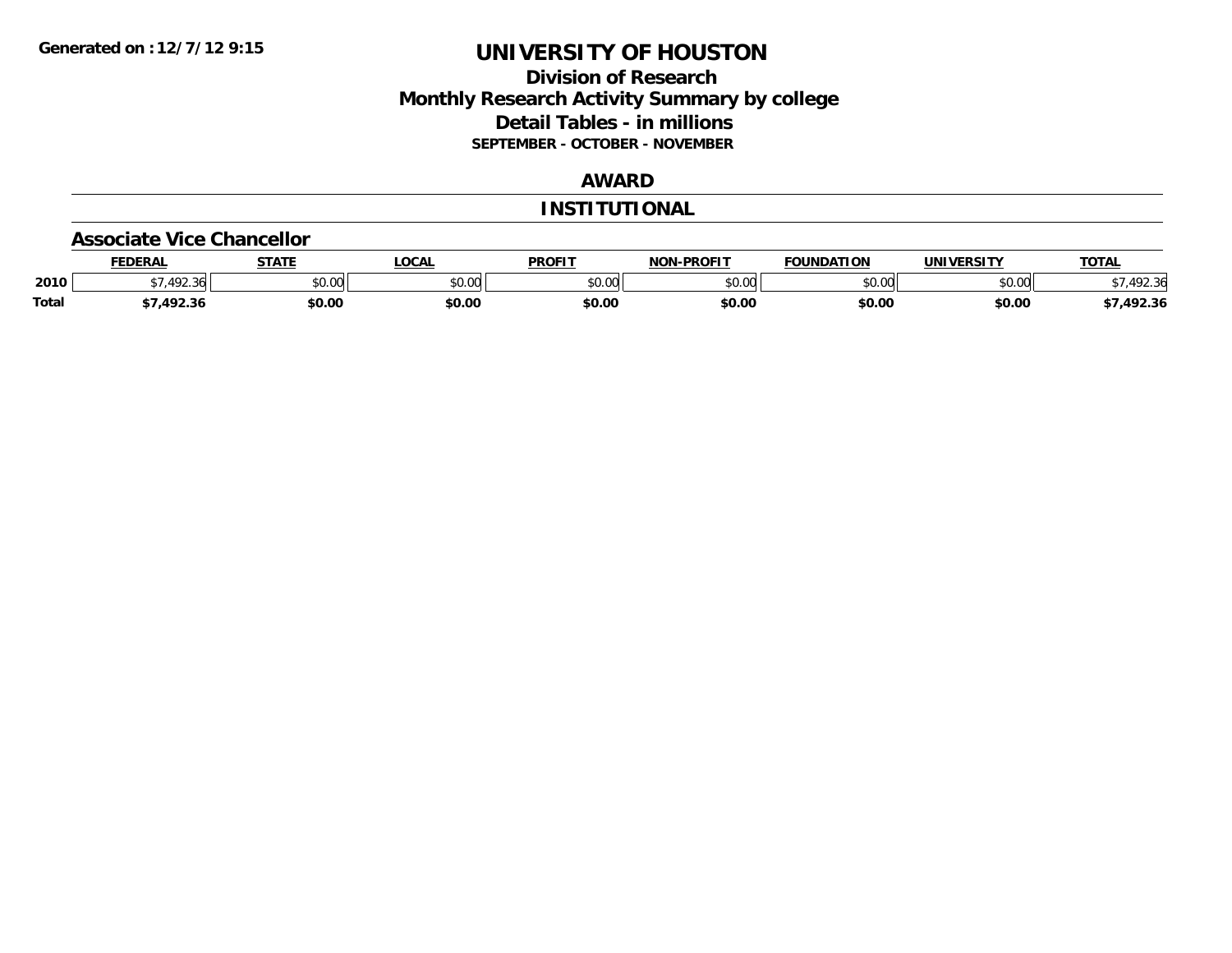Generated on :12/7/12 9:15

# UNIVERSITY OF HOUSTON

## Division of Research
## Monthly Research Activity Summary by college
## Detail Tables - in millions
### SEPTEMBER - OCTOBER - NOVEMBER

## AWARD

## INSTITUTIONAL

### Associate Vice Chancellor

| | FEDERAL | STATE | LOCAL | PROFIT | NON-PROFIT | FOUNDATION | UNIVERSITY | TOTAL |
|---|---|---|---|---|---|---|---|---|
| 2010 | $7,492.36 | $0.00 | $0.00 | $0.00 | $0.00 | $0.00 | $0.00 | $7,492.36 |
| **Total** | **$7,492.36** | **$0.00** | **$0.00** | **$0.00** | **$0.00** | **$0.00** | **$0.00** | **$7,492.36** |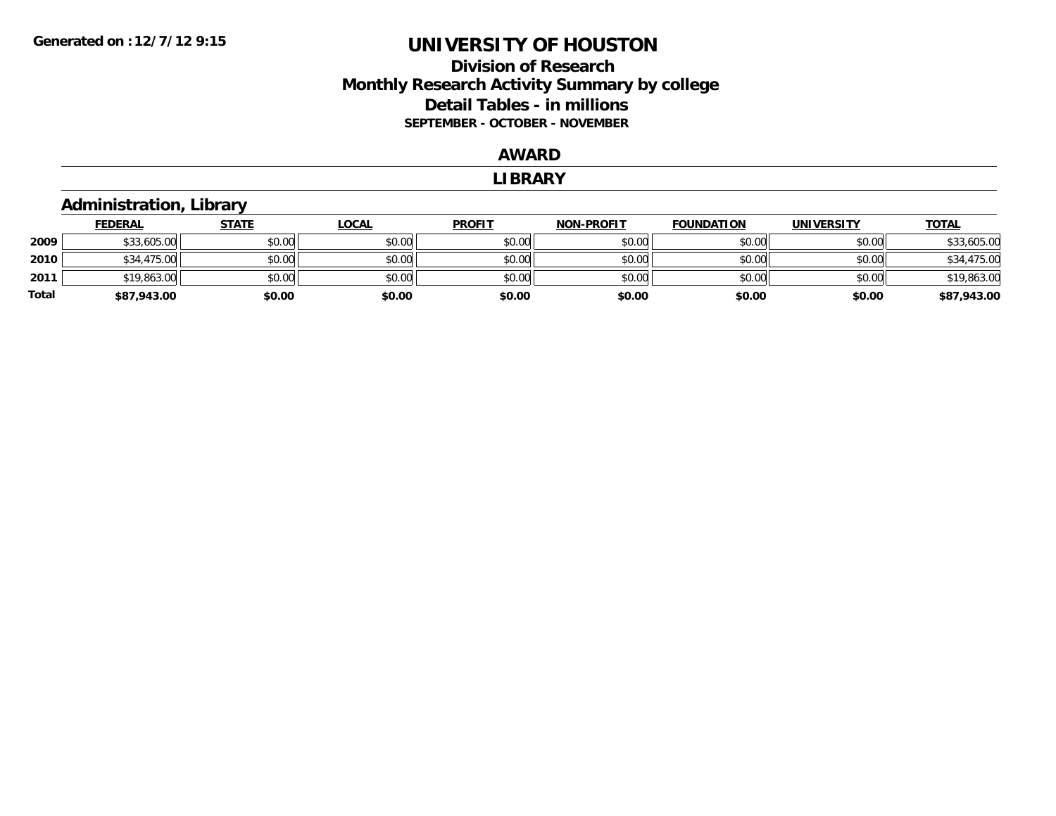**Generated on :12/7/12 9:15**

# UNIVERSITY OF HOUSTON

## Division of Research
## Monthly Research Activity Summary by college
## Detail Tables - in millions
### SEPTEMBER - OCTOBER - NOVEMBER

## AWARD

## LIBRARY

### Administration, Library

| | FEDERAL | STATE | LOCAL | PROFIT | NON-PROFIT | FOUNDATION | UNIVERSITY | TOTAL |
|---|---|---|---|---|---|---|---|---|
| 2009 | $33,605.00 | $0.00 | $0.00 | $0.00 | $0.00 | $0.00 | $0.00 | $33,605.00 |
| 2010 | $34,475.00 | $0.00 | $0.00 | $0.00 | $0.00 | $0.00 | $0.00 | $34,475.00 |
| 2011 | $19,863.00 | $0.00 | $0.00 | $0.00 | $0.00 | $0.00 | $0.00 | $19,863.00 |
| **Total** | **$87,943.00** | **$0.00** | **$0.00** | **$0.00** | **$0.00** | **$0.00** | **$0.00** | **$87,943.00** |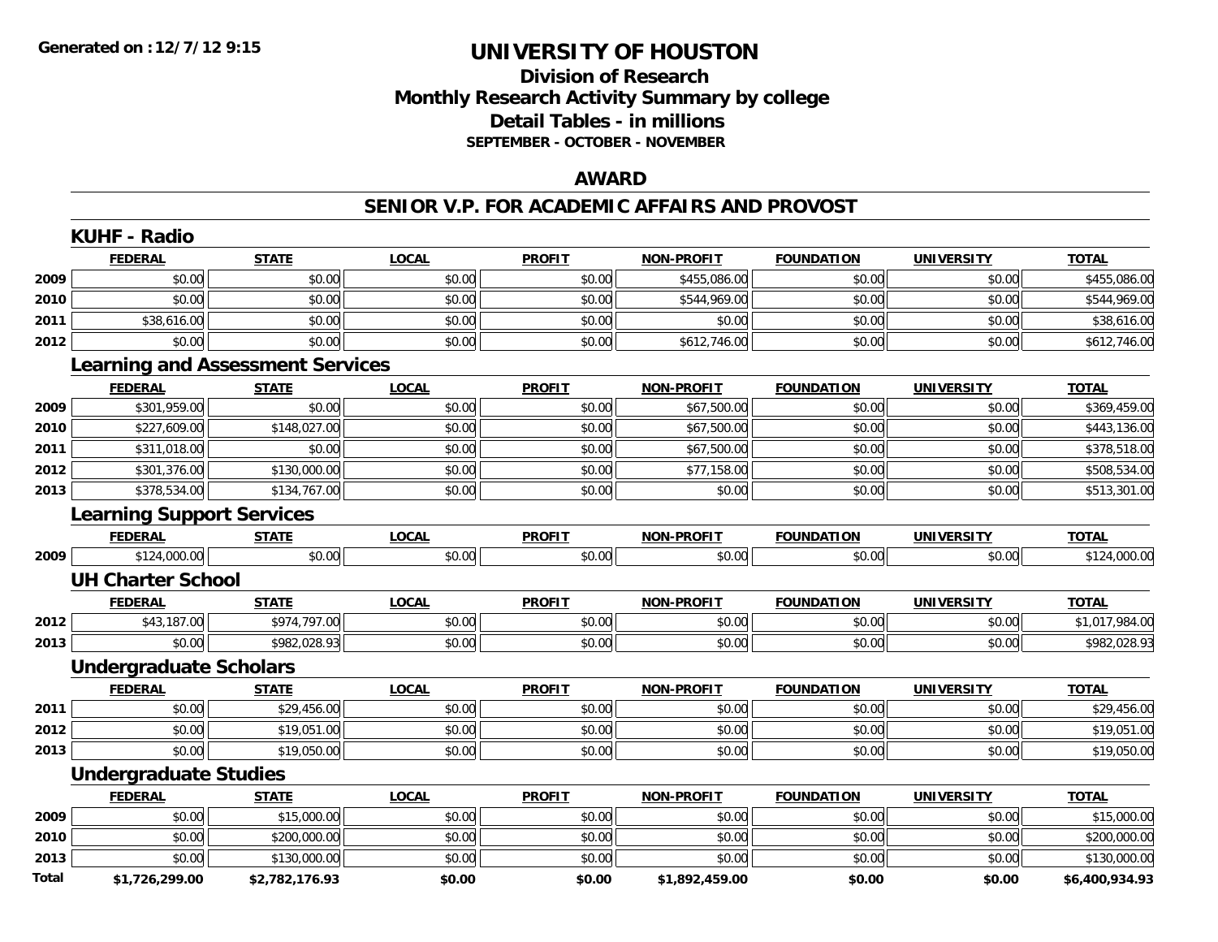# UNIVERSITY OF HOUSTON

## Division of Research
## Monthly Research Activity Summary by college
## Detail Tables - in millions
### SEPTEMBER - OCTOBER - NOVEMBER

**Generated on : 12/7/12 9:15**

## AWARD

## SENIOR V.P. FOR ACADEMIC AFFAIRS AND PROVOST

### KUHF - Radio

| | FEDERAL | STATE | LOCAL | PROFIT | NON-PROFIT | FOUNDATION | UNIVERSITY | TOTAL |
|---|---|---|---|---|---|---|---|---|
| 2009 | $0.00 | $0.00 | $0.00 | $0.00 | $455,086.00 | $0.00 | $0.00 | $455,086.00 |
| 2010 | $0.00 | $0.00 | $0.00 | $0.00 | $544,969.00 | $0.00 | $0.00 | $544,969.00 |
| 2011 | $38,616.00 | $0.00 | $0.00 | $0.00 | $0.00 | $0.00 | $0.00 | $38,616.00 |
| 2012 | $0.00 | $0.00 | $0.00 | $0.00 | $612,746.00 | $0.00 | $0.00 | $612,746.00 |

### Learning and Assessment Services

| | FEDERAL | STATE | LOCAL | PROFIT | NON-PROFIT | FOUNDATION | UNIVERSITY | TOTAL |
|---|---|---|---|---|---|---|---|---|
| 2009 | $301,959.00 | $0.00 | $0.00 | $0.00 | $67,500.00 | $0.00 | $0.00 | $369,459.00 |
| 2010 | $227,609.00 | $148,027.00 | $0.00 | $0.00 | $67,500.00 | $0.00 | $0.00 | $443,136.00 |
| 2011 | $311,018.00 | $0.00 | $0.00 | $0.00 | $67,500.00 | $0.00 | $0.00 | $378,518.00 |
| 2012 | $301,376.00 | $130,000.00 | $0.00 | $0.00 | $77,158.00 | $0.00 | $0.00 | $508,534.00 |
| 2013 | $378,534.00 | $134,767.00 | $0.00 | $0.00 | $0.00 | $0.00 | $0.00 | $513,301.00 |

### Learning Support Services

| | FEDERAL | STATE | LOCAL | PROFIT | NON-PROFIT | FOUNDATION | UNIVERSITY | TOTAL |
|---|---|---|---|---|---|---|---|---|
| 2009 | $124,000.00 | $0.00 | $0.00 | $0.00 | $0.00 | $0.00 | $0.00 | $124,000.00 |

### UH Charter School

| | FEDERAL | STATE | LOCAL | PROFIT | NON-PROFIT | FOUNDATION | UNIVERSITY | TOTAL |
|---|---|---|---|---|---|---|---|---|
| 2012 | $43,187.00 | $974,797.00 | $0.00 | $0.00 | $0.00 | $0.00 | $0.00 | $1,017,984.00 |
| 2013 | $0.00 | $982,028.93 | $0.00 | $0.00 | $0.00 | $0.00 | $0.00 | $982,028.93 |

### Undergraduate Scholars

| | FEDERAL | STATE | LOCAL | PROFIT | NON-PROFIT | FOUNDATION | UNIVERSITY | TOTAL |
|---|---|---|---|---|---|---|---|---|
| 2011 | $0.00 | $29,456.00 | $0.00 | $0.00 | $0.00 | $0.00 | $0.00 | $29,456.00 |
| 2012 | $0.00 | $19,051.00 | $0.00 | $0.00 | $0.00 | $0.00 | $0.00 | $19,051.00 |
| 2013 | $0.00 | $19,050.00 | $0.00 | $0.00 | $0.00 | $0.00 | $0.00 | $19,050.00 |

### Undergraduate Studies

| | FEDERAL | STATE | LOCAL | PROFIT | NON-PROFIT | FOUNDATION | UNIVERSITY | TOTAL |
|---|---|---|---|---|---|---|---|---|
| 2009 | $0.00 | $15,000.00 | $0.00 | $0.00 | $0.00 | $0.00 | $0.00 | $15,000.00 |
| 2010 | $0.00 | $200,000.00 | $0.00 | $0.00 | $0.00 | $0.00 | $0.00 | $200,000.00 |
| 2013 | $0.00 | $130,000.00 | $0.00 | $0.00 | $0.00 | $0.00 | $0.00 | $130,000.00 |
| **Total** | **$1,726,299.00** | **$2,782,176.93** | **$0.00** | **$0.00** | **$1,892,459.00** | **$0.00** | **$0.00** | **$6,400,934.93** |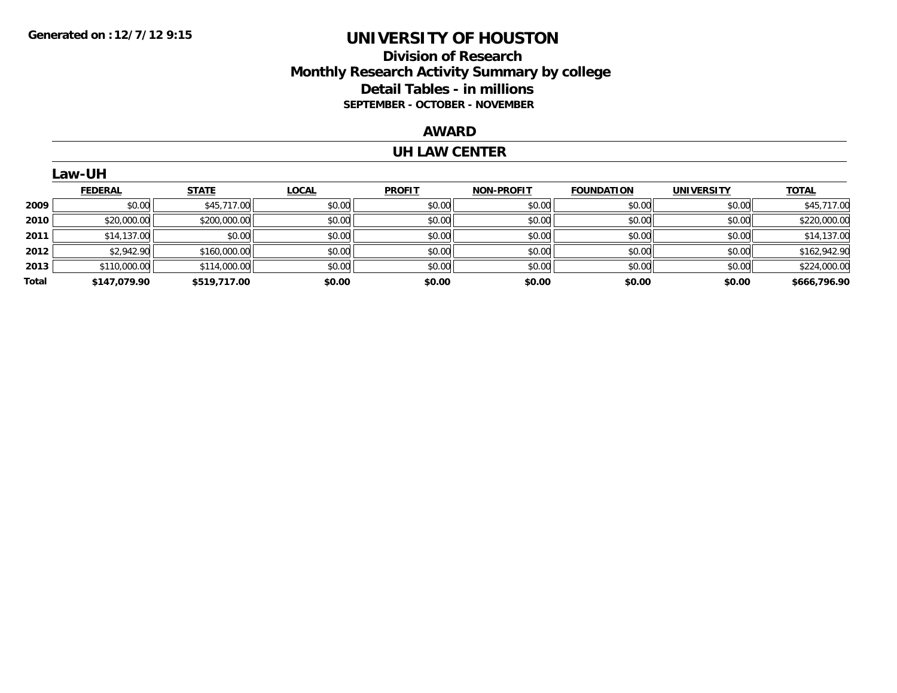**Generated on :12/7/12 9:15**

# UNIVERSITY OF HOUSTON

## Division of Research
## Monthly Research Activity Summary by college
## Detail Tables - in millions
### SEPTEMBER - OCTOBER - NOVEMBER

## AWARD

## UH LAW CENTER

### Law-UH

| | FEDERAL | STATE | LOCAL | PROFIT | NON-PROFIT | FOUNDATION | UNIVERSITY | TOTAL |
|---|---|---|---|---|---|---|---|---|
| 2009 | $0.00 | $45,717.00 | $0.00 | $0.00 | $0.00 | $0.00 | $0.00 | $45,717.00 |
| 2010 | $20,000.00 | $200,000.00 | $0.00 | $0.00 | $0.00 | $0.00 | $0.00 | $220,000.00 |
| 2011 | $14,137.00 | $0.00 | $0.00 | $0.00 | $0.00 | $0.00 | $0.00 | $14,137.00 |
| 2012 | $2,942.90 | $160,000.00 | $0.00 | $0.00 | $0.00 | $0.00 | $0.00 | $162,942.90 |
| 2013 | $110,000.00 | $114,000.00 | $0.00 | $0.00 | $0.00 | $0.00 | $0.00 | $224,000.00 |
| **Total** | **$147,079.90** | **$519,717.00** | **$0.00** | **$0.00** | **$0.00** | **$0.00** | **$0.00** | **$666,796.90** |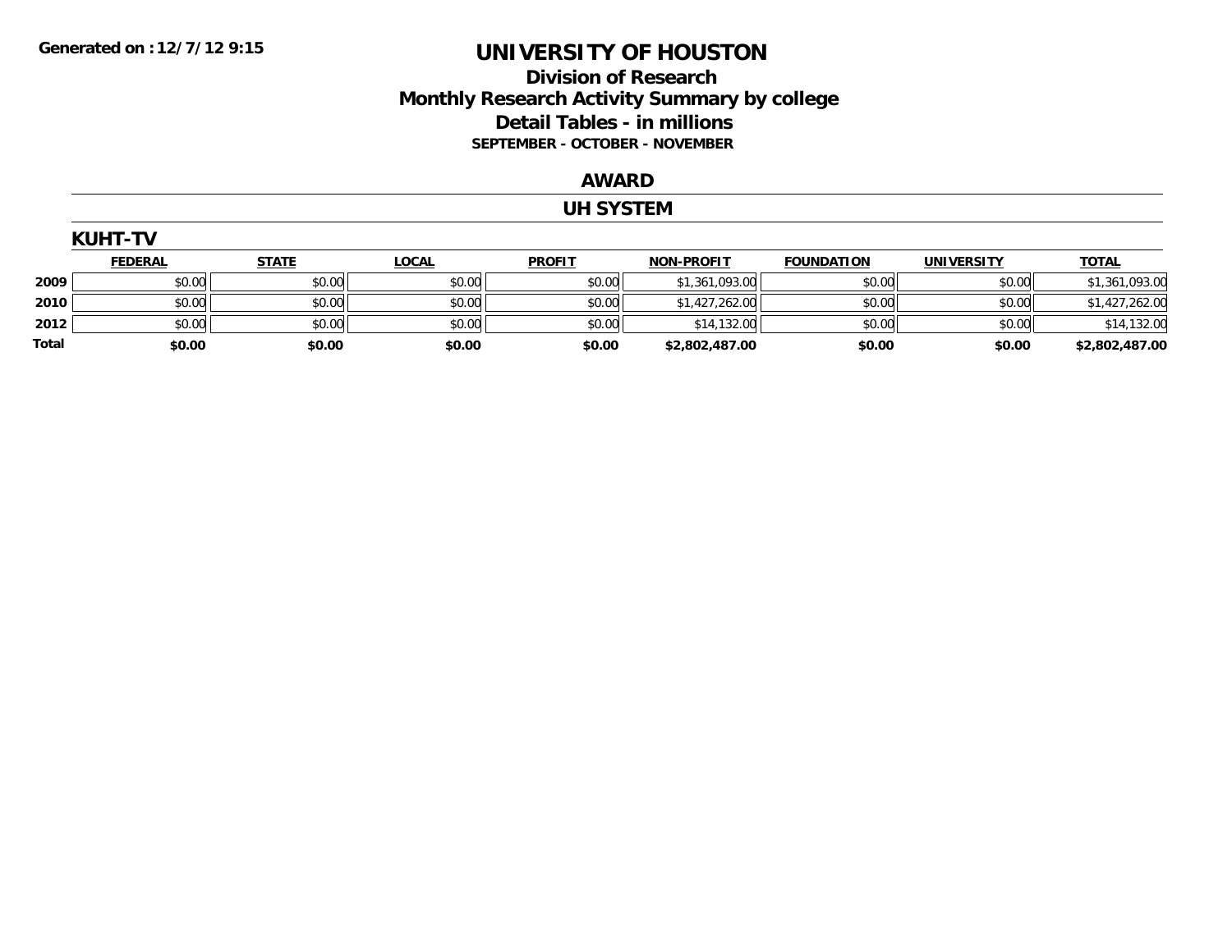Generated on :12/7/12 9:15

# UNIVERSITY OF HOUSTON

## Division of Research
## Monthly Research Activity Summary by college
## Detail Tables - in millions
### SEPTEMBER - OCTOBER - NOVEMBER

## AWARD

## UH SYSTEM

### KUHT-TV

| | FEDERAL | STATE | LOCAL | PROFIT | NON-PROFIT | FOUNDATION | UNIVERSITY | TOTAL |
|---|---|---|---|---|---|---|---|---|
| 2009 | $0.00 | $0.00 | $0.00 | $0.00 | $1,361,093.00 | $0.00 | $0.00 | $1,361,093.00 |
| 2010 | $0.00 | $0.00 | $0.00 | $0.00 | $1,427,262.00 | $0.00 | $0.00 | $1,427,262.00 |
| 2012 | $0.00 | $0.00 | $0.00 | $0.00 | $14,132.00 | $0.00 | $0.00 | $14,132.00 |
| **Total** | **$0.00** | **$0.00** | **$0.00** | **$0.00** | **$2,802,487.00** | **$0.00** | **$0.00** | **$2,802,487.00** |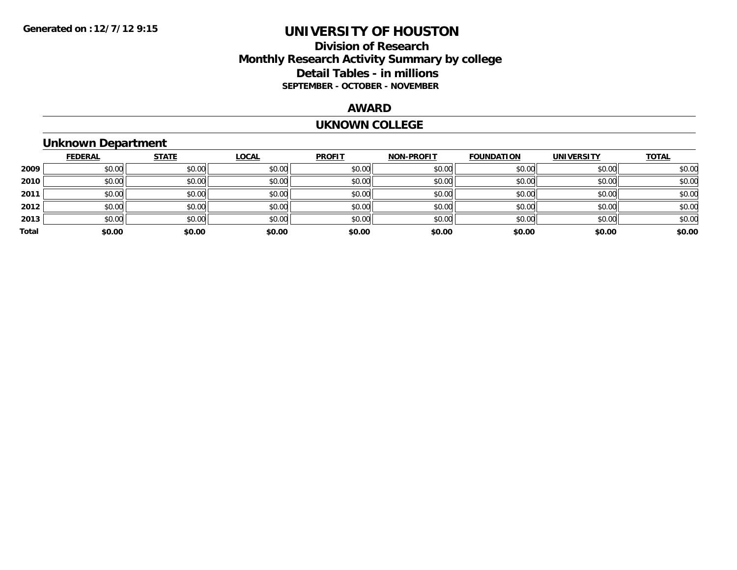**Generated on :12/7/12 9:15**

# UNIVERSITY OF HOUSTON

## Division of Research
## Monthly Research Activity Summary by college
## Detail Tables - in millions
### SEPTEMBER - OCTOBER - NOVEMBER

## AWARD

## UKNOWN COLLEGE

### Unknown Department

| | FEDERAL | STATE | LOCAL | PROFIT | NON-PROFIT | FOUNDATION | UNIVERSITY | TOTAL |
|---|---|---|---|---|---|---|---|---|
| **2009** | $0.00 | $0.00 | $0.00 | $0.00 | $0.00 | $0.00 | $0.00 | $0.00 |
| **2010** | $0.00 | $0.00 | $0.00 | $0.00 | $0.00 | $0.00 | $0.00 | $0.00 |
| **2011** | $0.00 | $0.00 | $0.00 | $0.00 | $0.00 | $0.00 | $0.00 | $0.00 |
| **2012** | $0.00 | $0.00 | $0.00 | $0.00 | $0.00 | $0.00 | $0.00 | $0.00 |
| **2013** | $0.00 | $0.00 | $0.00 | $0.00 | $0.00 | $0.00 | $0.00 | $0.00 |
| **Total** | **$0.00** | **$0.00** | **$0.00** | **$0.00** | **$0.00** | **$0.00** | **$0.00** | **$0.00** |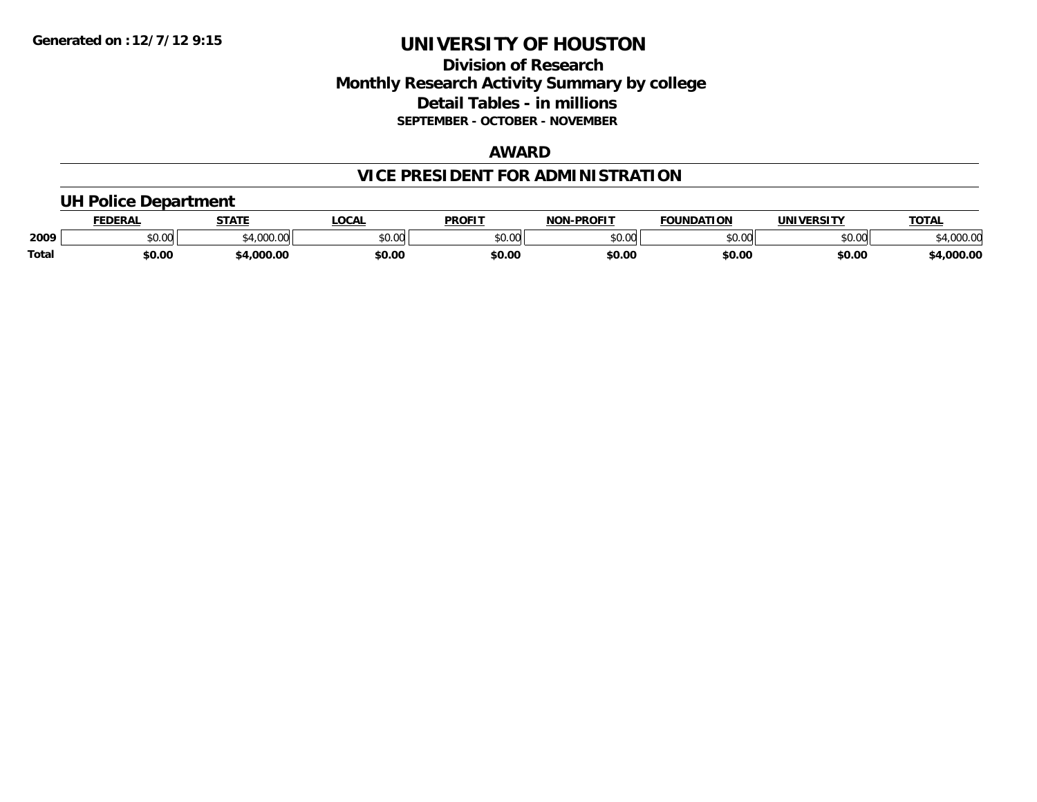Generated on : 12/7/12 9:15

# UNIVERSITY OF HOUSTON

## Division of Research
## Monthly Research Activity Summary by college
## Detail Tables - in millions
### SEPTEMBER - OCTOBER - NOVEMBER

### AWARD

### VICE PRESIDENT FOR ADMINISTRATION

#### UH Police Department

| | FEDERAL | STATE | LOCAL | PROFIT | NON-PROFIT | FOUNDATION | UNIVERSITY | TOTAL |
|---|---|---|---|---|---|---|---|---|
| 2009 | $0.00 | $4,000.00 | $0.00 | $0.00 | $0.00 | $0.00 | $0.00 | $4,000.00 |
| **Total** | **$0.00** | **$4,000.00** | **$0.00** | **$0.00** | **$0.00** | **$0.00** | **$0.00** | **$4,000.00** |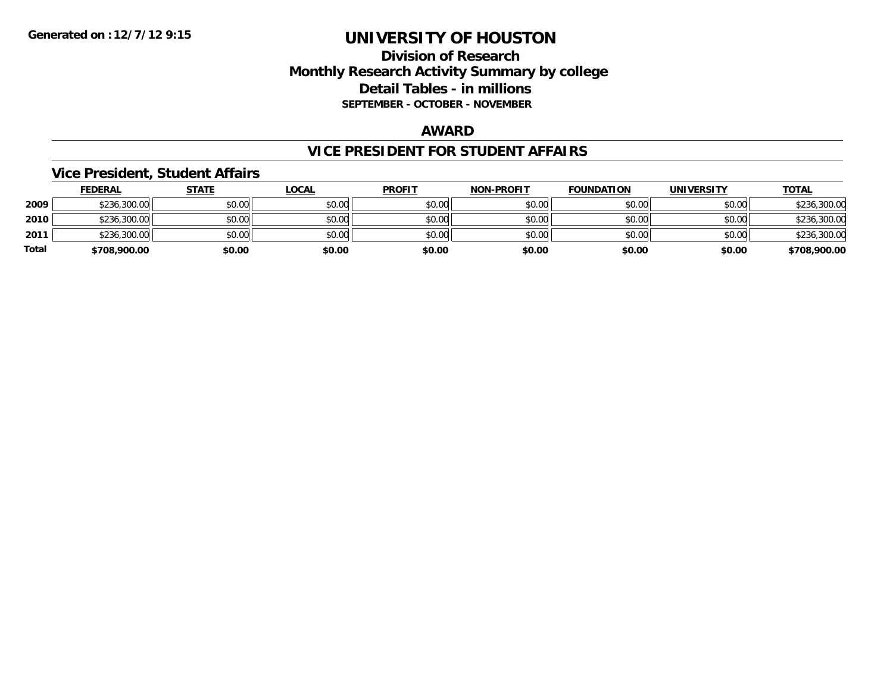Generated on :12/7/12 9:15

# UNIVERSITY OF HOUSTON

## Division of Research
## Monthly Research Activity Summary by college
## Detail Tables - in millions
### SEPTEMBER - OCTOBER - NOVEMBER

## AWARD

## VICE PRESIDENT FOR STUDENT AFFAIRS

### Vice President, Student Affairs

| | FEDERAL | STATE | LOCAL | PROFIT | NON-PROFIT | FOUNDATION | UNIVERSITY | TOTAL |
|---|---|---|---|---|---|---|---|---|
| 2009 | $236,300.00 | $0.00 | $0.00 | $0.00 | $0.00 | $0.00 | $0.00 | $236,300.00 |
| 2010 | $236,300.00 | $0.00 | $0.00 | $0.00 | $0.00 | $0.00 | $0.00 | $236,300.00 |
| 2011 | $236,300.00 | $0.00 | $0.00 | $0.00 | $0.00 | $0.00 | $0.00 | $236,300.00 |
| **Total** | **$708,900.00** | **$0.00** | **$0.00** | **$0.00** | **$0.00** | **$0.00** | **$0.00** | **$708,900.00** |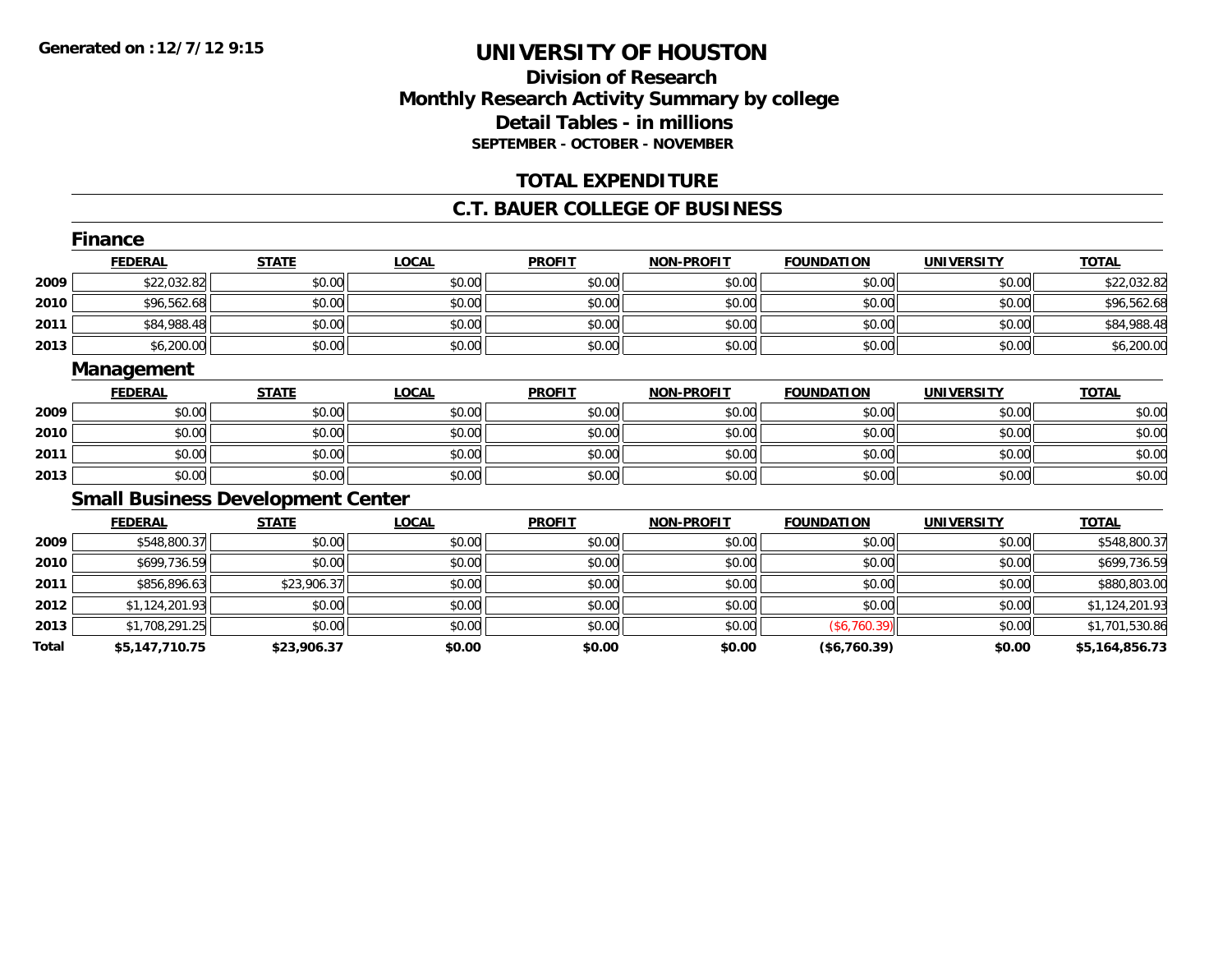# UNIVERSITY OF HOUSTON

## Division of Research
## Monthly Research Activity Summary by college
## Detail Tables - in millions
### SEPTEMBER - OCTOBER - NOVEMBER

## TOTAL EXPENDITURE

## C.T. BAUER COLLEGE OF BUSINESS

### Finance

| | FEDERAL | STATE | LOCAL | PROFIT | NON-PROFIT | FOUNDATION | UNIVERSITY | TOTAL |
|---|---|---|---|---|---|---|---|---|
| 2009 | $22,032.82 | $0.00 | $0.00 | $0.00 | $0.00 | $0.00 | $0.00 | $22,032.82 |
| 2010 | $96,562.68 | $0.00 | $0.00 | $0.00 | $0.00 | $0.00 | $0.00 | $96,562.68 |
| 2011 | $84,988.48 | $0.00 | $0.00 | $0.00 | $0.00 | $0.00 | $0.00 | $84,988.48 |
| 2013 | $6,200.00 | $0.00 | $0.00 | $0.00 | $0.00 | $0.00 | $0.00 | $6,200.00 |

### Management

| | FEDERAL | STATE | LOCAL | PROFIT | NON-PROFIT | FOUNDATION | UNIVERSITY | TOTAL |
|---|---|---|---|---|---|---|---|---|
| 2009 | $0.00 | $0.00 | $0.00 | $0.00 | $0.00 | $0.00 | $0.00 | $0.00 |
| 2010 | $0.00 | $0.00 | $0.00 | $0.00 | $0.00 | $0.00 | $0.00 | $0.00 |
| 2011 | $0.00 | $0.00 | $0.00 | $0.00 | $0.00 | $0.00 | $0.00 | $0.00 |
| 2013 | $0.00 | $0.00 | $0.00 | $0.00 | $0.00 | $0.00 | $0.00 | $0.00 |

### Small Business Development Center

| | FEDERAL | STATE | LOCAL | PROFIT | NON-PROFIT | FOUNDATION | UNIVERSITY | TOTAL |
|---|---|---|---|---|---|---|---|---|
| 2009 | $548,800.37 | $0.00 | $0.00 | $0.00 | $0.00 | $0.00 | $0.00 | $548,800.37 |
| 2010 | $699,736.59 | $0.00 | $0.00 | $0.00 | $0.00 | $0.00 | $0.00 | $699,736.59 |
| 2011 | $856,896.63 | $23,906.37 | $0.00 | $0.00 | $0.00 | $0.00 | $0.00 | $880,803.00 |
| 2012 | $1,124,201.93 | $0.00 | $0.00 | $0.00 | $0.00 | $0.00 | $0.00 | $1,124,201.93 |
| 2013 | $1,708,291.25 | $0.00 | $0.00 | $0.00 | $0.00 | ($6,760.39) | $0.00 | $1,701,530.86 |
| **Total** | **$5,147,710.75** | **$23,906.37** | **$0.00** | **$0.00** | **$0.00** | **($6,760.39)** | **$0.00** | **$5,164,856.73** |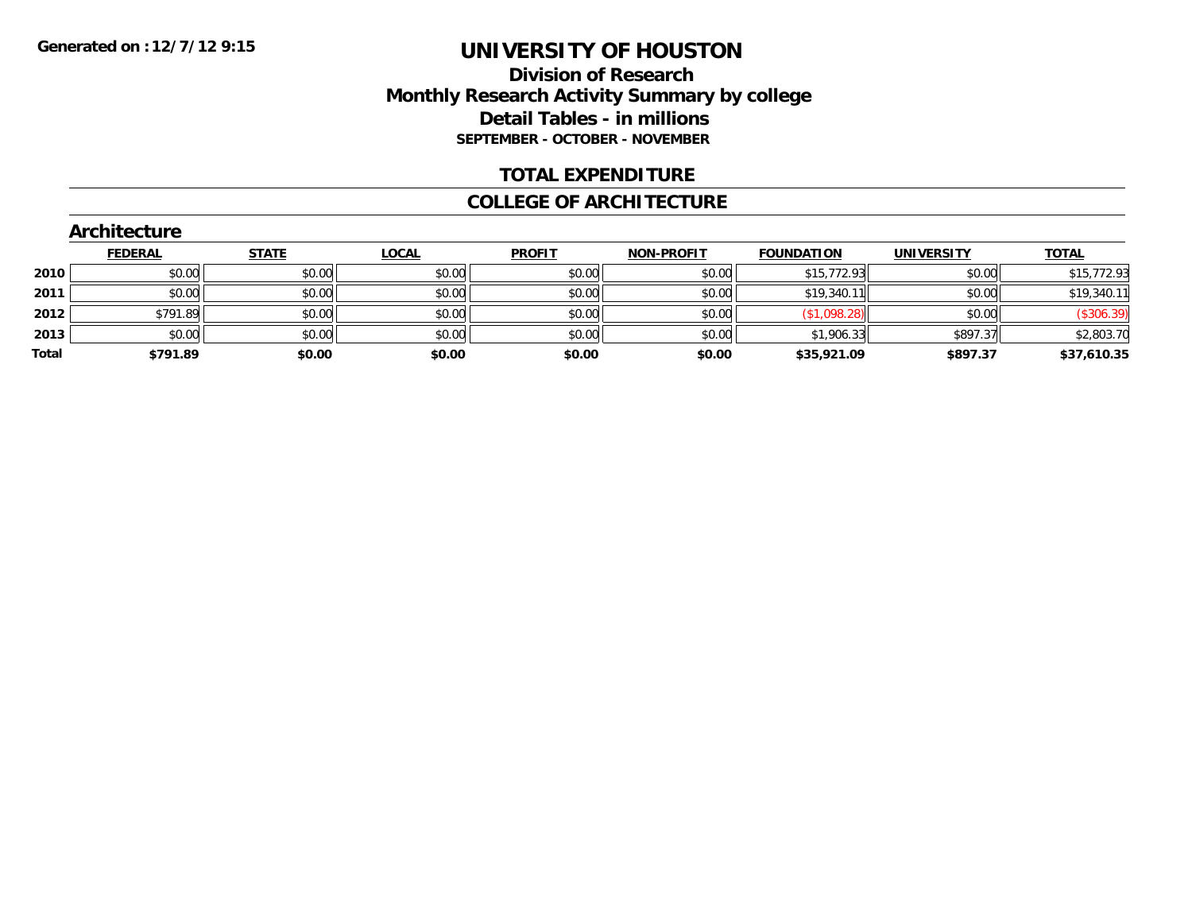**Generated on :12/7/12 9:15**

# UNIVERSITY OF HOUSTON

## Division of Research
## Monthly Research Activity Summary by college
## Detail Tables - in millions
### SEPTEMBER - OCTOBER - NOVEMBER

## TOTAL EXPENDITURE

## COLLEGE OF ARCHITECTURE

### Architecture

| | FEDERAL | STATE | LOCAL | PROFIT | NON-PROFIT | FOUNDATION | UNIVERSITY | TOTAL |
|---|---|---|---|---|---|---|---|---|
| 2010 | $0.00 | $0.00 | $0.00 | $0.00 | $0.00 | $15,772.93 | $0.00 | $15,772.93 |
| 2011 | $0.00 | $0.00 | $0.00 | $0.00 | $0.00 | $19,340.11 | $0.00 | $19,340.11 |
| 2012 | $791.89 | $0.00 | $0.00 | $0.00 | $0.00 | ($1,098.28) | $0.00 | ($306.39) |
| 2013 | $0.00 | $0.00 | $0.00 | $0.00 | $0.00 | $1,906.33 | $897.37 | $2,803.70 |
| **Total** | **$791.89** | **$0.00** | **$0.00** | **$0.00** | **$0.00** | **$35,921.09** | **$897.37** | **$37,610.35** |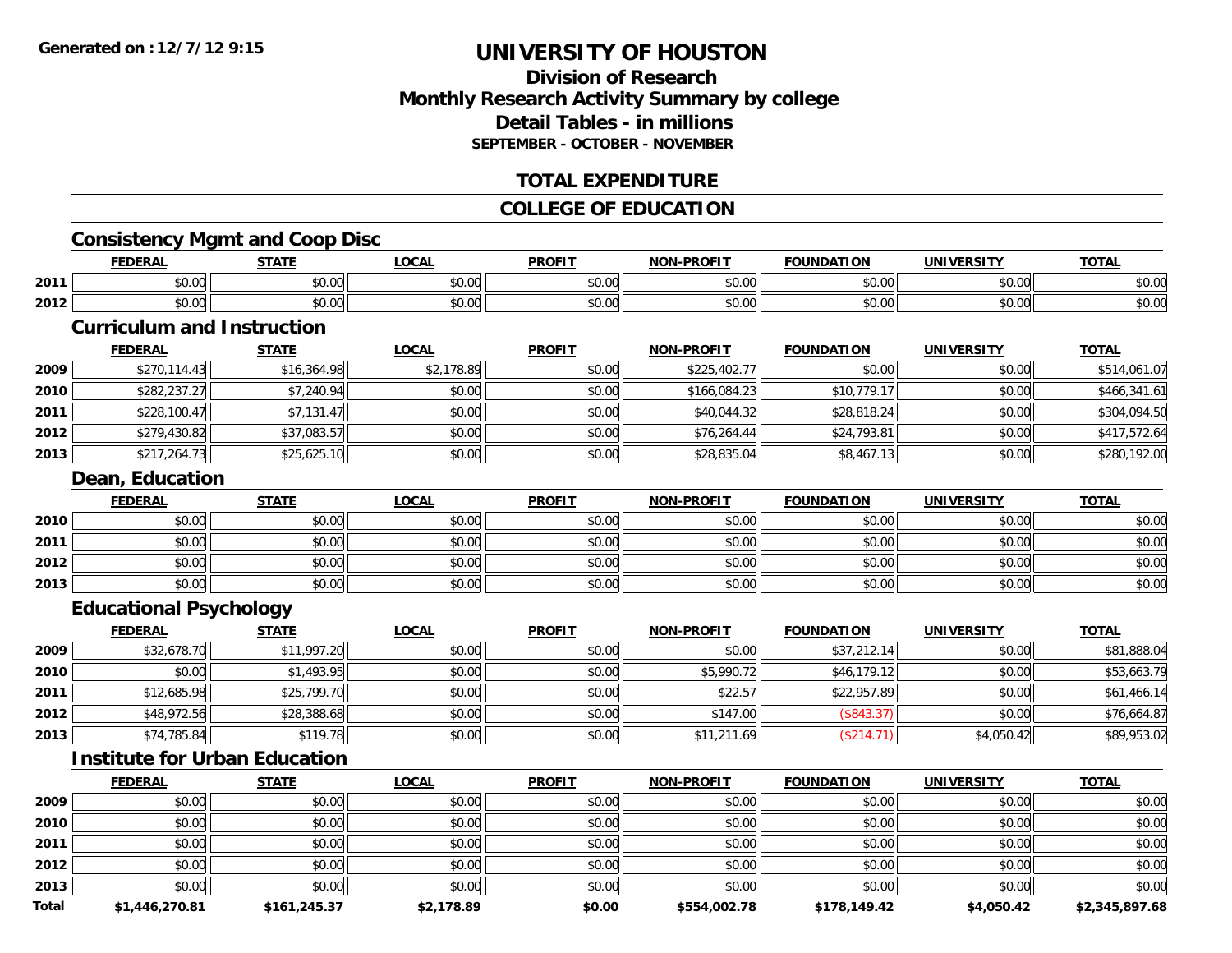Generated on :12/7/12 9:15

# UNIVERSITY OF HOUSTON

## Division of Research
## Monthly Research Activity Summary by college
## Detail Tables - in millions
### SEPTEMBER - OCTOBER - NOVEMBER

## TOTAL EXPENDITURE

## COLLEGE OF EDUCATION

### Consistency Mgmt and Coop Disc

| | FEDERAL | STATE | LOCAL | PROFIT | NON-PROFIT | FOUNDATION | UNIVERSITY | TOTAL |
|---|---|---|---|---|---|---|---|---|
| 2011 | $0.00 | $0.00 | $0.00 | $0.00 | $0.00 | $0.00 | $0.00 | $0.00 |
| 2012 | $0.00 | $0.00 | $0.00 | $0.00 | $0.00 | $0.00 | $0.00 | $0.00 |

### Curriculum and Instruction

| | FEDERAL | STATE | LOCAL | PROFIT | NON-PROFIT | FOUNDATION | UNIVERSITY | TOTAL |
|---|---|---|---|---|---|---|---|---|
| 2009 | $270,114.43 | $16,364.98 | $2,178.89 | $0.00 | $225,402.77 | $0.00 | $0.00 | $514,061.07 |
| 2010 | $282,237.27 | $7,240.94 | $0.00 | $0.00 | $166,084.23 | $10,779.17 | $0.00 | $466,341.61 |
| 2011 | $228,100.47 | $7,131.47 | $0.00 | $0.00 | $40,044.32 | $28,818.24 | $0.00 | $304,094.50 |
| 2012 | $279,430.82 | $37,083.57 | $0.00 | $0.00 | $76,264.44 | $24,793.81 | $0.00 | $417,572.64 |
| 2013 | $217,264.73 | $25,625.10 | $0.00 | $0.00 | $28,835.04 | $8,467.13 | $0.00 | $280,192.00 |

### Dean, Education

| | FEDERAL | STATE | LOCAL | PROFIT | NON-PROFIT | FOUNDATION | UNIVERSITY | TOTAL |
|---|---|---|---|---|---|---|---|---|
| 2010 | $0.00 | $0.00 | $0.00 | $0.00 | $0.00 | $0.00 | $0.00 | $0.00 |
| 2011 | $0.00 | $0.00 | $0.00 | $0.00 | $0.00 | $0.00 | $0.00 | $0.00 |
| 2012 | $0.00 | $0.00 | $0.00 | $0.00 | $0.00 | $0.00 | $0.00 | $0.00 |
| 2013 | $0.00 | $0.00 | $0.00 | $0.00 | $0.00 | $0.00 | $0.00 | $0.00 |

### Educational Psychology

| | FEDERAL | STATE | LOCAL | PROFIT | NON-PROFIT | FOUNDATION | UNIVERSITY | TOTAL |
|---|---|---|---|---|---|---|---|---|
| 2009 | $32,678.70 | $11,997.20 | $0.00 | $0.00 | $0.00 | $37,212.14 | $0.00 | $81,888.04 |
| 2010 | $0.00 | $1,493.95 | $0.00 | $0.00 | $5,990.72 | $46,179.12 | $0.00 | $53,663.79 |
| 2011 | $12,685.98 | $25,799.70 | $0.00 | $0.00 | $22.57 | $22,957.89 | $0.00 | $61,466.14 |
| 2012 | $48,972.56 | $28,388.68 | $0.00 | $0.00 | $147.00 | ($843.37) | $0.00 | $76,664.87 |
| 2013 | $74,785.84 | $119.78 | $0.00 | $0.00 | $11,211.69 | ($214.71) | $4,050.42 | $89,953.02 |

### Institute for Urban Education

| | FEDERAL | STATE | LOCAL | PROFIT | NON-PROFIT | FOUNDATION | UNIVERSITY | TOTAL |
|---|---|---|---|---|---|---|---|---|
| 2009 | $0.00 | $0.00 | $0.00 | $0.00 | $0.00 | $0.00 | $0.00 | $0.00 |
| 2010 | $0.00 | $0.00 | $0.00 | $0.00 | $0.00 | $0.00 | $0.00 | $0.00 |
| 2011 | $0.00 | $0.00 | $0.00 | $0.00 | $0.00 | $0.00 | $0.00 | $0.00 |
| 2012 | $0.00 | $0.00 | $0.00 | $0.00 | $0.00 | $0.00 | $0.00 | $0.00 |
| 2013 | $0.00 | $0.00 | $0.00 | $0.00 | $0.00 | $0.00 | $0.00 | $0.00 |
| **Total** | **$1,446,270.81** | **$161,245.37** | **$2,178.89** | **$0.00** | **$554,002.78** | **$178,149.42** | **$4,050.42** | **$2,345,897.68** |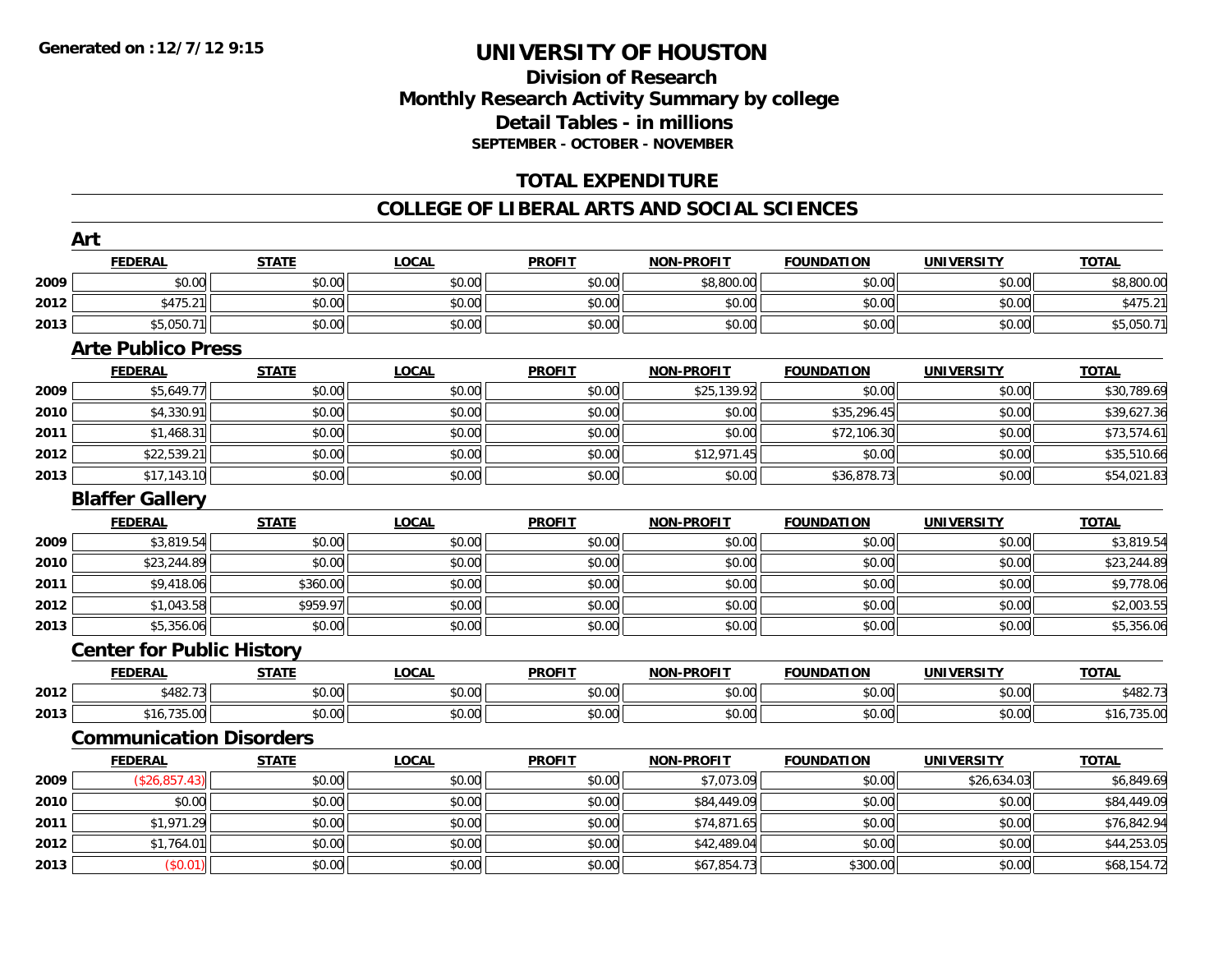Generated on :12/7/12 9:15

# UNIVERSITY OF HOUSTON

## Division of Research
## Monthly Research Activity Summary by college
## Detail Tables - in millions
### SEPTEMBER - OCTOBER - NOVEMBER

## TOTAL EXPENDITURE

## COLLEGE OF LIBERAL ARTS AND SOCIAL SCIENCES

### Art

| | FEDERAL | STATE | LOCAL | PROFIT | NON-PROFIT | FOUNDATION | UNIVERSITY | TOTAL |
|---|---|---|---|---|---|---|---|---|
| 2009 | $0.00 | $0.00 | $0.00 | $0.00 | $8,800.00 | $0.00 | $0.00 | $8,800.00 |
| 2012 | $475.21 | $0.00 | $0.00 | $0.00 | $0.00 | $0.00 | $0.00 | $475.21 |
| 2013 | $5,050.71 | $0.00 | $0.00 | $0.00 | $0.00 | $0.00 | $0.00 | $5,050.71 |

### Arte Publico Press

| | FEDERAL | STATE | LOCAL | PROFIT | NON-PROFIT | FOUNDATION | UNIVERSITY | TOTAL |
|---|---|---|---|---|---|---|---|---|
| 2009 | $5,649.77 | $0.00 | $0.00 | $0.00 | $25,139.92 | $0.00 | $0.00 | $30,789.69 |
| 2010 | $4,330.91 | $0.00 | $0.00 | $0.00 | $0.00 | $35,296.45 | $0.00 | $39,627.36 |
| 2011 | $1,468.31 | $0.00 | $0.00 | $0.00 | $0.00 | $72,106.30 | $0.00 | $73,574.61 |
| 2012 | $22,539.21 | $0.00 | $0.00 | $0.00 | $12,971.45 | $0.00 | $0.00 | $35,510.66 |
| 2013 | $17,143.10 | $0.00 | $0.00 | $0.00 | $0.00 | $36,878.73 | $0.00 | $54,021.83 |

### Blaffer Gallery

| | FEDERAL | STATE | LOCAL | PROFIT | NON-PROFIT | FOUNDATION | UNIVERSITY | TOTAL |
|---|---|---|---|---|---|---|---|---|
| 2009 | $3,819.54 | $0.00 | $0.00 | $0.00 | $0.00 | $0.00 | $0.00 | $3,819.54 |
| 2010 | $23,244.89 | $0.00 | $0.00 | $0.00 | $0.00 | $0.00 | $0.00 | $23,244.89 |
| 2011 | $9,418.06 | $360.00 | $0.00 | $0.00 | $0.00 | $0.00 | $0.00 | $9,778.06 |
| 2012 | $1,043.58 | $959.97 | $0.00 | $0.00 | $0.00 | $0.00 | $0.00 | $2,003.55 |
| 2013 | $5,356.06 | $0.00 | $0.00 | $0.00 | $0.00 | $0.00 | $0.00 | $5,356.06 |

### Center for Public History

| | FEDERAL | STATE | LOCAL | PROFIT | NON-PROFIT | FOUNDATION | UNIVERSITY | TOTAL |
|---|---|---|---|---|---|---|---|---|
| 2012 | $482.73 | $0.00 | $0.00 | $0.00 | $0.00 | $0.00 | $0.00 | $482.73 |
| 2013 | $16,735.00 | $0.00 | $0.00 | $0.00 | $0.00 | $0.00 | $0.00 | $16,735.00 |

### Communication Disorders

| | FEDERAL | STATE | LOCAL | PROFIT | NON-PROFIT | FOUNDATION | UNIVERSITY | TOTAL |
|---|---|---|---|---|---|---|---|---|
| 2009 | ($26,857.43) | $0.00 | $0.00 | $0.00 | $7,073.09 | $0.00 | $26,634.03 | $6,849.69 |
| 2010 | $0.00 | $0.00 | $0.00 | $0.00 | $84,449.09 | $0.00 | $0.00 | $84,449.09 |
| 2011 | $1,971.29 | $0.00 | $0.00 | $0.00 | $74,871.65 | $0.00 | $0.00 | $76,842.94 |
| 2012 | $1,764.01 | $0.00 | $0.00 | $0.00 | $42,489.04 | $0.00 | $0.00 | $44,253.05 |
| 2013 | ($0.01) | $0.00 | $0.00 | $0.00 | $67,854.73 | $300.00 | $0.00 | $68,154.72 |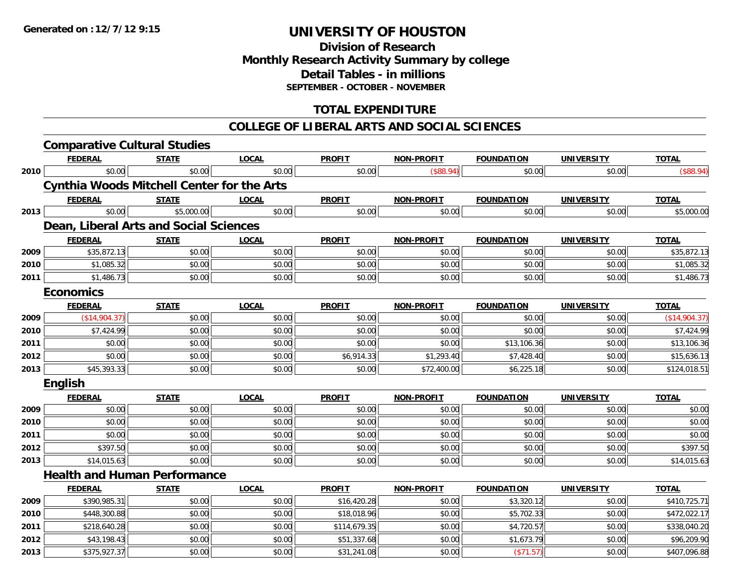Generated on :12/7/12 9:15

# UNIVERSITY OF HOUSTON

## Division of Research
## Monthly Research Activity Summary by college
## Detail Tables - in millions
### SEPTEMBER - OCTOBER - NOVEMBER

## TOTAL EXPENDITURE

## COLLEGE OF LIBERAL ARTS AND SOCIAL SCIENCES

### Comparative Cultural Studies

| | FEDERAL | STATE | LOCAL | PROFIT | NON-PROFIT | FOUNDATION | UNIVERSITY | TOTAL |
|---|---|---|---|---|---|---|---|---|
| 2010 | $0.00 | $0.00 | $0.00 | $0.00 | ($88.94) | $0.00 | $0.00 | ($88.94) |

### Cynthia Woods Mitchell Center for the Arts

| | FEDERAL | STATE | LOCAL | PROFIT | NON-PROFIT | FOUNDATION | UNIVERSITY | TOTAL |
|---|---|---|---|---|---|---|---|---|
| 2013 | $0.00 | $5,000.00 | $0.00 | $0.00 | $0.00 | $0.00 | $0.00 | $5,000.00 |

### Dean, Liberal Arts and Social Sciences

| | FEDERAL | STATE | LOCAL | PROFIT | NON-PROFIT | FOUNDATION | UNIVERSITY | TOTAL |
|---|---|---|---|---|---|---|---|---|
| 2009 | $35,872.13 | $0.00 | $0.00 | $0.00 | $0.00 | $0.00 | $0.00 | $35,872.13 |
| 2010 | $1,085.32 | $0.00 | $0.00 | $0.00 | $0.00 | $0.00 | $0.00 | $1,085.32 |
| 2011 | $1,486.73 | $0.00 | $0.00 | $0.00 | $0.00 | $0.00 | $0.00 | $1,486.73 |

### Economics

| | FEDERAL | STATE | LOCAL | PROFIT | NON-PROFIT | FOUNDATION | UNIVERSITY | TOTAL |
|---|---|---|---|---|---|---|---|---|
| 2009 | ($14,904.37) | $0.00 | $0.00 | $0.00 | $0.00 | $0.00 | $0.00 | ($14,904.37) |
| 2010 | $7,424.99 | $0.00 | $0.00 | $0.00 | $0.00 | $0.00 | $0.00 | $7,424.99 |
| 2011 | $0.00 | $0.00 | $0.00 | $0.00 | $0.00 | $13,106.36 | $0.00 | $13,106.36 |
| 2012 | $0.00 | $0.00 | $0.00 | $6,914.33 | $1,293.40 | $7,428.40 | $0.00 | $15,636.13 |
| 2013 | $45,393.33 | $0.00 | $0.00 | $0.00 | $72,400.00 | $6,225.18 | $0.00 | $124,018.51 |

### English

| | FEDERAL | STATE | LOCAL | PROFIT | NON-PROFIT | FOUNDATION | UNIVERSITY | TOTAL |
|---|---|---|---|---|---|---|---|---|
| 2009 | $0.00 | $0.00 | $0.00 | $0.00 | $0.00 | $0.00 | $0.00 | $0.00 |
| 2010 | $0.00 | $0.00 | $0.00 | $0.00 | $0.00 | $0.00 | $0.00 | $0.00 |
| 2011 | $0.00 | $0.00 | $0.00 | $0.00 | $0.00 | $0.00 | $0.00 | $0.00 |
| 2012 | $397.50 | $0.00 | $0.00 | $0.00 | $0.00 | $0.00 | $0.00 | $397.50 |
| 2013 | $14,015.63 | $0.00 | $0.00 | $0.00 | $0.00 | $0.00 | $0.00 | $14,015.63 |

### Health and Human Performance

| | FEDERAL | STATE | LOCAL | PROFIT | NON-PROFIT | FOUNDATION | UNIVERSITY | TOTAL |
|---|---|---|---|---|---|---|---|---|
| 2009 | $390,985.31 | $0.00 | $0.00 | $16,420.28 | $0.00 | $3,320.12 | $0.00 | $410,725.71 |
| 2010 | $448,300.88 | $0.00 | $0.00 | $18,018.96 | $0.00 | $5,702.33 | $0.00 | $472,022.17 |
| 2011 | $218,640.28 | $0.00 | $0.00 | $114,679.35 | $0.00 | $4,720.57 | $0.00 | $338,040.20 |
| 2012 | $43,198.43 | $0.00 | $0.00 | $51,337.68 | $0.00 | $1,673.79 | $0.00 | $96,209.90 |
| 2013 | $375,927.37 | $0.00 | $0.00 | $31,241.08 | $0.00 | ($71.57) | $0.00 | $407,096.88 |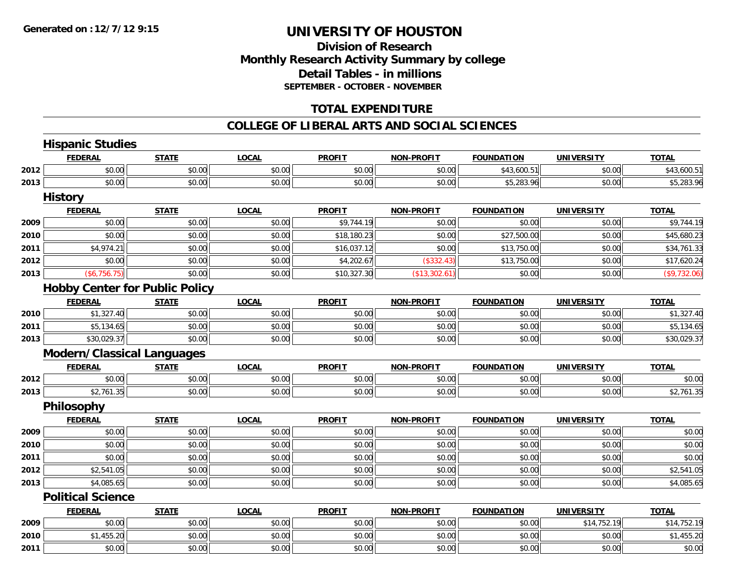**Generated on :12/7/12 9:15**

# UNIVERSITY OF HOUSTON

## Division of Research
## Monthly Research Activity Summary by college
## Detail Tables - in millions
### SEPTEMBER - OCTOBER - NOVEMBER

## TOTAL EXPENDITURE

## COLLEGE OF LIBERAL ARTS AND SOCIAL SCIENCES

### Hispanic Studies

| | FEDERAL | STATE | LOCAL | PROFIT | NON-PROFIT | FOUNDATION | UNIVERSITY | TOTAL |
|---|---|---|---|---|---|---|---|---|
| 2012 | $0.00 | $0.00 | $0.00 | $0.00 | $0.00 | $43,600.51 | $0.00 | $43,600.51 |
| 2013 | $0.00 | $0.00 | $0.00 | $0.00 | $0.00 | $5,283.96 | $0.00 | $5,283.96 |

### History

| | FEDERAL | STATE | LOCAL | PROFIT | NON-PROFIT | FOUNDATION | UNIVERSITY | TOTAL |
|---|---|---|---|---|---|---|---|---|
| 2009 | $0.00 | $0.00 | $0.00 | $9,744.19 | $0.00 | $0.00 | $0.00 | $9,744.19 |
| 2010 | $0.00 | $0.00 | $0.00 | $18,180.23 | $0.00 | $27,500.00 | $0.00 | $45,680.23 |
| 2011 | $4,974.21 | $0.00 | $0.00 | $16,037.12 | $0.00 | $13,750.00 | $0.00 | $34,761.33 |
| 2012 | $0.00 | $0.00 | $0.00 | $4,202.67 | ($332.43) | $13,750.00 | $0.00 | $17,620.24 |
| 2013 | ($6,756.75) | $0.00 | $0.00 | $10,327.30 | ($13,302.61) | $0.00 | $0.00 | ($9,732.06) |

### Hobby Center for Public Policy

| | FEDERAL | STATE | LOCAL | PROFIT | NON-PROFIT | FOUNDATION | UNIVERSITY | TOTAL |
|---|---|---|---|---|---|---|---|---|
| 2010 | $1,327.40 | $0.00 | $0.00 | $0.00 | $0.00 | $0.00 | $0.00 | $1,327.40 |
| 2011 | $5,134.65 | $0.00 | $0.00 | $0.00 | $0.00 | $0.00 | $0.00 | $5,134.65 |
| 2013 | $30,029.37 | $0.00 | $0.00 | $0.00 | $0.00 | $0.00 | $0.00 | $30,029.37 |

### Modern/Classical Languages

| | FEDERAL | STATE | LOCAL | PROFIT | NON-PROFIT | FOUNDATION | UNIVERSITY | TOTAL |
|---|---|---|---|---|---|---|---|---|
| 2012 | $0.00 | $0.00 | $0.00 | $0.00 | $0.00 | $0.00 | $0.00 | $0.00 |
| 2013 | $2,761.35 | $0.00 | $0.00 | $0.00 | $0.00 | $0.00 | $0.00 | $2,761.35 |

### Philosophy

| | FEDERAL | STATE | LOCAL | PROFIT | NON-PROFIT | FOUNDATION | UNIVERSITY | TOTAL |
|---|---|---|---|---|---|---|---|---|
| 2009 | $0.00 | $0.00 | $0.00 | $0.00 | $0.00 | $0.00 | $0.00 | $0.00 |
| 2010 | $0.00 | $0.00 | $0.00 | $0.00 | $0.00 | $0.00 | $0.00 | $0.00 |
| 2011 | $0.00 | $0.00 | $0.00 | $0.00 | $0.00 | $0.00 | $0.00 | $0.00 |
| 2012 | $2,541.05 | $0.00 | $0.00 | $0.00 | $0.00 | $0.00 | $0.00 | $2,541.05 |
| 2013 | $4,085.65 | $0.00 | $0.00 | $0.00 | $0.00 | $0.00 | $0.00 | $4,085.65 |

### Political Science

| | FEDERAL | STATE | LOCAL | PROFIT | NON-PROFIT | FOUNDATION | UNIVERSITY | TOTAL |
|---|---|---|---|---|---|---|---|---|
| 2009 | $0.00 | $0.00 | $0.00 | $0.00 | $0.00 | $0.00 | $14,752.19 | $14,752.19 |
| 2010 | $1,455.20 | $0.00 | $0.00 | $0.00 | $0.00 | $0.00 | $0.00 | $1,455.20 |
| 2011 | $0.00 | $0.00 | $0.00 | $0.00 | $0.00 | $0.00 | $0.00 | $0.00 |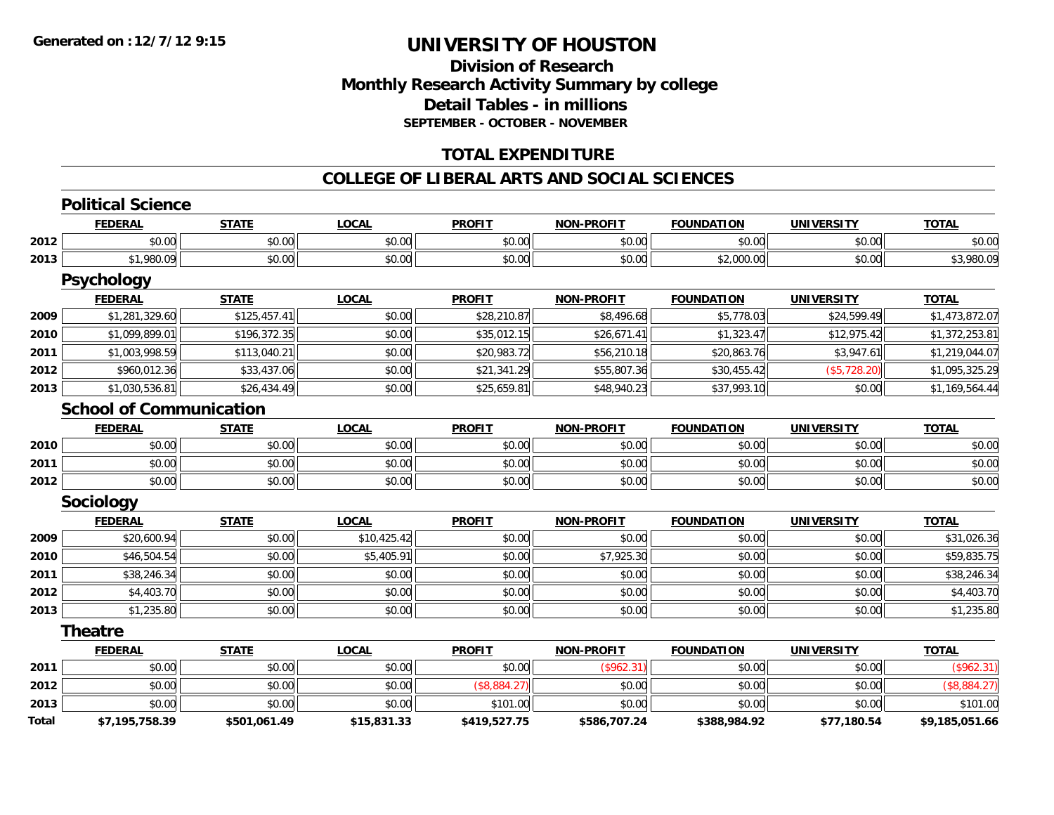Generated on :12/7/12 9:15

# UNIVERSITY OF HOUSTON

## Division of Research
## Monthly Research Activity Summary by college
## Detail Tables - in millions
### SEPTEMBER - OCTOBER - NOVEMBER

## TOTAL EXPENDITURE

## COLLEGE OF LIBERAL ARTS AND SOCIAL SCIENCES

### Political Science

| | FEDERAL | STATE | LOCAL | PROFIT | NON-PROFIT | FOUNDATION | UNIVERSITY | TOTAL |
|---|---|---|---|---|---|---|---|---|
| 2012 | $0.00 | $0.00 | $0.00 | $0.00 | $0.00 | $0.00 | $0.00 | $0.00 |
| 2013 | $1,980.09 | $0.00 | $0.00 | $0.00 | $0.00 | $2,000.00 | $0.00 | $3,980.09 |

### Psychology

| | FEDERAL | STATE | LOCAL | PROFIT | NON-PROFIT | FOUNDATION | UNIVERSITY | TOTAL |
|---|---|---|---|---|---|---|---|---|
| 2009 | $1,281,329.60 | $125,457.41 | $0.00 | $28,210.87 | $8,496.68 | $5,778.03 | $24,599.49 | $1,473,872.07 |
| 2010 | $1,099,899.01 | $196,372.35 | $0.00 | $35,012.15 | $26,671.41 | $1,323.47 | $12,975.42 | $1,372,253.81 |
| 2011 | $1,003,998.59 | $113,040.21 | $0.00 | $20,983.72 | $56,210.18 | $20,863.76 | $3,947.61 | $1,219,044.07 |
| 2012 | $960,012.36 | $33,437.06 | $0.00 | $21,341.29 | $55,807.36 | $30,455.42 | ($5,728.20) | $1,095,325.29 |
| 2013 | $1,030,536.81 | $26,434.49 | $0.00 | $25,659.81 | $48,940.23 | $37,993.10 | $0.00 | $1,169,564.44 |

### School of Communication

| | FEDERAL | STATE | LOCAL | PROFIT | NON-PROFIT | FOUNDATION | UNIVERSITY | TOTAL |
|---|---|---|---|---|---|---|---|---|
| 2010 | $0.00 | $0.00 | $0.00 | $0.00 | $0.00 | $0.00 | $0.00 | $0.00 |
| 2011 | $0.00 | $0.00 | $0.00 | $0.00 | $0.00 | $0.00 | $0.00 | $0.00 |
| 2012 | $0.00 | $0.00 | $0.00 | $0.00 | $0.00 | $0.00 | $0.00 | $0.00 |

### Sociology

| | FEDERAL | STATE | LOCAL | PROFIT | NON-PROFIT | FOUNDATION | UNIVERSITY | TOTAL |
|---|---|---|---|---|---|---|---|---|
| 2009 | $20,600.94 | $0.00 | $10,425.42 | $0.00 | $0.00 | $0.00 | $0.00 | $31,026.36 |
| 2010 | $46,504.54 | $0.00 | $5,405.91 | $0.00 | $7,925.30 | $0.00 | $0.00 | $59,835.75 |
| 2011 | $38,246.34 | $0.00 | $0.00 | $0.00 | $0.00 | $0.00 | $0.00 | $38,246.34 |
| 2012 | $4,403.70 | $0.00 | $0.00 | $0.00 | $0.00 | $0.00 | $0.00 | $4,403.70 |
| 2013 | $1,235.80 | $0.00 | $0.00 | $0.00 | $0.00 | $0.00 | $0.00 | $1,235.80 |

### Theatre

| | FEDERAL | STATE | LOCAL | PROFIT | NON-PROFIT | FOUNDATION | UNIVERSITY | TOTAL |
|---|---|---|---|---|---|---|---|---|
| 2011 | $0.00 | $0.00 | $0.00 | $0.00 | ($962.31) | $0.00 | $0.00 | ($962.31) |
| 2012 | $0.00 | $0.00 | $0.00 | ($8,884.27) | $0.00 | $0.00 | $0.00 | ($8,884.27) |
| 2013 | $0.00 | $0.00 | $0.00 | $101.00 | $0.00 | $0.00 | $0.00 | $101.00 |
| **Total** | **$7,195,758.39** | **$501,061.49** | **$15,831.33** | **$419,527.75** | **$586,707.24** | **$388,984.92** | **$77,180.54** | **$9,185,051.66** |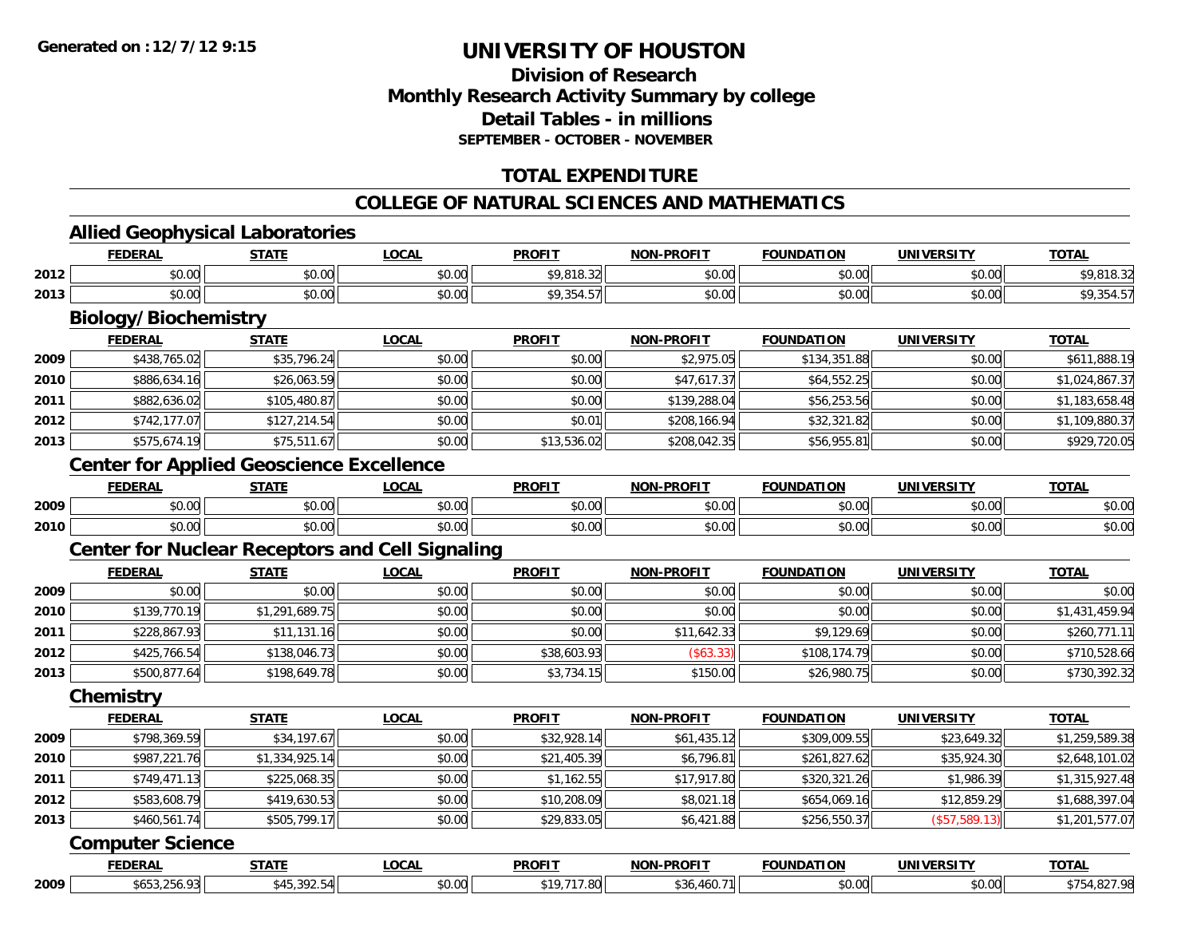# UNIVERSITY OF HOUSTON

## Division of Research
## Monthly Research Activity Summary by college
## Detail Tables - in millions
### SEPTEMBER - OCTOBER - NOVEMBER

## TOTAL EXPENDITURE

## COLLEGE OF NATURAL SCIENCES AND MATHEMATICS

### Allied Geophysical Laboratories

| | FEDERAL | STATE | LOCAL | PROFIT | NON-PROFIT | FOUNDATION | UNIVERSITY | TOTAL |
|---|---|---|---|---|---|---|---|---|
| 2012 | $0.00 | $0.00 | $0.00 | $9,818.32 | $0.00 | $0.00 | $0.00 | $9,818.32 |
| 2013 | $0.00 | $0.00 | $0.00 | $9,354.57 | $0.00 | $0.00 | $0.00 | $9,354.57 |

### Biology/Biochemistry

| | FEDERAL | STATE | LOCAL | PROFIT | NON-PROFIT | FOUNDATION | UNIVERSITY | TOTAL |
|---|---|---|---|---|---|---|---|---|
| 2009 | $438,765.02 | $35,796.24 | $0.00 | $0.00 | $2,975.05 | $134,351.88 | $0.00 | $611,888.19 |
| 2010 | $886,634.16 | $26,063.59 | $0.00 | $0.00 | $47,617.37 | $64,552.25 | $0.00 | $1,024,867.37 |
| 2011 | $882,636.02 | $105,480.87 | $0.00 | $0.00 | $139,288.04 | $56,253.56 | $0.00 | $1,183,658.48 |
| 2012 | $742,177.07 | $127,214.54 | $0.00 | $0.01 | $208,166.94 | $32,321.82 | $0.00 | $1,109,880.37 |
| 2013 | $575,674.19 | $75,511.67 | $0.00 | $13,536.02 | $208,042.35 | $56,955.81 | $0.00 | $929,720.05 |

### Center for Applied Geoscience Excellence

| | FEDERAL | STATE | LOCAL | PROFIT | NON-PROFIT | FOUNDATION | UNIVERSITY | TOTAL |
|---|---|---|---|---|---|---|---|---|
| 2009 | $0.00 | $0.00 | $0.00 | $0.00 | $0.00 | $0.00 | $0.00 | $0.00 |
| 2010 | $0.00 | $0.00 | $0.00 | $0.00 | $0.00 | $0.00 | $0.00 | $0.00 |

### Center for Nuclear Receptors and Cell Signaling

| | FEDERAL | STATE | LOCAL | PROFIT | NON-PROFIT | FOUNDATION | UNIVERSITY | TOTAL |
|---|---|---|---|---|---|---|---|---|
| 2009 | $0.00 | $0.00 | $0.00 | $0.00 | $0.00 | $0.00 | $0.00 | $0.00 |
| 2010 | $139,770.19 | $1,291,689.75 | $0.00 | $0.00 | $0.00 | $0.00 | $0.00 | $1,431,459.94 |
| 2011 | $228,867.93 | $11,131.16 | $0.00 | $0.00 | $11,642.33 | $9,129.69 | $0.00 | $260,771.11 |
| 2012 | $425,766.54 | $138,046.73 | $0.00 | $38,603.93 | ($63.33) | $108,174.79 | $0.00 | $710,528.66 |
| 2013 | $500,877.64 | $198,649.78 | $0.00 | $3,734.15 | $150.00 | $26,980.75 | $0.00 | $730,392.32 |

### Chemistry

| | FEDERAL | STATE | LOCAL | PROFIT | NON-PROFIT | FOUNDATION | UNIVERSITY | TOTAL |
|---|---|---|---|---|---|---|---|---|
| 2009 | $798,369.59 | $34,197.67 | $0.00 | $32,928.14 | $61,435.12 | $309,009.55 | $23,649.32 | $1,259,589.38 |
| 2010 | $987,221.76 | $1,334,925.14 | $0.00 | $21,405.39 | $6,796.81 | $261,827.62 | $35,924.30 | $2,648,101.02 |
| 2011 | $749,471.13 | $225,068.35 | $0.00 | $1,162.55 | $17,917.80 | $320,321.26 | $1,986.39 | $1,315,927.48 |
| 2012 | $583,608.79 | $419,630.53 | $0.00 | $10,208.09 | $8,021.18 | $654,069.16 | $12,859.29 | $1,688,397.04 |
| 2013 | $460,561.74 | $505,799.17 | $0.00 | $29,833.05 | $6,421.88 | $256,550.37 | ($57,589.13) | $1,201,577.07 |

### Computer Science

| | FEDERAL | STATE | LOCAL | PROFIT | NON-PROFIT | FOUNDATION | UNIVERSITY | TOTAL |
|---|---|---|---|---|---|---|---|---|
| 2009 | $653,256.93 | $45,392.54 | $0.00 | $19,717.80 | $36,460.71 | $0.00 | $0.00 | $754,827.98 |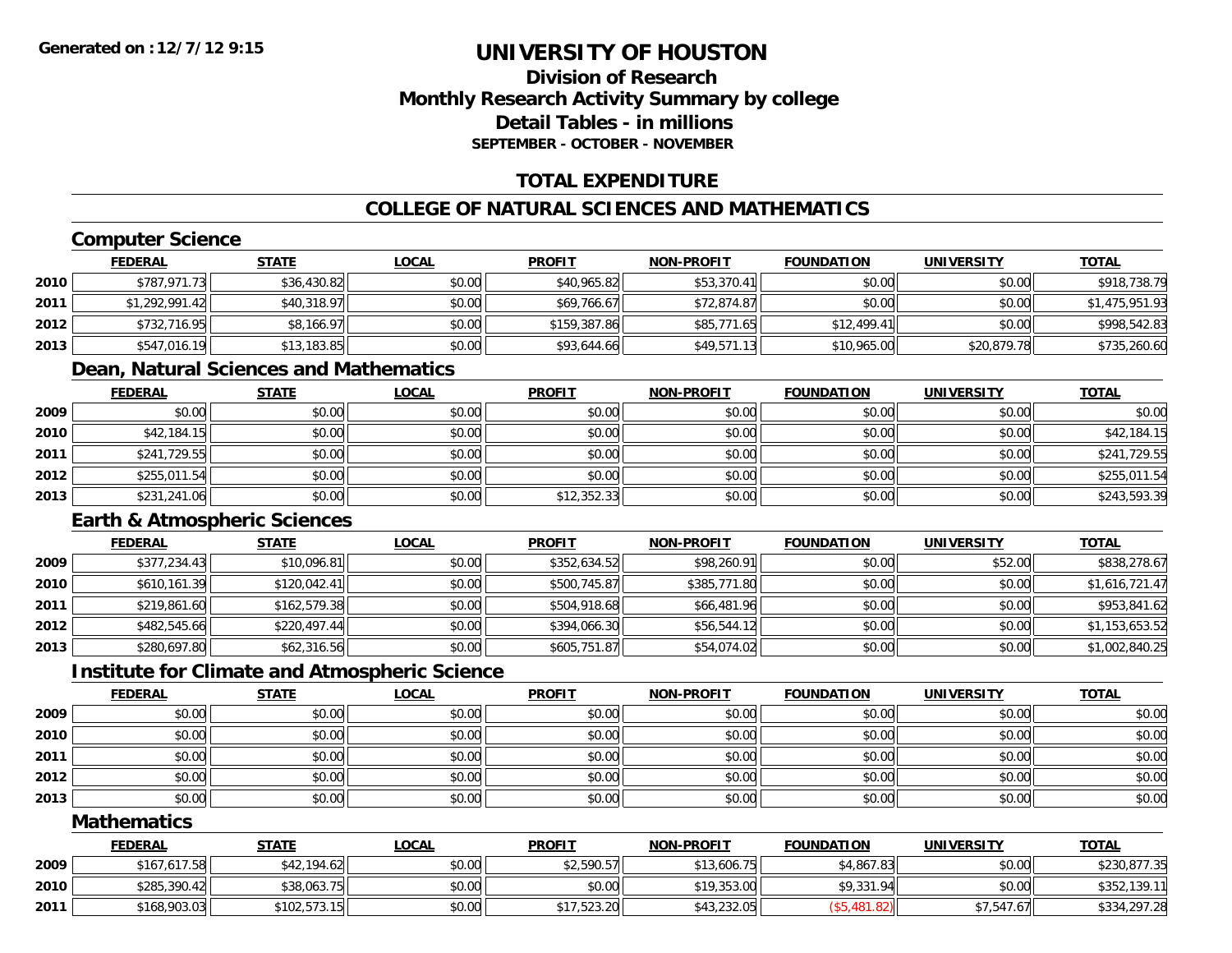# UNIVERSITY OF HOUSTON

## Division of Research
## Monthly Research Activity Summary by college
## Detail Tables - in millions
### SEPTEMBER - OCTOBER - NOVEMBER

## TOTAL EXPENDITURE

## COLLEGE OF NATURAL SCIENCES AND MATHEMATICS

### Computer Science

| | FEDERAL | STATE | LOCAL | PROFIT | NON-PROFIT | FOUNDATION | UNIVERSITY | TOTAL |
|---|---|---|---|---|---|---|---|---|
| 2010 | $787,971.73 | $36,430.82 | $0.00 | $40,965.82 | $53,370.41 | $0.00 | $0.00 | $918,738.79 |
| 2011 | $1,292,991.42 | $40,318.97 | $0.00 | $69,766.67 | $72,874.87 | $0.00 | $0.00 | $1,475,951.93 |
| 2012 | $732,716.95 | $8,166.97 | $0.00 | $159,387.86 | $85,771.65 | $12,499.41 | $0.00 | $998,542.83 |
| 2013 | $547,016.19 | $13,183.85 | $0.00 | $93,644.66 | $49,571.13 | $10,965.00 | $20,879.78 | $735,260.60 |

### Dean, Natural Sciences and Mathematics

| | FEDERAL | STATE | LOCAL | PROFIT | NON-PROFIT | FOUNDATION | UNIVERSITY | TOTAL |
|---|---|---|---|---|---|---|---|---|
| 2009 | $0.00 | $0.00 | $0.00 | $0.00 | $0.00 | $0.00 | $0.00 | $0.00 |
| 2010 | $42,184.15 | $0.00 | $0.00 | $0.00 | $0.00 | $0.00 | $0.00 | $42,184.15 |
| 2011 | $241,729.55 | $0.00 | $0.00 | $0.00 | $0.00 | $0.00 | $0.00 | $241,729.55 |
| 2012 | $255,011.54 | $0.00 | $0.00 | $0.00 | $0.00 | $0.00 | $0.00 | $255,011.54 |
| 2013 | $231,241.06 | $0.00 | $0.00 | $12,352.33 | $0.00 | $0.00 | $0.00 | $243,593.39 |

### Earth & Atmospheric Sciences

| | FEDERAL | STATE | LOCAL | PROFIT | NON-PROFIT | FOUNDATION | UNIVERSITY | TOTAL |
|---|---|---|---|---|---|---|---|---|
| 2009 | $377,234.43 | $10,096.81 | $0.00 | $352,634.52 | $98,260.91 | $0.00 | $52.00 | $838,278.67 |
| 2010 | $610,161.39 | $120,042.41 | $0.00 | $500,745.87 | $385,771.80 | $0.00 | $0.00 | $1,616,721.47 |
| 2011 | $219,861.60 | $162,579.38 | $0.00 | $504,918.68 | $66,481.96 | $0.00 | $0.00 | $953,841.62 |
| 2012 | $482,545.66 | $220,497.44 | $0.00 | $394,066.30 | $56,544.12 | $0.00 | $0.00 | $1,153,653.52 |
| 2013 | $280,697.80 | $62,316.56 | $0.00 | $605,751.87 | $54,074.02 | $0.00 | $0.00 | $1,002,840.25 |

### Institute for Climate and Atmospheric Science

| | FEDERAL | STATE | LOCAL | PROFIT | NON-PROFIT | FOUNDATION | UNIVERSITY | TOTAL |
|---|---|---|---|---|---|---|---|---|
| 2009 | $0.00 | $0.00 | $0.00 | $0.00 | $0.00 | $0.00 | $0.00 | $0.00 |
| 2010 | $0.00 | $0.00 | $0.00 | $0.00 | $0.00 | $0.00 | $0.00 | $0.00 |
| 2011 | $0.00 | $0.00 | $0.00 | $0.00 | $0.00 | $0.00 | $0.00 | $0.00 |
| 2012 | $0.00 | $0.00 | $0.00 | $0.00 | $0.00 | $0.00 | $0.00 | $0.00 |
| 2013 | $0.00 | $0.00 | $0.00 | $0.00 | $0.00 | $0.00 | $0.00 | $0.00 |

### Mathematics

| | FEDERAL | STATE | LOCAL | PROFIT | NON-PROFIT | FOUNDATION | UNIVERSITY | TOTAL |
|---|---|---|---|---|---|---|---|---|
| 2009 | $167,617.58 | $42,194.62 | $0.00 | $2,590.57 | $13,606.75 | $4,867.83 | $0.00 | $230,877.35 |
| 2010 | $285,390.42 | $38,063.75 | $0.00 | $0.00 | $19,353.00 | $9,331.94 | $0.00 | $352,139.11 |
| 2011 | $168,903.03 | $102,573.15 | $0.00 | $17,523.20 | $43,232.05 | ($5,481.82) | $7,547.67 | $334,297.28 |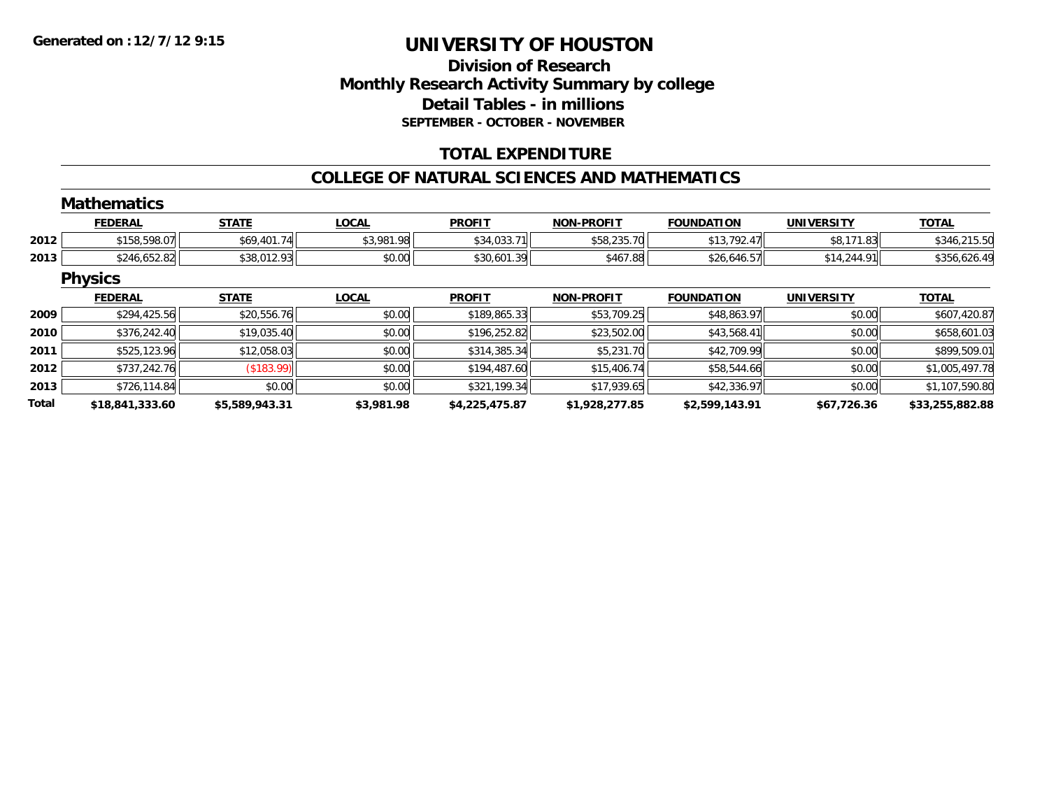Generated on :12/7/12 9:15

# UNIVERSITY OF HOUSTON

## Division of Research
## Monthly Research Activity Summary by college
## Detail Tables - in millions
### SEPTEMBER - OCTOBER - NOVEMBER

## TOTAL EXPENDITURE

## COLLEGE OF NATURAL SCIENCES AND MATHEMATICS

### Mathematics

| | FEDERAL | STATE | LOCAL | PROFIT | NON-PROFIT | FOUNDATION | UNIVERSITY | TOTAL |
|---|---|---|---|---|---|---|---|---|
| 2012 | $158,598.07 | $69,401.74 | $3,981.98 | $34,033.71 | $58,235.70 | $13,792.47 | $8,171.83 | $346,215.50 |
| 2013 | $246,652.82 | $38,012.93 | $0.00 | $30,601.39 | $467.88 | $26,646.57 | $14,244.91 | $356,626.49 |

### Physics

| | FEDERAL | STATE | LOCAL | PROFIT | NON-PROFIT | FOUNDATION | UNIVERSITY | TOTAL |
|---|---|---|---|---|---|---|---|---|
| 2009 | $294,425.56 | $20,556.76 | $0.00 | $189,865.33 | $53,709.25 | $48,863.97 | $0.00 | $607,420.87 |
| 2010 | $376,242.40 | $19,035.40 | $0.00 | $196,252.82 | $23,502.00 | $43,568.41 | $0.00 | $658,601.03 |
| 2011 | $525,123.96 | $12,058.03 | $0.00 | $314,385.34 | $5,231.70 | $42,709.99 | $0.00 | $899,509.01 |
| 2012 | $737,242.76 | ($183.99) | $0.00 | $194,487.60 | $15,406.74 | $58,544.66 | $0.00 | $1,005,497.78 |
| 2013 | $726,114.84 | $0.00 | $0.00 | $321,199.34 | $17,939.65 | $42,336.97 | $0.00 | $1,107,590.80 |
| **Total** | **$18,841,333.60** | **$5,589,943.31** | **$3,981.98** | **$4,225,475.87** | **$1,928,277.85** | **$2,599,143.91** | **$67,726.36** | **$33,255,882.88** |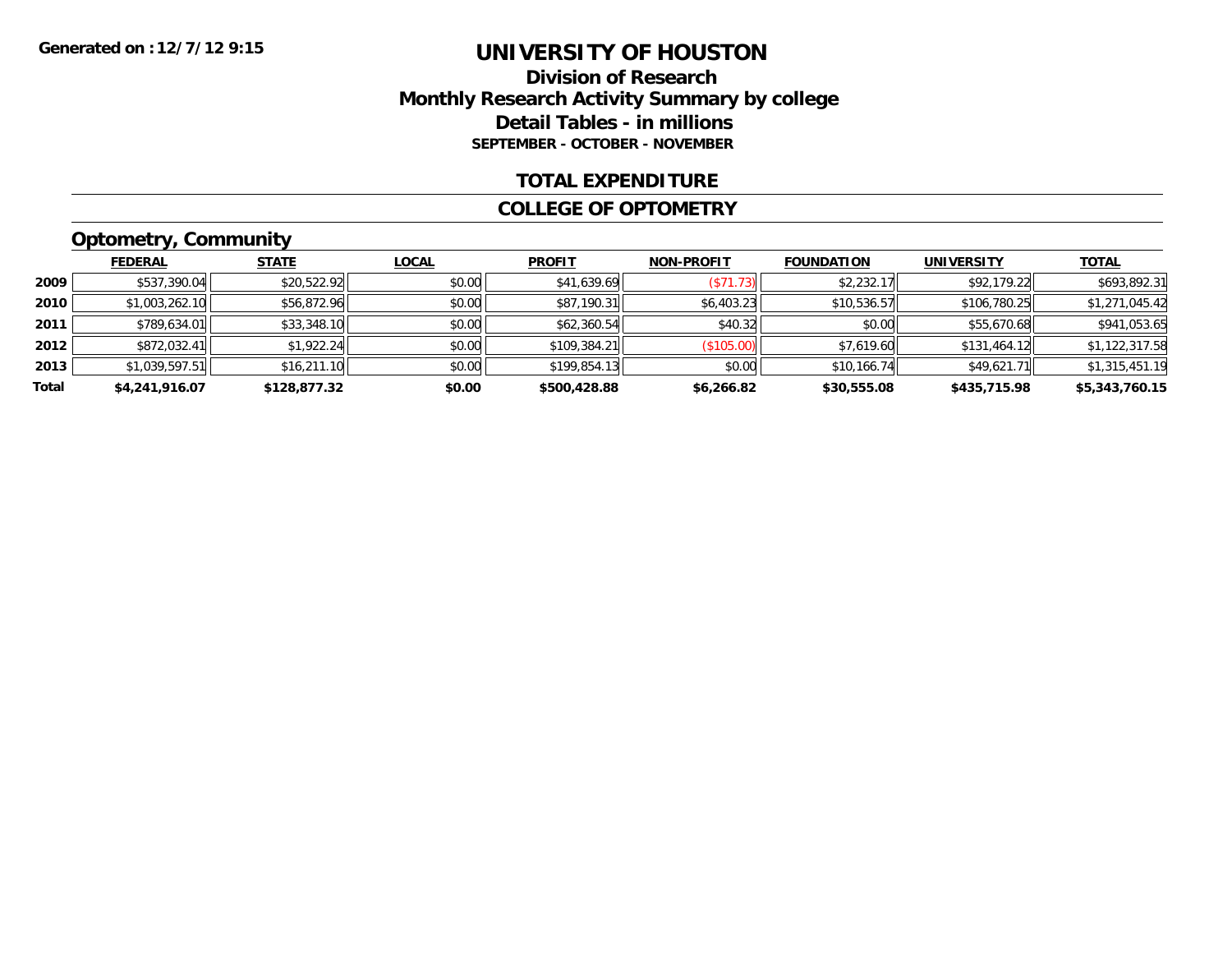Generated on :12/7/12 9:15

# UNIVERSITY OF HOUSTON

## Division of Research
## Monthly Research Activity Summary by college
## Detail Tables - in millions
### SEPTEMBER - OCTOBER - NOVEMBER

## TOTAL EXPENDITURE

## COLLEGE OF OPTOMETRY

### Optometry, Community

| | FEDERAL | STATE | LOCAL | PROFIT | NON-PROFIT | FOUNDATION | UNIVERSITY | TOTAL |
|---|---|---|---|---|---|---|---|---|
| 2009 | $537,390.04 | $20,522.92 | $0.00 | $41,639.69 | ($71.73) | $2,232.17 | $92,179.22 | $693,892.31 |
| 2010 | $1,003,262.10 | $56,872.96 | $0.00 | $87,190.31 | $6,403.23 | $10,536.57 | $106,780.25 | $1,271,045.42 |
| 2011 | $789,634.01 | $33,348.10 | $0.00 | $62,360.54 | $40.32 | $0.00 | $55,670.68 | $941,053.65 |
| 2012 | $872,032.41 | $1,922.24 | $0.00 | $109,384.21 | ($105.00) | $7,619.60 | $131,464.12 | $1,122,317.58 |
| 2013 | $1,039,597.51 | $16,211.10 | $0.00 | $199,854.13 | $0.00 | $10,166.74 | $49,621.71 | $1,315,451.19 |
| **Total** | **$4,241,916.07** | **$128,877.32** | **$0.00** | **$500,428.88** | **$6,266.82** | **$30,555.08** | **$435,715.98** | **$5,343,760.15** |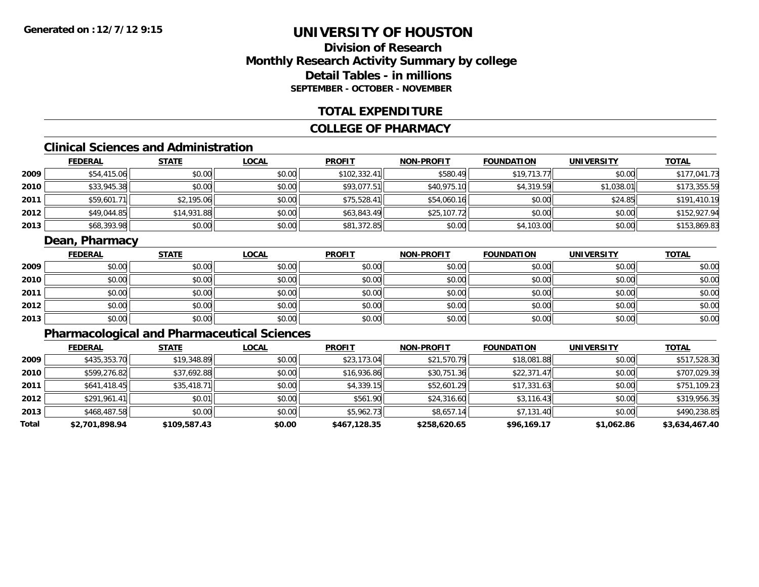Generated on :12/7/12 9:15

# UNIVERSITY OF HOUSTON

## Division of Research
## Monthly Research Activity Summary by college
## Detail Tables - in millions
### SEPTEMBER - OCTOBER - NOVEMBER

## TOTAL EXPENDITURE

## COLLEGE OF PHARMACY

### Clinical Sciences and Administration

| | FEDERAL | STATE | LOCAL | PROFIT | NON-PROFIT | FOUNDATION | UNIVERSITY | TOTAL |
|---|---|---|---|---|---|---|---|---|
| 2009 | $54,415.06 | $0.00 | $0.00 | $102,332.41 | $580.49 | $19,713.77 | $0.00 | $177,041.73 |
| 2010 | $33,945.38 | $0.00 | $0.00 | $93,077.51 | $40,975.10 | $4,319.59 | $1,038.01 | $173,355.59 |
| 2011 | $59,601.71 | $2,195.06 | $0.00 | $75,528.41 | $54,060.16 | $0.00 | $24.85 | $191,410.19 |
| 2012 | $49,044.85 | $14,931.88 | $0.00 | $63,843.49 | $25,107.72 | $0.00 | $0.00 | $152,927.94 |
| 2013 | $68,393.98 | $0.00 | $0.00 | $81,372.85 | $0.00 | $4,103.00 | $0.00 | $153,869.83 |

### Dean, Pharmacy

| | FEDERAL | STATE | LOCAL | PROFIT | NON-PROFIT | FOUNDATION | UNIVERSITY | TOTAL |
|---|---|---|---|---|---|---|---|---|
| 2009 | $0.00 | $0.00 | $0.00 | $0.00 | $0.00 | $0.00 | $0.00 | $0.00 |
| 2010 | $0.00 | $0.00 | $0.00 | $0.00 | $0.00 | $0.00 | $0.00 | $0.00 |
| 2011 | $0.00 | $0.00 | $0.00 | $0.00 | $0.00 | $0.00 | $0.00 | $0.00 |
| 2012 | $0.00 | $0.00 | $0.00 | $0.00 | $0.00 | $0.00 | $0.00 | $0.00 |
| 2013 | $0.00 | $0.00 | $0.00 | $0.00 | $0.00 | $0.00 | $0.00 | $0.00 |

### Pharmacological and Pharmaceutical Sciences

| | FEDERAL | STATE | LOCAL | PROFIT | NON-PROFIT | FOUNDATION | UNIVERSITY | TOTAL |
|---|---|---|---|---|---|---|---|---|
| 2009 | $435,353.70 | $19,348.89 | $0.00 | $23,173.04 | $21,570.79 | $18,081.88 | $0.00 | $517,528.30 |
| 2010 | $599,276.82 | $37,692.88 | $0.00 | $16,936.86 | $30,751.36 | $22,371.47 | $0.00 | $707,029.39 |
| 2011 | $641,418.45 | $35,418.71 | $0.00 | $4,339.15 | $52,601.29 | $17,331.63 | $0.00 | $751,109.23 |
| 2012 | $291,961.41 | $0.01 | $0.00 | $561.90 | $24,316.60 | $3,116.43 | $0.00 | $319,956.35 |
| 2013 | $468,487.58 | $0.00 | $0.00 | $5,962.73 | $8,657.14 | $7,131.40 | $0.00 | $490,238.85 |
| **Total** | **$2,701,898.94** | **$109,587.43** | **$0.00** | **$467,128.35** | **$258,620.65** | **$96,169.17** | **$1,062.86** | **$3,634,467.40** |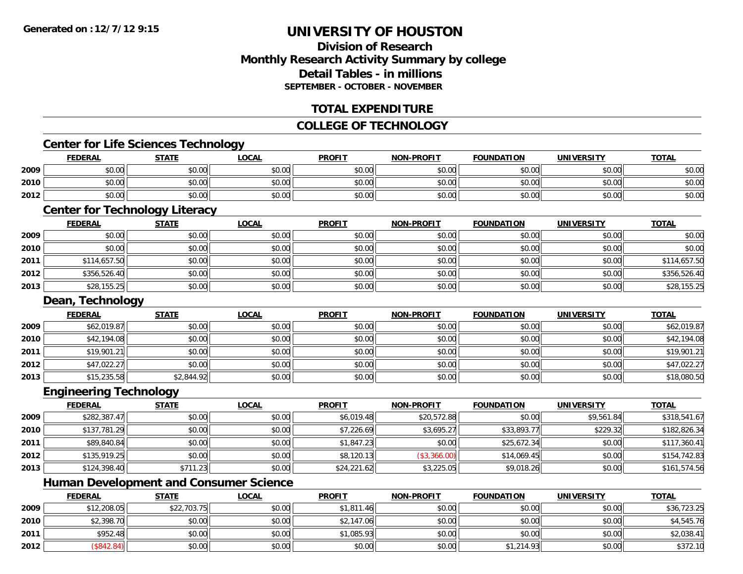Generated on :12/7/12 9:15

# UNIVERSITY OF HOUSTON

## Division of Research
## Monthly Research Activity Summary by college
## Detail Tables - in millions
### SEPTEMBER - OCTOBER - NOVEMBER

## TOTAL EXPENDITURE

## COLLEGE OF TECHNOLOGY

### Center for Life Sciences Technology

| | FEDERAL | STATE | LOCAL | PROFIT | NON-PROFIT | FOUNDATION | UNIVERSITY | TOTAL |
|---|---|---|---|---|---|---|---|---|
| 2009 | $0.00 | $0.00 | $0.00 | $0.00 | $0.00 | $0.00 | $0.00 | $0.00 |
| 2010 | $0.00 | $0.00 | $0.00 | $0.00 | $0.00 | $0.00 | $0.00 | $0.00 |
| 2012 | $0.00 | $0.00 | $0.00 | $0.00 | $0.00 | $0.00 | $0.00 | $0.00 |

### Center for Technology Literacy

| | FEDERAL | STATE | LOCAL | PROFIT | NON-PROFIT | FOUNDATION | UNIVERSITY | TOTAL |
|---|---|---|---|---|---|---|---|---|
| 2009 | $0.00 | $0.00 | $0.00 | $0.00 | $0.00 | $0.00 | $0.00 | $0.00 |
| 2010 | $0.00 | $0.00 | $0.00 | $0.00 | $0.00 | $0.00 | $0.00 | $0.00 |
| 2011 | $114,657.50 | $0.00 | $0.00 | $0.00 | $0.00 | $0.00 | $0.00 | $114,657.50 |
| 2012 | $356,526.40 | $0.00 | $0.00 | $0.00 | $0.00 | $0.00 | $0.00 | $356,526.40 |
| 2013 | $28,155.25 | $0.00 | $0.00 | $0.00 | $0.00 | $0.00 | $0.00 | $28,155.25 |

### Dean, Technology

| | FEDERAL | STATE | LOCAL | PROFIT | NON-PROFIT | FOUNDATION | UNIVERSITY | TOTAL |
|---|---|---|---|---|---|---|---|---|
| 2009 | $62,019.87 | $0.00 | $0.00 | $0.00 | $0.00 | $0.00 | $0.00 | $62,019.87 |
| 2010 | $42,194.08 | $0.00 | $0.00 | $0.00 | $0.00 | $0.00 | $0.00 | $42,194.08 |
| 2011 | $19,901.21 | $0.00 | $0.00 | $0.00 | $0.00 | $0.00 | $0.00 | $19,901.21 |
| 2012 | $47,022.27 | $0.00 | $0.00 | $0.00 | $0.00 | $0.00 | $0.00 | $47,022.27 |
| 2013 | $15,235.58 | $2,844.92 | $0.00 | $0.00 | $0.00 | $0.00 | $0.00 | $18,080.50 |

### Engineering Technology

| | FEDERAL | STATE | LOCAL | PROFIT | NON-PROFIT | FOUNDATION | UNIVERSITY | TOTAL |
|---|---|---|---|---|---|---|---|---|
| 2009 | $282,387.47 | $0.00 | $0.00 | $6,019.48 | $20,572.88 | $0.00 | $9,561.84 | $318,541.67 |
| 2010 | $137,781.29 | $0.00 | $0.00 | $7,226.69 | $3,695.27 | $33,893.77 | $229.32 | $182,826.34 |
| 2011 | $89,840.84 | $0.00 | $0.00 | $1,847.23 | $0.00 | $25,672.34 | $0.00 | $117,360.41 |
| 2012 | $135,919.25 | $0.00 | $0.00 | $8,120.13 | ($3,366.00) | $14,069.45 | $0.00 | $154,742.83 |
| 2013 | $124,398.40 | $711.23 | $0.00 | $24,221.62 | $3,225.05 | $9,018.26 | $0.00 | $161,574.56 |

### Human Development and Consumer Science

| | FEDERAL | STATE | LOCAL | PROFIT | NON-PROFIT | FOUNDATION | UNIVERSITY | TOTAL |
|---|---|---|---|---|---|---|---|---|
| 2009 | $12,208.05 | $22,703.75 | $0.00 | $1,811.46 | $0.00 | $0.00 | $0.00 | $36,723.25 |
| 2010 | $2,398.70 | $0.00 | $0.00 | $2,147.06 | $0.00 | $0.00 | $0.00 | $4,545.76 |
| 2011 | $952.48 | $0.00 | $0.00 | $1,085.93 | $0.00 | $0.00 | $0.00 | $2,038.41 |
| 2012 | ($842.84) | $0.00 | $0.00 | $0.00 | $0.00 | $1,214.93 | $0.00 | $372.10 |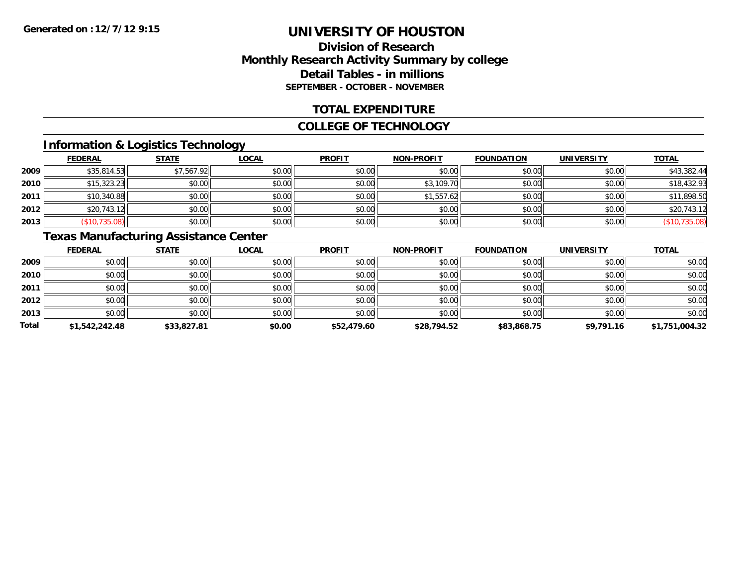# UNIVERSITY OF HOUSTON

## Division of Research
## Monthly Research Activity Summary by college
## Detail Tables - in millions
### SEPTEMBER - OCTOBER - NOVEMBER

Generated on : 12/7/12 9:15

## TOTAL EXPENDITURE

## COLLEGE OF TECHNOLOGY

### Information & Logistics Technology

| | FEDERAL | STATE | LOCAL | PROFIT | NON-PROFIT | FOUNDATION | UNIVERSITY | TOTAL |
|---|---|---|---|---|---|---|---|---|
| 2009 | $35,814.53 | $7,567.92 | $0.00 | $0.00 | $0.00 | $0.00 | $0.00 | $43,382.44 |
| 2010 | $15,323.23 | $0.00 | $0.00 | $0.00 | $3,109.70 | $0.00 | $0.00 | $18,432.93 |
| 2011 | $10,340.88 | $0.00 | $0.00 | $0.00 | $1,557.62 | $0.00 | $0.00 | $11,898.50 |
| 2012 | $20,743.12 | $0.00 | $0.00 | $0.00 | $0.00 | $0.00 | $0.00 | $20,743.12 |
| 2013 | ($10,735.08) | $0.00 | $0.00 | $0.00 | $0.00 | $0.00 | $0.00 | ($10,735.08) |

### Texas Manufacturing Assistance Center

| | FEDERAL | STATE | LOCAL | PROFIT | NON-PROFIT | FOUNDATION | UNIVERSITY | TOTAL |
|---|---|---|---|---|---|---|---|---|
| 2009 | $0.00 | $0.00 | $0.00 | $0.00 | $0.00 | $0.00 | $0.00 | $0.00 |
| 2010 | $0.00 | $0.00 | $0.00 | $0.00 | $0.00 | $0.00 | $0.00 | $0.00 |
| 2011 | $0.00 | $0.00 | $0.00 | $0.00 | $0.00 | $0.00 | $0.00 | $0.00 |
| 2012 | $0.00 | $0.00 | $0.00 | $0.00 | $0.00 | $0.00 | $0.00 | $0.00 |
| 2013 | $0.00 | $0.00 | $0.00 | $0.00 | $0.00 | $0.00 | $0.00 | $0.00 |
| **Total** | **$1,542,242.48** | **$33,827.81** | **$0.00** | **$52,479.60** | **$28,794.52** | **$83,868.75** | **$9,791.16** | **$1,751,004.32** |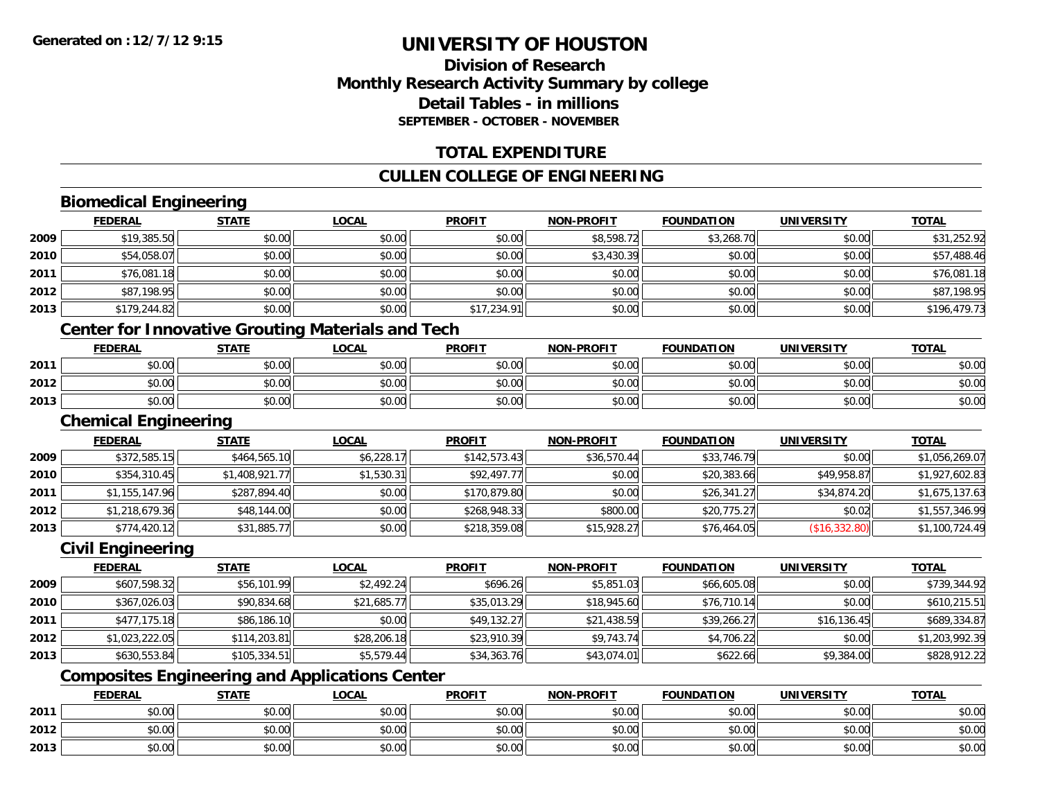# UNIVERSITY OF HOUSTON

## Division of Research
## Monthly Research Activity Summary by college
## Detail Tables - in millions
### SEPTEMBER - OCTOBER - NOVEMBER

## TOTAL EXPENDITURE

## CULLEN COLLEGE OF ENGINEERING

### Biomedical Engineering

| | FEDERAL | STATE | LOCAL | PROFIT | NON-PROFIT | FOUNDATION | UNIVERSITY | TOTAL |
|---|---|---|---|---|---|---|---|---|
| 2009 | $19,385.50 | $0.00 | $0.00 | $0.00 | $8,598.72 | $3,268.70 | $0.00 | $31,252.92 |
| 2010 | $54,058.07 | $0.00 | $0.00 | $0.00 | $3,430.39 | $0.00 | $0.00 | $57,488.46 |
| 2011 | $76,081.18 | $0.00 | $0.00 | $0.00 | $0.00 | $0.00 | $0.00 | $76,081.18 |
| 2012 | $87,198.95 | $0.00 | $0.00 | $0.00 | $0.00 | $0.00 | $0.00 | $87,198.95 |
| 2013 | $179,244.82 | $0.00 | $0.00 | $17,234.91 | $0.00 | $0.00 | $0.00 | $196,479.73 |

### Center for Innovative Grouting Materials and Tech

| | FEDERAL | STATE | LOCAL | PROFIT | NON-PROFIT | FOUNDATION | UNIVERSITY | TOTAL |
|---|---|---|---|---|---|---|---|---|
| 2011 | $0.00 | $0.00 | $0.00 | $0.00 | $0.00 | $0.00 | $0.00 | $0.00 |
| 2012 | $0.00 | $0.00 | $0.00 | $0.00 | $0.00 | $0.00 | $0.00 | $0.00 |
| 2013 | $0.00 | $0.00 | $0.00 | $0.00 | $0.00 | $0.00 | $0.00 | $0.00 |

### Chemical Engineering

| | FEDERAL | STATE | LOCAL | PROFIT | NON-PROFIT | FOUNDATION | UNIVERSITY | TOTAL |
|---|---|---|---|---|---|---|---|---|
| 2009 | $372,585.15 | $464,565.10 | $6,228.17 | $142,573.43 | $36,570.44 | $33,746.79 | $0.00 | $1,056,269.07 |
| 2010 | $354,310.45 | $1,408,921.77 | $1,530.31 | $92,497.77 | $0.00 | $20,383.66 | $49,958.87 | $1,927,602.83 |
| 2011 | $1,155,147.96 | $287,894.40 | $0.00 | $170,879.80 | $0.00 | $26,341.27 | $34,874.20 | $1,675,137.63 |
| 2012 | $1,218,679.36 | $48,144.00 | $0.00 | $268,948.33 | $800.00 | $20,775.27 | $0.02 | $1,557,346.99 |
| 2013 | $774,420.12 | $31,885.77 | $0.00 | $218,359.08 | $15,928.27 | $76,464.05 | ($16,332.80) | $1,100,724.49 |

### Civil Engineering

| | FEDERAL | STATE | LOCAL | PROFIT | NON-PROFIT | FOUNDATION | UNIVERSITY | TOTAL |
|---|---|---|---|---|---|---|---|---|
| 2009 | $607,598.32 | $56,101.99 | $2,492.24 | $696.26 | $5,851.03 | $66,605.08 | $0.00 | $739,344.92 |
| 2010 | $367,026.03 | $90,834.68 | $21,685.77 | $35,013.29 | $18,945.60 | $76,710.14 | $0.00 | $610,215.51 |
| 2011 | $477,175.18 | $86,186.10 | $0.00 | $49,132.27 | $21,438.59 | $39,266.27 | $16,136.45 | $689,334.87 |
| 2012 | $1,023,222.05 | $114,203.81 | $28,206.18 | $23,910.39 | $9,743.74 | $4,706.22 | $0.00 | $1,203,992.39 |
| 2013 | $630,553.84 | $105,334.51 | $5,579.44 | $34,363.76 | $43,074.01 | $622.66 | $9,384.00 | $828,912.22 |

### Composites Engineering and Applications Center

| | FEDERAL | STATE | LOCAL | PROFIT | NON-PROFIT | FOUNDATION | UNIVERSITY | TOTAL |
|---|---|---|---|---|---|---|---|---|
| 2011 | $0.00 | $0.00 | $0.00 | $0.00 | $0.00 | $0.00 | $0.00 | $0.00 |
| 2012 | $0.00 | $0.00 | $0.00 | $0.00 | $0.00 | $0.00 | $0.00 | $0.00 |
| 2013 | $0.00 | $0.00 | $0.00 | $0.00 | $0.00 | $0.00 | $0.00 | $0.00 |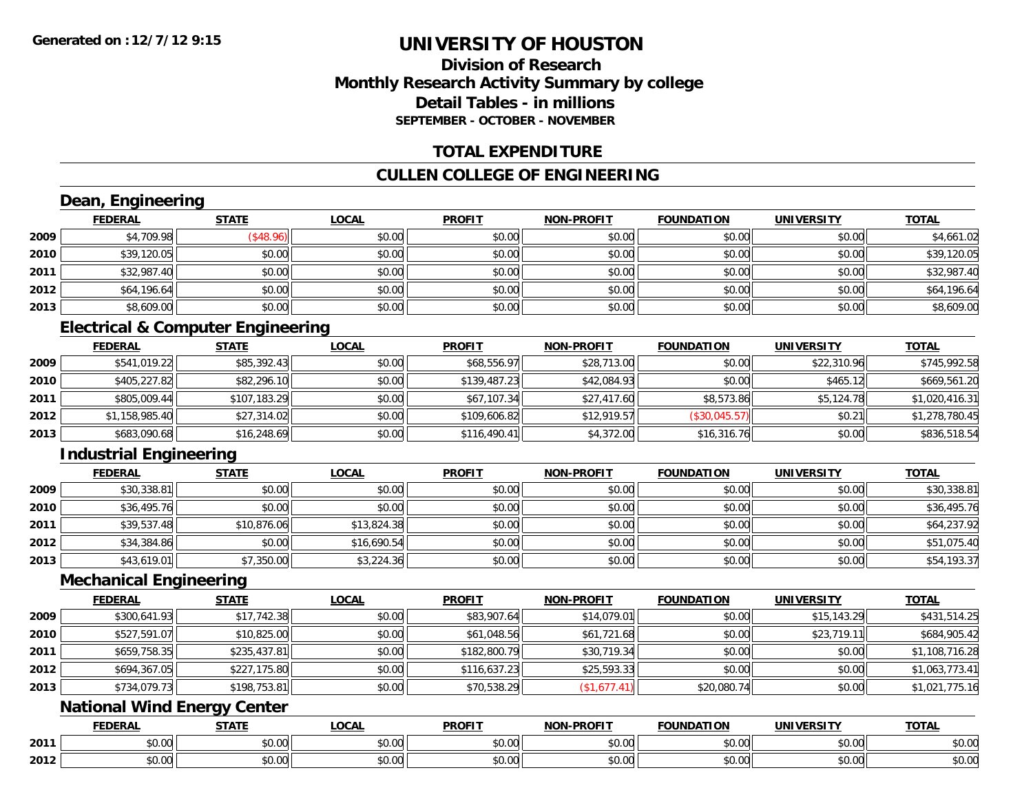# UNIVERSITY OF HOUSTON

## Division of Research
## Monthly Research Activity Summary by college
## Detail Tables - in millions
### SEPTEMBER - OCTOBER - NOVEMBER

## TOTAL EXPENDITURE

## CULLEN COLLEGE OF ENGINEERING

### Dean, Engineering

| | FEDERAL | STATE | LOCAL | PROFIT | NON-PROFIT | FOUNDATION | UNIVERSITY | TOTAL |
|---|---|---|---|---|---|---|---|---|
| 2009 | $4,709.98 | ($48.96) | $0.00 | $0.00 | $0.00 | $0.00 | $0.00 | $4,661.02 |
| 2010 | $39,120.05 | $0.00 | $0.00 | $0.00 | $0.00 | $0.00 | $0.00 | $39,120.05 |
| 2011 | $32,987.40 | $0.00 | $0.00 | $0.00 | $0.00 | $0.00 | $0.00 | $32,987.40 |
| 2012 | $64,196.64 | $0.00 | $0.00 | $0.00 | $0.00 | $0.00 | $0.00 | $64,196.64 |
| 2013 | $8,609.00 | $0.00 | $0.00 | $0.00 | $0.00 | $0.00 | $0.00 | $8,609.00 |

### Electrical & Computer Engineering

| | FEDERAL | STATE | LOCAL | PROFIT | NON-PROFIT | FOUNDATION | UNIVERSITY | TOTAL |
|---|---|---|---|---|---|---|---|---|
| 2009 | $541,019.22 | $85,392.43 | $0.00 | $68,556.97 | $28,713.00 | $0.00 | $22,310.96 | $745,992.58 |
| 2010 | $405,227.82 | $82,296.10 | $0.00 | $139,487.23 | $42,084.93 | $0.00 | $465.12 | $669,561.20 |
| 2011 | $805,009.44 | $107,183.29 | $0.00 | $67,107.34 | $27,417.60 | $8,573.86 | $5,124.78 | $1,020,416.31 |
| 2012 | $1,158,985.40 | $27,314.02 | $0.00 | $109,606.82 | $12,919.57 | ($30,045.57) | $0.21 | $1,278,780.45 |
| 2013 | $683,090.68 | $16,248.69 | $0.00 | $116,490.41 | $4,372.00 | $16,316.76 | $0.00 | $836,518.54 |

### Industrial Engineering

| | FEDERAL | STATE | LOCAL | PROFIT | NON-PROFIT | FOUNDATION | UNIVERSITY | TOTAL |
|---|---|---|---|---|---|---|---|---|
| 2009 | $30,338.81 | $0.00 | $0.00 | $0.00 | $0.00 | $0.00 | $0.00 | $30,338.81 |
| 2010 | $36,495.76 | $0.00 | $0.00 | $0.00 | $0.00 | $0.00 | $0.00 | $36,495.76 |
| 2011 | $39,537.48 | $10,876.06 | $13,824.38 | $0.00 | $0.00 | $0.00 | $0.00 | $64,237.92 |
| 2012 | $34,384.86 | $0.00 | $16,690.54 | $0.00 | $0.00 | $0.00 | $0.00 | $51,075.40 |
| 2013 | $43,619.01 | $7,350.00 | $3,224.36 | $0.00 | $0.00 | $0.00 | $0.00 | $54,193.37 |

### Mechanical Engineering

| | FEDERAL | STATE | LOCAL | PROFIT | NON-PROFIT | FOUNDATION | UNIVERSITY | TOTAL |
|---|---|---|---|---|---|---|---|---|
| 2009 | $300,641.93 | $17,742.38 | $0.00 | $83,907.64 | $14,079.01 | $0.00 | $15,143.29 | $431,514.25 |
| 2010 | $527,591.07 | $10,825.00 | $0.00 | $61,048.56 | $61,721.68 | $0.00 | $23,719.11 | $684,905.42 |
| 2011 | $659,758.35 | $235,437.81 | $0.00 | $182,800.79 | $30,719.34 | $0.00 | $0.00 | $1,108,716.28 |
| 2012 | $694,367.05 | $227,175.80 | $0.00 | $116,637.23 | $25,593.33 | $0.00 | $0.00 | $1,063,773.41 |
| 2013 | $734,079.73 | $198,753.81 | $0.00 | $70,538.29 | ($1,677.41) | $20,080.74 | $0.00 | $1,021,775.16 |

### National Wind Energy Center

| | FEDERAL | STATE | LOCAL | PROFIT | NON-PROFIT | FOUNDATION | UNIVERSITY | TOTAL |
|---|---|---|---|---|---|---|---|---|
| 2011 | $0.00 | $0.00 | $0.00 | $0.00 | $0.00 | $0.00 | $0.00 | $0.00 |
| 2012 | $0.00 | $0.00 | $0.00 | $0.00 | $0.00 | $0.00 | $0.00 | $0.00 |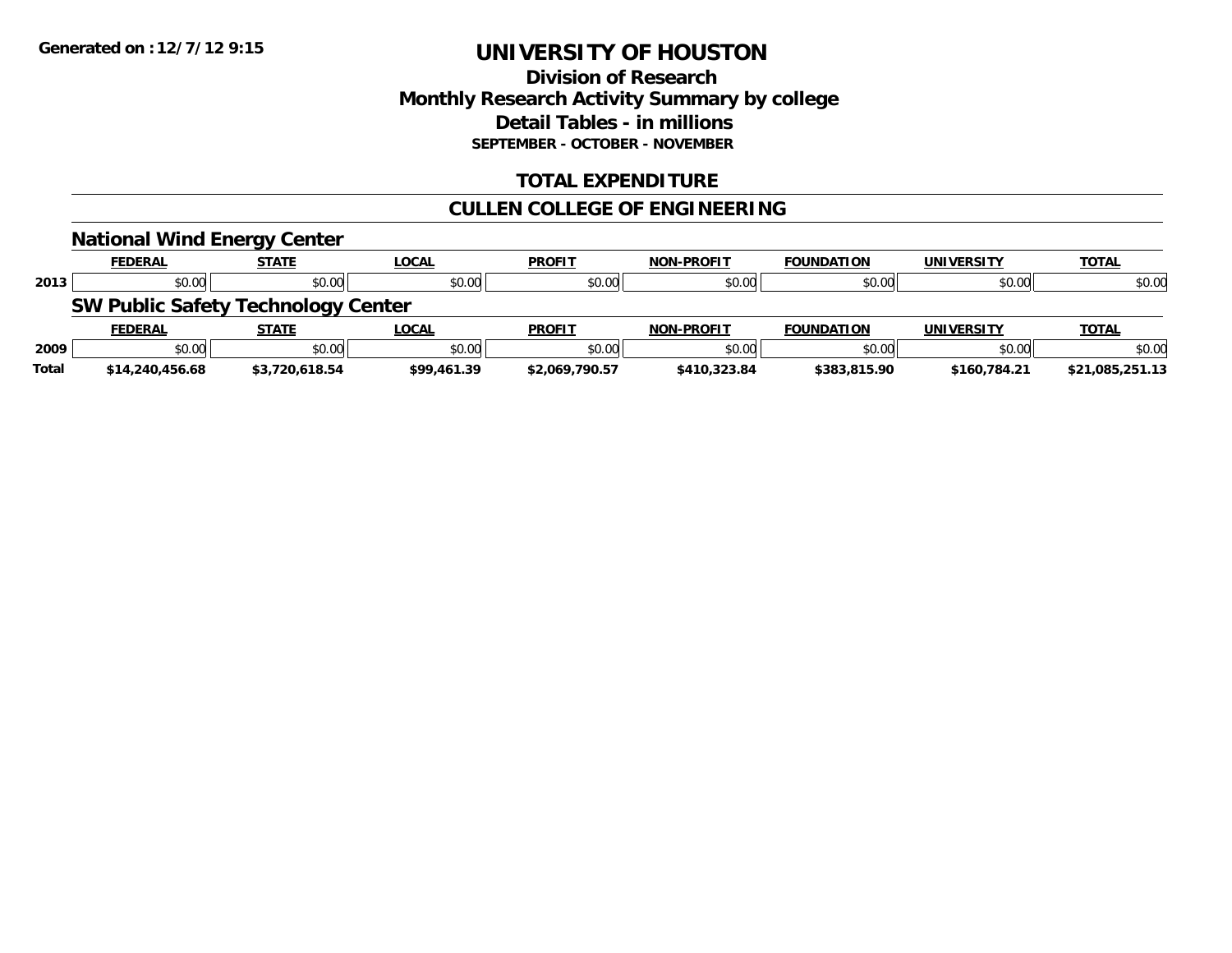**Generated on :12/7/12 9:15**

# UNIVERSITY OF HOUSTON

## Division of Research
## Monthly Research Activity Summary by college
## Detail Tables - in millions
### SEPTEMBER - OCTOBER - NOVEMBER

## TOTAL EXPENDITURE

## CULLEN COLLEGE OF ENGINEERING

### National Wind Energy Center

| | FEDERAL | STATE | LOCAL | PROFIT | NON-PROFIT | FOUNDATION | UNIVERSITY | TOTAL |
|---|---|---|---|---|---|---|---|---|
| 2013 | $0.00 | $0.00 | $0.00 | $0.00 | $0.00 | $0.00 | $0.00 | $0.00 |

### SW Public Safety Technology Center

| | FEDERAL | STATE | LOCAL | PROFIT | NON-PROFIT | FOUNDATION | UNIVERSITY | TOTAL |
|---|---|---|---|---|---|---|---|---|
| 2009 | $0.00 | $0.00 | $0.00 | $0.00 | $0.00 | $0.00 | $0.00 | $0.00 |
| **Total** | **$14,240,456.68** | **$3,720,618.54** | **$99,461.39** | **$2,069,790.57** | **$410,323.84** | **$383,815.90** | **$160,784.21** | **$21,085,251.13** |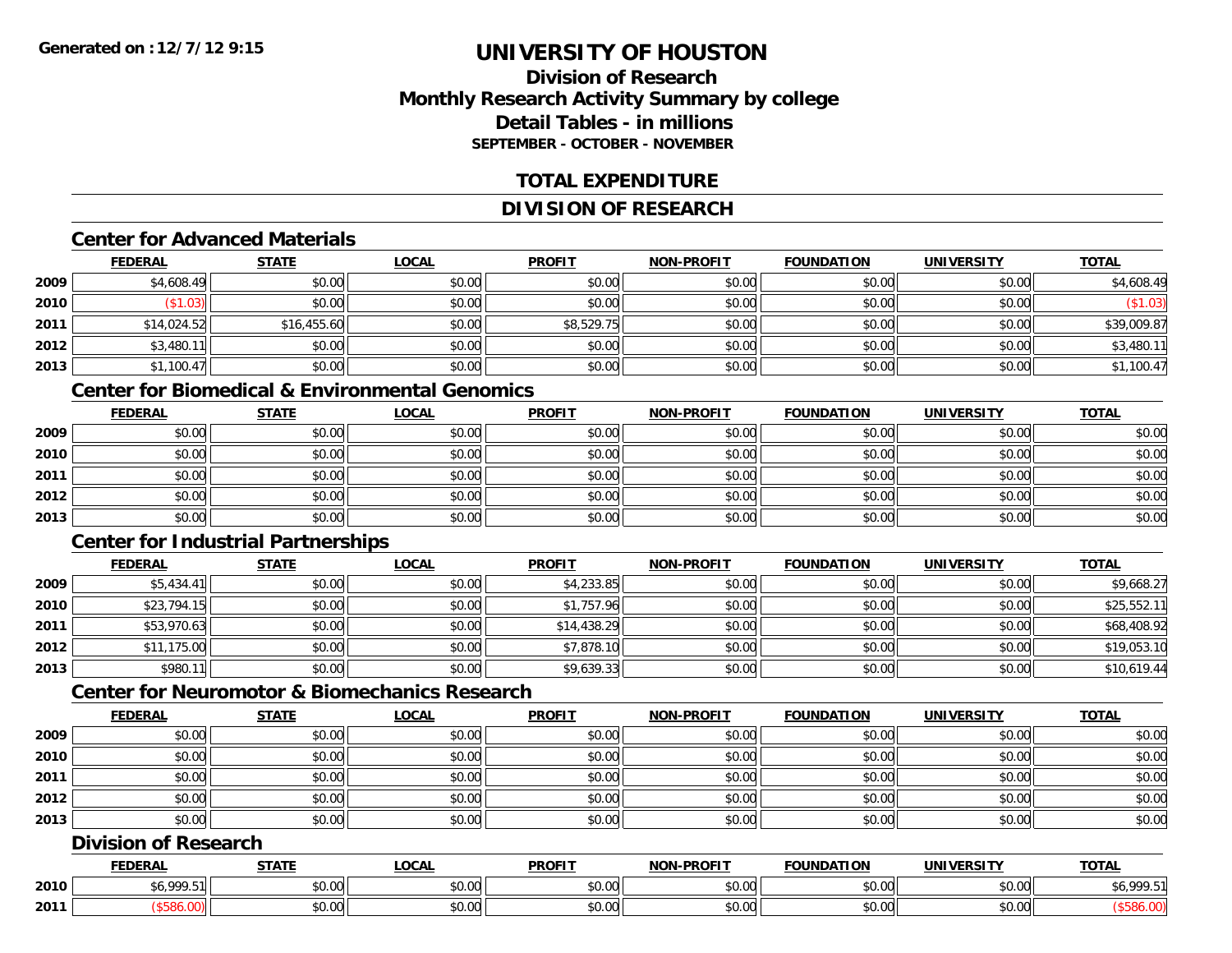# UNIVERSITY OF HOUSTON

## Division of Research
## Monthly Research Activity Summary by college
## Detail Tables - in millions
### SEPTEMBER - OCTOBER - NOVEMBER

Generated on : 12/7/12 9:15

## TOTAL EXPENDITURE

## DIVISION OF RESEARCH

### Center for Advanced Materials

| | FEDERAL | STATE | LOCAL | PROFIT | NON-PROFIT | FOUNDATION | UNIVERSITY | TOTAL |
|---|---|---|---|---|---|---|---|---|
| 2009 | $4,608.49 | $0.00 | $0.00 | $0.00 | $0.00 | $0.00 | $0.00 | $4,608.49 |
| 2010 | ($1.03) | $0.00 | $0.00 | $0.00 | $0.00 | $0.00 | $0.00 | ($1.03) |
| 2011 | $14,024.52 | $16,455.60 | $0.00 | $8,529.75 | $0.00 | $0.00 | $0.00 | $39,009.87 |
| 2012 | $3,480.11 | $0.00 | $0.00 | $0.00 | $0.00 | $0.00 | $0.00 | $3,480.11 |
| 2013 | $1,100.47 | $0.00 | $0.00 | $0.00 | $0.00 | $0.00 | $0.00 | $1,100.47 |

### Center for Biomedical & Environmental Genomics

| | FEDERAL | STATE | LOCAL | PROFIT | NON-PROFIT | FOUNDATION | UNIVERSITY | TOTAL |
|---|---|---|---|---|---|---|---|---|
| 2009 | $0.00 | $0.00 | $0.00 | $0.00 | $0.00 | $0.00 | $0.00 | $0.00 |
| 2010 | $0.00 | $0.00 | $0.00 | $0.00 | $0.00 | $0.00 | $0.00 | $0.00 |
| 2011 | $0.00 | $0.00 | $0.00 | $0.00 | $0.00 | $0.00 | $0.00 | $0.00 |
| 2012 | $0.00 | $0.00 | $0.00 | $0.00 | $0.00 | $0.00 | $0.00 | $0.00 |
| 2013 | $0.00 | $0.00 | $0.00 | $0.00 | $0.00 | $0.00 | $0.00 | $0.00 |

### Center for Industrial Partnerships

| | FEDERAL | STATE | LOCAL | PROFIT | NON-PROFIT | FOUNDATION | UNIVERSITY | TOTAL |
|---|---|---|---|---|---|---|---|---|
| 2009 | $5,434.41 | $0.00 | $0.00 | $4,233.85 | $0.00 | $0.00 | $0.00 | $9,668.27 |
| 2010 | $23,794.15 | $0.00 | $0.00 | $1,757.96 | $0.00 | $0.00 | $0.00 | $25,552.11 |
| 2011 | $53,970.63 | $0.00 | $0.00 | $14,438.29 | $0.00 | $0.00 | $0.00 | $68,408.92 |
| 2012 | $11,175.00 | $0.00 | $0.00 | $7,878.10 | $0.00 | $0.00 | $0.00 | $19,053.10 |
| 2013 | $980.11 | $0.00 | $0.00 | $9,639.33 | $0.00 | $0.00 | $0.00 | $10,619.44 |

### Center for Neuromotor & Biomechanics Research

| | FEDERAL | STATE | LOCAL | PROFIT | NON-PROFIT | FOUNDATION | UNIVERSITY | TOTAL |
|---|---|---|---|---|---|---|---|---|
| 2009 | $0.00 | $0.00 | $0.00 | $0.00 | $0.00 | $0.00 | $0.00 | $0.00 |
| 2010 | $0.00 | $0.00 | $0.00 | $0.00 | $0.00 | $0.00 | $0.00 | $0.00 |
| 2011 | $0.00 | $0.00 | $0.00 | $0.00 | $0.00 | $0.00 | $0.00 | $0.00 |
| 2012 | $0.00 | $0.00 | $0.00 | $0.00 | $0.00 | $0.00 | $0.00 | $0.00 |
| 2013 | $0.00 | $0.00 | $0.00 | $0.00 | $0.00 | $0.00 | $0.00 | $0.00 |

### Division of Research

| | FEDERAL | STATE | LOCAL | PROFIT | NON-PROFIT | FOUNDATION | UNIVERSITY | TOTAL |
|---|---|---|---|---|---|---|---|---|
| 2010 | $6,999.51 | $0.00 | $0.00 | $0.00 | $0.00 | $0.00 | $0.00 | $6,999.51 |
| 2011 | ($586.00) | $0.00 | $0.00 | $0.00 | $0.00 | $0.00 | $0.00 | ($586.00) |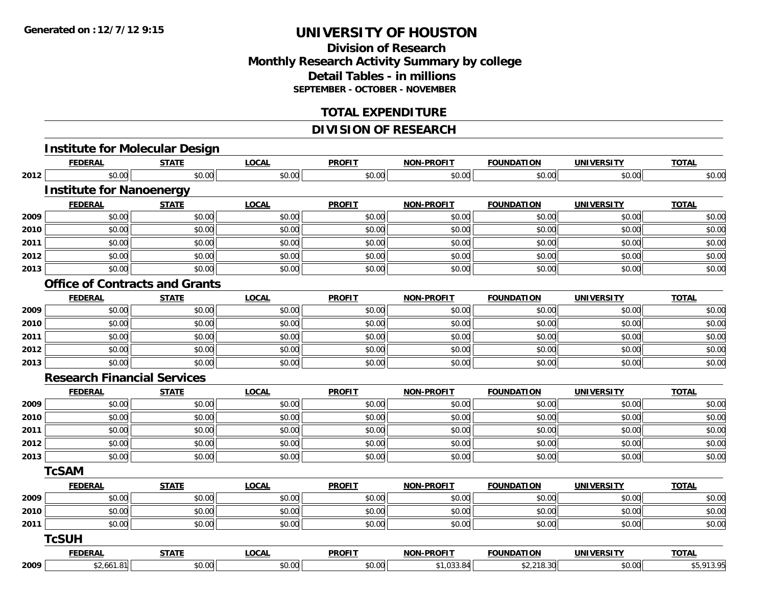Generated on :12/7/12 9:15

# UNIVERSITY OF HOUSTON

## Division of Research
## Monthly Research Activity Summary by college
## Detail Tables - in millions
### SEPTEMBER - OCTOBER - NOVEMBER

## TOTAL EXPENDITURE

## DIVISION OF RESEARCH

### Institute for Molecular Design

| | FEDERAL | STATE | LOCAL | PROFIT | NON-PROFIT | FOUNDATION | UNIVERSITY | TOTAL |
|---|---|---|---|---|---|---|---|---|
| 2012 | $0.00 | $0.00 | $0.00 | $0.00 | $0.00 | $0.00 | $0.00 | $0.00 |

### Institute for Nanoenergy

| | FEDERAL | STATE | LOCAL | PROFIT | NON-PROFIT | FOUNDATION | UNIVERSITY | TOTAL |
|---|---|---|---|---|---|---|---|---|
| 2009 | $0.00 | $0.00 | $0.00 | $0.00 | $0.00 | $0.00 | $0.00 | $0.00 |
| 2010 | $0.00 | $0.00 | $0.00 | $0.00 | $0.00 | $0.00 | $0.00 | $0.00 |
| 2011 | $0.00 | $0.00 | $0.00 | $0.00 | $0.00 | $0.00 | $0.00 | $0.00 |
| 2012 | $0.00 | $0.00 | $0.00 | $0.00 | $0.00 | $0.00 | $0.00 | $0.00 |
| 2013 | $0.00 | $0.00 | $0.00 | $0.00 | $0.00 | $0.00 | $0.00 | $0.00 |

### Office of Contracts and Grants

| | FEDERAL | STATE | LOCAL | PROFIT | NON-PROFIT | FOUNDATION | UNIVERSITY | TOTAL |
|---|---|---|---|---|---|---|---|---|
| 2009 | $0.00 | $0.00 | $0.00 | $0.00 | $0.00 | $0.00 | $0.00 | $0.00 |
| 2010 | $0.00 | $0.00 | $0.00 | $0.00 | $0.00 | $0.00 | $0.00 | $0.00 |
| 2011 | $0.00 | $0.00 | $0.00 | $0.00 | $0.00 | $0.00 | $0.00 | $0.00 |
| 2012 | $0.00 | $0.00 | $0.00 | $0.00 | $0.00 | $0.00 | $0.00 | $0.00 |
| 2013 | $0.00 | $0.00 | $0.00 | $0.00 | $0.00 | $0.00 | $0.00 | $0.00 |

### Research Financial Services

| | FEDERAL | STATE | LOCAL | PROFIT | NON-PROFIT | FOUNDATION | UNIVERSITY | TOTAL |
|---|---|---|---|---|---|---|---|---|
| 2009 | $0.00 | $0.00 | $0.00 | $0.00 | $0.00 | $0.00 | $0.00 | $0.00 |
| 2010 | $0.00 | $0.00 | $0.00 | $0.00 | $0.00 | $0.00 | $0.00 | $0.00 |
| 2011 | $0.00 | $0.00 | $0.00 | $0.00 | $0.00 | $0.00 | $0.00 | $0.00 |
| 2012 | $0.00 | $0.00 | $0.00 | $0.00 | $0.00 | $0.00 | $0.00 | $0.00 |
| 2013 | $0.00 | $0.00 | $0.00 | $0.00 | $0.00 | $0.00 | $0.00 | $0.00 |

### TcSAM

| | FEDERAL | STATE | LOCAL | PROFIT | NON-PROFIT | FOUNDATION | UNIVERSITY | TOTAL |
|---|---|---|---|---|---|---|---|---|
| 2009 | $0.00 | $0.00 | $0.00 | $0.00 | $0.00 | $0.00 | $0.00 | $0.00 |
| 2010 | $0.00 | $0.00 | $0.00 | $0.00 | $0.00 | $0.00 | $0.00 | $0.00 |
| 2011 | $0.00 | $0.00 | $0.00 | $0.00 | $0.00 | $0.00 | $0.00 | $0.00 |

### TcSUH

| | FEDERAL | STATE | LOCAL | PROFIT | NON-PROFIT | FOUNDATION | UNIVERSITY | TOTAL |
|---|---|---|---|---|---|---|---|---|
| 2009 | $2,661.81 | $0.00 | $0.00 | $0.00 | $1,033.84 | $2,218.30 | $0.00 | $5,913.95 |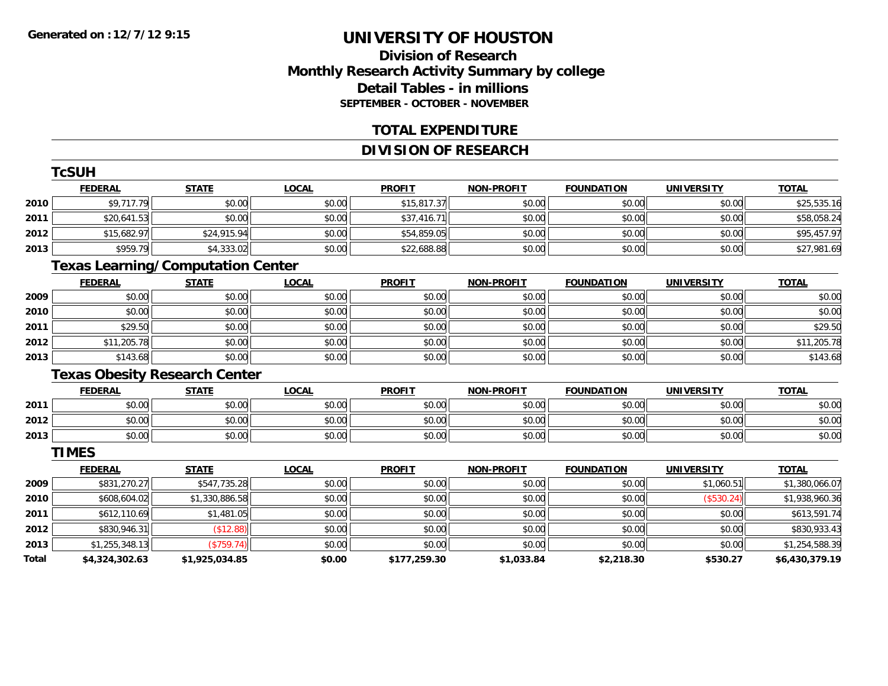Generated on :12/7/12 9:15

# UNIVERSITY OF HOUSTON

## Division of Research
## Monthly Research Activity Summary by college
## Detail Tables - in millions
### SEPTEMBER - OCTOBER - NOVEMBER

## TOTAL EXPENDITURE

## DIVISION OF RESEARCH

### TcSUH

| | FEDERAL | STATE | LOCAL | PROFIT | NON-PROFIT | FOUNDATION | UNIVERSITY | TOTAL |
|---|---|---|---|---|---|---|---|---|
| 2010 | $9,717.79 | $0.00 | $0.00 | $15,817.37 | $0.00 | $0.00 | $0.00 | $25,535.16 |
| 2011 | $20,641.53 | $0.00 | $0.00 | $37,416.71 | $0.00 | $0.00 | $0.00 | $58,058.24 |
| 2012 | $15,682.97 | $24,915.94 | $0.00 | $54,859.05 | $0.00 | $0.00 | $0.00 | $95,457.97 |
| 2013 | $959.79 | $4,333.02 | $0.00 | $22,688.88 | $0.00 | $0.00 | $0.00 | $27,981.69 |

### Texas Learning/Computation Center

| | FEDERAL | STATE | LOCAL | PROFIT | NON-PROFIT | FOUNDATION | UNIVERSITY | TOTAL |
|---|---|---|---|---|---|---|---|---|
| 2009 | $0.00 | $0.00 | $0.00 | $0.00 | $0.00 | $0.00 | $0.00 | $0.00 |
| 2010 | $0.00 | $0.00 | $0.00 | $0.00 | $0.00 | $0.00 | $0.00 | $0.00 |
| 2011 | $29.50 | $0.00 | $0.00 | $0.00 | $0.00 | $0.00 | $0.00 | $29.50 |
| 2012 | $11,205.78 | $0.00 | $0.00 | $0.00 | $0.00 | $0.00 | $0.00 | $11,205.78 |
| 2013 | $143.68 | $0.00 | $0.00 | $0.00 | $0.00 | $0.00 | $0.00 | $143.68 |

### Texas Obesity Research Center

| | FEDERAL | STATE | LOCAL | PROFIT | NON-PROFIT | FOUNDATION | UNIVERSITY | TOTAL |
|---|---|---|---|---|---|---|---|---|
| 2011 | $0.00 | $0.00 | $0.00 | $0.00 | $0.00 | $0.00 | $0.00 | $0.00 |
| 2012 | $0.00 | $0.00 | $0.00 | $0.00 | $0.00 | $0.00 | $0.00 | $0.00 |
| 2013 | $0.00 | $0.00 | $0.00 | $0.00 | $0.00 | $0.00 | $0.00 | $0.00 |

### TIMES

| | FEDERAL | STATE | LOCAL | PROFIT | NON-PROFIT | FOUNDATION | UNIVERSITY | TOTAL |
|---|---|---|---|---|---|---|---|---|
| 2009 | $831,270.27 | $547,735.28 | $0.00 | $0.00 | $0.00 | $0.00 | $1,060.51 | $1,380,066.07 |
| 2010 | $608,604.02 | $1,330,886.58 | $0.00 | $0.00 | $0.00 | $0.00 | ($530.24) | $1,938,960.36 |
| 2011 | $612,110.69 | $1,481.05 | $0.00 | $0.00 | $0.00 | $0.00 | $0.00 | $613,591.74 |
| 2012 | $830,946.31 | ($12.88) | $0.00 | $0.00 | $0.00 | $0.00 | $0.00 | $830,933.43 |
| 2013 | $1,255,348.13 | ($759.74) | $0.00 | $0.00 | $0.00 | $0.00 | $0.00 | $1,254,588.39 |
| **Total** | **$4,324,302.63** | **$1,925,034.85** | **$0.00** | **$177,259.30** | **$1,033.84** | **$2,218.30** | **$530.27** | **$6,430,379.19** |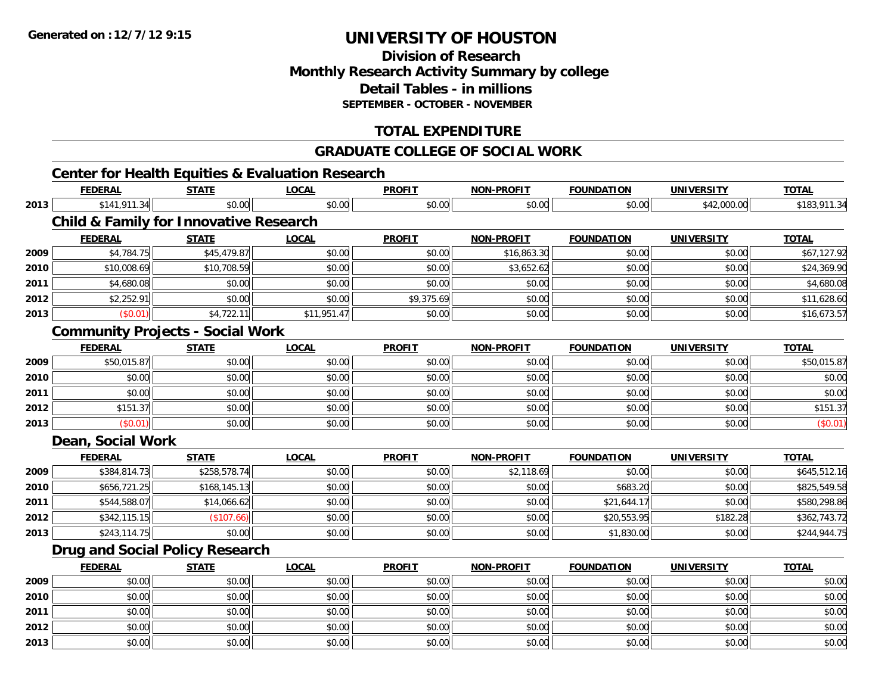Generated on :12/7/12 9:15

# UNIVERSITY OF HOUSTON

## Division of Research
## Monthly Research Activity Summary by college
## Detail Tables - in millions
### SEPTEMBER - OCTOBER - NOVEMBER

## TOTAL EXPENDITURE

## GRADUATE COLLEGE OF SOCIAL WORK

### Center for Health Equities & Evaluation Research

| | FEDERAL | STATE | LOCAL | PROFIT | NON-PROFIT | FOUNDATION | UNIVERSITY | TOTAL |
|---|---|---|---|---|---|---|---|---|
| 2013 | $141,911.34 | $0.00 | $0.00 | $0.00 | $0.00 | $0.00 | $42,000.00 | $183,911.34 |

### Child & Family for Innovative Research

| | FEDERAL | STATE | LOCAL | PROFIT | NON-PROFIT | FOUNDATION | UNIVERSITY | TOTAL |
|---|---|---|---|---|---|---|---|---|
| 2009 | $4,784.75 | $45,479.87 | $0.00 | $0.00 | $16,863.30 | $0.00 | $0.00 | $67,127.92 |
| 2010 | $10,008.69 | $10,708.59 | $0.00 | $0.00 | $3,652.62 | $0.00 | $0.00 | $24,369.90 |
| 2011 | $4,680.08 | $0.00 | $0.00 | $0.00 | $0.00 | $0.00 | $0.00 | $4,680.08 |
| 2012 | $2,252.91 | $0.00 | $0.00 | $9,375.69 | $0.00 | $0.00 | $0.00 | $11,628.60 |
| 2013 | ($0.01) | $4,722.11 | $11,951.47 | $0.00 | $0.00 | $0.00 | $0.00 | $16,673.57 |

### Community Projects - Social Work

| | FEDERAL | STATE | LOCAL | PROFIT | NON-PROFIT | FOUNDATION | UNIVERSITY | TOTAL |
|---|---|---|---|---|---|---|---|---|
| 2009 | $50,015.87 | $0.00 | $0.00 | $0.00 | $0.00 | $0.00 | $0.00 | $50,015.87 |
| 2010 | $0.00 | $0.00 | $0.00 | $0.00 | $0.00 | $0.00 | $0.00 | $0.00 |
| 2011 | $0.00 | $0.00 | $0.00 | $0.00 | $0.00 | $0.00 | $0.00 | $0.00 |
| 2012 | $151.37 | $0.00 | $0.00 | $0.00 | $0.00 | $0.00 | $0.00 | $151.37 |
| 2013 | ($0.01) | $0.00 | $0.00 | $0.00 | $0.00 | $0.00 | $0.00 | ($0.01) |

### Dean, Social Work

| | FEDERAL | STATE | LOCAL | PROFIT | NON-PROFIT | FOUNDATION | UNIVERSITY | TOTAL |
|---|---|---|---|---|---|---|---|---|
| 2009 | $384,814.73 | $258,578.74 | $0.00 | $0.00 | $2,118.69 | $0.00 | $0.00 | $645,512.16 |
| 2010 | $656,721.25 | $168,145.13 | $0.00 | $0.00 | $0.00 | $683.20 | $0.00 | $825,549.58 |
| 2011 | $544,588.07 | $14,066.62 | $0.00 | $0.00 | $0.00 | $21,644.17 | $0.00 | $580,298.86 |
| 2012 | $342,115.15 | ($107.66) | $0.00 | $0.00 | $0.00 | $20,553.95 | $182.28 | $362,743.72 |
| 2013 | $243,114.75 | $0.00 | $0.00 | $0.00 | $0.00 | $1,830.00 | $0.00 | $244,944.75 |

### Drug and Social Policy Research

| | FEDERAL | STATE | LOCAL | PROFIT | NON-PROFIT | FOUNDATION | UNIVERSITY | TOTAL |
|---|---|---|---|---|---|---|---|---|
| 2009 | $0.00 | $0.00 | $0.00 | $0.00 | $0.00 | $0.00 | $0.00 | $0.00 |
| 2010 | $0.00 | $0.00 | $0.00 | $0.00 | $0.00 | $0.00 | $0.00 | $0.00 |
| 2011 | $0.00 | $0.00 | $0.00 | $0.00 | $0.00 | $0.00 | $0.00 | $0.00 |
| 2012 | $0.00 | $0.00 | $0.00 | $0.00 | $0.00 | $0.00 | $0.00 | $0.00 |
| 2013 | $0.00 | $0.00 | $0.00 | $0.00 | $0.00 | $0.00 | $0.00 | $0.00 |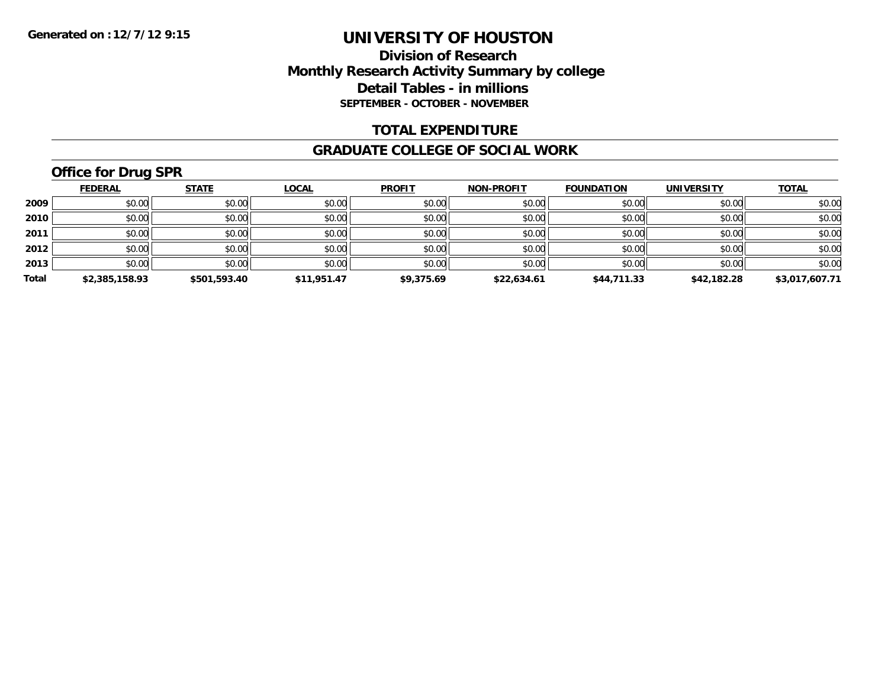Generated on :12/7/12 9:15

# UNIVERSITY OF HOUSTON

## Division of Research
## Monthly Research Activity Summary by college
## Detail Tables - in millions
### SEPTEMBER - OCTOBER - NOVEMBER

## TOTAL EXPENDITURE

## GRADUATE COLLEGE OF SOCIAL WORK

### Office for Drug SPR

| | FEDERAL | STATE | LOCAL | PROFIT | NON-PROFIT | FOUNDATION | UNIVERSITY | TOTAL |
|---|---|---|---|---|---|---|---|---|
| 2009 | $0.00 | $0.00 | $0.00 | $0.00 | $0.00 | $0.00 | $0.00 | $0.00 |
| 2010 | $0.00 | $0.00 | $0.00 | $0.00 | $0.00 | $0.00 | $0.00 | $0.00 |
| 2011 | $0.00 | $0.00 | $0.00 | $0.00 | $0.00 | $0.00 | $0.00 | $0.00 |
| 2012 | $0.00 | $0.00 | $0.00 | $0.00 | $0.00 | $0.00 | $0.00 | $0.00 |
| 2013 | $0.00 | $0.00 | $0.00 | $0.00 | $0.00 | $0.00 | $0.00 | $0.00 |
| **Total** | **$2,385,158.93** | **$501,593.40** | **$11,951.47** | **$9,375.69** | **$22,634.61** | **$44,711.33** | **$42,182.28** | **$3,017,607.71** |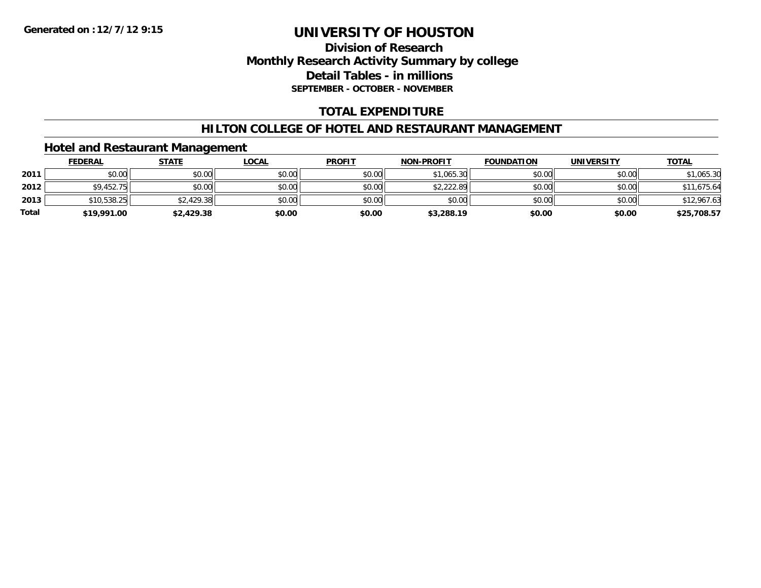# UNIVERSITY OF HOUSTON

## Division of Research
## Monthly Research Activity Summary by college
## Detail Tables - in millions
### SEPTEMBER - OCTOBER - NOVEMBER

## TOTAL EXPENDITURE

## HILTON COLLEGE OF HOTEL AND RESTAURANT MANAGEMENT

### Hotel and Restaurant Management

| | FEDERAL | STATE | LOCAL | PROFIT | NON-PROFIT | FOUNDATION | UNIVERSITY | TOTAL |
|---|---|---|---|---|---|---|---|---|
| 2011 | $0.00 | $0.00 | $0.00 | $0.00 | $1,065.30 | $0.00 | $0.00 | $1,065.30 |
| 2012 | $9,452.75 | $0.00 | $0.00 | $0.00 | $2,222.89 | $0.00 | $0.00 | $11,675.64 |
| 2013 | $10,538.25 | $2,429.38 | $0.00 | $0.00 | $0.00 | $0.00 | $0.00 | $12,967.63 |
| **Total** | **$19,991.00** | **$2,429.38** | **$0.00** | **$0.00** | **$3,288.19** | **$0.00** | **$0.00** | **$25,708.57** |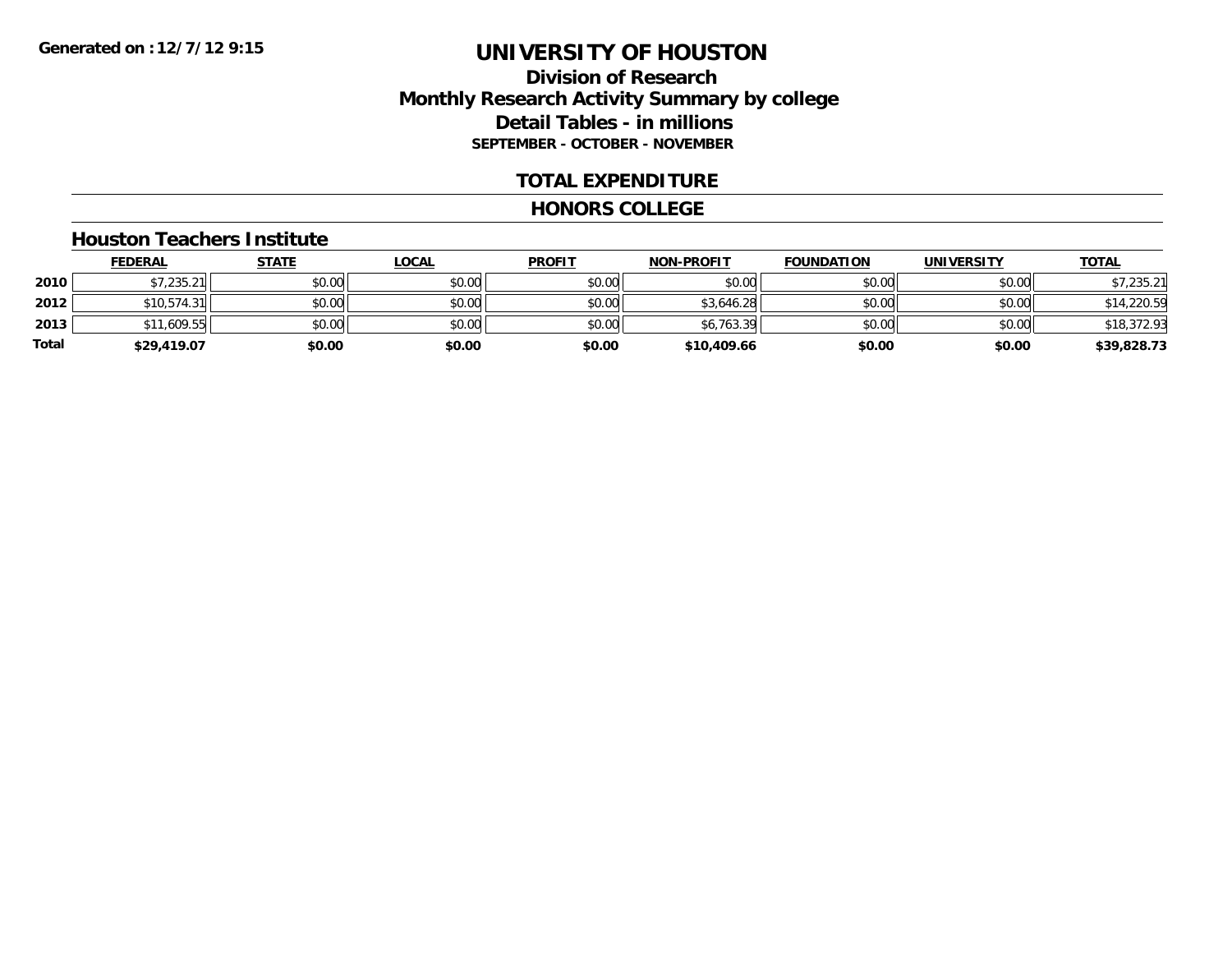Generated on :12/7/12 9:15

# UNIVERSITY OF HOUSTON

## Division of Research
## Monthly Research Activity Summary by college
## Detail Tables - in millions
### SEPTEMBER - OCTOBER - NOVEMBER

## TOTAL EXPENDITURE

## HONORS COLLEGE

### Houston Teachers Institute

| | FEDERAL | STATE | LOCAL | PROFIT | NON-PROFIT | FOUNDATION | UNIVERSITY | TOTAL |
|---|---|---|---|---|---|---|---|---|
| 2010 | $7,235.21 | $0.00 | $0.00 | $0.00 | $0.00 | $0.00 | $0.00 | $7,235.21 |
| 2012 | $10,574.31 | $0.00 | $0.00 | $0.00 | $3,646.28 | $0.00 | $0.00 | $14,220.59 |
| 2013 | $11,609.55 | $0.00 | $0.00 | $0.00 | $6,763.39 | $0.00 | $0.00 | $18,372.93 |
| **Total** | **$29,419.07** | **$0.00** | **$0.00** | **$0.00** | **$10,409.66** | **$0.00** | **$0.00** | **$39,828.73** |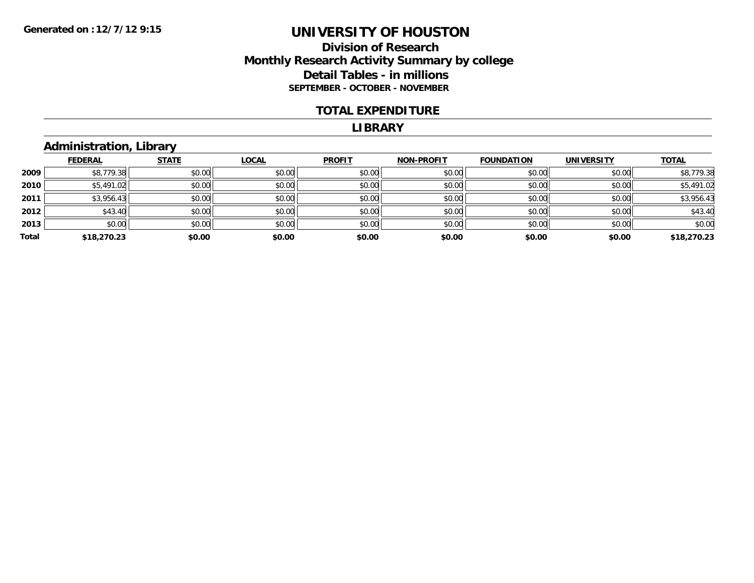# UNIVERSITY OF HOUSTON

## Division of Research
## Monthly Research Activity Summary by college
## Detail Tables - in millions

**SEPTEMBER - OCTOBER - NOVEMBER**

**Generated on : 12/7/12 9:15**

### TOTAL EXPENDITURE

### LIBRARY

### Administration, Library

| | FEDERAL | STATE | LOCAL | PROFIT | NON-PROFIT | FOUNDATION | UNIVERSITY | TOTAL |
|---|---|---|---|---|---|---|---|---|
| **2009** | $8,779.38 | $0.00 | $0.00 | $0.00 | $0.00 | $0.00 | $0.00 | $8,779.38 |
| **2010** | $5,491.02 | $0.00 | $0.00 | $0.00 | $0.00 | $0.00 | $0.00 | $5,491.02 |
| **2011** | $3,956.43 | $0.00 | $0.00 | $0.00 | $0.00 | $0.00 | $0.00 | $3,956.43 |
| **2012** | $43.40 | $0.00 | $0.00 | $0.00 | $0.00 | $0.00 | $0.00 | $43.40 |
| **2013** | $0.00 | $0.00 | $0.00 | $0.00 | $0.00 | $0.00 | $0.00 | $0.00 |
| **Total** | **$18,270.23** | **$0.00** | **$0.00** | **$0.00** | **$0.00** | **$0.00** | **$0.00** | **$18,270.23** |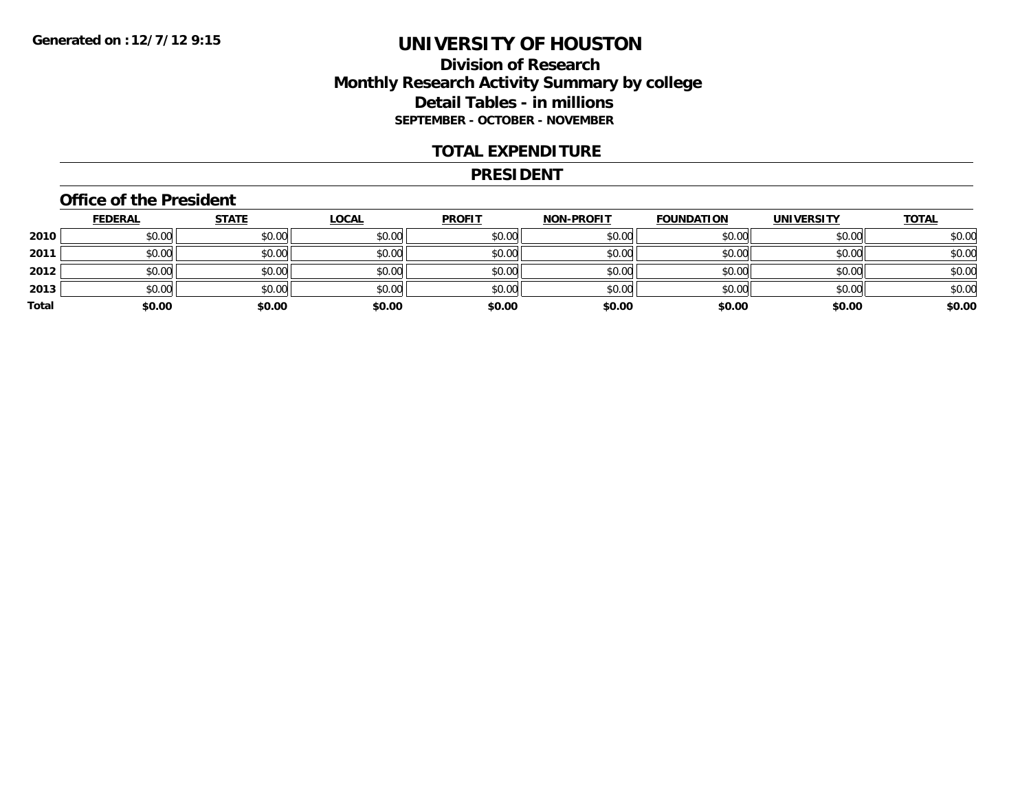**Generated on :12/7/12 9:15**

# UNIVERSITY OF HOUSTON

## Division of Research
## Monthly Research Activity Summary by college
## Detail Tables - in millions
### SEPTEMBER - OCTOBER - NOVEMBER

## TOTAL EXPENDITURE

## PRESIDENT

### Office of the President

| | FEDERAL | STATE | LOCAL | PROFIT | NON-PROFIT | FOUNDATION | UNIVERSITY | TOTAL |
|---|---|---|---|---|---|---|---|---|
| 2010 | $0.00 | $0.00 | $0.00 | $0.00 | $0.00 | $0.00 | $0.00 | $0.00 |
| 2011 | $0.00 | $0.00 | $0.00 | $0.00 | $0.00 | $0.00 | $0.00 | $0.00 |
| 2012 | $0.00 | $0.00 | $0.00 | $0.00 | $0.00 | $0.00 | $0.00 | $0.00 |
| 2013 | $0.00 | $0.00 | $0.00 | $0.00 | $0.00 | $0.00 | $0.00 | $0.00 |
| **Total** | **$0.00** | **$0.00** | **$0.00** | **$0.00** | **$0.00** | **$0.00** | **$0.00** | **$0.00** |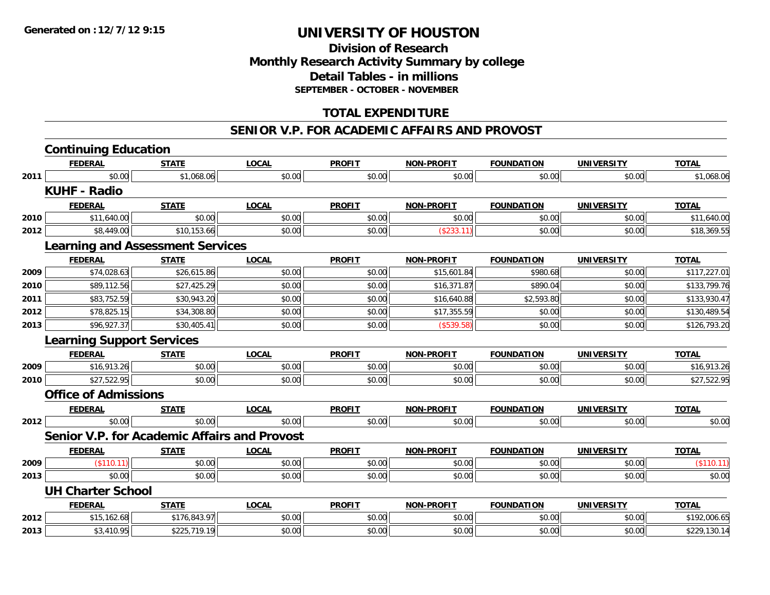**Generated on :12/7/12 9:15**

# UNIVERSITY OF HOUSTON

## Division of Research
## Monthly Research Activity Summary by college
## Detail Tables - in millions
### SEPTEMBER - OCTOBER - NOVEMBER

## TOTAL EXPENDITURE

## SENIOR V.P. FOR ACADEMIC AFFAIRS AND PROVOST

### Continuing Education

| | FEDERAL | STATE | LOCAL | PROFIT | NON-PROFIT | FOUNDATION | UNIVERSITY | TOTAL |
|---|---|---|---|---|---|---|---|---|
| 2011 | $0.00 | $1,068.06 | $0.00 | $0.00 | $0.00 | $0.00 | $0.00 | $1,068.06 |

### KUHF - Radio

| | FEDERAL | STATE | LOCAL | PROFIT | NON-PROFIT | FOUNDATION | UNIVERSITY | TOTAL |
|---|---|---|---|---|---|---|---|---|
| 2010 | $11,640.00 | $0.00 | $0.00 | $0.00 | $0.00 | $0.00 | $0.00 | $11,640.00 |
| 2012 | $8,449.00 | $10,153.66 | $0.00 | $0.00 | ($233.11) | $0.00 | $0.00 | $18,369.55 |

### Learning and Assessment Services

| | FEDERAL | STATE | LOCAL | PROFIT | NON-PROFIT | FOUNDATION | UNIVERSITY | TOTAL |
|---|---|---|---|---|---|---|---|---|
| 2009 | $74,028.63 | $26,615.86 | $0.00 | $0.00 | $15,601.84 | $980.68 | $0.00 | $117,227.01 |
| 2010 | $89,112.56 | $27,425.29 | $0.00 | $0.00 | $16,371.87 | $890.04 | $0.00 | $133,799.76 |
| 2011 | $83,752.59 | $30,943.20 | $0.00 | $0.00 | $16,640.88 | $2,593.80 | $0.00 | $133,930.47 |
| 2012 | $78,825.15 | $34,308.80 | $0.00 | $0.00 | $17,355.59 | $0.00 | $0.00 | $130,489.54 |
| 2013 | $96,927.37 | $30,405.41 | $0.00 | $0.00 | ($539.58) | $0.00 | $0.00 | $126,793.20 |

### Learning Support Services

| | FEDERAL | STATE | LOCAL | PROFIT | NON-PROFIT | FOUNDATION | UNIVERSITY | TOTAL |
|---|---|---|---|---|---|---|---|---|
| 2009 | $16,913.26 | $0.00 | $0.00 | $0.00 | $0.00 | $0.00 | $0.00 | $16,913.26 |
| 2010 | $27,522.95 | $0.00 | $0.00 | $0.00 | $0.00 | $0.00 | $0.00 | $27,522.95 |

### Office of Admissions

| | FEDERAL | STATE | LOCAL | PROFIT | NON-PROFIT | FOUNDATION | UNIVERSITY | TOTAL |
|---|---|---|---|---|---|---|---|---|
| 2012 | $0.00 | $0.00 | $0.00 | $0.00 | $0.00 | $0.00 | $0.00 | $0.00 |

### Senior V.P. for Academic Affairs and Provost

| | FEDERAL | STATE | LOCAL | PROFIT | NON-PROFIT | FOUNDATION | UNIVERSITY | TOTAL |
|---|---|---|---|---|---|---|---|---|
| 2009 | ($110.11) | $0.00 | $0.00 | $0.00 | $0.00 | $0.00 | $0.00 | ($110.11) |
| 2013 | $0.00 | $0.00 | $0.00 | $0.00 | $0.00 | $0.00 | $0.00 | $0.00 |

### UH Charter School

| | FEDERAL | STATE | LOCAL | PROFIT | NON-PROFIT | FOUNDATION | UNIVERSITY | TOTAL |
|---|---|---|---|---|---|---|---|---|
| 2012 | $15,162.68 | $176,843.97 | $0.00 | $0.00 | $0.00 | $0.00 | $0.00 | $192,006.65 |
| 2013 | $3,410.95 | $225,719.19 | $0.00 | $0.00 | $0.00 | $0.00 | $0.00 | $229,130.14 |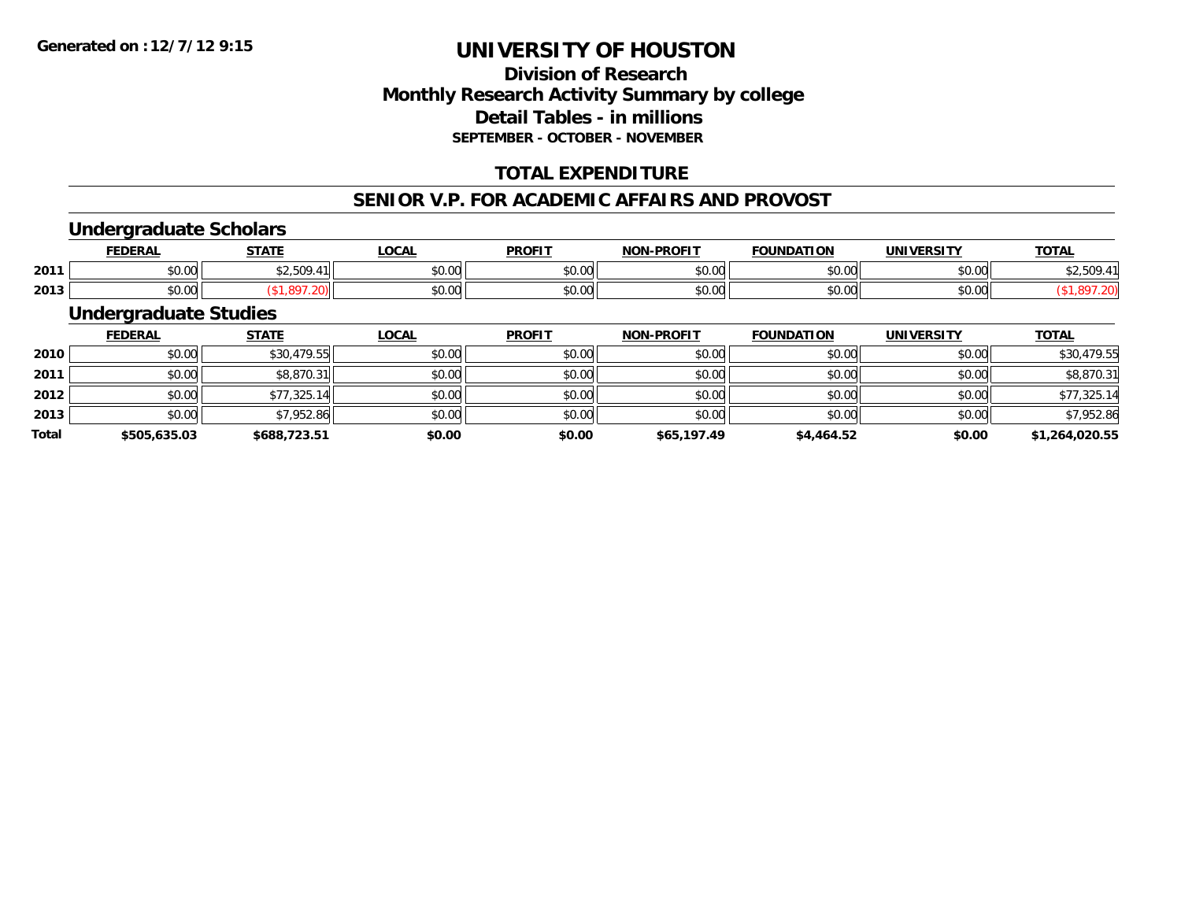**Generated on :12/7/12 9:15**

# UNIVERSITY OF HOUSTON

## Division of Research
## Monthly Research Activity Summary by college
## Detail Tables - in millions
### SEPTEMBER - OCTOBER - NOVEMBER

## TOTAL EXPENDITURE

## SENIOR V.P. FOR ACADEMIC AFFAIRS AND PROVOST

### Undergraduate Scholars

| | FEDERAL | STATE | LOCAL | PROFIT | NON-PROFIT | FOUNDATION | UNIVERSITY | TOTAL |
|---|---|---|---|---|---|---|---|---|
| 2011 | $0.00 | $2,509.41 | $0.00 | $0.00 | $0.00 | $0.00 | $0.00 | $2,509.41 |
| 2013 | $0.00 | ($1,897.20) | $0.00 | $0.00 | $0.00 | $0.00 | $0.00 | ($1,897.20) |

### Undergraduate Studies

| | FEDERAL | STATE | LOCAL | PROFIT | NON-PROFIT | FOUNDATION | UNIVERSITY | TOTAL |
|---|---|---|---|---|---|---|---|---|
| 2010 | $0.00 | $30,479.55 | $0.00 | $0.00 | $0.00 | $0.00 | $0.00 | $30,479.55 |
| 2011 | $0.00 | $8,870.31 | $0.00 | $0.00 | $0.00 | $0.00 | $0.00 | $8,870.31 |
| 2012 | $0.00 | $77,325.14 | $0.00 | $0.00 | $0.00 | $0.00 | $0.00 | $77,325.14 |
| 2013 | $0.00 | $7,952.86 | $0.00 | $0.00 | $0.00 | $0.00 | $0.00 | $7,952.86 |
| **Total** | **$505,635.03** | **$688,723.51** | **$0.00** | **$0.00** | **$65,197.49** | **$4,464.52** | **$0.00** | **$1,264,020.55** |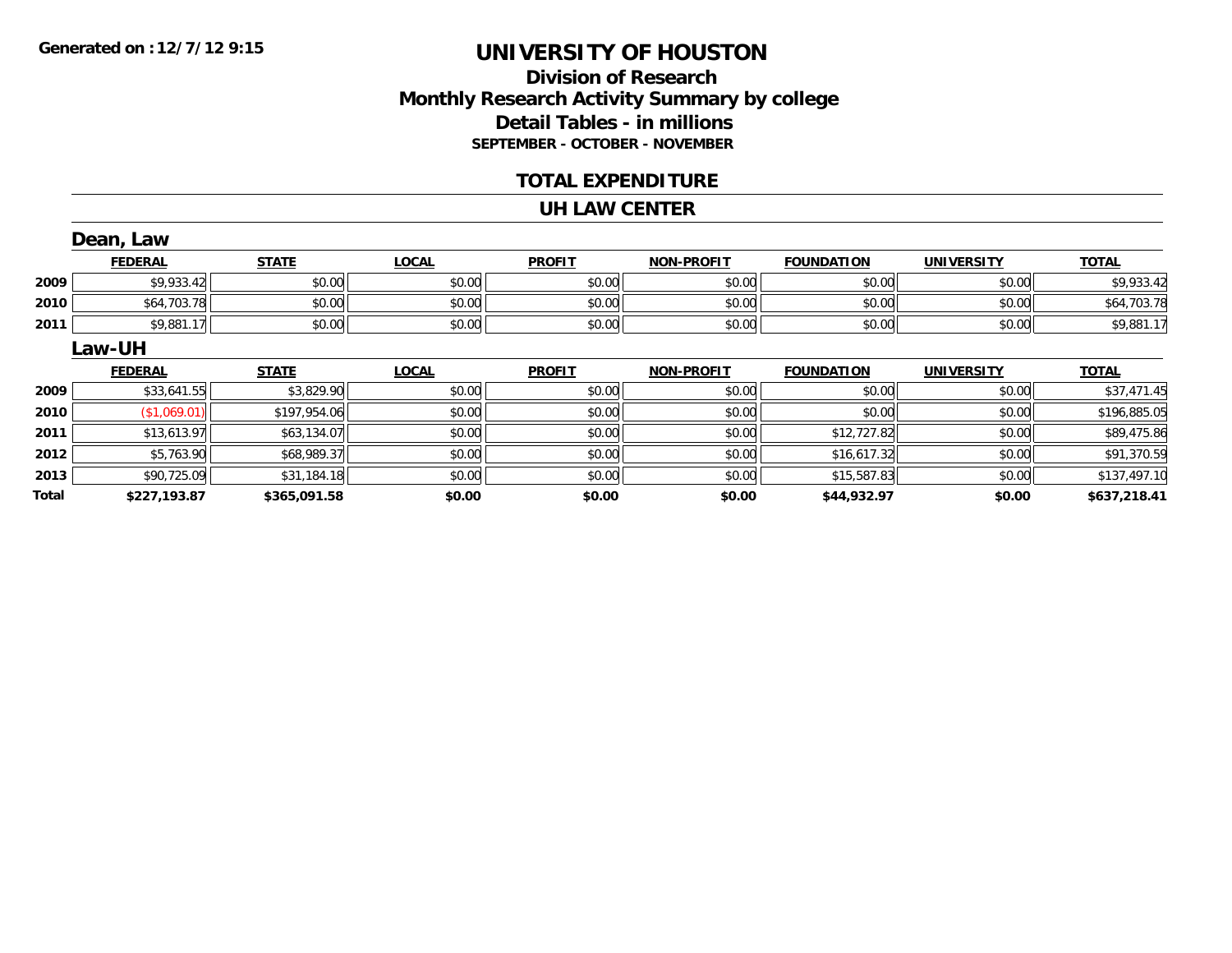Generated on :12/7/12 9:15

# UNIVERSITY OF HOUSTON

## Division of Research
## Monthly Research Activity Summary by college
## Detail Tables - in millions
### SEPTEMBER - OCTOBER - NOVEMBER

## TOTAL EXPENDITURE

## UH LAW CENTER

### Dean, Law

| | FEDERAL | STATE | LOCAL | PROFIT | NON-PROFIT | FOUNDATION | UNIVERSITY | TOTAL |
|---|---|---|---|---|---|---|---|---|
| 2009 | $9,933.42 | $0.00 | $0.00 | $0.00 | $0.00 | $0.00 | $0.00 | $9,933.42 |
| 2010 | $64,703.78 | $0.00 | $0.00 | $0.00 | $0.00 | $0.00 | $0.00 | $64,703.78 |
| 2011 | $9,881.17 | $0.00 | $0.00 | $0.00 | $0.00 | $0.00 | $0.00 | $9,881.17 |

### Law-UH

| | FEDERAL | STATE | LOCAL | PROFIT | NON-PROFIT | FOUNDATION | UNIVERSITY | TOTAL |
|---|---|---|---|---|---|---|---|---|
| 2009 | $33,641.55 | $3,829.90 | $0.00 | $0.00 | $0.00 | $0.00 | $0.00 | $37,471.45 |
| 2010 | ($1,069.01) | $197,954.06 | $0.00 | $0.00 | $0.00 | $0.00 | $0.00 | $196,885.05 |
| 2011 | $13,613.97 | $63,134.07 | $0.00 | $0.00 | $0.00 | $12,727.82 | $0.00 | $89,475.86 |
| 2012 | $5,763.90 | $68,989.37 | $0.00 | $0.00 | $0.00 | $16,617.32 | $0.00 | $91,370.59 |
| 2013 | $90,725.09 | $31,184.18 | $0.00 | $0.00 | $0.00 | $15,587.83 | $0.00 | $137,497.10 |
| **Total** | **$227,193.87** | **$365,091.58** | **$0.00** | **$0.00** | **$0.00** | **$44,932.97** | **$0.00** | **$637,218.41** |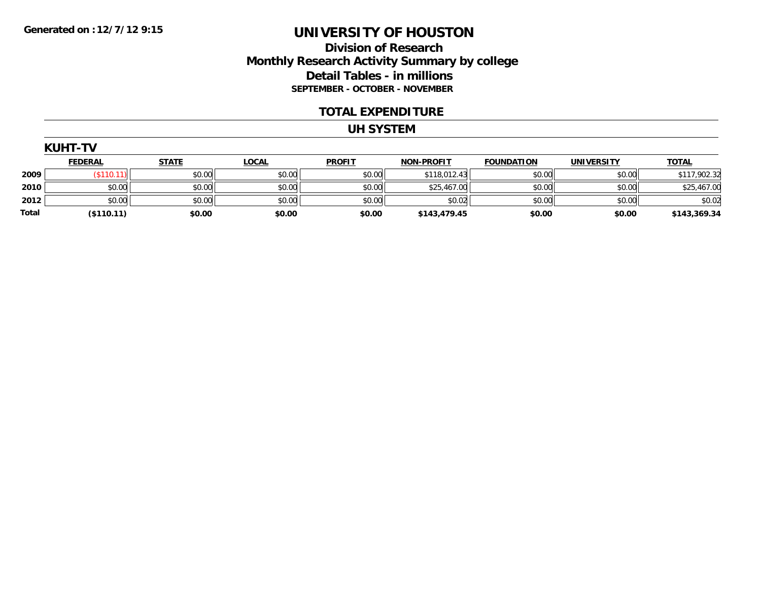Generated on :12/7/12 9:15

# UNIVERSITY OF HOUSTON

## Division of Research
## Monthly Research Activity Summary by college
## Detail Tables - in millions
### SEPTEMBER - OCTOBER - NOVEMBER

## TOTAL EXPENDITURE

## UH SYSTEM

### KUHT-TV

| | FEDERAL | STATE | LOCAL | PROFIT | NON-PROFIT | FOUNDATION | UNIVERSITY | TOTAL |
|---|---|---|---|---|---|---|---|---|
| 2009 | ($110.11) | $0.00 | $0.00 | $0.00 | $118,012.43 | $0.00 | $0.00 | $117,902.32 |
| 2010 | $0.00 | $0.00 | $0.00 | $0.00 | $25,467.00 | $0.00 | $0.00 | $25,467.00 |
| 2012 | $0.00 | $0.00 | $0.00 | $0.00 | $0.02 | $0.00 | $0.00 | $0.02 |
| **Total** | **($110.11)** | **$0.00** | **$0.00** | **$0.00** | **$143,479.45** | **$0.00** | **$0.00** | **$143,369.34** |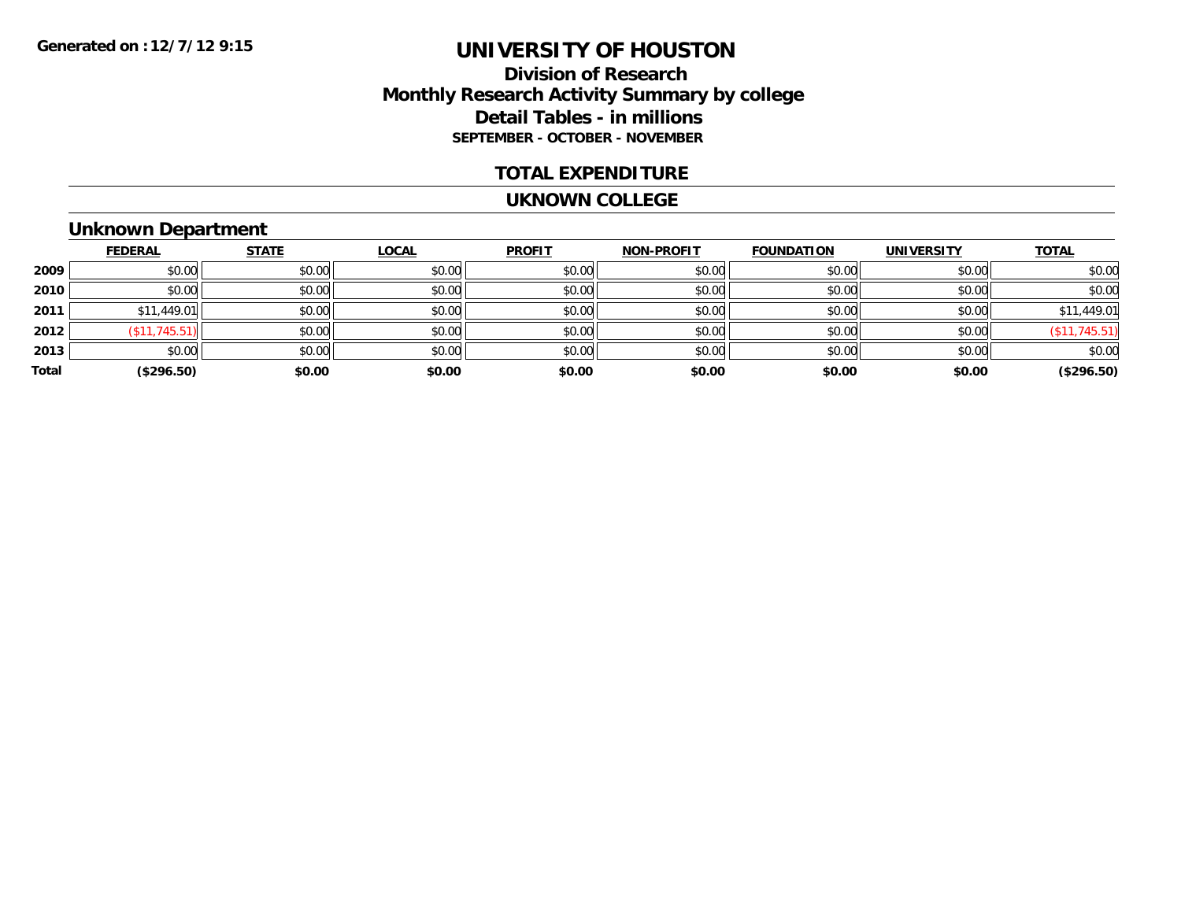Generated on :12/7/12 9:15

# UNIVERSITY OF HOUSTON

## Division of Research
## Monthly Research Activity Summary by college
## Detail Tables - in millions
### SEPTEMBER - OCTOBER - NOVEMBER

## TOTAL EXPENDITURE

## UKNOWN COLLEGE

### Unknown Department

| | FEDERAL | STATE | LOCAL | PROFIT | NON-PROFIT | FOUNDATION | UNIVERSITY | TOTAL |
|---|---|---|---|---|---|---|---|---|
| 2009 | $0.00 | $0.00 | $0.00 | $0.00 | $0.00 | $0.00 | $0.00 | $0.00 |
| 2010 | $0.00 | $0.00 | $0.00 | $0.00 | $0.00 | $0.00 | $0.00 | $0.00 |
| 2011 | $11,449.01 | $0.00 | $0.00 | $0.00 | $0.00 | $0.00 | $0.00 | $11,449.01 |
| 2012 | ($11,745.51) | $0.00 | $0.00 | $0.00 | $0.00 | $0.00 | $0.00 | ($11,745.51) |
| 2013 | $0.00 | $0.00 | $0.00 | $0.00 | $0.00 | $0.00 | $0.00 | $0.00 |
| **Total** | **($296.50)** | **$0.00** | **$0.00** | **$0.00** | **$0.00** | **$0.00** | **$0.00** | **($296.50)** |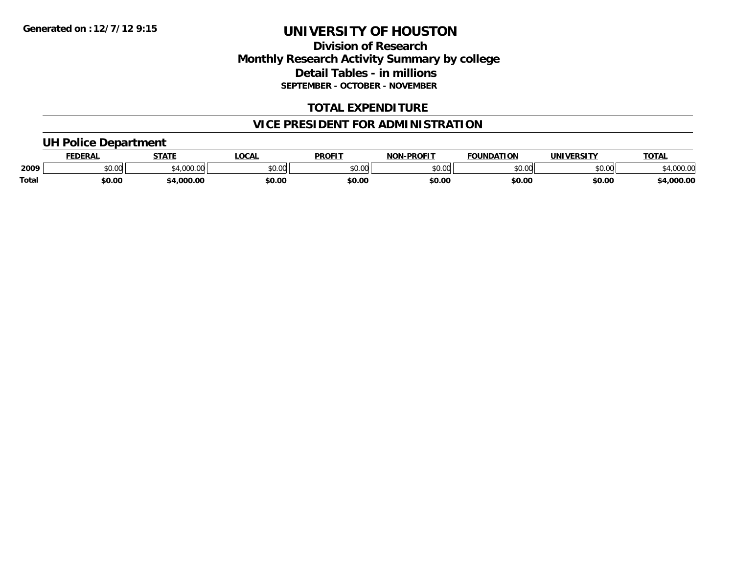Generated on :12/7/12 9:15

# UNIVERSITY OF HOUSTON

## Division of Research
## Monthly Research Activity Summary by college
## Detail Tables - in millions
### SEPTEMBER - OCTOBER - NOVEMBER

## TOTAL EXPENDITURE

## VICE PRESIDENT FOR ADMINISTRATION

### UH Police Department

| | FEDERAL | STATE | LOCAL | PROFIT | NON-PROFIT | FOUNDATION | UNIVERSITY | TOTAL |
|---|---|---|---|---|---|---|---|---|
| 2009 | $0.00 | $4,000.00 | $0.00 | $0.00 | $0.00 | $0.00 | $0.00 | $4,000.00 |
| **Total** | **$0.00** | **$4,000.00** | **$0.00** | **$0.00** | **$0.00** | **$0.00** | **$0.00** | **$4,000.00** |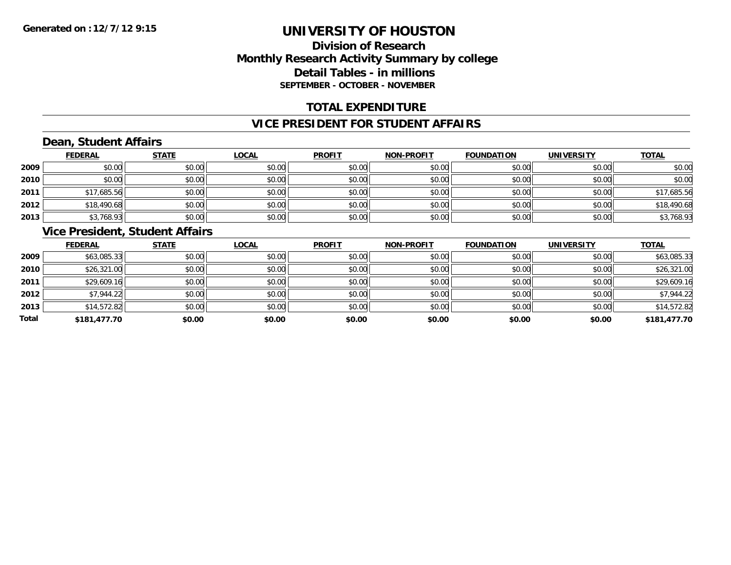# UNIVERSITY OF HOUSTON

## Division of Research
## Monthly Research Activity Summary by college
## Detail Tables - in millions
### SEPTEMBER - OCTOBER - NOVEMBER

## TOTAL EXPENDITURE

## VICE PRESIDENT FOR STUDENT AFFAIRS

### Dean, Student Affairs

| | FEDERAL | STATE | LOCAL | PROFIT | NON-PROFIT | FOUNDATION | UNIVERSITY | TOTAL |
|---|---|---|---|---|---|---|---|---|
| 2009 | $0.00 | $0.00 | $0.00 | $0.00 | $0.00 | $0.00 | $0.00 | $0.00 |
| 2010 | $0.00 | $0.00 | $0.00 | $0.00 | $0.00 | $0.00 | $0.00 | $0.00 |
| 2011 | $17,685.56 | $0.00 | $0.00 | $0.00 | $0.00 | $0.00 | $0.00 | $17,685.56 |
| 2012 | $18,490.68 | $0.00 | $0.00 | $0.00 | $0.00 | $0.00 | $0.00 | $18,490.68 |
| 2013 | $3,768.93 | $0.00 | $0.00 | $0.00 | $0.00 | $0.00 | $0.00 | $3,768.93 |

### Vice President, Student Affairs

| | FEDERAL | STATE | LOCAL | PROFIT | NON-PROFIT | FOUNDATION | UNIVERSITY | TOTAL |
|---|---|---|---|---|---|---|---|---|
| 2009 | $63,085.33 | $0.00 | $0.00 | $0.00 | $0.00 | $0.00 | $0.00 | $63,085.33 |
| 2010 | $26,321.00 | $0.00 | $0.00 | $0.00 | $0.00 | $0.00 | $0.00 | $26,321.00 |
| 2011 | $29,609.16 | $0.00 | $0.00 | $0.00 | $0.00 | $0.00 | $0.00 | $29,609.16 |
| 2012 | $7,944.22 | $0.00 | $0.00 | $0.00 | $0.00 | $0.00 | $0.00 | $7,944.22 |
| 2013 | $14,572.82 | $0.00 | $0.00 | $0.00 | $0.00 | $0.00 | $0.00 | $14,572.82 |
| **Total** | **$181,477.70** | **$0.00** | **$0.00** | **$0.00** | **$0.00** | **$0.00** | **$0.00** | **$181,477.70** |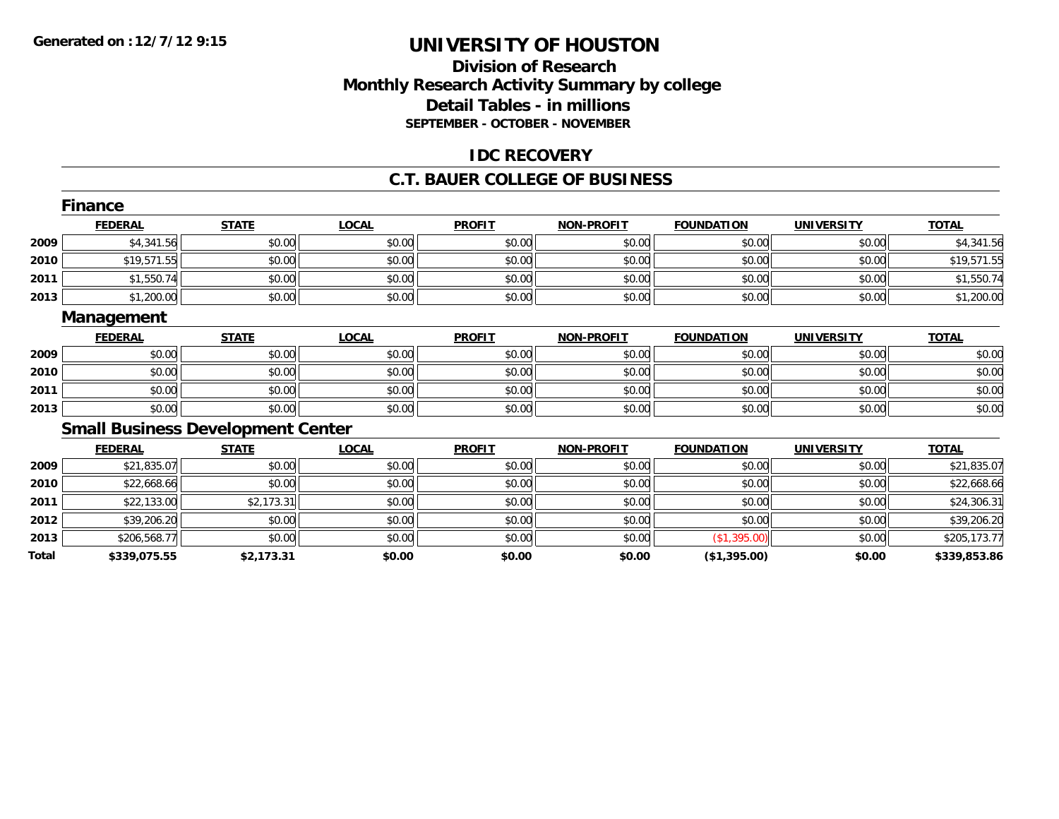Generated on :12/7/12 9:15

# UNIVERSITY OF HOUSTON

## Division of Research
## Monthly Research Activity Summary by college
## Detail Tables - in millions
### SEPTEMBER - OCTOBER - NOVEMBER

## IDC RECOVERY

## C.T. BAUER COLLEGE OF BUSINESS

### Finance

| | FEDERAL | STATE | LOCAL | PROFIT | NON-PROFIT | FOUNDATION | UNIVERSITY | TOTAL |
|---|---|---|---|---|---|---|---|---|
| 2009 | $4,341.56 | $0.00 | $0.00 | $0.00 | $0.00 | $0.00 | $0.00 | $4,341.56 |
| 2010 | $19,571.55 | $0.00 | $0.00 | $0.00 | $0.00 | $0.00 | $0.00 | $19,571.55 |
| 2011 | $1,550.74 | $0.00 | $0.00 | $0.00 | $0.00 | $0.00 | $0.00 | $1,550.74 |
| 2013 | $1,200.00 | $0.00 | $0.00 | $0.00 | $0.00 | $0.00 | $0.00 | $1,200.00 |

### Management

| | FEDERAL | STATE | LOCAL | PROFIT | NON-PROFIT | FOUNDATION | UNIVERSITY | TOTAL |
|---|---|---|---|---|---|---|---|---|
| 2009 | $0.00 | $0.00 | $0.00 | $0.00 | $0.00 | $0.00 | $0.00 | $0.00 |
| 2010 | $0.00 | $0.00 | $0.00 | $0.00 | $0.00 | $0.00 | $0.00 | $0.00 |
| 2011 | $0.00 | $0.00 | $0.00 | $0.00 | $0.00 | $0.00 | $0.00 | $0.00 |
| 2013 | $0.00 | $0.00 | $0.00 | $0.00 | $0.00 | $0.00 | $0.00 | $0.00 |

### Small Business Development Center

| | FEDERAL | STATE | LOCAL | PROFIT | NON-PROFIT | FOUNDATION | UNIVERSITY | TOTAL |
|---|---|---|---|---|---|---|---|---|
| 2009 | $21,835.07 | $0.00 | $0.00 | $0.00 | $0.00 | $0.00 | $0.00 | $21,835.07 |
| 2010 | $22,668.66 | $0.00 | $0.00 | $0.00 | $0.00 | $0.00 | $0.00 | $22,668.66 |
| 2011 | $22,133.00 | $2,173.31 | $0.00 | $0.00 | $0.00 | $0.00 | $0.00 | $24,306.31 |
| 2012 | $39,206.20 | $0.00 | $0.00 | $0.00 | $0.00 | $0.00 | $0.00 | $39,206.20 |
| 2013 | $206,568.77 | $0.00 | $0.00 | $0.00 | $0.00 | ($1,395.00) | $0.00 | $205,173.77 |
| **Total** | **$339,075.55** | **$2,173.31** | **$0.00** | **$0.00** | **$0.00** | **($1,395.00)** | **$0.00** | **$339,853.86** |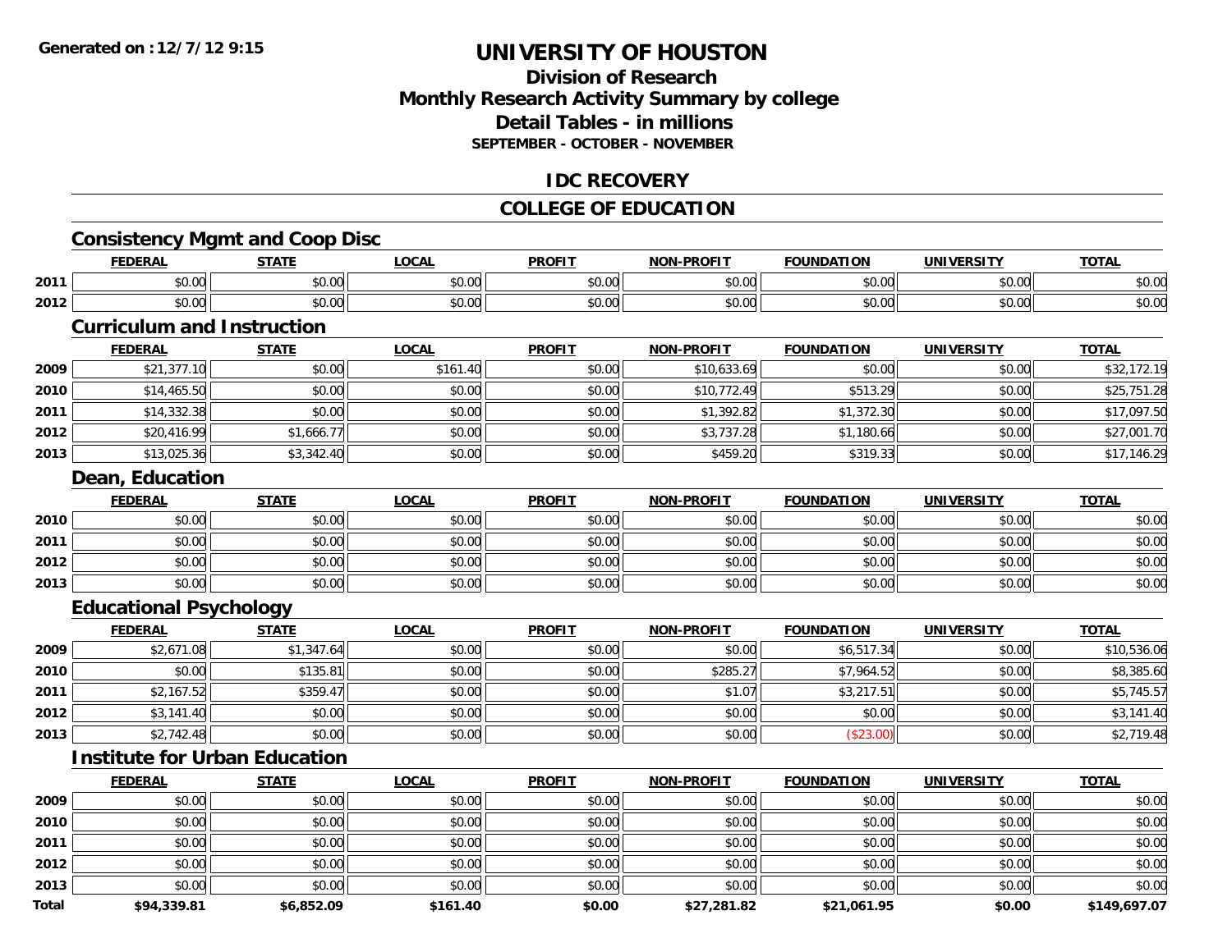Generated on :12/7/12 9:15

# UNIVERSITY OF HOUSTON

## Division of Research
## Monthly Research Activity Summary by college
## Detail Tables - in millions
### SEPTEMBER - OCTOBER - NOVEMBER

## IDC RECOVERY

## COLLEGE OF EDUCATION

### Consistency Mgmt and Coop Disc

| | FEDERAL | STATE | LOCAL | PROFIT | NON-PROFIT | FOUNDATION | UNIVERSITY | TOTAL |
|---|---|---|---|---|---|---|---|---|
| 2011 | $0.00 | $0.00 | $0.00 | $0.00 | $0.00 | $0.00 | $0.00 | $0.00 |
| 2012 | $0.00 | $0.00 | $0.00 | $0.00 | $0.00 | $0.00 | $0.00 | $0.00 |

### Curriculum and Instruction

| | FEDERAL | STATE | LOCAL | PROFIT | NON-PROFIT | FOUNDATION | UNIVERSITY | TOTAL |
|---|---|---|---|---|---|---|---|---|
| 2009 | $21,377.10 | $0.00 | $161.40 | $0.00 | $10,633.69 | $0.00 | $0.00 | $32,172.19 |
| 2010 | $14,465.50 | $0.00 | $0.00 | $0.00 | $10,772.49 | $513.29 | $0.00 | $25,751.28 |
| 2011 | $14,332.38 | $0.00 | $0.00 | $0.00 | $1,392.82 | $1,372.30 | $0.00 | $17,097.50 |
| 2012 | $20,416.99 | $1,666.77 | $0.00 | $0.00 | $3,737.28 | $1,180.66 | $0.00 | $27,001.70 |
| 2013 | $13,025.36 | $3,342.40 | $0.00 | $0.00 | $459.20 | $319.33 | $0.00 | $17,146.29 |

### Dean, Education

| | FEDERAL | STATE | LOCAL | PROFIT | NON-PROFIT | FOUNDATION | UNIVERSITY | TOTAL |
|---|---|---|---|---|---|---|---|---|
| 2010 | $0.00 | $0.00 | $0.00 | $0.00 | $0.00 | $0.00 | $0.00 | $0.00 |
| 2011 | $0.00 | $0.00 | $0.00 | $0.00 | $0.00 | $0.00 | $0.00 | $0.00 |
| 2012 | $0.00 | $0.00 | $0.00 | $0.00 | $0.00 | $0.00 | $0.00 | $0.00 |
| 2013 | $0.00 | $0.00 | $0.00 | $0.00 | $0.00 | $0.00 | $0.00 | $0.00 |

### Educational Psychology

| | FEDERAL | STATE | LOCAL | PROFIT | NON-PROFIT | FOUNDATION | UNIVERSITY | TOTAL |
|---|---|---|---|---|---|---|---|---|
| 2009 | $2,671.08 | $1,347.64 | $0.00 | $0.00 | $0.00 | $6,517.34 | $0.00 | $10,536.06 |
| 2010 | $0.00 | $135.81 | $0.00 | $0.00 | $285.27 | $7,964.52 | $0.00 | $8,385.60 |
| 2011 | $2,167.52 | $359.47 | $0.00 | $0.00 | $1.07 | $3,217.51 | $0.00 | $5,745.57 |
| 2012 | $3,141.40 | $0.00 | $0.00 | $0.00 | $0.00 | $0.00 | $0.00 | $3,141.40 |
| 2013 | $2,742.48 | $0.00 | $0.00 | $0.00 | $0.00 | ($23.00) | $0.00 | $2,719.48 |

### Institute for Urban Education

| | FEDERAL | STATE | LOCAL | PROFIT | NON-PROFIT | FOUNDATION | UNIVERSITY | TOTAL |
|---|---|---|---|---|---|---|---|---|
| 2009 | $0.00 | $0.00 | $0.00 | $0.00 | $0.00 | $0.00 | $0.00 | $0.00 |
| 2010 | $0.00 | $0.00 | $0.00 | $0.00 | $0.00 | $0.00 | $0.00 | $0.00 |
| 2011 | $0.00 | $0.00 | $0.00 | $0.00 | $0.00 | $0.00 | $0.00 | $0.00 |
| 2012 | $0.00 | $0.00 | $0.00 | $0.00 | $0.00 | $0.00 | $0.00 | $0.00 |
| 2013 | $0.00 | $0.00 | $0.00 | $0.00 | $0.00 | $0.00 | $0.00 | $0.00 |
| **Total** | **$94,339.81** | **$6,852.09** | **$161.40** | **$0.00** | **$27,281.82** | **$21,061.95** | **$0.00** | **$149,697.07** |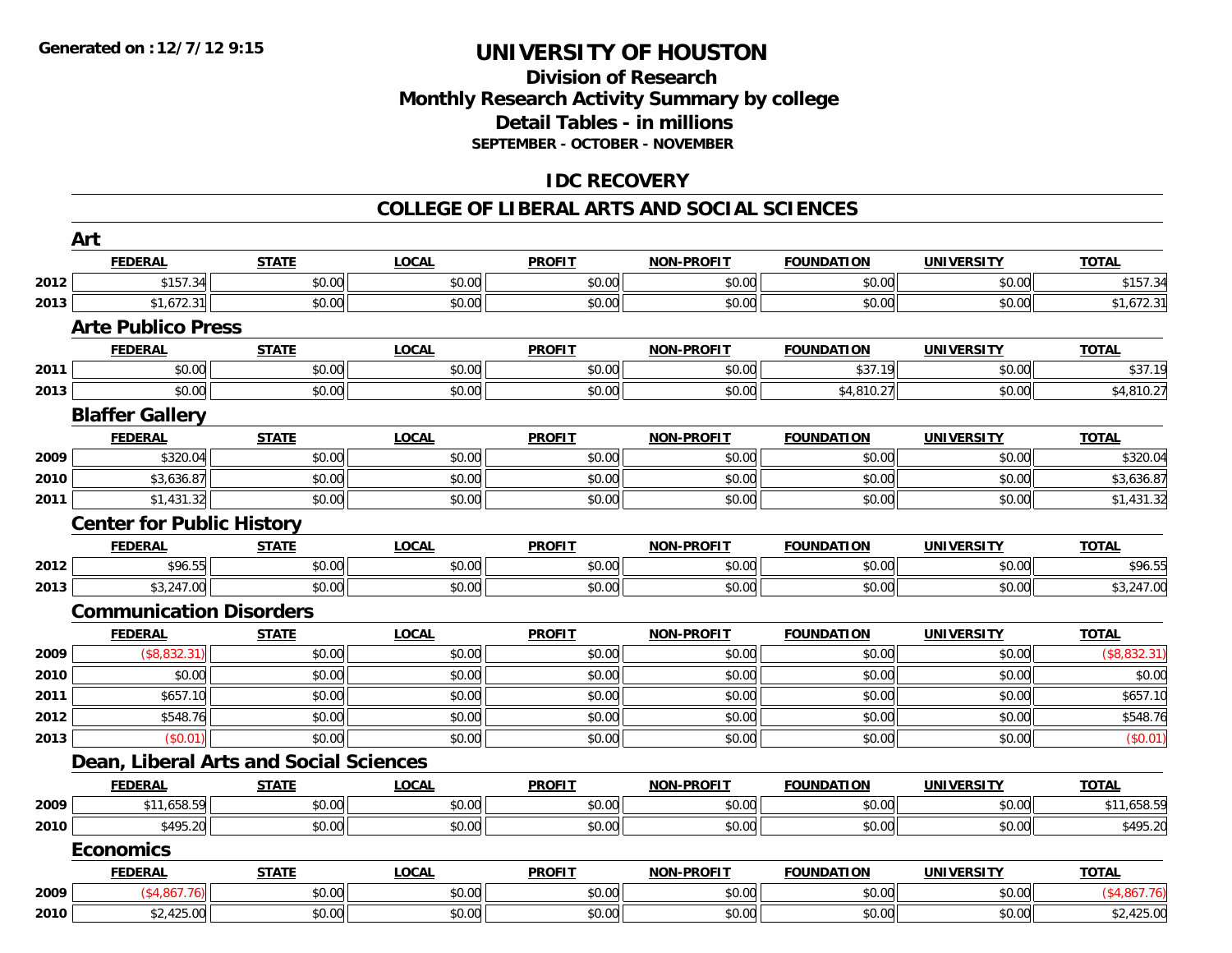**Generated on :12/7/12 9:15**

# UNIVERSITY OF HOUSTON

## Division of Research
## Monthly Research Activity Summary by college
## Detail Tables - in millions
### SEPTEMBER - OCTOBER - NOVEMBER

## IDC RECOVERY

## COLLEGE OF LIBERAL ARTS AND SOCIAL SCIENCES

### Art

| | FEDERAL | STATE | LOCAL | PROFIT | NON-PROFIT | FOUNDATION | UNIVERSITY | TOTAL |
|---|---|---|---|---|---|---|---|---|
| 2012 | $157.34 | $0.00 | $0.00 | $0.00 | $0.00 | $0.00 | $0.00 | $157.34 |
| 2013 | $1,672.31 | $0.00 | $0.00 | $0.00 | $0.00 | $0.00 | $0.00 | $1,672.31 |

### Arte Publico Press

| | FEDERAL | STATE | LOCAL | PROFIT | NON-PROFIT | FOUNDATION | UNIVERSITY | TOTAL |
|---|---|---|---|---|---|---|---|---|
| 2011 | $0.00 | $0.00 | $0.00 | $0.00 | $0.00 | $37.19 | $0.00 | $37.19 |
| 2013 | $0.00 | $0.00 | $0.00 | $0.00 | $0.00 | $4,810.27 | $0.00 | $4,810.27 |

### Blaffer Gallery

| | FEDERAL | STATE | LOCAL | PROFIT | NON-PROFIT | FOUNDATION | UNIVERSITY | TOTAL |
|---|---|---|---|---|---|---|---|---|
| 2009 | $320.04 | $0.00 | $0.00 | $0.00 | $0.00 | $0.00 | $0.00 | $320.04 |
| 2010 | $3,636.87 | $0.00 | $0.00 | $0.00 | $0.00 | $0.00 | $0.00 | $3,636.87 |
| 2011 | $1,431.32 | $0.00 | $0.00 | $0.00 | $0.00 | $0.00 | $0.00 | $1,431.32 |

### Center for Public History

| | FEDERAL | STATE | LOCAL | PROFIT | NON-PROFIT | FOUNDATION | UNIVERSITY | TOTAL |
|---|---|---|---|---|---|---|---|---|
| 2012 | $96.55 | $0.00 | $0.00 | $0.00 | $0.00 | $0.00 | $0.00 | $96.55 |
| 2013 | $3,247.00 | $0.00 | $0.00 | $0.00 | $0.00 | $0.00 | $0.00 | $3,247.00 |

### Communication Disorders

| | FEDERAL | STATE | LOCAL | PROFIT | NON-PROFIT | FOUNDATION | UNIVERSITY | TOTAL |
|---|---|---|---|---|---|---|---|---|
| 2009 | ($8,832.31) | $0.00 | $0.00 | $0.00 | $0.00 | $0.00 | $0.00 | ($8,832.31) |
| 2010 | $0.00 | $0.00 | $0.00 | $0.00 | $0.00 | $0.00 | $0.00 | $0.00 |
| 2011 | $657.10 | $0.00 | $0.00 | $0.00 | $0.00 | $0.00 | $0.00 | $657.10 |
| 2012 | $548.76 | $0.00 | $0.00 | $0.00 | $0.00 | $0.00 | $0.00 | $548.76 |
| 2013 | ($0.01) | $0.00 | $0.00 | $0.00 | $0.00 | $0.00 | $0.00 | ($0.01) |

### Dean, Liberal Arts and Social Sciences

| | FEDERAL | STATE | LOCAL | PROFIT | NON-PROFIT | FOUNDATION | UNIVERSITY | TOTAL |
|---|---|---|---|---|---|---|---|---|
| 2009 | $11,658.59 | $0.00 | $0.00 | $0.00 | $0.00 | $0.00 | $0.00 | $11,658.59 |
| 2010 | $495.20 | $0.00 | $0.00 | $0.00 | $0.00 | $0.00 | $0.00 | $495.20 |

### Economics

| | FEDERAL | STATE | LOCAL | PROFIT | NON-PROFIT | FOUNDATION | UNIVERSITY | TOTAL |
|---|---|---|---|---|---|---|---|---|
| 2009 | ($4,867.76) | $0.00 | $0.00 | $0.00 | $0.00 | $0.00 | $0.00 | ($4,867.76) |
| 2010 | $2,425.00 | $0.00 | $0.00 | $0.00 | $0.00 | $0.00 | $0.00 | $2,425.00 |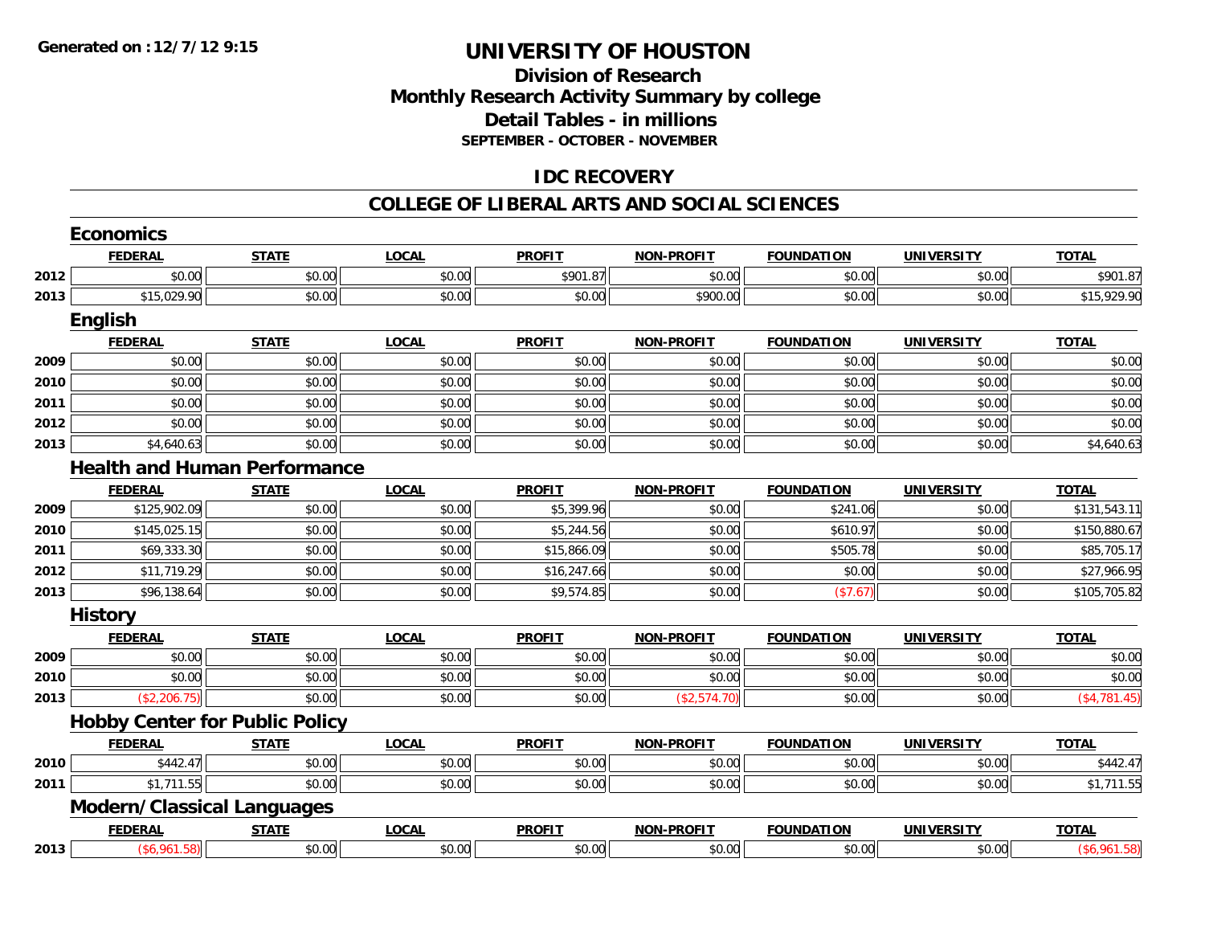Generated on : 12/7/12 9:15

# UNIVERSITY OF HOUSTON

## Division of Research
## Monthly Research Activity Summary by college
## Detail Tables - in millions
### SEPTEMBER - OCTOBER - NOVEMBER

## IDC RECOVERY

## COLLEGE OF LIBERAL ARTS AND SOCIAL SCIENCES

### Economics

| | FEDERAL | STATE | LOCAL | PROFIT | NON-PROFIT | FOUNDATION | UNIVERSITY | TOTAL |
|---|---|---|---|---|---|---|---|---|
| 2012 | $0.00 | $0.00 | $0.00 | $901.87 | $0.00 | $0.00 | $0.00 | $901.87 |
| 2013 | $15,029.90 | $0.00 | $0.00 | $0.00 | $900.00 | $0.00 | $0.00 | $15,929.90 |

### English

| | FEDERAL | STATE | LOCAL | PROFIT | NON-PROFIT | FOUNDATION | UNIVERSITY | TOTAL |
|---|---|---|---|---|---|---|---|---|
| 2009 | $0.00 | $0.00 | $0.00 | $0.00 | $0.00 | $0.00 | $0.00 | $0.00 |
| 2010 | $0.00 | $0.00 | $0.00 | $0.00 | $0.00 | $0.00 | $0.00 | $0.00 |
| 2011 | $0.00 | $0.00 | $0.00 | $0.00 | $0.00 | $0.00 | $0.00 | $0.00 |
| 2012 | $0.00 | $0.00 | $0.00 | $0.00 | $0.00 | $0.00 | $0.00 | $0.00 |
| 2013 | $4,640.63 | $0.00 | $0.00 | $0.00 | $0.00 | $0.00 | $0.00 | $4,640.63 |

### Health and Human Performance

| | FEDERAL | STATE | LOCAL | PROFIT | NON-PROFIT | FOUNDATION | UNIVERSITY | TOTAL |
|---|---|---|---|---|---|---|---|---|
| 2009 | $125,902.09 | $0.00 | $0.00 | $5,399.96 | $0.00 | $241.06 | $0.00 | $131,543.11 |
| 2010 | $145,025.15 | $0.00 | $0.00 | $5,244.56 | $0.00 | $610.97 | $0.00 | $150,880.67 |
| 2011 | $69,333.30 | $0.00 | $0.00 | $15,866.09 | $0.00 | $505.78 | $0.00 | $85,705.17 |
| 2012 | $11,719.29 | $0.00 | $0.00 | $16,247.66 | $0.00 | $0.00 | $0.00 | $27,966.95 |
| 2013 | $96,138.64 | $0.00 | $0.00 | $9,574.85 | $0.00 | ($7.67) | $0.00 | $105,705.82 |

### History

| | FEDERAL | STATE | LOCAL | PROFIT | NON-PROFIT | FOUNDATION | UNIVERSITY | TOTAL |
|---|---|---|---|---|---|---|---|---|
| 2009 | $0.00 | $0.00 | $0.00 | $0.00 | $0.00 | $0.00 | $0.00 | $0.00 |
| 2010 | $0.00 | $0.00 | $0.00 | $0.00 | $0.00 | $0.00 | $0.00 | $0.00 |
| 2013 | ($2,206.75) | $0.00 | $0.00 | $0.00 | ($2,574.70) | $0.00 | $0.00 | ($4,781.45) |

### Hobby Center for Public Policy

| | FEDERAL | STATE | LOCAL | PROFIT | NON-PROFIT | FOUNDATION | UNIVERSITY | TOTAL |
|---|---|---|---|---|---|---|---|---|
| 2010 | $442.47 | $0.00 | $0.00 | $0.00 | $0.00 | $0.00 | $0.00 | $442.47 |
| 2011 | $1,711.55 | $0.00 | $0.00 | $0.00 | $0.00 | $0.00 | $0.00 | $1,711.55 |

### Modern/Classical Languages

| | FEDERAL | STATE | LOCAL | PROFIT | NON-PROFIT | FOUNDATION | UNIVERSITY | TOTAL |
|---|---|---|---|---|---|---|---|---|
| 2013 | ($6,961.58) | $0.00 | $0.00 | $0.00 | $0.00 | $0.00 | $0.00 | ($6,961.58) |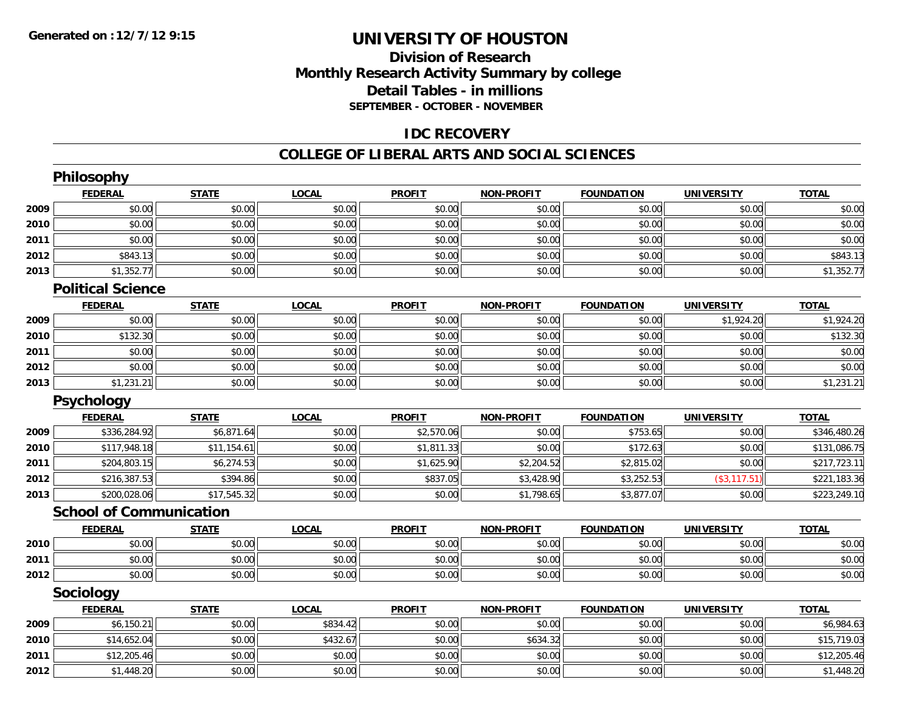# UNIVERSITY OF HOUSTON

## Division of Research
## Monthly Research Activity Summary by college
## Detail Tables - in millions
### SEPTEMBER - OCTOBER - NOVEMBER

## IDC RECOVERY

## COLLEGE OF LIBERAL ARTS AND SOCIAL SCIENCES

### Philosophy

| | FEDERAL | STATE | LOCAL | PROFIT | NON-PROFIT | FOUNDATION | UNIVERSITY | TOTAL |
|---|---|---|---|---|---|---|---|---|
| 2009 | $0.00 | $0.00 | $0.00 | $0.00 | $0.00 | $0.00 | $0.00 | $0.00 |
| 2010 | $0.00 | $0.00 | $0.00 | $0.00 | $0.00 | $0.00 | $0.00 | $0.00 |
| 2011 | $0.00 | $0.00 | $0.00 | $0.00 | $0.00 | $0.00 | $0.00 | $0.00 |
| 2012 | $843.13 | $0.00 | $0.00 | $0.00 | $0.00 | $0.00 | $0.00 | $843.13 |
| 2013 | $1,352.77 | $0.00 | $0.00 | $0.00 | $0.00 | $0.00 | $0.00 | $1,352.77 |

### Political Science

| | FEDERAL | STATE | LOCAL | PROFIT | NON-PROFIT | FOUNDATION | UNIVERSITY | TOTAL |
|---|---|---|---|---|---|---|---|---|
| 2009 | $0.00 | $0.00 | $0.00 | $0.00 | $0.00 | $0.00 | $1,924.20 | $1,924.20 |
| 2010 | $132.30 | $0.00 | $0.00 | $0.00 | $0.00 | $0.00 | $0.00 | $132.30 |
| 2011 | $0.00 | $0.00 | $0.00 | $0.00 | $0.00 | $0.00 | $0.00 | $0.00 |
| 2012 | $0.00 | $0.00 | $0.00 | $0.00 | $0.00 | $0.00 | $0.00 | $0.00 |
| 2013 | $1,231.21 | $0.00 | $0.00 | $0.00 | $0.00 | $0.00 | $0.00 | $1,231.21 |

### Psychology

| | FEDERAL | STATE | LOCAL | PROFIT | NON-PROFIT | FOUNDATION | UNIVERSITY | TOTAL |
|---|---|---|---|---|---|---|---|---|
| 2009 | $336,284.92 | $6,871.64 | $0.00 | $2,570.06 | $0.00 | $753.65 | $0.00 | $346,480.26 |
| 2010 | $117,948.18 | $11,154.61 | $0.00 | $1,811.33 | $0.00 | $172.63 | $0.00 | $131,086.75 |
| 2011 | $204,803.15 | $6,274.53 | $0.00 | $1,625.90 | $2,204.52 | $2,815.02 | $0.00 | $217,723.11 |
| 2012 | $216,387.53 | $394.86 | $0.00 | $837.05 | $3,428.90 | $3,252.53 | ($3,117.51) | $221,183.36 |
| 2013 | $200,028.06 | $17,545.32 | $0.00 | $0.00 | $1,798.65 | $3,877.07 | $0.00 | $223,249.10 |

### School of Communication

| | FEDERAL | STATE | LOCAL | PROFIT | NON-PROFIT | FOUNDATION | UNIVERSITY | TOTAL |
|---|---|---|---|---|---|---|---|---|
| 2010 | $0.00 | $0.00 | $0.00 | $0.00 | $0.00 | $0.00 | $0.00 | $0.00 |
| 2011 | $0.00 | $0.00 | $0.00 | $0.00 | $0.00 | $0.00 | $0.00 | $0.00 |
| 2012 | $0.00 | $0.00 | $0.00 | $0.00 | $0.00 | $0.00 | $0.00 | $0.00 |

### Sociology

| | FEDERAL | STATE | LOCAL | PROFIT | NON-PROFIT | FOUNDATION | UNIVERSITY | TOTAL |
|---|---|---|---|---|---|---|---|---|
| 2009 | $6,150.21 | $0.00 | $834.42 | $0.00 | $0.00 | $0.00 | $0.00 | $6,984.63 |
| 2010 | $14,652.04 | $0.00 | $432.67 | $0.00 | $634.32 | $0.00 | $0.00 | $15,719.03 |
| 2011 | $12,205.46 | $0.00 | $0.00 | $0.00 | $0.00 | $0.00 | $0.00 | $12,205.46 |
| 2012 | $1,448.20 | $0.00 | $0.00 | $0.00 | $0.00 | $0.00 | $0.00 | $1,448.20 |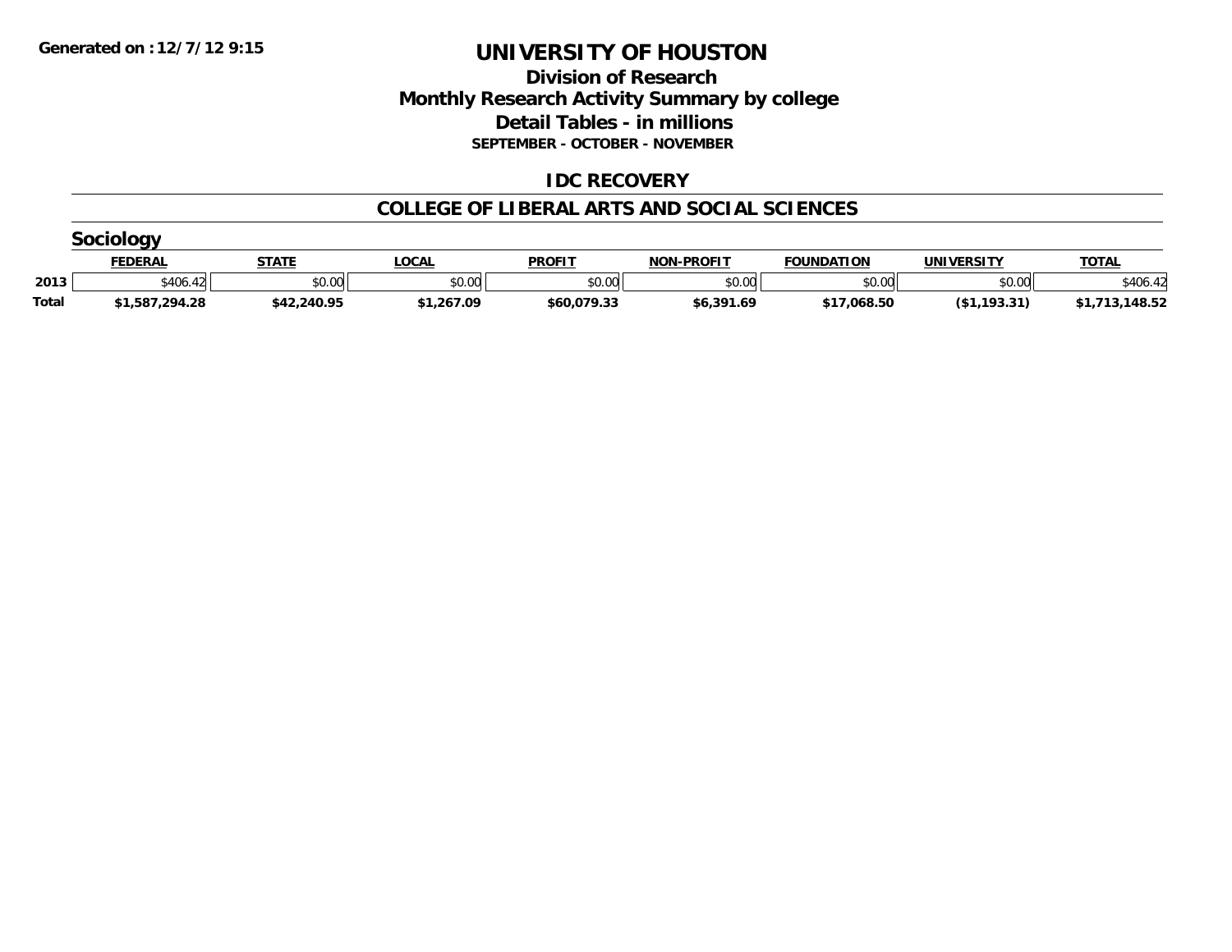Generated on :12/7/12 9:15

# UNIVERSITY OF HOUSTON

## Division of Research
## Monthly Research Activity Summary by college
## Detail Tables - in millions
### SEPTEMBER - OCTOBER - NOVEMBER

## IDC RECOVERY

## COLLEGE OF LIBERAL ARTS AND SOCIAL SCIENCES

### Sociology

| | FEDERAL | STATE | LOCAL | PROFIT | NON-PROFIT | FOUNDATION | UNIVERSITY | TOTAL |
|---|---|---|---|---|---|---|---|---|
| 2013 | $406.42 | $0.00 | $0.00 | $0.00 | $0.00 | $0.00 | $0.00 | $406.42 |
| **Total** | **$1,587,294.28** | **$42,240.95** | **$1,267.09** | **$60,079.33** | **$6,391.69** | **$17,068.50** | **($1,193.31)** | **$1,713,148.52** |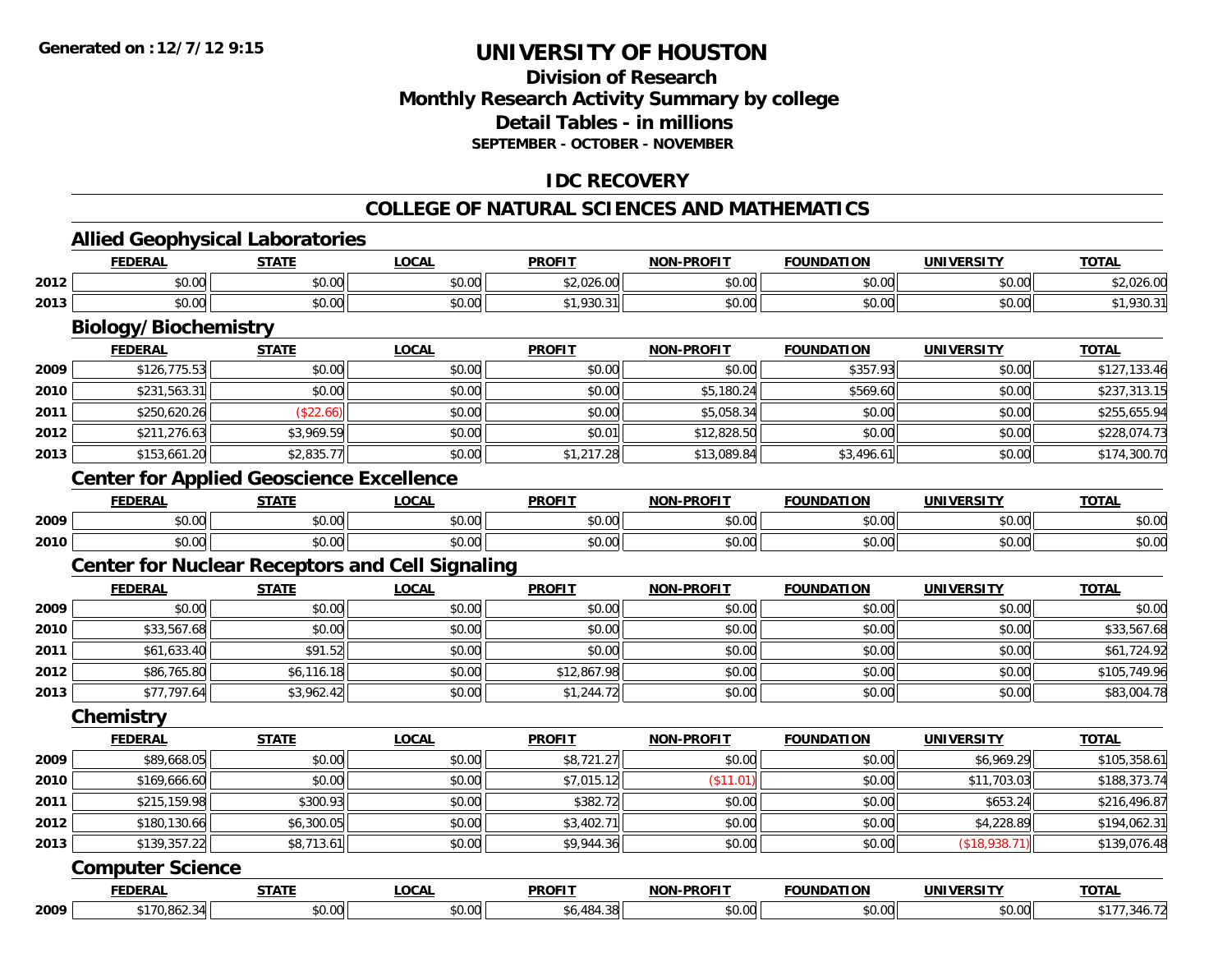Generated on :12/7/12 9:15

# UNIVERSITY OF HOUSTON

## Division of Research
## Monthly Research Activity Summary by college
## Detail Tables - in millions
### SEPTEMBER - OCTOBER - NOVEMBER

## IDC RECOVERY

## COLLEGE OF NATURAL SCIENCES AND MATHEMATICS

### Allied Geophysical Laboratories

| | FEDERAL | STATE | LOCAL | PROFIT | NON-PROFIT | FOUNDATION | UNIVERSITY | TOTAL |
|---|---|---|---|---|---|---|---|---|
| 2012 | $0.00 | $0.00 | $0.00 | $2,026.00 | $0.00 | $0.00 | $0.00 | $2,026.00 |
| 2013 | $0.00 | $0.00 | $0.00 | $1,930.31 | $0.00 | $0.00 | $0.00 | $1,930.31 |

### Biology/Biochemistry

| | FEDERAL | STATE | LOCAL | PROFIT | NON-PROFIT | FOUNDATION | UNIVERSITY | TOTAL |
|---|---|---|---|---|---|---|---|---|
| 2009 | $126,775.53 | $0.00 | $0.00 | $0.00 | $0.00 | $357.93 | $0.00 | $127,133.46 |
| 2010 | $231,563.31 | $0.00 | $0.00 | $0.00 | $5,180.24 | $569.60 | $0.00 | $237,313.15 |
| 2011 | $250,620.26 | ($22.66) | $0.00 | $0.00 | $5,058.34 | $0.00 | $0.00 | $255,655.94 |
| 2012 | $211,276.63 | $3,969.59 | $0.00 | $0.01 | $12,828.50 | $0.00 | $0.00 | $228,074.73 |
| 2013 | $153,661.20 | $2,835.77 | $0.00 | $1,217.28 | $13,089.84 | $3,496.61 | $0.00 | $174,300.70 |

### Center for Applied Geoscience Excellence

| | FEDERAL | STATE | LOCAL | PROFIT | NON-PROFIT | FOUNDATION | UNIVERSITY | TOTAL |
|---|---|---|---|---|---|---|---|---|
| 2009 | $0.00 | $0.00 | $0.00 | $0.00 | $0.00 | $0.00 | $0.00 | $0.00 |
| 2010 | $0.00 | $0.00 | $0.00 | $0.00 | $0.00 | $0.00 | $0.00 | $0.00 |

### Center for Nuclear Receptors and Cell Signaling

| | FEDERAL | STATE | LOCAL | PROFIT | NON-PROFIT | FOUNDATION | UNIVERSITY | TOTAL |
|---|---|---|---|---|---|---|---|---|
| 2009 | $0.00 | $0.00 | $0.00 | $0.00 | $0.00 | $0.00 | $0.00 | $0.00 |
| 2010 | $33,567.68 | $0.00 | $0.00 | $0.00 | $0.00 | $0.00 | $0.00 | $33,567.68 |
| 2011 | $61,633.40 | $91.52 | $0.00 | $0.00 | $0.00 | $0.00 | $0.00 | $61,724.92 |
| 2012 | $86,765.80 | $6,116.18 | $0.00 | $12,867.98 | $0.00 | $0.00 | $0.00 | $105,749.96 |
| 2013 | $77,797.64 | $3,962.42 | $0.00 | $1,244.72 | $0.00 | $0.00 | $0.00 | $83,004.78 |

### Chemistry

| | FEDERAL | STATE | LOCAL | PROFIT | NON-PROFIT | FOUNDATION | UNIVERSITY | TOTAL |
|---|---|---|---|---|---|---|---|---|
| 2009 | $89,668.05 | $0.00 | $0.00 | $8,721.27 | $0.00 | $0.00 | $6,969.29 | $105,358.61 |
| 2010 | $169,666.60 | $0.00 | $0.00 | $7,015.12 | ($11.01) | $0.00 | $11,703.03 | $188,373.74 |
| 2011 | $215,159.98 | $300.93 | $0.00 | $382.72 | $0.00 | $0.00 | $653.24 | $216,496.87 |
| 2012 | $180,130.66 | $6,300.05 | $0.00 | $3,402.71 | $0.00 | $0.00 | $4,228.89 | $194,062.31 |
| 2013 | $139,357.22 | $8,713.61 | $0.00 | $9,944.36 | $0.00 | $0.00 | ($18,938.71) | $139,076.48 |

### Computer Science

| | FEDERAL | STATE | LOCAL | PROFIT | NON-PROFIT | FOUNDATION | UNIVERSITY | TOTAL |
|---|---|---|---|---|---|---|---|---|
| 2009 | $170,862.34 | $0.00 | $0.00 | $6,484.38 | $0.00 | $0.00 | $0.00 | $177,346.72 |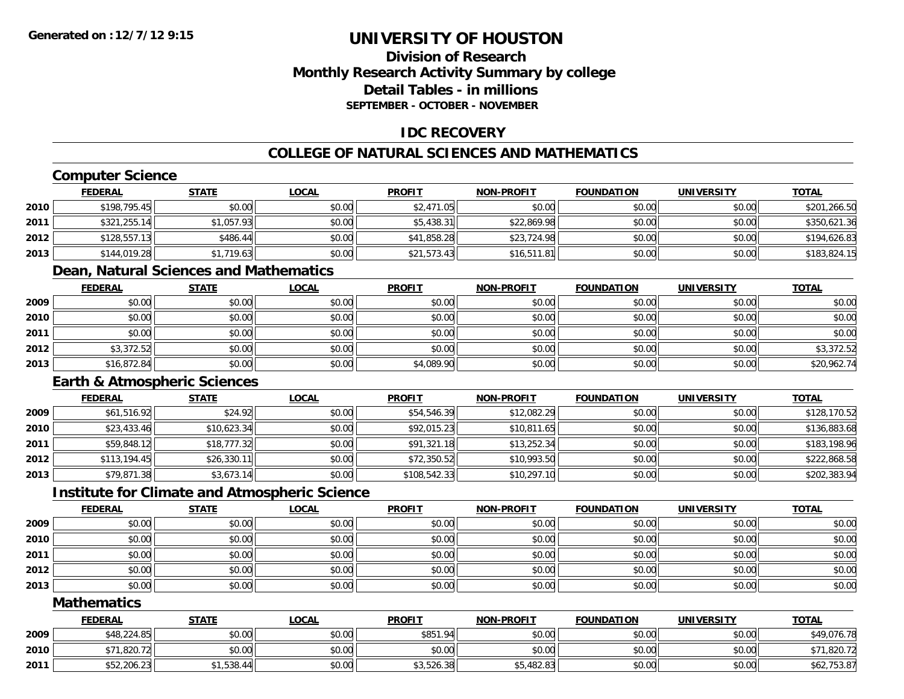Generated on :12/7/12 9:15

# UNIVERSITY OF HOUSTON

## Division of Research
## Monthly Research Activity Summary by college
## Detail Tables - in millions
### SEPTEMBER - OCTOBER - NOVEMBER

## IDC RECOVERY

## COLLEGE OF NATURAL SCIENCES AND MATHEMATICS

### Computer Science

| | FEDERAL | STATE | LOCAL | PROFIT | NON-PROFIT | FOUNDATION | UNIVERSITY | TOTAL |
|---|---|---|---|---|---|---|---|---|
| 2010 | $198,795.45 | $0.00 | $0.00 | $2,471.05 | $0.00 | $0.00 | $0.00 | $201,266.50 |
| 2011 | $321,255.14 | $1,057.93 | $0.00 | $5,438.31 | $22,869.98 | $0.00 | $0.00 | $350,621.36 |
| 2012 | $128,557.13 | $486.44 | $0.00 | $41,858.28 | $23,724.98 | $0.00 | $0.00 | $194,626.83 |
| 2013 | $144,019.28 | $1,719.63 | $0.00 | $21,573.43 | $16,511.81 | $0.00 | $0.00 | $183,824.15 |

### Dean, Natural Sciences and Mathematics

| | FEDERAL | STATE | LOCAL | PROFIT | NON-PROFIT | FOUNDATION | UNIVERSITY | TOTAL |
|---|---|---|---|---|---|---|---|---|
| 2009 | $0.00 | $0.00 | $0.00 | $0.00 | $0.00 | $0.00 | $0.00 | $0.00 |
| 2010 | $0.00 | $0.00 | $0.00 | $0.00 | $0.00 | $0.00 | $0.00 | $0.00 |
| 2011 | $0.00 | $0.00 | $0.00 | $0.00 | $0.00 | $0.00 | $0.00 | $0.00 |
| 2012 | $3,372.52 | $0.00 | $0.00 | $0.00 | $0.00 | $0.00 | $0.00 | $3,372.52 |
| 2013 | $16,872.84 | $0.00 | $0.00 | $4,089.90 | $0.00 | $0.00 | $0.00 | $20,962.74 |

### Earth & Atmospheric Sciences

| | FEDERAL | STATE | LOCAL | PROFIT | NON-PROFIT | FOUNDATION | UNIVERSITY | TOTAL |
|---|---|---|---|---|---|---|---|---|
| 2009 | $61,516.92 | $24.92 | $0.00 | $54,546.39 | $12,082.29 | $0.00 | $0.00 | $128,170.52 |
| 2010 | $23,433.46 | $10,623.34 | $0.00 | $92,015.23 | $10,811.65 | $0.00 | $0.00 | $136,883.68 |
| 2011 | $59,848.12 | $18,777.32 | $0.00 | $91,321.18 | $13,252.34 | $0.00 | $0.00 | $183,198.96 |
| 2012 | $113,194.45 | $26,330.11 | $0.00 | $72,350.52 | $10,993.50 | $0.00 | $0.00 | $222,868.58 |
| 2013 | $79,871.38 | $3,673.14 | $0.00 | $108,542.33 | $10,297.10 | $0.00 | $0.00 | $202,383.94 |

### Institute for Climate and Atmospheric Science

| | FEDERAL | STATE | LOCAL | PROFIT | NON-PROFIT | FOUNDATION | UNIVERSITY | TOTAL |
|---|---|---|---|---|---|---|---|---|
| 2009 | $0.00 | $0.00 | $0.00 | $0.00 | $0.00 | $0.00 | $0.00 | $0.00 |
| 2010 | $0.00 | $0.00 | $0.00 | $0.00 | $0.00 | $0.00 | $0.00 | $0.00 |
| 2011 | $0.00 | $0.00 | $0.00 | $0.00 | $0.00 | $0.00 | $0.00 | $0.00 |
| 2012 | $0.00 | $0.00 | $0.00 | $0.00 | $0.00 | $0.00 | $0.00 | $0.00 |
| 2013 | $0.00 | $0.00 | $0.00 | $0.00 | $0.00 | $0.00 | $0.00 | $0.00 |

### Mathematics

| | FEDERAL | STATE | LOCAL | PROFIT | NON-PROFIT | FOUNDATION | UNIVERSITY | TOTAL |
|---|---|---|---|---|---|---|---|---|
| 2009 | $48,224.85 | $0.00 | $0.00 | $851.94 | $0.00 | $0.00 | $0.00 | $49,076.78 |
| 2010 | $71,820.72 | $0.00 | $0.00 | $0.00 | $0.00 | $0.00 | $0.00 | $71,820.72 |
| 2011 | $52,206.23 | $1,538.44 | $0.00 | $3,526.38 | $5,482.83 | $0.00 | $0.00 | $62,753.87 |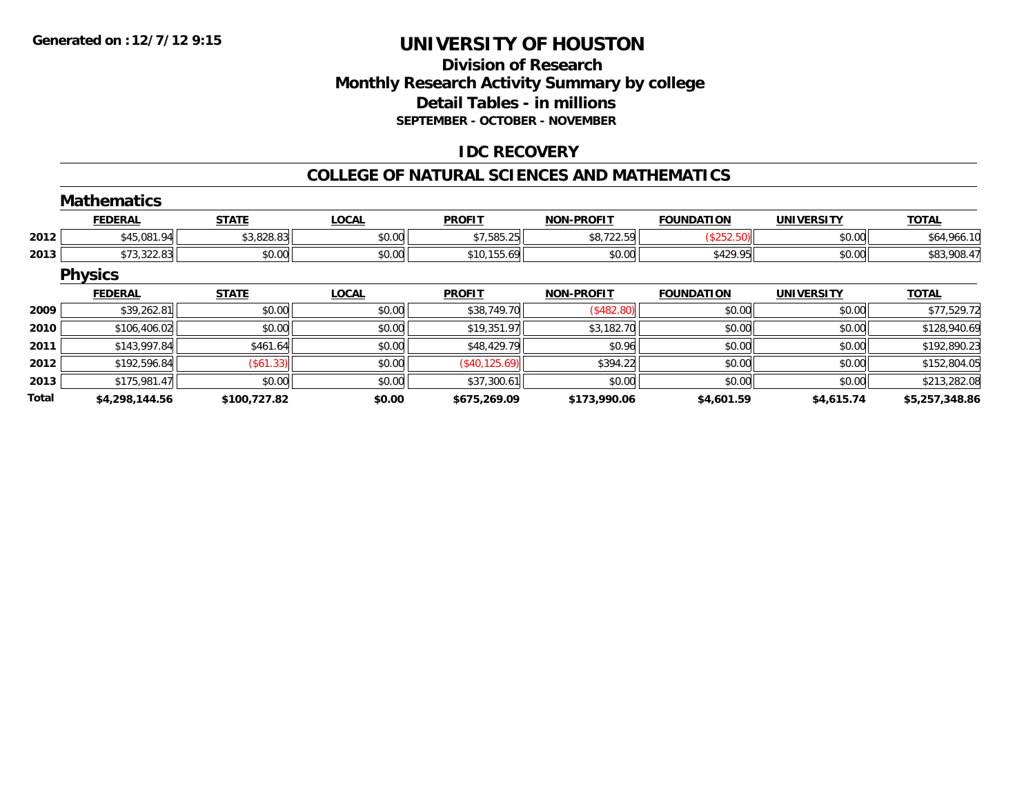**Generated on : 12/7/12 9:15**

# UNIVERSITY OF HOUSTON

## Division of Research
## Monthly Research Activity Summary by college
## Detail Tables - in millions
### SEPTEMBER - OCTOBER - NOVEMBER

## IDC RECOVERY

## COLLEGE OF NATURAL SCIENCES AND MATHEMATICS

### Mathematics

| | FEDERAL | STATE | LOCAL | PROFIT | NON-PROFIT | FOUNDATION | UNIVERSITY | TOTAL |
|---|---|---|---|---|---|---|---|---|
| 2012 | $45,081.94 | $3,828.83 | $0.00 | $7,585.25 | $8,722.59 | ($252.50) | $0.00 | $64,966.10 |
| 2013 | $73,322.83 | $0.00 | $0.00 | $10,155.69 | $0.00 | $429.95 | $0.00 | $83,908.47 |

### Physics

| | FEDERAL | STATE | LOCAL | PROFIT | NON-PROFIT | FOUNDATION | UNIVERSITY | TOTAL |
|---|---|---|---|---|---|---|---|---|
| 2009 | $39,262.81 | $0.00 | $0.00 | $38,749.70 | ($482.80) | $0.00 | $0.00 | $77,529.72 |
| 2010 | $106,406.02 | $0.00 | $0.00 | $19,351.97 | $3,182.70 | $0.00 | $0.00 | $128,940.69 |
| 2011 | $143,997.84 | $461.64 | $0.00 | $48,429.79 | $0.96 | $0.00 | $0.00 | $192,890.23 |
| 2012 | $192,596.84 | ($61.33) | $0.00 | ($40,125.69) | $394.22 | $0.00 | $0.00 | $152,804.05 |
| 2013 | $175,981.47 | $0.00 | $0.00 | $37,300.61 | $0.00 | $0.00 | $0.00 | $213,282.08 |
| **Total** | **$4,298,144.56** | **$100,727.82** | **$0.00** | **$675,269.09** | **$173,990.06** | **$4,601.59** | **$4,615.74** | **$5,257,348.86** |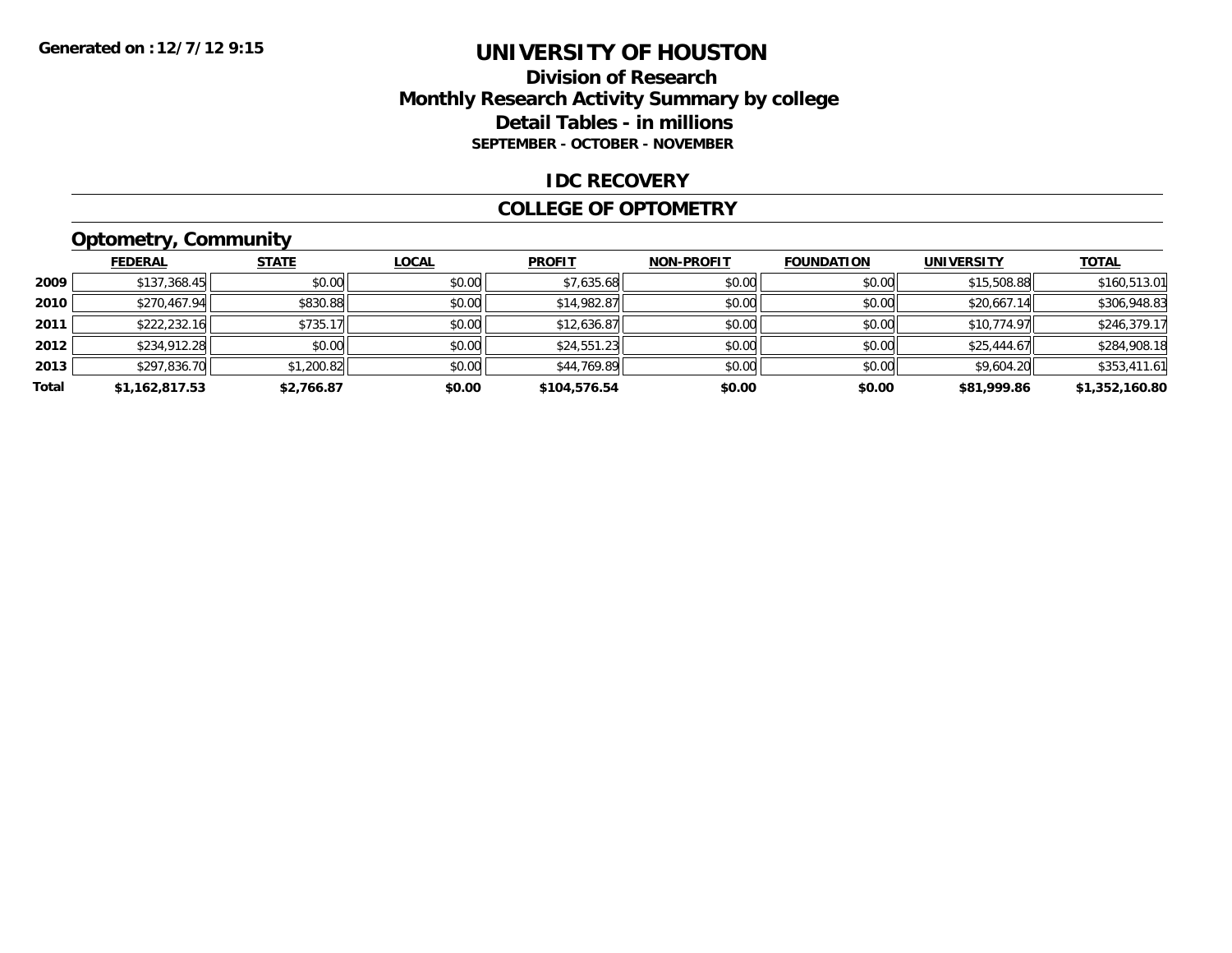Generated on :12/7/12 9:15

# UNIVERSITY OF HOUSTON

## Division of Research
## Monthly Research Activity Summary by college
## Detail Tables - in millions
### SEPTEMBER - OCTOBER - NOVEMBER

## IDC RECOVERY

## COLLEGE OF OPTOMETRY

### Optometry, Community

| | FEDERAL | STATE | LOCAL | PROFIT | NON-PROFIT | FOUNDATION | UNIVERSITY | TOTAL |
|---|---|---|---|---|---|---|---|---|
| 2009 | $137,368.45 | $0.00 | $0.00 | $7,635.68 | $0.00 | $0.00 | $15,508.88 | $160,513.01 |
| 2010 | $270,467.94 | $830.88 | $0.00 | $14,982.87 | $0.00 | $0.00 | $20,667.14 | $306,948.83 |
| 2011 | $222,232.16 | $735.17 | $0.00 | $12,636.87 | $0.00 | $0.00 | $10,774.97 | $246,379.17 |
| 2012 | $234,912.28 | $0.00 | $0.00 | $24,551.23 | $0.00 | $0.00 | $25,444.67 | $284,908.18 |
| 2013 | $297,836.70 | $1,200.82 | $0.00 | $44,769.89 | $0.00 | $0.00 | $9,604.20 | $353,411.61 |
| **Total** | **$1,162,817.53** | **$2,766.87** | **$0.00** | **$104,576.54** | **$0.00** | **$0.00** | **$81,999.86** | **$1,352,160.80** |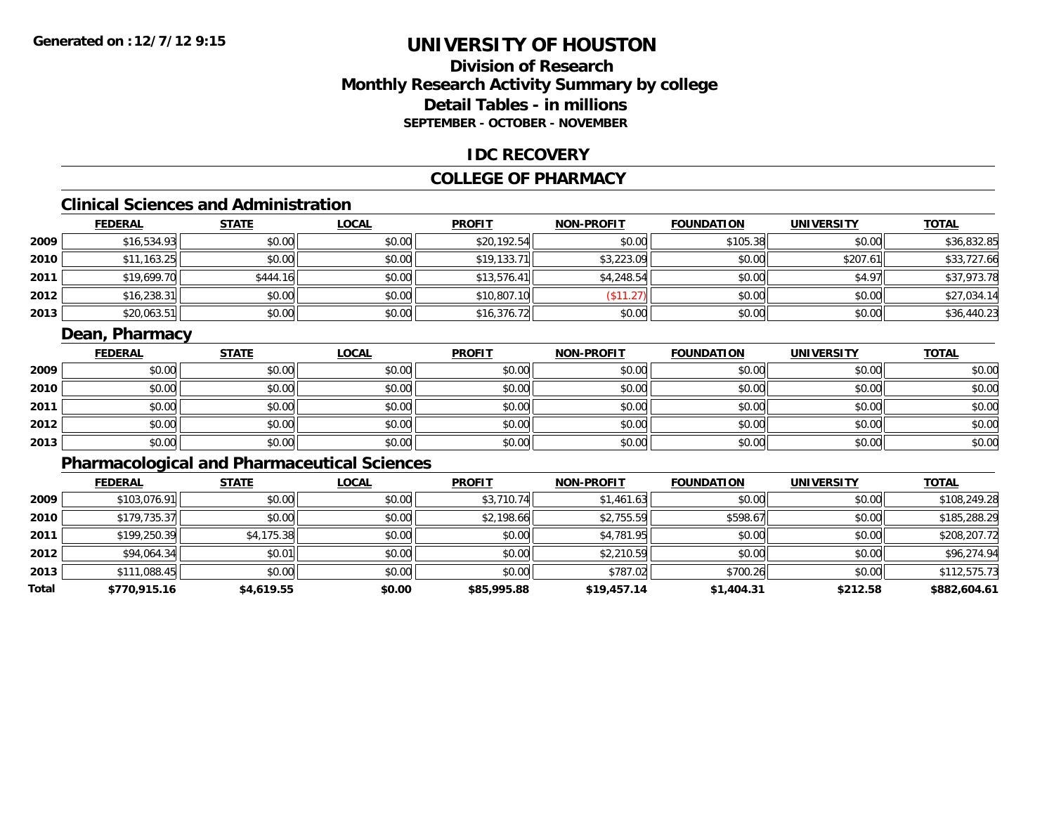# UNIVERSITY OF HOUSTON

## Division of Research
## Monthly Research Activity Summary by college
## Detail Tables - in millions
### SEPTEMBER - OCTOBER - NOVEMBER

## IDC RECOVERY

## COLLEGE OF PHARMACY

### Clinical Sciences and Administration

| | FEDERAL | STATE | LOCAL | PROFIT | NON-PROFIT | FOUNDATION | UNIVERSITY | TOTAL |
|---|---|---|---|---|---|---|---|---|
| 2009 | $16,534.93 | $0.00 | $0.00 | $20,192.54 | $0.00 | $105.38 | $0.00 | $36,832.85 |
| 2010 | $11,163.25 | $0.00 | $0.00 | $19,133.71 | $3,223.09 | $0.00 | $207.61 | $33,727.66 |
| 2011 | $19,699.70 | $444.16 | $0.00 | $13,576.41 | $4,248.54 | $0.00 | $4.97 | $37,973.78 |
| 2012 | $16,238.31 | $0.00 | $0.00 | $10,807.10 | ($11.27) | $0.00 | $0.00 | $27,034.14 |
| 2013 | $20,063.51 | $0.00 | $0.00 | $16,376.72 | $0.00 | $0.00 | $0.00 | $36,440.23 |

### Dean, Pharmacy

| | FEDERAL | STATE | LOCAL | PROFIT | NON-PROFIT | FOUNDATION | UNIVERSITY | TOTAL |
|---|---|---|---|---|---|---|---|---|
| 2009 | $0.00 | $0.00 | $0.00 | $0.00 | $0.00 | $0.00 | $0.00 | $0.00 |
| 2010 | $0.00 | $0.00 | $0.00 | $0.00 | $0.00 | $0.00 | $0.00 | $0.00 |
| 2011 | $0.00 | $0.00 | $0.00 | $0.00 | $0.00 | $0.00 | $0.00 | $0.00 |
| 2012 | $0.00 | $0.00 | $0.00 | $0.00 | $0.00 | $0.00 | $0.00 | $0.00 |
| 2013 | $0.00 | $0.00 | $0.00 | $0.00 | $0.00 | $0.00 | $0.00 | $0.00 |

### Pharmacological and Pharmaceutical Sciences

| | FEDERAL | STATE | LOCAL | PROFIT | NON-PROFIT | FOUNDATION | UNIVERSITY | TOTAL |
|---|---|---|---|---|---|---|---|---|
| 2009 | $103,076.91 | $0.00 | $0.00 | $3,710.74 | $1,461.63 | $0.00 | $0.00 | $108,249.28 |
| 2010 | $179,735.37 | $0.00 | $0.00 | $2,198.66 | $2,755.59 | $598.67 | $0.00 | $185,288.29 |
| 2011 | $199,250.39 | $4,175.38 | $0.00 | $0.00 | $4,781.95 | $0.00 | $0.00 | $208,207.72 |
| 2012 | $94,064.34 | $0.01 | $0.00 | $0.00 | $2,210.59 | $0.00 | $0.00 | $96,274.94 |
| 2013 | $111,088.45 | $0.00 | $0.00 | $0.00 | $787.02 | $700.26 | $0.00 | $112,575.73 |
| **Total** | **$770,915.16** | **$4,619.55** | **$0.00** | **$85,995.88** | **$19,457.14** | **$1,404.31** | **$212.58** | **$882,604.61** |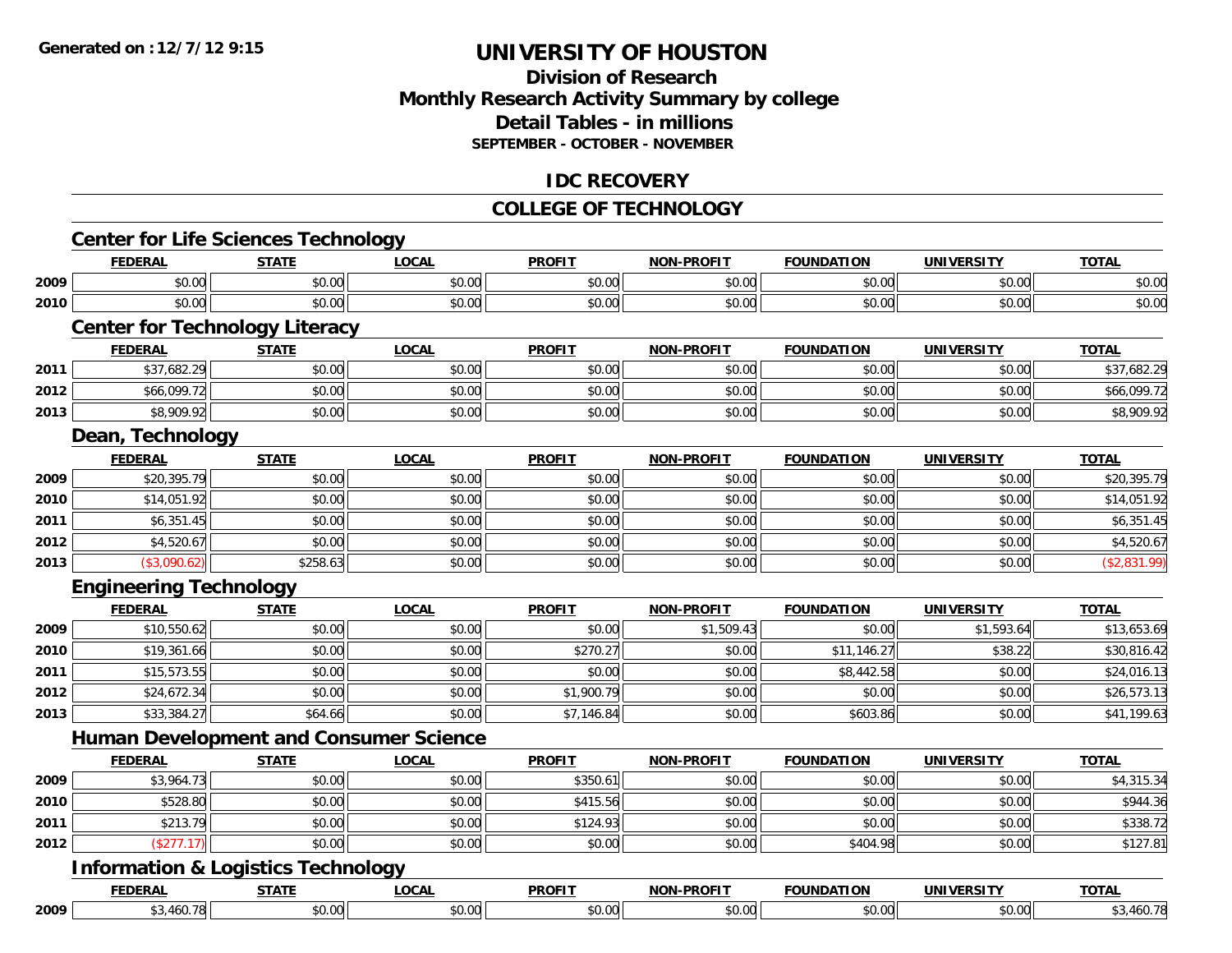Generated on :12/7/12 9:15

# UNIVERSITY OF HOUSTON

## Division of Research
## Monthly Research Activity Summary by college
## Detail Tables - in millions
### SEPTEMBER - OCTOBER - NOVEMBER

## IDC RECOVERY

## COLLEGE OF TECHNOLOGY

### Center for Life Sciences Technology

| | FEDERAL | STATE | LOCAL | PROFIT | NON-PROFIT | FOUNDATION | UNIVERSITY | TOTAL |
|---|---|---|---|---|---|---|---|---|
| 2009 | $0.00 | $0.00 | $0.00 | $0.00 | $0.00 | $0.00 | $0.00 | $0.00 |
| 2010 | $0.00 | $0.00 | $0.00 | $0.00 | $0.00 | $0.00 | $0.00 | $0.00 |

### Center for Technology Literacy

| | FEDERAL | STATE | LOCAL | PROFIT | NON-PROFIT | FOUNDATION | UNIVERSITY | TOTAL |
|---|---|---|---|---|---|---|---|---|
| 2011 | $37,682.29 | $0.00 | $0.00 | $0.00 | $0.00 | $0.00 | $0.00 | $37,682.29 |
| 2012 | $66,099.72 | $0.00 | $0.00 | $0.00 | $0.00 | $0.00 | $0.00 | $66,099.72 |
| 2013 | $8,909.92 | $0.00 | $0.00 | $0.00 | $0.00 | $0.00 | $0.00 | $8,909.92 |

### Dean, Technology

| | FEDERAL | STATE | LOCAL | PROFIT | NON-PROFIT | FOUNDATION | UNIVERSITY | TOTAL |
|---|---|---|---|---|---|---|---|---|
| 2009 | $20,395.79 | $0.00 | $0.00 | $0.00 | $0.00 | $0.00 | $0.00 | $20,395.79 |
| 2010 | $14,051.92 | $0.00 | $0.00 | $0.00 | $0.00 | $0.00 | $0.00 | $14,051.92 |
| 2011 | $6,351.45 | $0.00 | $0.00 | $0.00 | $0.00 | $0.00 | $0.00 | $6,351.45 |
| 2012 | $4,520.67 | $0.00 | $0.00 | $0.00 | $0.00 | $0.00 | $0.00 | $4,520.67 |
| 2013 | ($3,090.62) | $258.63 | $0.00 | $0.00 | $0.00 | $0.00 | $0.00 | ($2,831.99) |

### Engineering Technology

| | FEDERAL | STATE | LOCAL | PROFIT | NON-PROFIT | FOUNDATION | UNIVERSITY | TOTAL |
|---|---|---|---|---|---|---|---|---|
| 2009 | $10,550.62 | $0.00 | $0.00 | $0.00 | $1,509.43 | $0.00 | $1,593.64 | $13,653.69 |
| 2010 | $19,361.66 | $0.00 | $0.00 | $270.27 | $0.00 | $11,146.27 | $38.22 | $30,816.42 |
| 2011 | $15,573.55 | $0.00 | $0.00 | $0.00 | $0.00 | $8,442.58 | $0.00 | $24,016.13 |
| 2012 | $24,672.34 | $0.00 | $0.00 | $1,900.79 | $0.00 | $0.00 | $0.00 | $26,573.13 |
| 2013 | $33,384.27 | $64.66 | $0.00 | $7,146.84 | $0.00 | $603.86 | $0.00 | $41,199.63 |

### Human Development and Consumer Science

| | FEDERAL | STATE | LOCAL | PROFIT | NON-PROFIT | FOUNDATION | UNIVERSITY | TOTAL |
|---|---|---|---|---|---|---|---|---|
| 2009 | $3,964.73 | $0.00 | $0.00 | $350.61 | $0.00 | $0.00 | $0.00 | $4,315.34 |
| 2010 | $528.80 | $0.00 | $0.00 | $415.56 | $0.00 | $0.00 | $0.00 | $944.36 |
| 2011 | $213.79 | $0.00 | $0.00 | $124.93 | $0.00 | $0.00 | $0.00 | $338.72 |
| 2012 | ($277.17) | $0.00 | $0.00 | $0.00 | $0.00 | $404.98 | $0.00 | $127.81 |

### Information & Logistics Technology

| | FEDERAL | STATE | LOCAL | PROFIT | NON-PROFIT | FOUNDATION | UNIVERSITY | TOTAL |
|---|---|---|---|---|---|---|---|---|
| 2009 | $3,460.78 | $0.00 | $0.00 | $0.00 | $0.00 | $0.00 | $0.00 | $3,460.78 |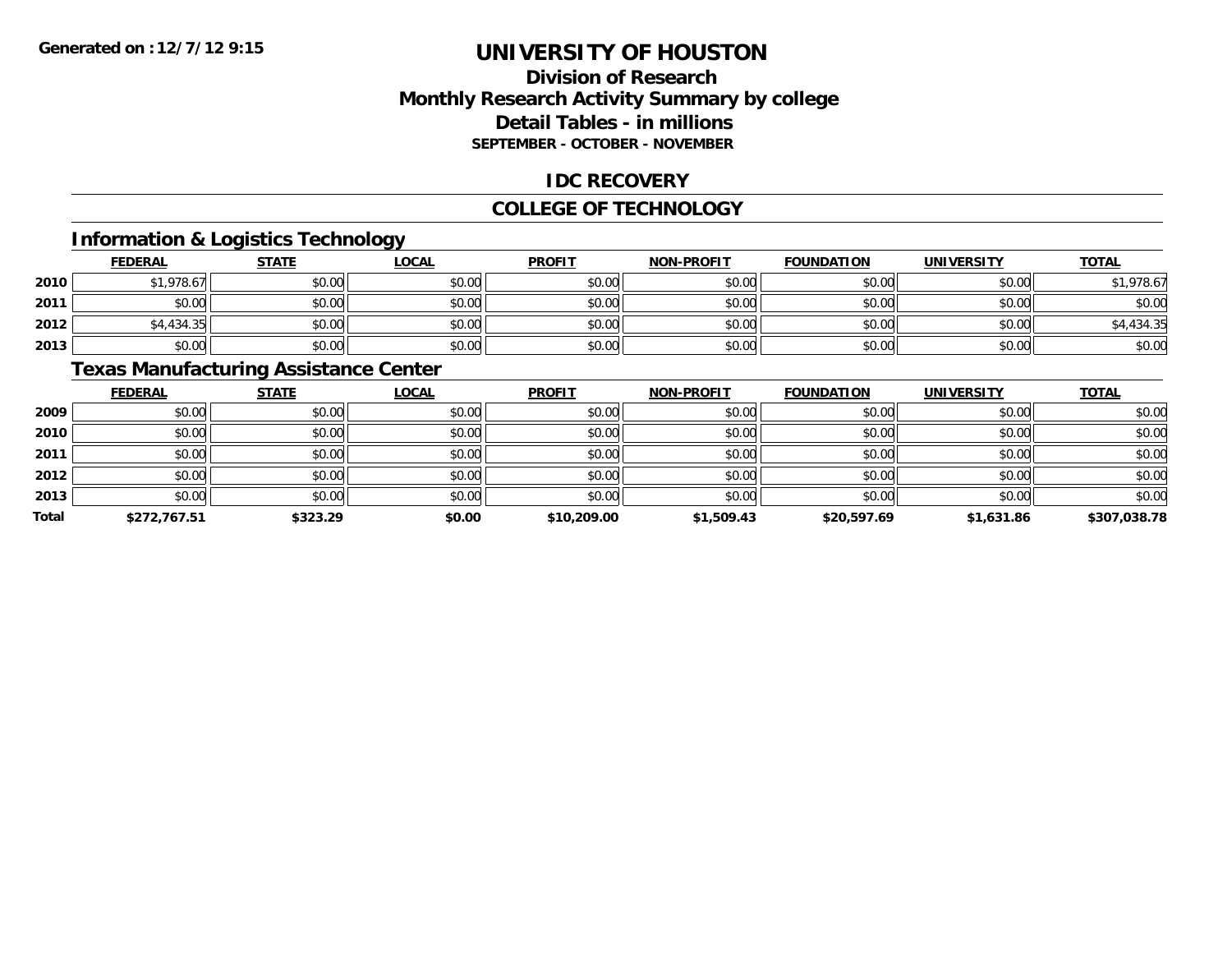Generated on :12/7/12 9:15

# UNIVERSITY OF HOUSTON

## Division of Research
## Monthly Research Activity Summary by college
## Detail Tables - in millions
### SEPTEMBER - OCTOBER - NOVEMBER

## IDC RECOVERY

## COLLEGE OF TECHNOLOGY

### Information & Logistics Technology

| | FEDERAL | STATE | LOCAL | PROFIT | NON-PROFIT | FOUNDATION | UNIVERSITY | TOTAL |
|---|---|---|---|---|---|---|---|---|
| 2010 | $1,978.67 | $0.00 | $0.00 | $0.00 | $0.00 | $0.00 | $0.00 | $1,978.67 |
| 2011 | $0.00 | $0.00 | $0.00 | $0.00 | $0.00 | $0.00 | $0.00 | $0.00 |
| 2012 | $4,434.35 | $0.00 | $0.00 | $0.00 | $0.00 | $0.00 | $0.00 | $4,434.35 |
| 2013 | $0.00 | $0.00 | $0.00 | $0.00 | $0.00 | $0.00 | $0.00 | $0.00 |

### Texas Manufacturing Assistance Center

| | FEDERAL | STATE | LOCAL | PROFIT | NON-PROFIT | FOUNDATION | UNIVERSITY | TOTAL |
|---|---|---|---|---|---|---|---|---|
| 2009 | $0.00 | $0.00 | $0.00 | $0.00 | $0.00 | $0.00 | $0.00 | $0.00 |
| 2010 | $0.00 | $0.00 | $0.00 | $0.00 | $0.00 | $0.00 | $0.00 | $0.00 |
| 2011 | $0.00 | $0.00 | $0.00 | $0.00 | $0.00 | $0.00 | $0.00 | $0.00 |
| 2012 | $0.00 | $0.00 | $0.00 | $0.00 | $0.00 | $0.00 | $0.00 | $0.00 |
| 2013 | $0.00 | $0.00 | $0.00 | $0.00 | $0.00 | $0.00 | $0.00 | $0.00 |
| **Total** | **$272,767.51** | **$323.29** | **$0.00** | **$10,209.00** | **$1,509.43** | **$20,597.69** | **$1,631.86** | **$307,038.78** |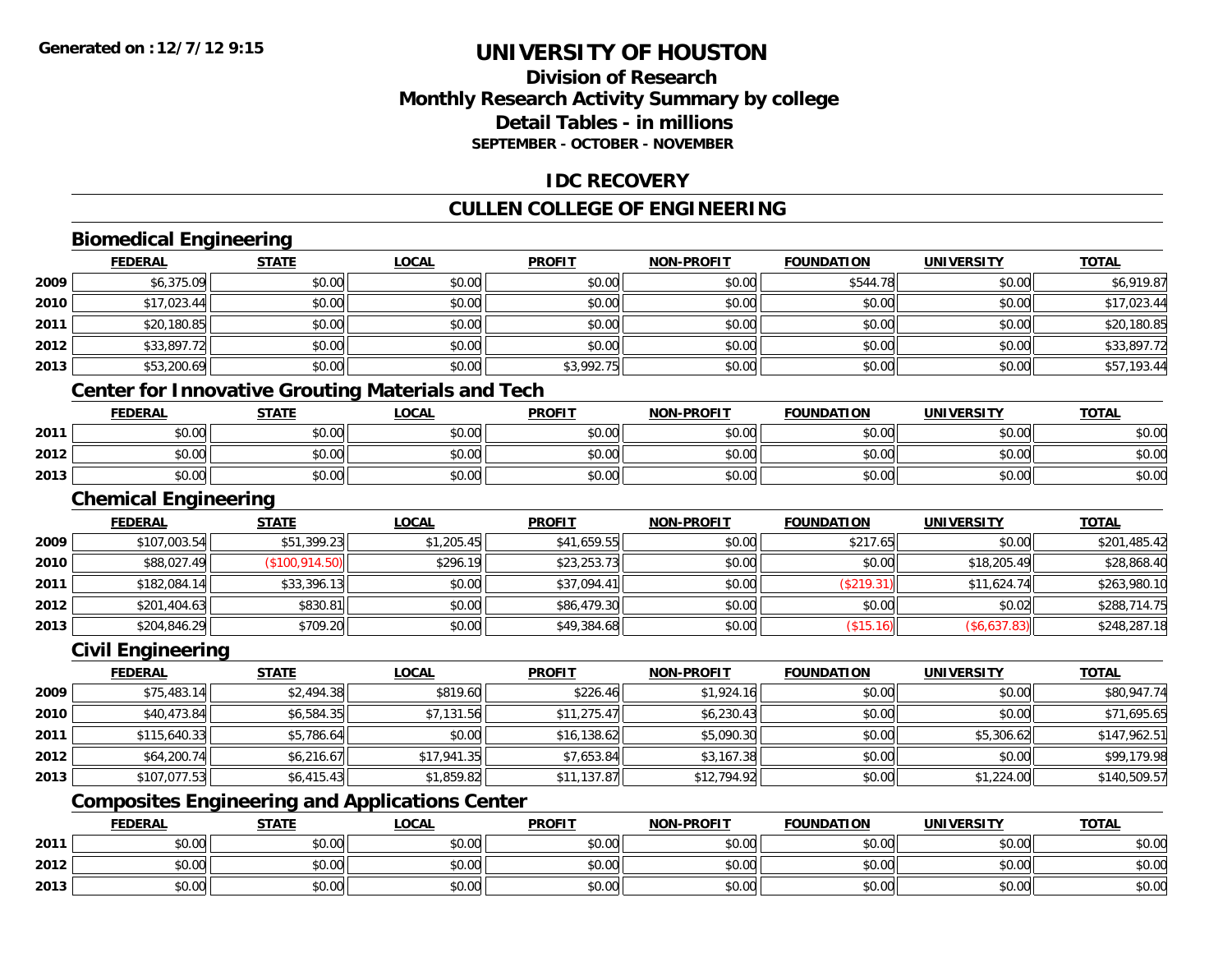# UNIVERSITY OF HOUSTON

## Division of Research
## Monthly Research Activity Summary by college
## Detail Tables - in millions
### SEPTEMBER - OCTOBER - NOVEMBER

## IDC RECOVERY

## CULLEN COLLEGE OF ENGINEERING

### Biomedical Engineering

| | FEDERAL | STATE | LOCAL | PROFIT | NON-PROFIT | FOUNDATION | UNIVERSITY | TOTAL |
|---|---|---|---|---|---|---|---|---|
| 2009 | $6,375.09 | $0.00 | $0.00 | $0.00 | $0.00 | $544.78 | $0.00 | $6,919.87 |
| 2010 | $17,023.44 | $0.00 | $0.00 | $0.00 | $0.00 | $0.00 | $0.00 | $17,023.44 |
| 2011 | $20,180.85 | $0.00 | $0.00 | $0.00 | $0.00 | $0.00 | $0.00 | $20,180.85 |
| 2012 | $33,897.72 | $0.00 | $0.00 | $0.00 | $0.00 | $0.00 | $0.00 | $33,897.72 |
| 2013 | $53,200.69 | $0.00 | $0.00 | $3,992.75 | $0.00 | $0.00 | $0.00 | $57,193.44 |

### Center for Innovative Grouting Materials and Tech

| | FEDERAL | STATE | LOCAL | PROFIT | NON-PROFIT | FOUNDATION | UNIVERSITY | TOTAL |
|---|---|---|---|---|---|---|---|---|
| 2011 | $0.00 | $0.00 | $0.00 | $0.00 | $0.00 | $0.00 | $0.00 | $0.00 |
| 2012 | $0.00 | $0.00 | $0.00 | $0.00 | $0.00 | $0.00 | $0.00 | $0.00 |
| 2013 | $0.00 | $0.00 | $0.00 | $0.00 | $0.00 | $0.00 | $0.00 | $0.00 |

### Chemical Engineering

| | FEDERAL | STATE | LOCAL | PROFIT | NON-PROFIT | FOUNDATION | UNIVERSITY | TOTAL |
|---|---|---|---|---|---|---|---|---|
| 2009 | $107,003.54 | $51,399.23 | $1,205.45 | $41,659.55 | $0.00 | $217.65 | $0.00 | $201,485.42 |
| 2010 | $88,027.49 | ($100,914.50) | $296.19 | $23,253.73 | $0.00 | $0.00 | $18,205.49 | $28,868.40 |
| 2011 | $182,084.14 | $33,396.13 | $0.00 | $37,094.41 | $0.00 | ($219.31) | $11,624.74 | $263,980.10 |
| 2012 | $201,404.63 | $830.81 | $0.00 | $86,479.30 | $0.00 | $0.00 | $0.02 | $288,714.75 |
| 2013 | $204,846.29 | $709.20 | $0.00 | $49,384.68 | $0.00 | ($15.16) | ($6,637.83) | $248,287.18 |

### Civil Engineering

| | FEDERAL | STATE | LOCAL | PROFIT | NON-PROFIT | FOUNDATION | UNIVERSITY | TOTAL |
|---|---|---|---|---|---|---|---|---|
| 2009 | $75,483.14 | $2,494.38 | $819.60 | $226.46 | $1,924.16 | $0.00 | $0.00 | $80,947.74 |
| 2010 | $40,473.84 | $6,584.35 | $7,131.56 | $11,275.47 | $6,230.43 | $0.00 | $0.00 | $71,695.65 |
| 2011 | $115,640.33 | $5,786.64 | $0.00 | $16,138.62 | $5,090.30 | $0.00 | $5,306.62 | $147,962.51 |
| 2012 | $64,200.74 | $6,216.67 | $17,941.35 | $7,653.84 | $3,167.38 | $0.00 | $0.00 | $99,179.98 |
| 2013 | $107,077.53 | $6,415.43 | $1,859.82 | $11,137.87 | $12,794.92 | $0.00 | $1,224.00 | $140,509.57 |

### Composites Engineering and Applications Center

| | FEDERAL | STATE | LOCAL | PROFIT | NON-PROFIT | FOUNDATION | UNIVERSITY | TOTAL |
|---|---|---|---|---|---|---|---|---|
| 2011 | $0.00 | $0.00 | $0.00 | $0.00 | $0.00 | $0.00 | $0.00 | $0.00 |
| 2012 | $0.00 | $0.00 | $0.00 | $0.00 | $0.00 | $0.00 | $0.00 | $0.00 |
| 2013 | $0.00 | $0.00 | $0.00 | $0.00 | $0.00 | $0.00 | $0.00 | $0.00 |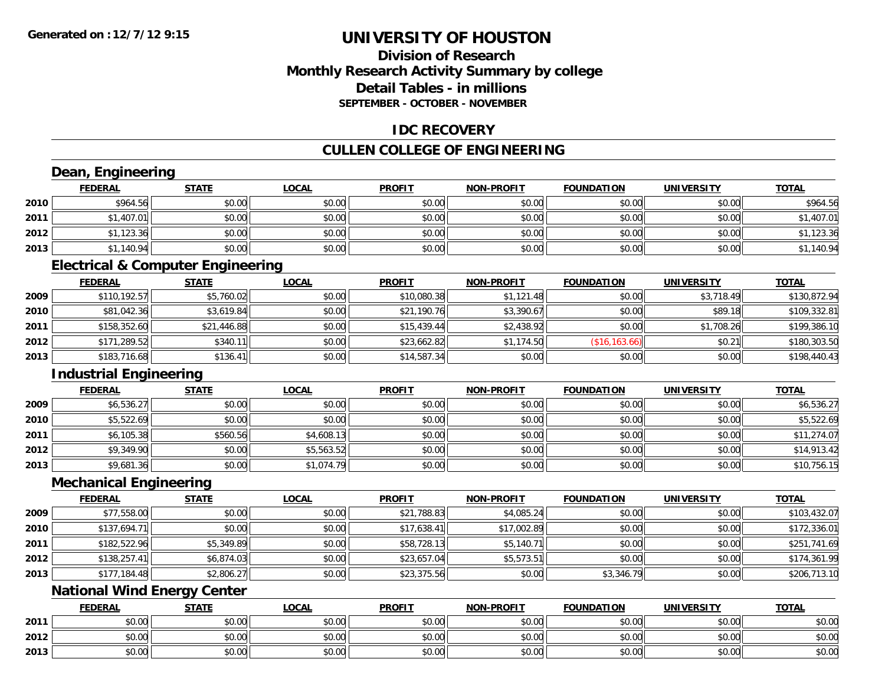Generated on :12/7/12 9:15

# UNIVERSITY OF HOUSTON

## Division of Research
## Monthly Research Activity Summary by college
## Detail Tables - in millions
### SEPTEMBER - OCTOBER - NOVEMBER

## IDC RECOVERY

## CULLEN COLLEGE OF ENGINEERING

### Dean, Engineering

| | FEDERAL | STATE | LOCAL | PROFIT | NON-PROFIT | FOUNDATION | UNIVERSITY | TOTAL |
|---|---|---|---|---|---|---|---|---|
| 2010 | $964.56 | $0.00 | $0.00 | $0.00 | $0.00 | $0.00 | $0.00 | $964.56 |
| 2011 | $1,407.01 | $0.00 | $0.00 | $0.00 | $0.00 | $0.00 | $0.00 | $1,407.01 |
| 2012 | $1,123.36 | $0.00 | $0.00 | $0.00 | $0.00 | $0.00 | $0.00 | $1,123.36 |
| 2013 | $1,140.94 | $0.00 | $0.00 | $0.00 | $0.00 | $0.00 | $0.00 | $1,140.94 |

### Electrical & Computer Engineering

| | FEDERAL | STATE | LOCAL | PROFIT | NON-PROFIT | FOUNDATION | UNIVERSITY | TOTAL |
|---|---|---|---|---|---|---|---|---|
| 2009 | $110,192.57 | $5,760.02 | $0.00 | $10,080.38 | $1,121.48 | $0.00 | $3,718.49 | $130,872.94 |
| 2010 | $81,042.36 | $3,619.84 | $0.00 | $21,190.76 | $3,390.67 | $0.00 | $89.18 | $109,332.81 |
| 2011 | $158,352.60 | $21,446.88 | $0.00 | $15,439.44 | $2,438.92 | $0.00 | $1,708.26 | $199,386.10 |
| 2012 | $171,289.52 | $340.11 | $0.00 | $23,662.82 | $1,174.50 | ($16,163.66) | $0.21 | $180,303.50 |
| 2013 | $183,716.68 | $136.41 | $0.00 | $14,587.34 | $0.00 | $0.00 | $0.00 | $198,440.43 |

### Industrial Engineering

| | FEDERAL | STATE | LOCAL | PROFIT | NON-PROFIT | FOUNDATION | UNIVERSITY | TOTAL |
|---|---|---|---|---|---|---|---|---|
| 2009 | $6,536.27 | $0.00 | $0.00 | $0.00 | $0.00 | $0.00 | $0.00 | $6,536.27 |
| 2010 | $5,522.69 | $0.00 | $0.00 | $0.00 | $0.00 | $0.00 | $0.00 | $5,522.69 |
| 2011 | $6,105.38 | $560.56 | $4,608.13 | $0.00 | $0.00 | $0.00 | $0.00 | $11,274.07 |
| 2012 | $9,349.90 | $0.00 | $5,563.52 | $0.00 | $0.00 | $0.00 | $0.00 | $14,913.42 |
| 2013 | $9,681.36 | $0.00 | $1,074.79 | $0.00 | $0.00 | $0.00 | $0.00 | $10,756.15 |

### Mechanical Engineering

| | FEDERAL | STATE | LOCAL | PROFIT | NON-PROFIT | FOUNDATION | UNIVERSITY | TOTAL |
|---|---|---|---|---|---|---|---|---|
| 2009 | $77,558.00 | $0.00 | $0.00 | $21,788.83 | $4,085.24 | $0.00 | $0.00 | $103,432.07 |
| 2010 | $137,694.71 | $0.00 | $0.00 | $17,638.41 | $17,002.89 | $0.00 | $0.00 | $172,336.01 |
| 2011 | $182,522.96 | $5,349.89 | $0.00 | $58,728.13 | $5,140.71 | $0.00 | $0.00 | $251,741.69 |
| 2012 | $138,257.41 | $6,874.03 | $0.00 | $23,657.04 | $5,573.51 | $0.00 | $0.00 | $174,361.99 |
| 2013 | $177,184.48 | $2,806.27 | $0.00 | $23,375.56 | $0.00 | $3,346.79 | $0.00 | $206,713.10 |

### National Wind Energy Center

| | FEDERAL | STATE | LOCAL | PROFIT | NON-PROFIT | FOUNDATION | UNIVERSITY | TOTAL |
|---|---|---|---|---|---|---|---|---|
| 2011 | $0.00 | $0.00 | $0.00 | $0.00 | $0.00 | $0.00 | $0.00 | $0.00 |
| 2012 | $0.00 | $0.00 | $0.00 | $0.00 | $0.00 | $0.00 | $0.00 | $0.00 |
| 2013 | $0.00 | $0.00 | $0.00 | $0.00 | $0.00 | $0.00 | $0.00 | $0.00 |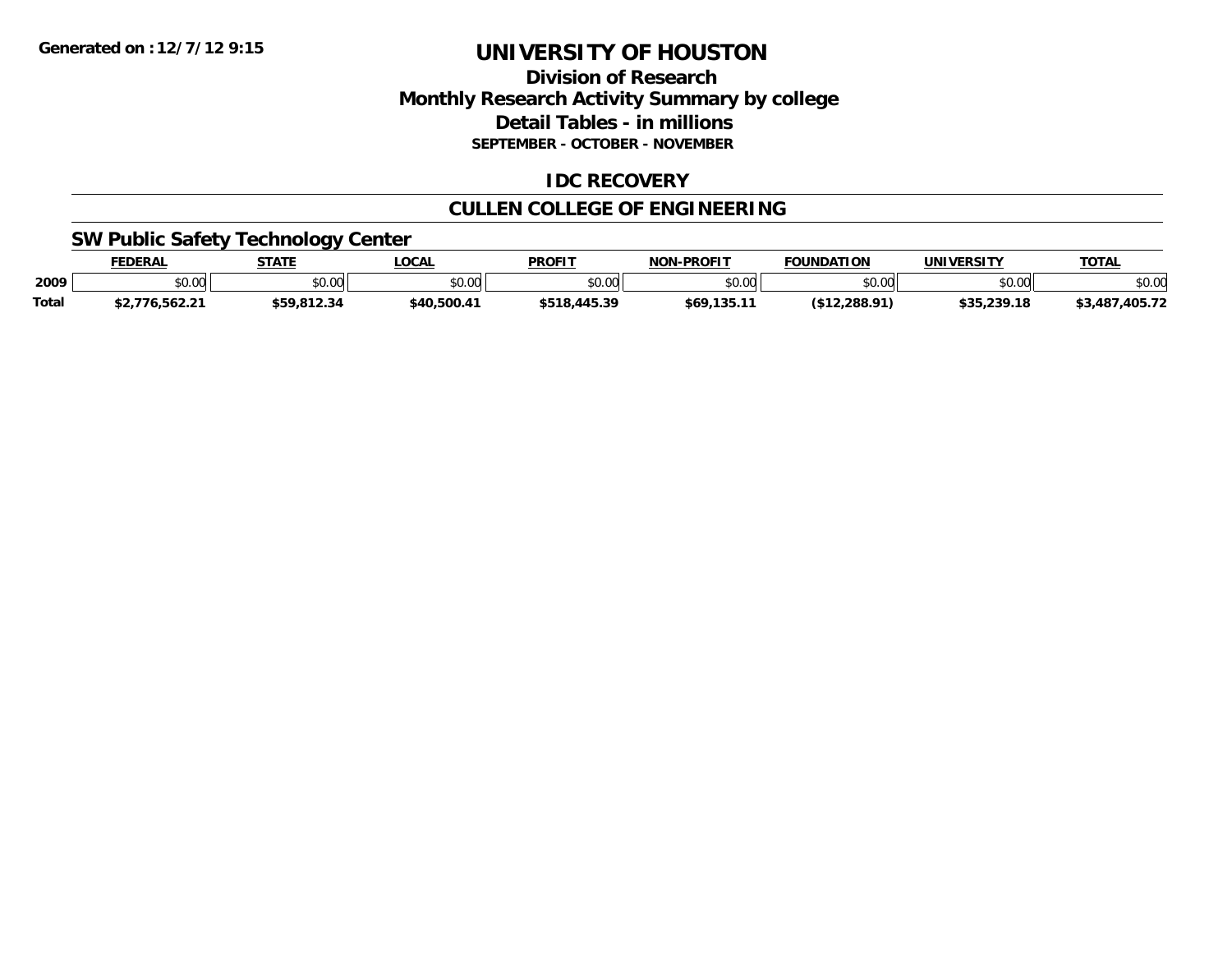Generated on :12/7/12 9:15

# UNIVERSITY OF HOUSTON

## Division of Research
## Monthly Research Activity Summary by college
## Detail Tables - in millions
### SEPTEMBER - OCTOBER - NOVEMBER

## IDC RECOVERY

## CULLEN COLLEGE OF ENGINEERING

### SW Public Safety Technology Center

| | FEDERAL | STATE | LOCAL | PROFIT | NON-PROFIT | FOUNDATION | UNIVERSITY | TOTAL |
|---|---|---|---|---|---|---|---|---|
| 2009 | $0.00 | $0.00 | $0.00 | $0.00 | $0.00 | $0.00 | $0.00 | $0.00 |
| Total | $2,776,562.21 | $59,812.34 | $40,500.41 | $518,445.39 | $69,135.11 | ($12,288.91) | $35,239.18 | $3,487,405.72 |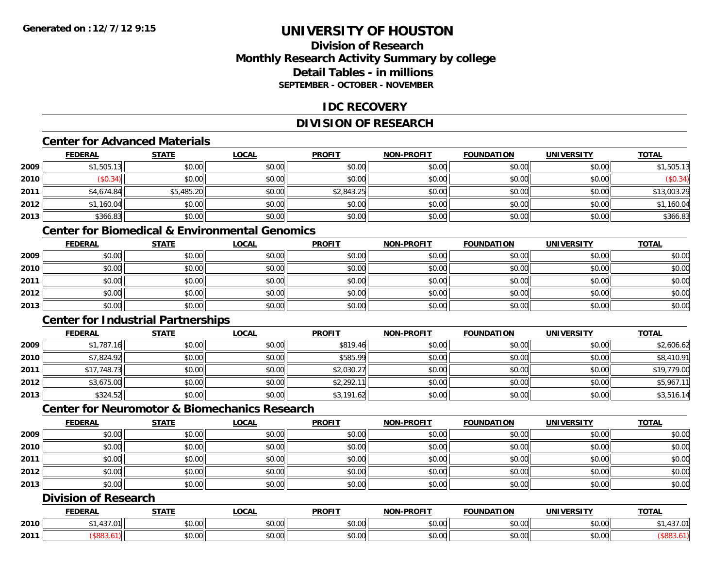Generated on : 12/7/12 9:15

# UNIVERSITY OF HOUSTON

## Division of Research
## Monthly Research Activity Summary by college
## Detail Tables - in millions
### SEPTEMBER - OCTOBER - NOVEMBER

## IDC RECOVERY

## DIVISION OF RESEARCH

### Center for Advanced Materials

| | FEDERAL | STATE | LOCAL | PROFIT | NON-PROFIT | FOUNDATION | UNIVERSITY | TOTAL |
|---|---|---|---|---|---|---|---|---|
| 2009 | $1,505.13 | $0.00 | $0.00 | $0.00 | $0.00 | $0.00 | $0.00 | $1,505.13 |
| 2010 | ($0.34) | $0.00 | $0.00 | $0.00 | $0.00 | $0.00 | $0.00 | ($0.34) |
| 2011 | $4,674.84 | $5,485.20 | $0.00 | $2,843.25 | $0.00 | $0.00 | $0.00 | $13,003.29 |
| 2012 | $1,160.04 | $0.00 | $0.00 | $0.00 | $0.00 | $0.00 | $0.00 | $1,160.04 |
| 2013 | $366.83 | $0.00 | $0.00 | $0.00 | $0.00 | $0.00 | $0.00 | $366.83 |

### Center for Biomedical & Environmental Genomics

| | FEDERAL | STATE | LOCAL | PROFIT | NON-PROFIT | FOUNDATION | UNIVERSITY | TOTAL |
|---|---|---|---|---|---|---|---|---|
| 2009 | $0.00 | $0.00 | $0.00 | $0.00 | $0.00 | $0.00 | $0.00 | $0.00 |
| 2010 | $0.00 | $0.00 | $0.00 | $0.00 | $0.00 | $0.00 | $0.00 | $0.00 |
| 2011 | $0.00 | $0.00 | $0.00 | $0.00 | $0.00 | $0.00 | $0.00 | $0.00 |
| 2012 | $0.00 | $0.00 | $0.00 | $0.00 | $0.00 | $0.00 | $0.00 | $0.00 |
| 2013 | $0.00 | $0.00 | $0.00 | $0.00 | $0.00 | $0.00 | $0.00 | $0.00 |

### Center for Industrial Partnerships

| | FEDERAL | STATE | LOCAL | PROFIT | NON-PROFIT | FOUNDATION | UNIVERSITY | TOTAL |
|---|---|---|---|---|---|---|---|---|
| 2009 | $1,787.16 | $0.00 | $0.00 | $819.46 | $0.00 | $0.00 | $0.00 | $2,606.62 |
| 2010 | $7,824.92 | $0.00 | $0.00 | $585.99 | $0.00 | $0.00 | $0.00 | $8,410.91 |
| 2011 | $17,748.73 | $0.00 | $0.00 | $2,030.27 | $0.00 | $0.00 | $0.00 | $19,779.00 |
| 2012 | $3,675.00 | $0.00 | $0.00 | $2,292.11 | $0.00 | $0.00 | $0.00 | $5,967.11 |
| 2013 | $324.52 | $0.00 | $0.00 | $3,191.62 | $0.00 | $0.00 | $0.00 | $3,516.14 |

### Center for Neuromotor & Biomechanics Research

| | FEDERAL | STATE | LOCAL | PROFIT | NON-PROFIT | FOUNDATION | UNIVERSITY | TOTAL |
|---|---|---|---|---|---|---|---|---|
| 2009 | $0.00 | $0.00 | $0.00 | $0.00 | $0.00 | $0.00 | $0.00 | $0.00 |
| 2010 | $0.00 | $0.00 | $0.00 | $0.00 | $0.00 | $0.00 | $0.00 | $0.00 |
| 2011 | $0.00 | $0.00 | $0.00 | $0.00 | $0.00 | $0.00 | $0.00 | $0.00 |
| 2012 | $0.00 | $0.00 | $0.00 | $0.00 | $0.00 | $0.00 | $0.00 | $0.00 |
| 2013 | $0.00 | $0.00 | $0.00 | $0.00 | $0.00 | $0.00 | $0.00 | $0.00 |

### Division of Research

| | FEDERAL | STATE | LOCAL | PROFIT | NON-PROFIT | FOUNDATION | UNIVERSITY | TOTAL |
|---|---|---|---|---|---|---|---|---|
| 2010 | $1,437.01 | $0.00 | $0.00 | $0.00 | $0.00 | $0.00 | $0.00 | $1,437.01 |
| 2011 | ($883.61) | $0.00 | $0.00 | $0.00 | $0.00 | $0.00 | $0.00 | ($883.61) |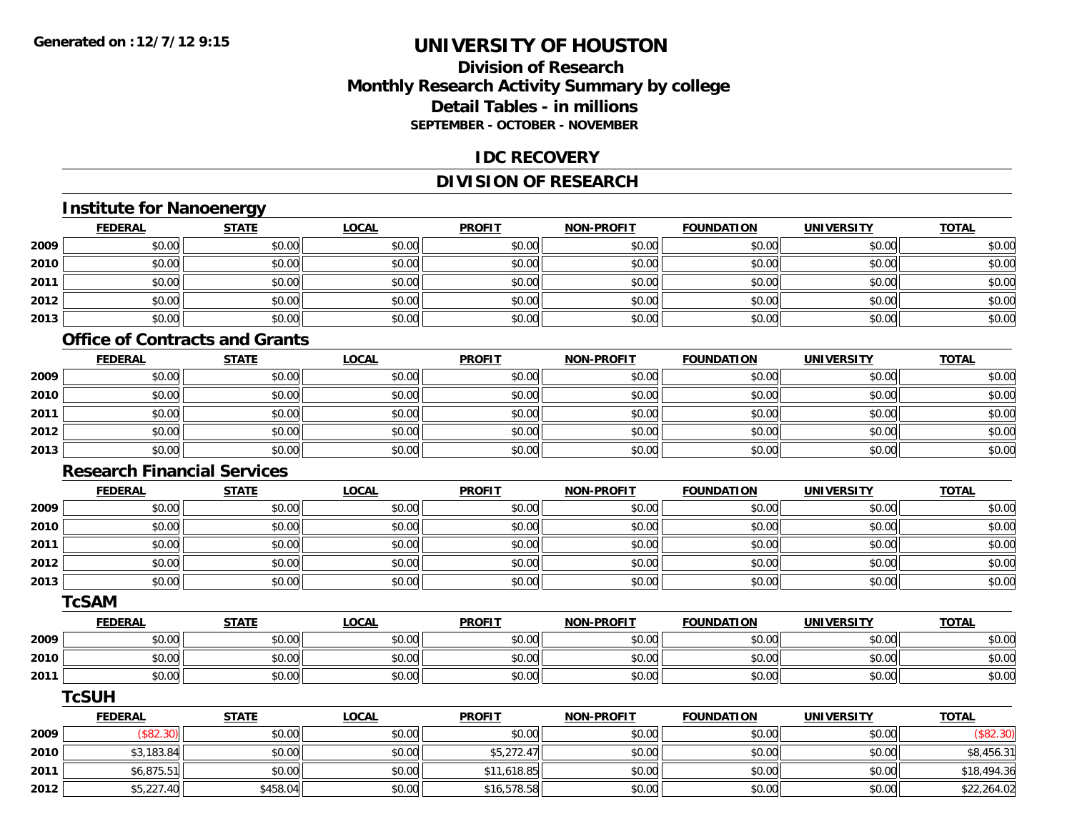**Generated on :12/7/12 9:15**

# UNIVERSITY OF HOUSTON

## Division of Research
## Monthly Research Activity Summary by college
## Detail Tables - in millions
### SEPTEMBER - OCTOBER - NOVEMBER

## IDC RECOVERY

## DIVISION OF RESEARCH

### Institute for Nanoenergy

| | FEDERAL | STATE | LOCAL | PROFIT | NON-PROFIT | FOUNDATION | UNIVERSITY | TOTAL |
|---|---|---|---|---|---|---|---|---|
| 2009 | $0.00 | $0.00 | $0.00 | $0.00 | $0.00 | $0.00 | $0.00 | $0.00 |
| 2010 | $0.00 | $0.00 | $0.00 | $0.00 | $0.00 | $0.00 | $0.00 | $0.00 |
| 2011 | $0.00 | $0.00 | $0.00 | $0.00 | $0.00 | $0.00 | $0.00 | $0.00 |
| 2012 | $0.00 | $0.00 | $0.00 | $0.00 | $0.00 | $0.00 | $0.00 | $0.00 |
| 2013 | $0.00 | $0.00 | $0.00 | $0.00 | $0.00 | $0.00 | $0.00 | $0.00 |

### Office of Contracts and Grants

| | FEDERAL | STATE | LOCAL | PROFIT | NON-PROFIT | FOUNDATION | UNIVERSITY | TOTAL |
|---|---|---|---|---|---|---|---|---|
| 2009 | $0.00 | $0.00 | $0.00 | $0.00 | $0.00 | $0.00 | $0.00 | $0.00 |
| 2010 | $0.00 | $0.00 | $0.00 | $0.00 | $0.00 | $0.00 | $0.00 | $0.00 |
| 2011 | $0.00 | $0.00 | $0.00 | $0.00 | $0.00 | $0.00 | $0.00 | $0.00 |
| 2012 | $0.00 | $0.00 | $0.00 | $0.00 | $0.00 | $0.00 | $0.00 | $0.00 |
| 2013 | $0.00 | $0.00 | $0.00 | $0.00 | $0.00 | $0.00 | $0.00 | $0.00 |

### Research Financial Services

| | FEDERAL | STATE | LOCAL | PROFIT | NON-PROFIT | FOUNDATION | UNIVERSITY | TOTAL |
|---|---|---|---|---|---|---|---|---|
| 2009 | $0.00 | $0.00 | $0.00 | $0.00 | $0.00 | $0.00 | $0.00 | $0.00 |
| 2010 | $0.00 | $0.00 | $0.00 | $0.00 | $0.00 | $0.00 | $0.00 | $0.00 |
| 2011 | $0.00 | $0.00 | $0.00 | $0.00 | $0.00 | $0.00 | $0.00 | $0.00 |
| 2012 | $0.00 | $0.00 | $0.00 | $0.00 | $0.00 | $0.00 | $0.00 | $0.00 |
| 2013 | $0.00 | $0.00 | $0.00 | $0.00 | $0.00 | $0.00 | $0.00 | $0.00 |

### TcSAM

| | FEDERAL | STATE | LOCAL | PROFIT | NON-PROFIT | FOUNDATION | UNIVERSITY | TOTAL |
|---|---|---|---|---|---|---|---|---|
| 2009 | $0.00 | $0.00 | $0.00 | $0.00 | $0.00 | $0.00 | $0.00 | $0.00 |
| 2010 | $0.00 | $0.00 | $0.00 | $0.00 | $0.00 | $0.00 | $0.00 | $0.00 |
| 2011 | $0.00 | $0.00 | $0.00 | $0.00 | $0.00 | $0.00 | $0.00 | $0.00 |

### TcSUH

| | FEDERAL | STATE | LOCAL | PROFIT | NON-PROFIT | FOUNDATION | UNIVERSITY | TOTAL |
|---|---|---|---|---|---|---|---|---|
| 2009 | ($82.30) | $0.00 | $0.00 | $0.00 | $0.00 | $0.00 | $0.00 | ($82.30) |
| 2010 | $3,183.84 | $0.00 | $0.00 | $5,272.47 | $0.00 | $0.00 | $0.00 | $8,456.31 |
| 2011 | $6,875.51 | $0.00 | $0.00 | $11,618.85 | $0.00 | $0.00 | $0.00 | $18,494.36 |
| 2012 | $5,227.40 | $458.04 | $0.00 | $16,578.58 | $0.00 | $0.00 | $0.00 | $22,264.02 |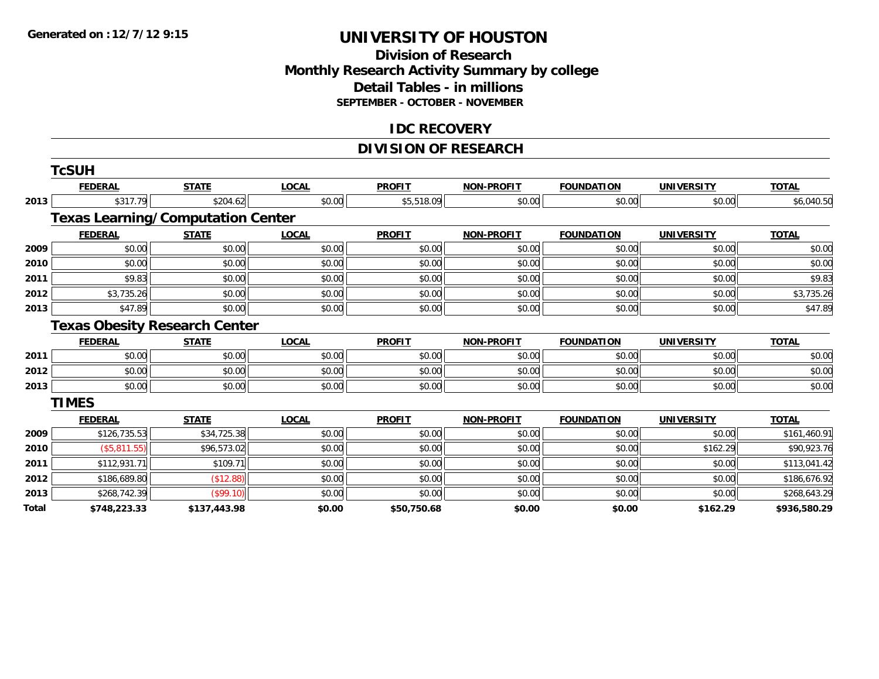# UNIVERSITY OF HOUSTON

## Division of Research
## Monthly Research Activity Summary by college
## Detail Tables - in millions
### SEPTEMBER - OCTOBER - NOVEMBER

Generated on :12/7/12 9:15

## IDC RECOVERY

## DIVISION OF RESEARCH

### TcSUH

| | FEDERAL | STATE | LOCAL | PROFIT | NON-PROFIT | FOUNDATION | UNIVERSITY | TOTAL |
|---|---|---|---|---|---|---|---|---|
| 2013 | $317.79 | $204.62 | $0.00 | $5,518.09 | $0.00 | $0.00 | $0.00 | $6,040.50 |

### Texas Learning/Computation Center

| | FEDERAL | STATE | LOCAL | PROFIT | NON-PROFIT | FOUNDATION | UNIVERSITY | TOTAL |
|---|---|---|---|---|---|---|---|---|
| 2009 | $0.00 | $0.00 | $0.00 | $0.00 | $0.00 | $0.00 | $0.00 | $0.00 |
| 2010 | $0.00 | $0.00 | $0.00 | $0.00 | $0.00 | $0.00 | $0.00 | $0.00 |
| 2011 | $9.83 | $0.00 | $0.00 | $0.00 | $0.00 | $0.00 | $0.00 | $9.83 |
| 2012 | $3,735.26 | $0.00 | $0.00 | $0.00 | $0.00 | $0.00 | $0.00 | $3,735.26 |
| 2013 | $47.89 | $0.00 | $0.00 | $0.00 | $0.00 | $0.00 | $0.00 | $47.89 |

### Texas Obesity Research Center

| | FEDERAL | STATE | LOCAL | PROFIT | NON-PROFIT | FOUNDATION | UNIVERSITY | TOTAL |
|---|---|---|---|---|---|---|---|---|
| 2011 | $0.00 | $0.00 | $0.00 | $0.00 | $0.00 | $0.00 | $0.00 | $0.00 |
| 2012 | $0.00 | $0.00 | $0.00 | $0.00 | $0.00 | $0.00 | $0.00 | $0.00 |
| 2013 | $0.00 | $0.00 | $0.00 | $0.00 | $0.00 | $0.00 | $0.00 | $0.00 |

### TIMES

| | FEDERAL | STATE | LOCAL | PROFIT | NON-PROFIT | FOUNDATION | UNIVERSITY | TOTAL |
|---|---|---|---|---|---|---|---|---|
| 2009 | $126,735.53 | $34,725.38 | $0.00 | $0.00 | $0.00 | $0.00 | $0.00 | $161,460.91 |
| 2010 | ($5,811.55) | $96,573.02 | $0.00 | $0.00 | $0.00 | $0.00 | $162.29 | $90,923.76 |
| 2011 | $112,931.71 | $109.71 | $0.00 | $0.00 | $0.00 | $0.00 | $0.00 | $113,041.42 |
| 2012 | $186,689.80 | ($12.88) | $0.00 | $0.00 | $0.00 | $0.00 | $0.00 | $186,676.92 |
| 2013 | $268,742.39 | ($99.10) | $0.00 | $0.00 | $0.00 | $0.00 | $0.00 | $268,643.29 |
| **Total** | **$748,223.33** | **$137,443.98** | **$0.00** | **$50,750.68** | **$0.00** | **$0.00** | **$162.29** | **$936,580.29** |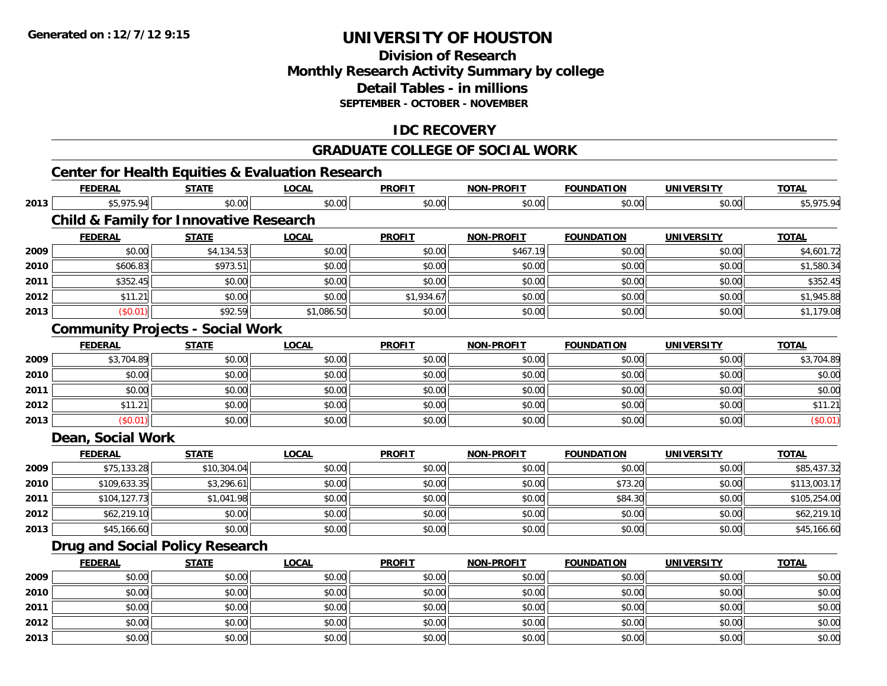# UNIVERSITY OF HOUSTON

## Division of Research
## Monthly Research Activity Summary by college
## Detail Tables - in millions
### SEPTEMBER - OCTOBER - NOVEMBER

## IDC RECOVERY

## GRADUATE COLLEGE OF SOCIAL WORK

### Center for Health Equities & Evaluation Research

| | FEDERAL | STATE | LOCAL | PROFIT | NON-PROFIT | FOUNDATION | UNIVERSITY | TOTAL |
|---|---|---|---|---|---|---|---|---|
| 2013 | $5,975.94 | $0.00 | $0.00 | $0.00 | $0.00 | $0.00 | $0.00 | $5,975.94 |

### Child & Family for Innovative Research

| | FEDERAL | STATE | LOCAL | PROFIT | NON-PROFIT | FOUNDATION | UNIVERSITY | TOTAL |
|---|---|---|---|---|---|---|---|---|
| 2009 | $0.00 | $4,134.53 | $0.00 | $0.00 | $467.19 | $0.00 | $0.00 | $4,601.72 |
| 2010 | $606.83 | $973.51 | $0.00 | $0.00 | $0.00 | $0.00 | $0.00 | $1,580.34 |
| 2011 | $352.45 | $0.00 | $0.00 | $0.00 | $0.00 | $0.00 | $0.00 | $352.45 |
| 2012 | $11.21 | $0.00 | $0.00 | $1,934.67 | $0.00 | $0.00 | $0.00 | $1,945.88 |
| 2013 | ($0.01) | $92.59 | $1,086.50 | $0.00 | $0.00 | $0.00 | $0.00 | $1,179.08 |

### Community Projects - Social Work

| | FEDERAL | STATE | LOCAL | PROFIT | NON-PROFIT | FOUNDATION | UNIVERSITY | TOTAL |
|---|---|---|---|---|---|---|---|---|
| 2009 | $3,704.89 | $0.00 | $0.00 | $0.00 | $0.00 | $0.00 | $0.00 | $3,704.89 |
| 2010 | $0.00 | $0.00 | $0.00 | $0.00 | $0.00 | $0.00 | $0.00 | $0.00 |
| 2011 | $0.00 | $0.00 | $0.00 | $0.00 | $0.00 | $0.00 | $0.00 | $0.00 |
| 2012 | $11.21 | $0.00 | $0.00 | $0.00 | $0.00 | $0.00 | $0.00 | $11.21 |
| 2013 | ($0.01) | $0.00 | $0.00 | $0.00 | $0.00 | $0.00 | $0.00 | ($0.01) |

### Dean, Social Work

| | FEDERAL | STATE | LOCAL | PROFIT | NON-PROFIT | FOUNDATION | UNIVERSITY | TOTAL |
|---|---|---|---|---|---|---|---|---|
| 2009 | $75,133.28 | $10,304.04 | $0.00 | $0.00 | $0.00 | $0.00 | $0.00 | $85,437.32 |
| 2010 | $109,633.35 | $3,296.61 | $0.00 | $0.00 | $0.00 | $73.20 | $0.00 | $113,003.17 |
| 2011 | $104,127.73 | $1,041.98 | $0.00 | $0.00 | $0.00 | $84.30 | $0.00 | $105,254.00 |
| 2012 | $62,219.10 | $0.00 | $0.00 | $0.00 | $0.00 | $0.00 | $0.00 | $62,219.10 |
| 2013 | $45,166.60 | $0.00 | $0.00 | $0.00 | $0.00 | $0.00 | $0.00 | $45,166.60 |

### Drug and Social Policy Research

| | FEDERAL | STATE | LOCAL | PROFIT | NON-PROFIT | FOUNDATION | UNIVERSITY | TOTAL |
|---|---|---|---|---|---|---|---|---|
| 2009 | $0.00 | $0.00 | $0.00 | $0.00 | $0.00 | $0.00 | $0.00 | $0.00 |
| 2010 | $0.00 | $0.00 | $0.00 | $0.00 | $0.00 | $0.00 | $0.00 | $0.00 |
| 2011 | $0.00 | $0.00 | $0.00 | $0.00 | $0.00 | $0.00 | $0.00 | $0.00 |
| 2012 | $0.00 | $0.00 | $0.00 | $0.00 | $0.00 | $0.00 | $0.00 | $0.00 |
| 2013 | $0.00 | $0.00 | $0.00 | $0.00 | $0.00 | $0.00 | $0.00 | $0.00 |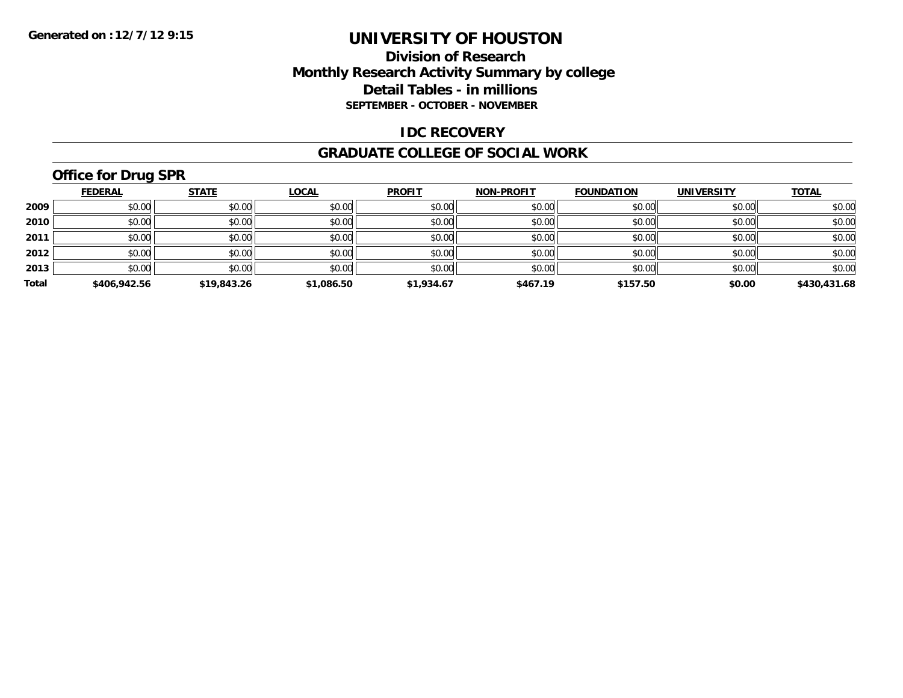**Generated on :12/7/12 9:15**

# UNIVERSITY OF HOUSTON

## Division of Research
## Monthly Research Activity Summary by college
## Detail Tables - in millions
### SEPTEMBER - OCTOBER - NOVEMBER

## IDC RECOVERY

## GRADUATE COLLEGE OF SOCIAL WORK

### Office for Drug SPR

| | FEDERAL | STATE | LOCAL | PROFIT | NON-PROFIT | FOUNDATION | UNIVERSITY | TOTAL |
|---|---|---|---|---|---|---|---|---|
| 2009 | $0.00 | $0.00 | $0.00 | $0.00 | $0.00 | $0.00 | $0.00 | $0.00 |
| 2010 | $0.00 | $0.00 | $0.00 | $0.00 | $0.00 | $0.00 | $0.00 | $0.00 |
| 2011 | $0.00 | $0.00 | $0.00 | $0.00 | $0.00 | $0.00 | $0.00 | $0.00 |
| 2012 | $0.00 | $0.00 | $0.00 | $0.00 | $0.00 | $0.00 | $0.00 | $0.00 |
| 2013 | $0.00 | $0.00 | $0.00 | $0.00 | $0.00 | $0.00 | $0.00 | $0.00 |
| **Total** | **$406,942.56** | **$19,843.26** | **$1,086.50** | **$1,934.67** | **$467.19** | **$157.50** | **$0.00** | **$430,431.68** |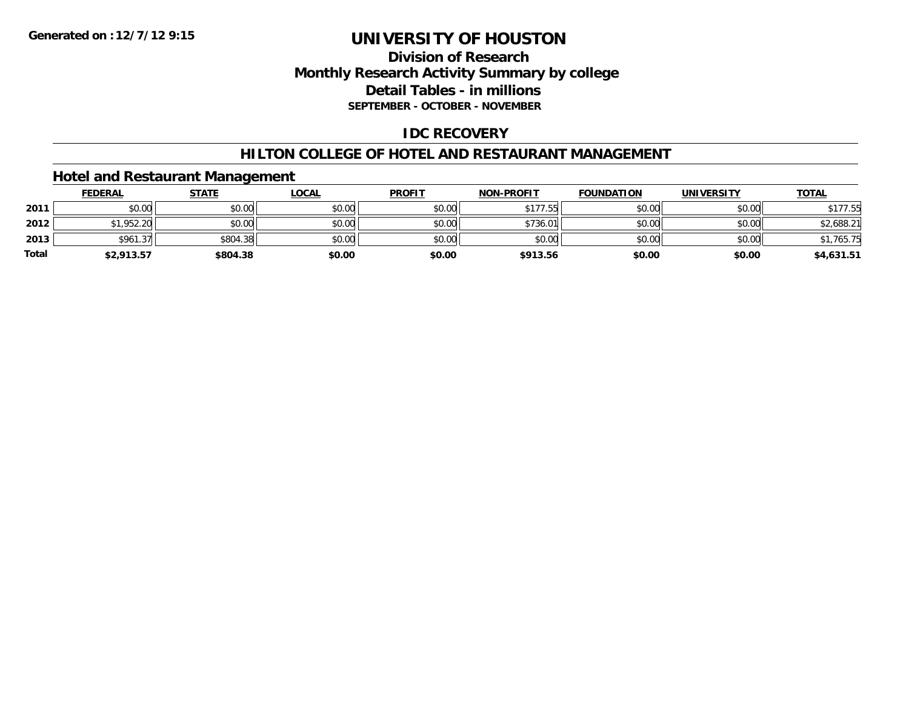Generated on :12/7/12 9:15

# UNIVERSITY OF HOUSTON

## Division of Research
## Monthly Research Activity Summary by college
## Detail Tables - in millions
### SEPTEMBER - OCTOBER - NOVEMBER

## IDC RECOVERY

## HILTON COLLEGE OF HOTEL AND RESTAURANT MANAGEMENT

### Hotel and Restaurant Management

| | FEDERAL | STATE | LOCAL | PROFIT | NON-PROFIT | FOUNDATION | UNIVERSITY | TOTAL |
|---|---|---|---|---|---|---|---|---|
| 2011 | $0.00 | $0.00 | $0.00 | $0.00 | $177.55 | $0.00 | $0.00 | $177.55 |
| 2012 | $1,952.20 | $0.00 | $0.00 | $0.00 | $736.01 | $0.00 | $0.00 | $2,688.21 |
| 2013 | $961.37 | $804.38 | $0.00 | $0.00 | $0.00 | $0.00 | $0.00 | $1,765.75 |
| **Total** | **$2,913.57** | **$804.38** | **$0.00** | **$0.00** | **$913.56** | **$0.00** | **$0.00** | **$4,631.51** |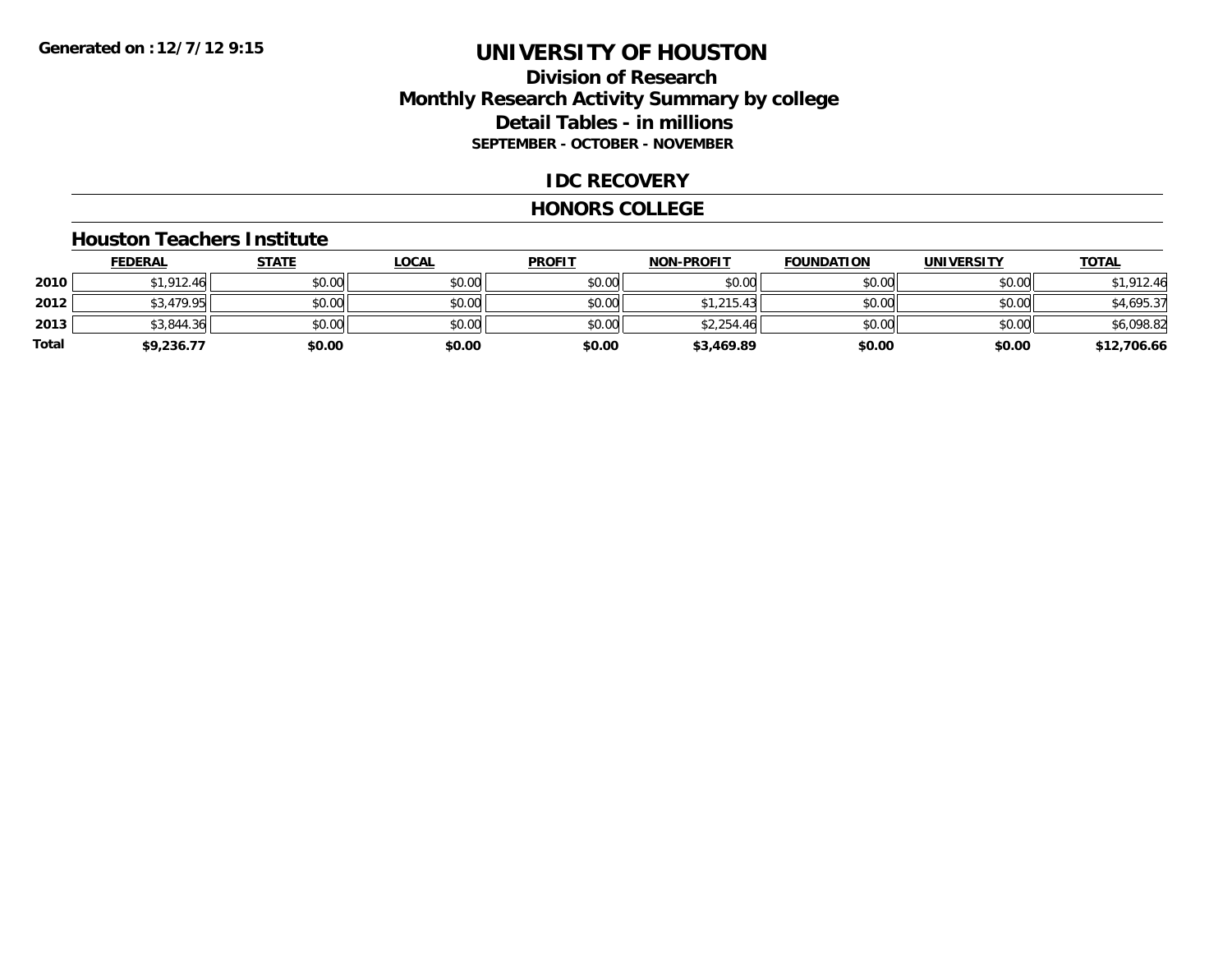**Generated on :12/7/12 9:15**

# UNIVERSITY OF HOUSTON

## Division of Research
## Monthly Research Activity Summary by college
## Detail Tables - in millions
### SEPTEMBER - OCTOBER - NOVEMBER

## IDC RECOVERY

## HONORS COLLEGE

### Houston Teachers Institute

| | FEDERAL | STATE | LOCAL | PROFIT | NON-PROFIT | FOUNDATION | UNIVERSITY | TOTAL |
|---|---|---|---|---|---|---|---|---|
| **2010** | $1,912.46 | $0.00 | $0.00 | $0.00 | $0.00 | $0.00 | $0.00 | $1,912.46 |
| **2012** | $3,479.95 | $0.00 | $0.00 | $0.00 | $1,215.43 | $0.00 | $0.00 | $4,695.37 |
| **2013** | $3,844.36 | $0.00 | $0.00 | $0.00 | $2,254.46 | $0.00 | $0.00 | $6,098.82 |
| **Total** | **$9,236.77** | **$0.00** | **$0.00** | **$0.00** | **$3,469.89** | **$0.00** | **$0.00** | **$12,706.66** |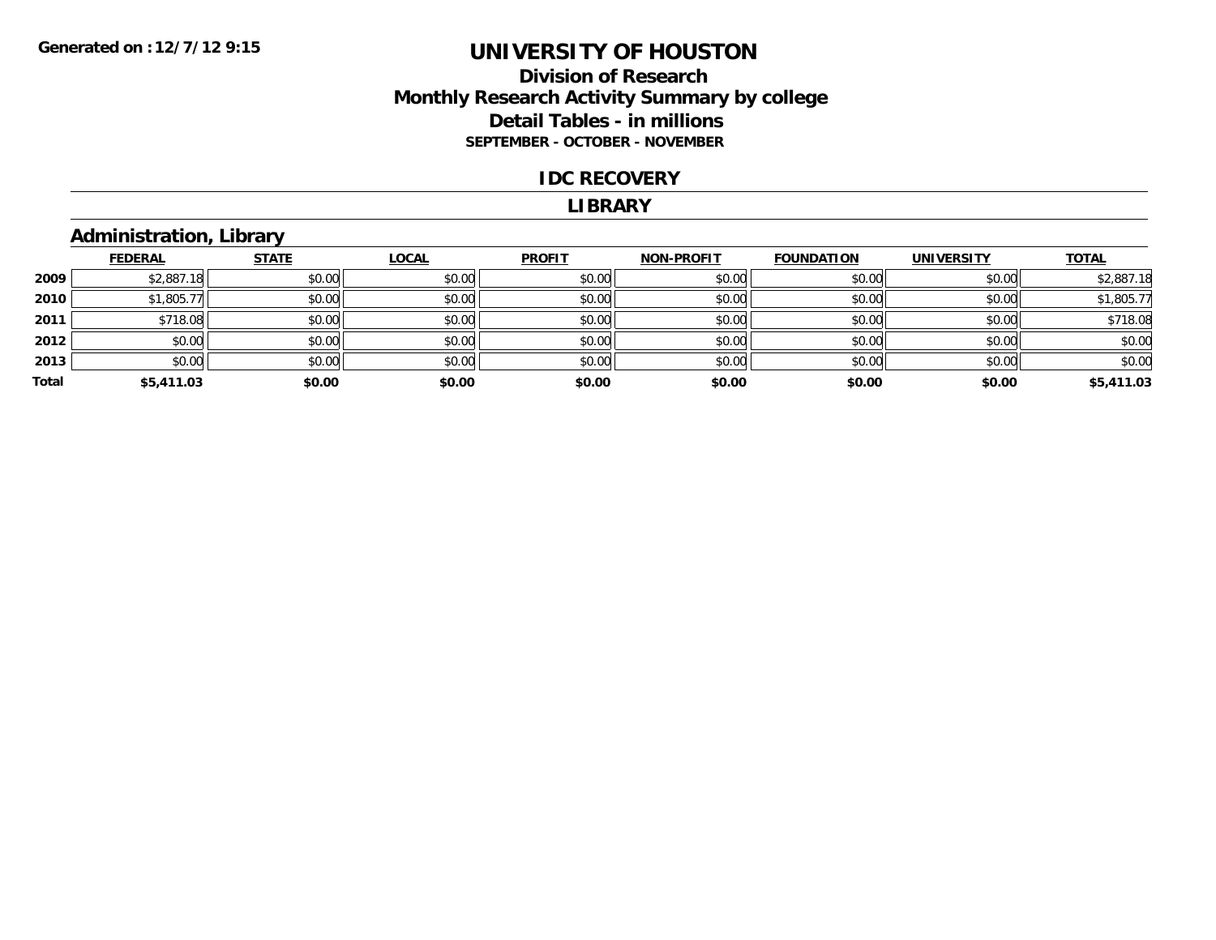# UNIVERSITY OF HOUSTON

## Division of Research
## Monthly Research Activity Summary by college
## Detail Tables - in millions
### SEPTEMBER - OCTOBER - NOVEMBER

**Generated on : 12/7/12 9:15**

## IDC RECOVERY

## LIBRARY

### Administration, Library

| | FEDERAL | STATE | LOCAL | PROFIT | NON-PROFIT | FOUNDATION | UNIVERSITY | TOTAL |
|---|---|---|---|---|---|---|---|---|
| 2009 | $2,887.18 | $0.00 | $0.00 | $0.00 | $0.00 | $0.00 | $0.00 | $2,887.18 |
| 2010 | $1,805.77 | $0.00 | $0.00 | $0.00 | $0.00 | $0.00 | $0.00 | $1,805.77 |
| 2011 | $718.08 | $0.00 | $0.00 | $0.00 | $0.00 | $0.00 | $0.00 | $718.08 |
| 2012 | $0.00 | $0.00 | $0.00 | $0.00 | $0.00 | $0.00 | $0.00 | $0.00 |
| 2013 | $0.00 | $0.00 | $0.00 | $0.00 | $0.00 | $0.00 | $0.00 | $0.00 |
| **Total** | **$5,411.03** | **$0.00** | **$0.00** | **$0.00** | **$0.00** | **$0.00** | **$0.00** | **$5,411.03** |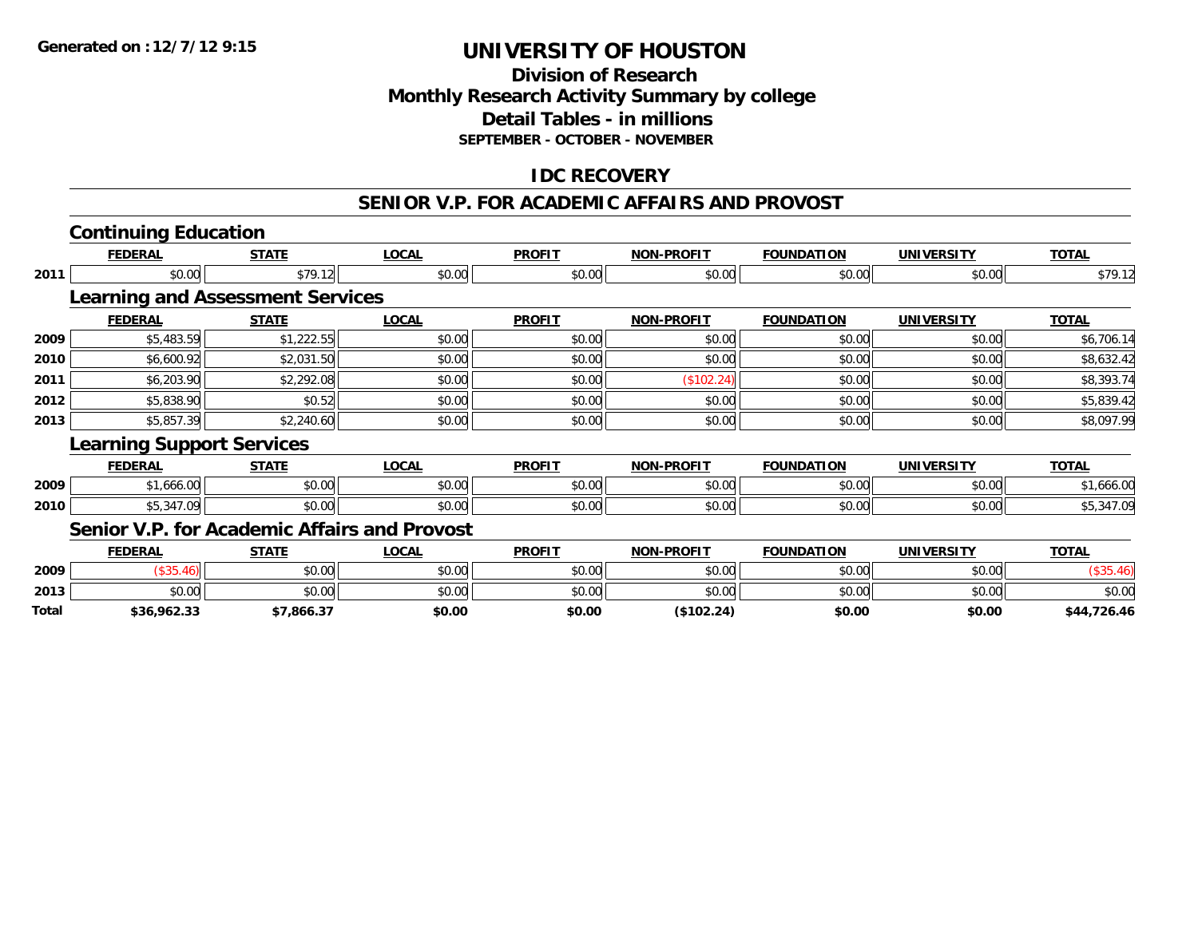# UNIVERSITY OF HOUSTON

## Division of Research
## Monthly Research Activity Summary by college
## Detail Tables - in millions
**SEPTEMBER - OCTOBER - NOVEMBER**

## IDC RECOVERY

## SENIOR V.P. FOR ACADEMIC AFFAIRS AND PROVOST

### Continuing Education

| | FEDERAL | STATE | LOCAL | PROFIT | NON-PROFIT | FOUNDATION | UNIVERSITY | TOTAL |
|---|---|---|---|---|---|---|---|---|
| 2011 | $0.00 | $79.12 | $0.00 | $0.00 | $0.00 | $0.00 | $0.00 | $79.12 |

### Learning and Assessment Services

| | FEDERAL | STATE | LOCAL | PROFIT | NON-PROFIT | FOUNDATION | UNIVERSITY | TOTAL |
|---|---|---|---|---|---|---|---|---|
| 2009 | $5,483.59 | $1,222.55 | $0.00 | $0.00 | $0.00 | $0.00 | $0.00 | $6,706.14 |
| 2010 | $6,600.92 | $2,031.50 | $0.00 | $0.00 | $0.00 | $0.00 | $0.00 | $8,632.42 |
| 2011 | $6,203.90 | $2,292.08 | $0.00 | $0.00 | ($102.24) | $0.00 | $0.00 | $8,393.74 |
| 2012 | $5,838.90 | $0.52 | $0.00 | $0.00 | $0.00 | $0.00 | $0.00 | $5,839.42 |
| 2013 | $5,857.39 | $2,240.60 | $0.00 | $0.00 | $0.00 | $0.00 | $0.00 | $8,097.99 |

### Learning Support Services

| | FEDERAL | STATE | LOCAL | PROFIT | NON-PROFIT | FOUNDATION | UNIVERSITY | TOTAL |
|---|---|---|---|---|---|---|---|---|
| 2009 | $1,666.00 | $0.00 | $0.00 | $0.00 | $0.00 | $0.00 | $0.00 | $1,666.00 |
| 2010 | $5,347.09 | $0.00 | $0.00 | $0.00 | $0.00 | $0.00 | $0.00 | $5,347.09 |

### Senior V.P. for Academic Affairs and Provost

| | FEDERAL | STATE | LOCAL | PROFIT | NON-PROFIT | FOUNDATION | UNIVERSITY | TOTAL |
|---|---|---|---|---|---|---|---|---|
| 2009 | ($35.46) | $0.00 | $0.00 | $0.00 | $0.00 | $0.00 | $0.00 | ($35.46) |
| 2013 | $0.00 | $0.00 | $0.00 | $0.00 | $0.00 | $0.00 | $0.00 | $0.00 |
| **Total** | **$36,962.33** | **$7,866.37** | **$0.00** | **$0.00** | **($102.24)** | **$0.00** | **$0.00** | **$44,726.46** |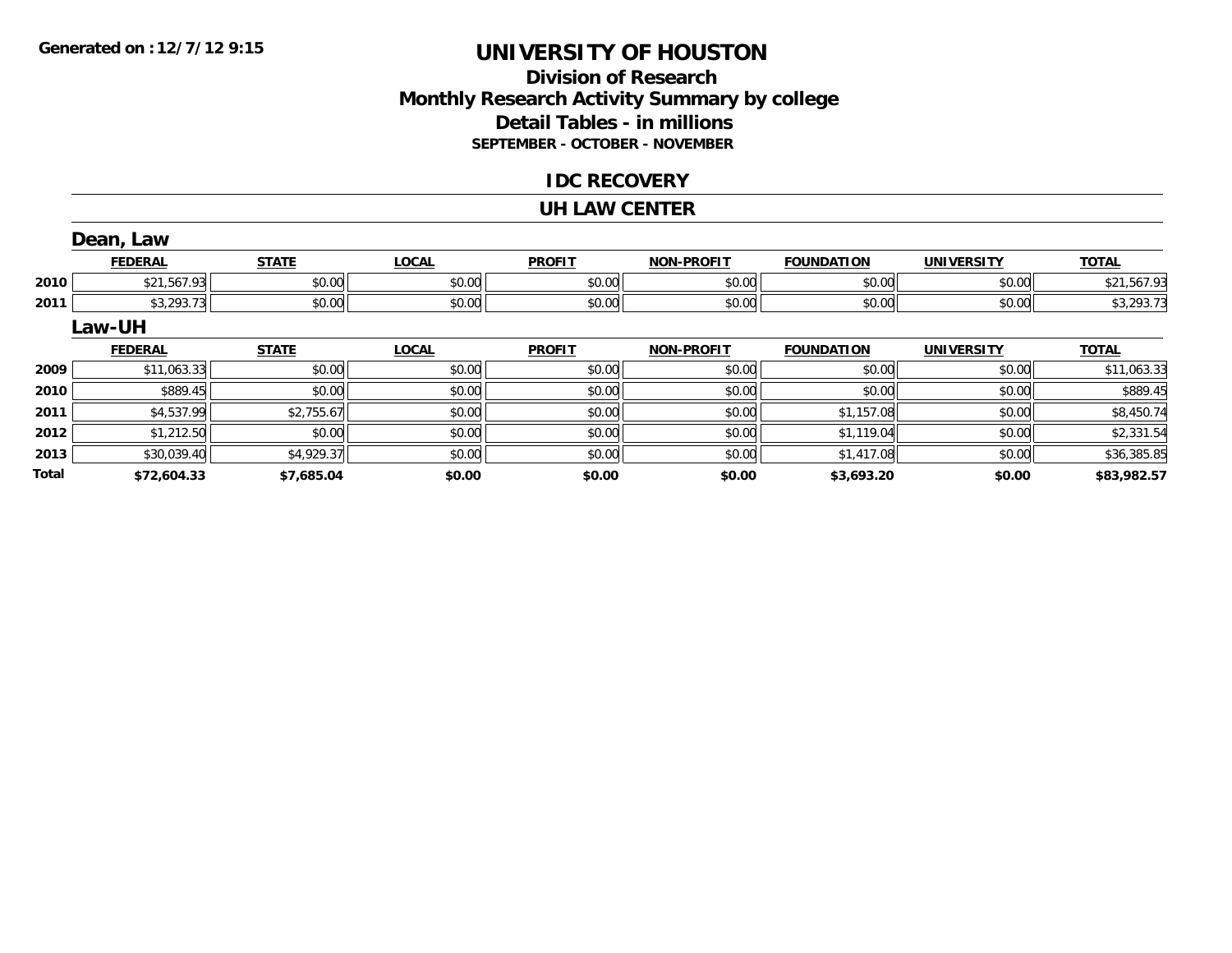**Generated on :12/7/12 9:15**

# UNIVERSITY OF HOUSTON

## Division of Research
## Monthly Research Activity Summary by college
## Detail Tables - in millions
### SEPTEMBER - OCTOBER - NOVEMBER

## IDC RECOVERY

## UH LAW CENTER

### Dean, Law

| | FEDERAL | STATE | LOCAL | PROFIT | NON-PROFIT | FOUNDATION | UNIVERSITY | TOTAL |
|---|---|---|---|---|---|---|---|---|
| 2010 | $21,567.93 | $0.00 | $0.00 | $0.00 | $0.00 | $0.00 | $0.00 | $21,567.93 |
| 2011 | $3,293.73 | $0.00 | $0.00 | $0.00 | $0.00 | $0.00 | $0.00 | $3,293.73 |

### Law-UH

| | FEDERAL | STATE | LOCAL | PROFIT | NON-PROFIT | FOUNDATION | UNIVERSITY | TOTAL |
|---|---|---|---|---|---|---|---|---|
| 2009 | $11,063.33 | $0.00 | $0.00 | $0.00 | $0.00 | $0.00 | $0.00 | $11,063.33 |
| 2010 | $889.45 | $0.00 | $0.00 | $0.00 | $0.00 | $0.00 | $0.00 | $889.45 |
| 2011 | $4,537.99 | $2,755.67 | $0.00 | $0.00 | $0.00 | $1,157.08 | $0.00 | $8,450.74 |
| 2012 | $1,212.50 | $0.00 | $0.00 | $0.00 | $0.00 | $1,119.04 | $0.00 | $2,331.54 |
| 2013 | $30,039.40 | $4,929.37 | $0.00 | $0.00 | $0.00 | $1,417.08 | $0.00 | $36,385.85 |
| **Total** | **$72,604.33** | **$7,685.04** | **$0.00** | **$0.00** | **$0.00** | **$3,693.20** | **$0.00** | **$83,982.57** |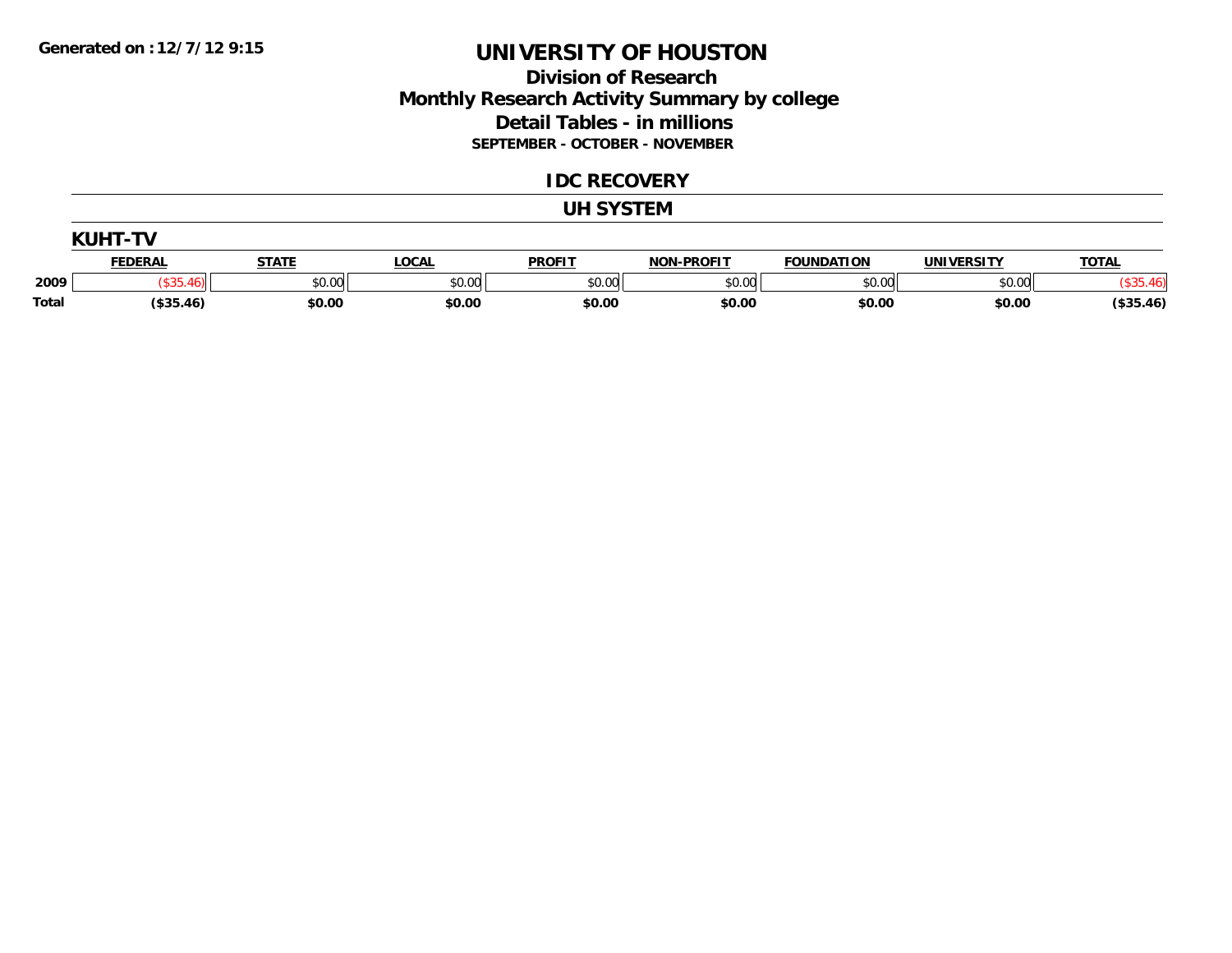Generated on : 12/7/12 9:15

# UNIVERSITY OF HOUSTON

## Division of Research
## Monthly Research Activity Summary by college
## Detail Tables - in millions
### SEPTEMBER - OCTOBER - NOVEMBER

### IDC RECOVERY

### UH SYSTEM

#### KUHT-TV

| | FEDERAL | STATE | LOCAL | PROFIT | NON-PROFIT | FOUNDATION | UNIVERSITY | TOTAL |
|---|---|---|---|---|---|---|---|---|
| 2009 | ($35.46) | $0.00 | $0.00 | $0.00 | $0.00 | $0.00 | $0.00 | ($35.46) |
| **Total** | **($35.46)** | **$0.00** | **$0.00** | **$0.00** | **$0.00** | **$0.00** | **$0.00** | **($35.46)** |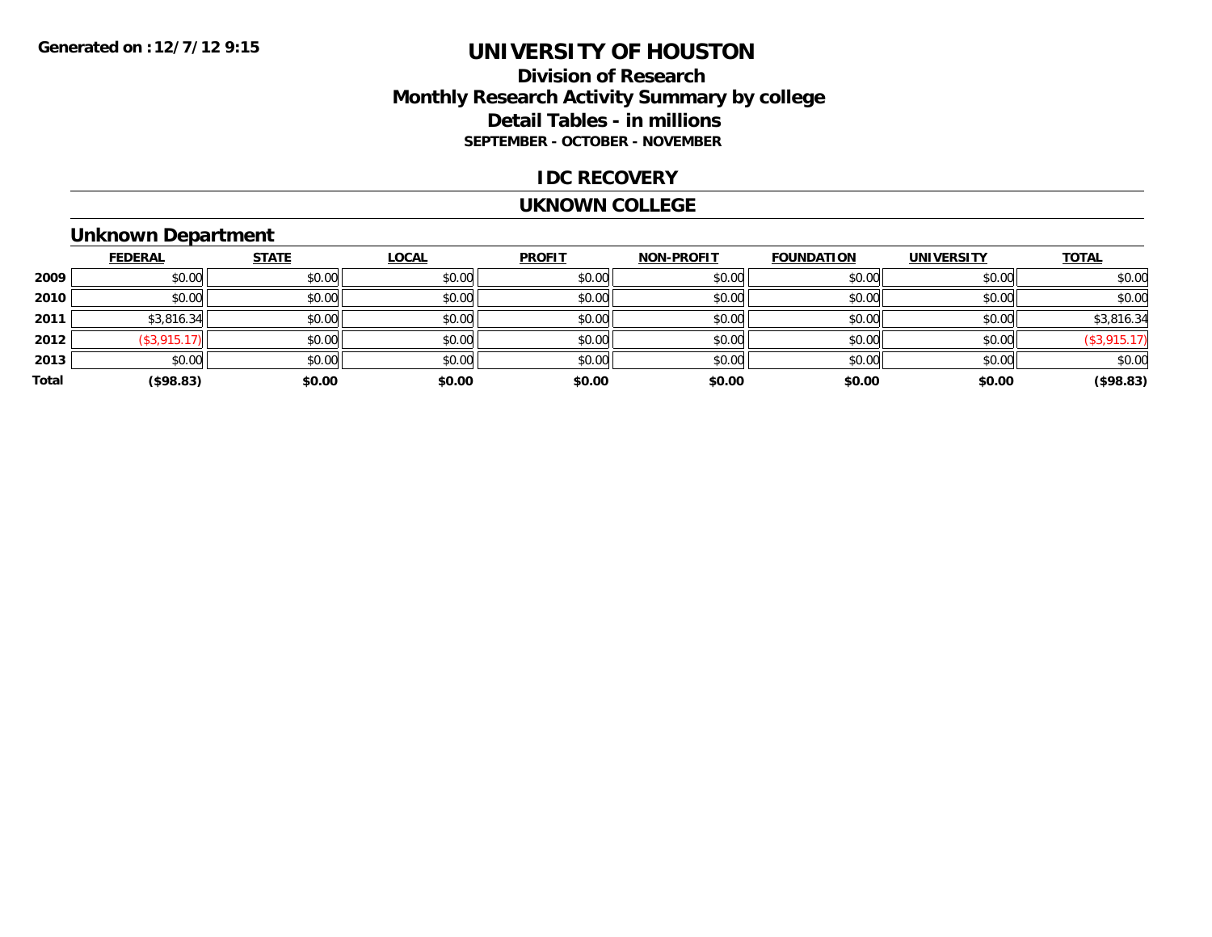Generated on :12/7/12 9:15

# UNIVERSITY OF HOUSTON

## Division of Research
## Monthly Research Activity Summary by college
## Detail Tables - in millions
### SEPTEMBER - OCTOBER - NOVEMBER

## IDC RECOVERY

## UKNOWN COLLEGE

### Unknown Department

| | FEDERAL | STATE | LOCAL | PROFIT | NON-PROFIT | FOUNDATION | UNIVERSITY | TOTAL |
|---|---|---|---|---|---|---|---|---|
| 2009 | $0.00 | $0.00 | $0.00 | $0.00 | $0.00 | $0.00 | $0.00 | $0.00 |
| 2010 | $0.00 | $0.00 | $0.00 | $0.00 | $0.00 | $0.00 | $0.00 | $0.00 |
| 2011 | $3,816.34 | $0.00 | $0.00 | $0.00 | $0.00 | $0.00 | $0.00 | $3,816.34 |
| 2012 | ($3,915.17) | $0.00 | $0.00 | $0.00 | $0.00 | $0.00 | $0.00 | ($3,915.17) |
| 2013 | $0.00 | $0.00 | $0.00 | $0.00 | $0.00 | $0.00 | $0.00 | $0.00 |
| **Total** | **($98.83)** | **$0.00** | **$0.00** | **$0.00** | **$0.00** | **$0.00** | **$0.00** | **($98.83)** |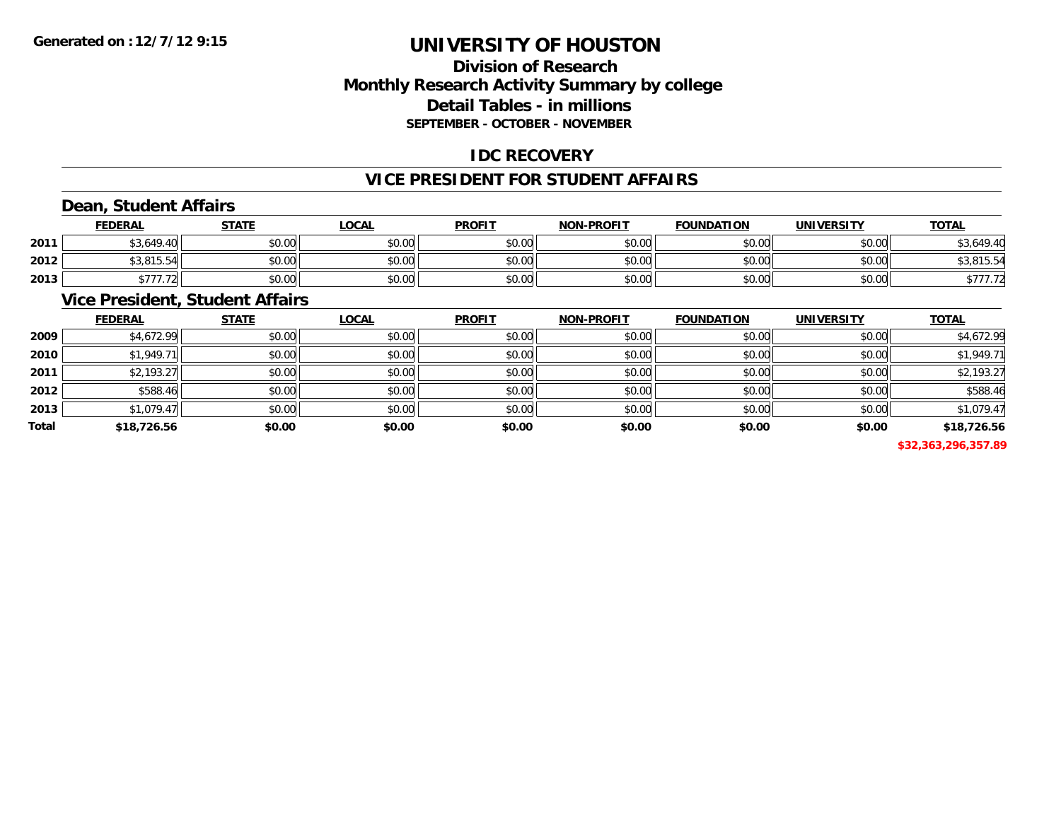Generated on :12/7/12 9:15

# UNIVERSITY OF HOUSTON

## Division of Research
## Monthly Research Activity Summary by college
## Detail Tables - in millions
### SEPTEMBER - OCTOBER - NOVEMBER

## IDC RECOVERY

## VICE PRESIDENT FOR STUDENT AFFAIRS

### Dean, Student Affairs

| | FEDERAL | STATE | LOCAL | PROFIT | NON-PROFIT | FOUNDATION | UNIVERSITY | TOTAL |
|---|---|---|---|---|---|---|---|---|
| 2011 | $3,649.40 | $0.00 | $0.00 | $0.00 | $0.00 | $0.00 | $0.00 | $3,649.40 |
| 2012 | $3,815.54 | $0.00 | $0.00 | $0.00 | $0.00 | $0.00 | $0.00 | $3,815.54 |
| 2013 | $777.72 | $0.00 | $0.00 | $0.00 | $0.00 | $0.00 | $0.00 | $777.72 |

### Vice President, Student Affairs

| | FEDERAL | STATE | LOCAL | PROFIT | NON-PROFIT | FOUNDATION | UNIVERSITY | TOTAL |
|---|---|---|---|---|---|---|---|---|
| 2009 | $4,672.99 | $0.00 | $0.00 | $0.00 | $0.00 | $0.00 | $0.00 | $4,672.99 |
| 2010 | $1,949.71 | $0.00 | $0.00 | $0.00 | $0.00 | $0.00 | $0.00 | $1,949.71 |
| 2011 | $2,193.27 | $0.00 | $0.00 | $0.00 | $0.00 | $0.00 | $0.00 | $2,193.27 |
| 2012 | $588.46 | $0.00 | $0.00 | $0.00 | $0.00 | $0.00 | $0.00 | $588.46 |
| 2013 | $1,079.47 | $0.00 | $0.00 | $0.00 | $0.00 | $0.00 | $0.00 | $1,079.47 |
| **Total** | **$18,726.56** | **$0.00** | **$0.00** | **$0.00** | **$0.00** | **$0.00** | **$0.00** | **$18,726.56** |

**$32,363,296,357.89**